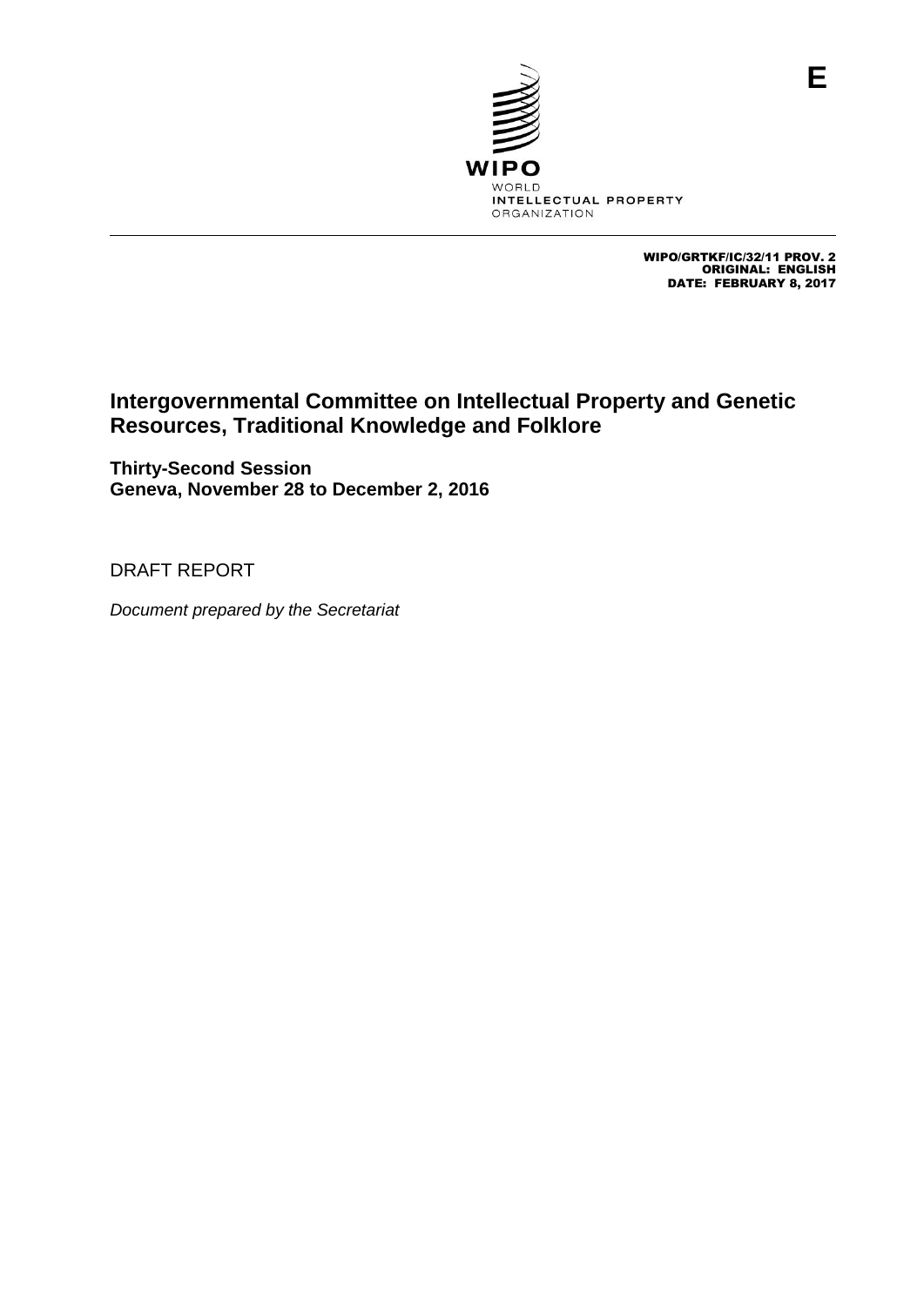E

WIPO

WORLD
INTELLECTUAL PROPERTY
ORGANIZATION

WIPO/GRTKF/IC/32/11 PROV. 2
ORIGINAL: ENGLISH
DATE: FEBRUARY 8, 2017

# Intergovernmental Committee on Intellectual Property and Genetic Resources, Traditional Knowledge and Folklore

**Thirty-Second Session**
**Geneva, November 28 to December 2, 2016**

DRAFT REPORT

*Document prepared by the Secretariat*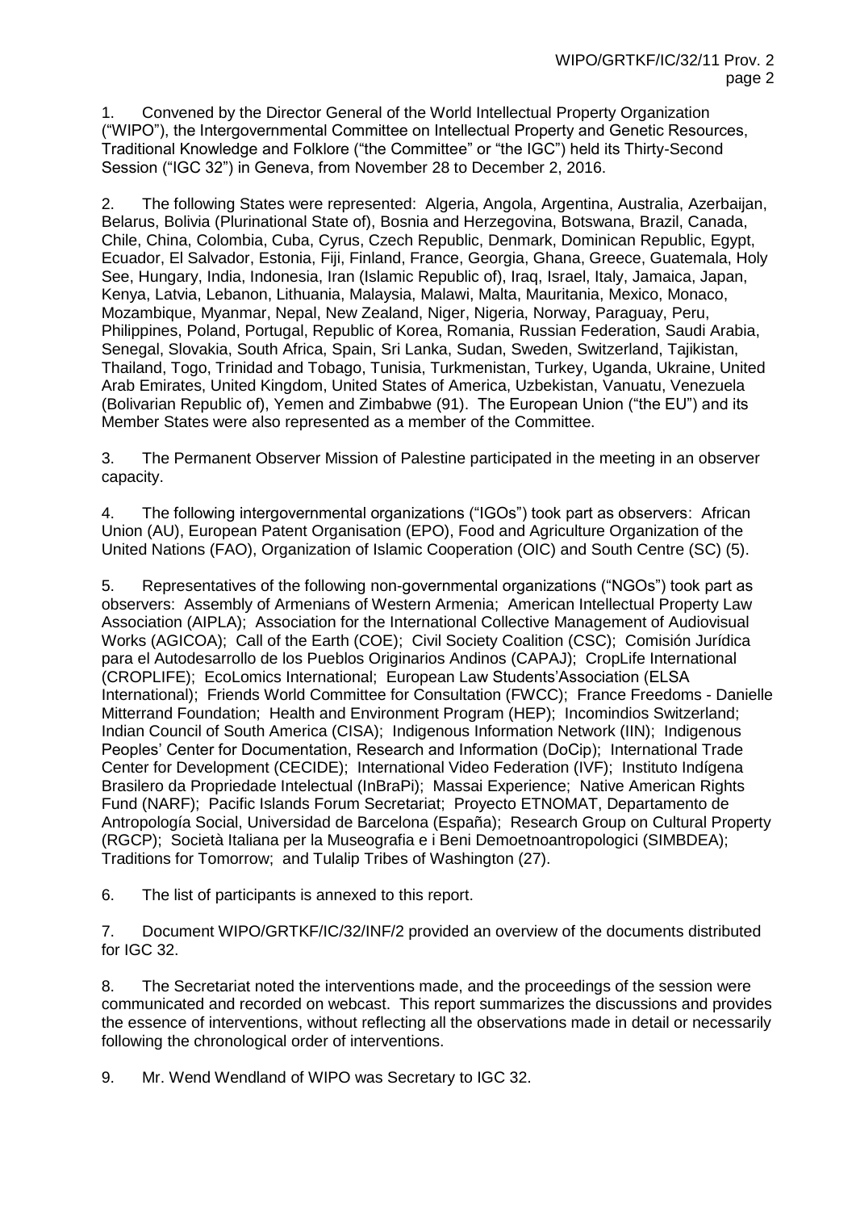1. Convened by the Director General of the World Intellectual Property Organization ("WIPO"), the Intergovernmental Committee on Intellectual Property and Genetic Resources, Traditional Knowledge and Folklore ("the Committee" or "the IGC") held its Thirty-Second Session ("IGC 32") in Geneva, from November 28 to December 2, 2016.

2. The following States were represented: Algeria, Angola, Argentina, Australia, Azerbaijan, Belarus, Bolivia (Plurinational State of), Bosnia and Herzegovina, Botswana, Brazil, Canada, Chile, China, Colombia, Cuba, Cyrus, Czech Republic, Denmark, Dominican Republic, Egypt, Ecuador, El Salvador, Estonia, Fiji, Finland, France, Georgia, Ghana, Greece, Guatemala, Holy See, Hungary, India, Indonesia, Iran (Islamic Republic of), Iraq, Israel, Italy, Jamaica, Japan, Kenya, Latvia, Lebanon, Lithuania, Malaysia, Malawi, Malta, Mauritania, Mexico, Monaco, Mozambique, Myanmar, Nepal, New Zealand, Niger, Nigeria, Norway, Paraguay, Peru, Philippines, Poland, Portugal, Republic of Korea, Romania, Russian Federation, Saudi Arabia, Senegal, Slovakia, South Africa, Spain, Sri Lanka, Sudan, Sweden, Switzerland, Tajikistan, Thailand, Togo, Trinidad and Tobago, Tunisia, Turkmenistan, Turkey, Uganda, Ukraine, United Arab Emirates, United Kingdom, United States of America, Uzbekistan, Vanuatu, Venezuela (Bolivarian Republic of), Yemen and Zimbabwe (91). The European Union ("the EU") and its Member States were also represented as a member of the Committee.

3. The Permanent Observer Mission of Palestine participated in the meeting in an observer capacity.

4. The following intergovernmental organizations ("IGOs") took part as observers: African Union (AU), European Patent Organisation (EPO), Food and Agriculture Organization of the United Nations (FAO), Organization of Islamic Cooperation (OIC) and South Centre (SC) (5).

5. Representatives of the following non-governmental organizations ("NGOs") took part as observers: Assembly of Armenians of Western Armenia; American Intellectual Property Law Association (AIPLA); Association for the International Collective Management of Audiovisual Works (AGICOA); Call of the Earth (COE); Civil Society Coalition (CSC); Comisión Jurídica para el Autodesarrollo de los Pueblos Originarios Andinos (CAPAJ); CropLife International (CROPLIFE); EcoLomics International; European Law Students'Association (ELSA International); Friends World Committee for Consultation (FWCC); France Freedoms - Danielle Mitterrand Foundation; Health and Environment Program (HEP); Incomindios Switzerland; Indian Council of South America (CISA); Indigenous Information Network (IIN); Indigenous Peoples' Center for Documentation, Research and Information (DoCip); International Trade Center for Development (CECIDE); International Video Federation (IVF); Instituto Indígena Brasilero da Propriedade Intelectual (InBraPi); Massai Experience; Native American Rights Fund (NARF); Pacific Islands Forum Secretariat; Proyecto ETNOMAT, Departamento de Antropología Social, Universidad de Barcelona (España); Research Group on Cultural Property (RGCP); Società Italiana per la Museografia e i Beni Demoetnoantropologici (SIMBDEA); Traditions for Tomorrow; and Tulalip Tribes of Washington (27).

6. The list of participants is annexed to this report.

7. Document WIPO/GRTKF/IC/32/INF/2 provided an overview of the documents distributed for IGC 32.

8. The Secretariat noted the interventions made, and the proceedings of the session were communicated and recorded on webcast. This report summarizes the discussions and provides the essence of interventions, without reflecting all the observations made in detail or necessarily following the chronological order of interventions.

9. Mr. Wend Wendland of WIPO was Secretary to IGC 32.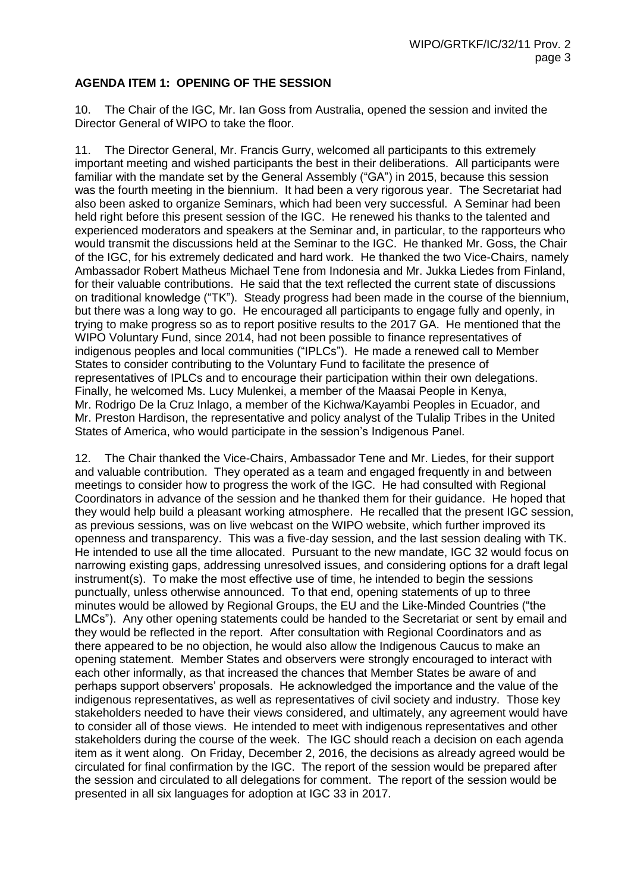**AGENDA ITEM 1: OPENING OF THE SESSION**

10. The Chair of the IGC, Mr. Ian Goss from Australia, opened the session and invited the Director General of WIPO to take the floor.

11. The Director General, Mr. Francis Gurry, welcomed all participants to this extremely important meeting and wished participants the best in their deliberations. All participants were familiar with the mandate set by the General Assembly ("GA") in 2015, because this session was the fourth meeting in the biennium. It had been a very rigorous year. The Secretariat had also been asked to organize Seminars, which had been very successful. A Seminar had been held right before this present session of the IGC. He renewed his thanks to the talented and experienced moderators and speakers at the Seminar and, in particular, to the rapporteurs who would transmit the discussions held at the Seminar to the IGC. He thanked Mr. Goss, the Chair of the IGC, for his extremely dedicated and hard work. He thanked the two Vice-Chairs, namely Ambassador Robert Matheus Michael Tene from Indonesia and Mr. Jukka Liedes from Finland, for their valuable contributions. He said that the text reflected the current state of discussions on traditional knowledge ("TK"). Steady progress had been made in the course of the biennium, but there was a long way to go. He encouraged all participants to engage fully and openly, in trying to make progress so as to report positive results to the 2017 GA. He mentioned that the WIPO Voluntary Fund, since 2014, had not been possible to finance representatives of indigenous peoples and local communities ("IPLCs"). He made a renewed call to Member States to consider contributing to the Voluntary Fund to facilitate the presence of representatives of IPLCs and to encourage their participation within their own delegations. Finally, he welcomed Ms. Lucy Mulenkei, a member of the Maasai People in Kenya, Mr. Rodrigo De la Cruz Inlago, a member of the Kichwa/Kayambi Peoples in Ecuador, and Mr. Preston Hardison, the representative and policy analyst of the Tulalip Tribes in the United States of America, who would participate in the session's Indigenous Panel.

12. The Chair thanked the Vice-Chairs, Ambassador Tene and Mr. Liedes, for their support and valuable contribution. They operated as a team and engaged frequently in and between meetings to consider how to progress the work of the IGC. He had consulted with Regional Coordinators in advance of the session and he thanked them for their guidance. He hoped that they would help build a pleasant working atmosphere. He recalled that the present IGC session, as previous sessions, was on live webcast on the WIPO website, which further improved its openness and transparency. This was a five-day session, and the last session dealing with TK. He intended to use all the time allocated. Pursuant to the new mandate, IGC 32 would focus on narrowing existing gaps, addressing unresolved issues, and considering options for a draft legal instrument(s). To make the most effective use of time, he intended to begin the sessions punctually, unless otherwise announced. To that end, opening statements of up to three minutes would be allowed by Regional Groups, the EU and the Like-Minded Countries ("the LMCs"). Any other opening statements could be handed to the Secretariat or sent by email and they would be reflected in the report. After consultation with Regional Coordinators and as there appeared to be no objection, he would also allow the Indigenous Caucus to make an opening statement. Member States and observers were strongly encouraged to interact with each other informally, as that increased the chances that Member States be aware of and perhaps support observers' proposals. He acknowledged the importance and the value of the indigenous representatives, as well as representatives of civil society and industry. Those key stakeholders needed to have their views considered, and ultimately, any agreement would have to consider all of those views. He intended to meet with indigenous representatives and other stakeholders during the course of the week. The IGC should reach a decision on each agenda item as it went along. On Friday, December 2, 2016, the decisions as already agreed would be circulated for final confirmation by the IGC. The report of the session would be prepared after the session and circulated to all delegations for comment. The report of the session would be presented in all six languages for adoption at IGC 33 in 2017.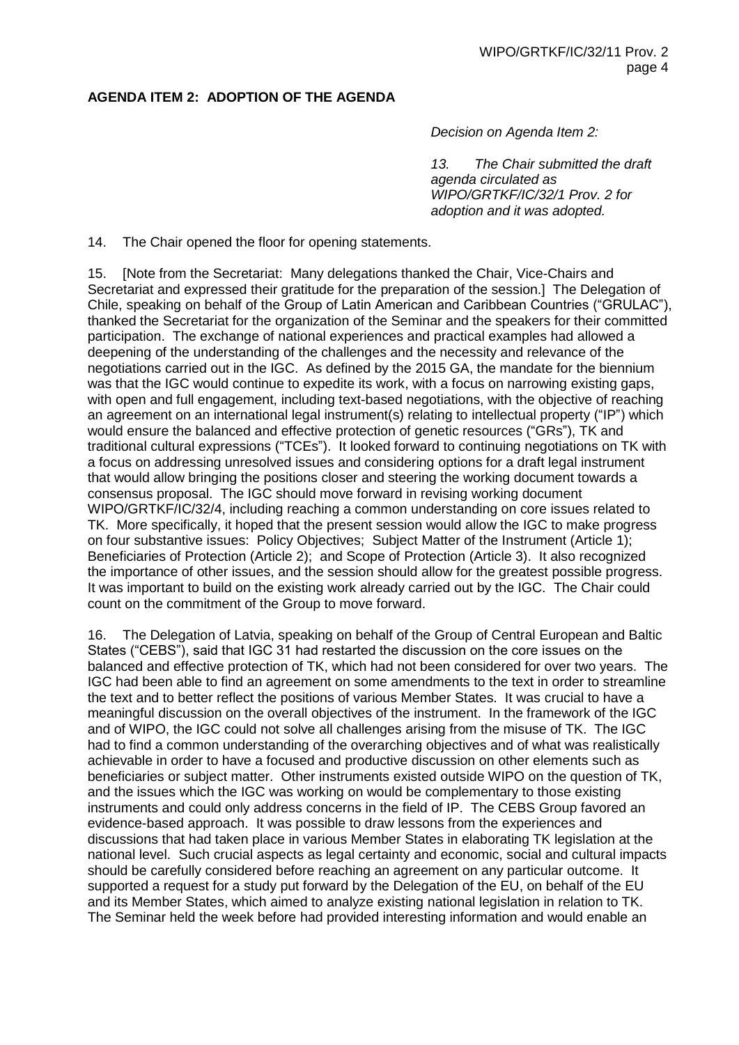**AGENDA ITEM 2: ADOPTION OF THE AGENDA**

*Decision on Agenda Item 2:*

*13. The Chair submitted the draft agenda circulated as WIPO/GRTKF/IC/32/1 Prov. 2 for adoption and it was adopted.*

14. The Chair opened the floor for opening statements.

15. [Note from the Secretariat: Many delegations thanked the Chair, Vice-Chairs and Secretariat and expressed their gratitude for the preparation of the session.] The Delegation of Chile, speaking on behalf of the Group of Latin American and Caribbean Countries ("GRULAC"), thanked the Secretariat for the organization of the Seminar and the speakers for their committed participation. The exchange of national experiences and practical examples had allowed a deepening of the understanding of the challenges and the necessity and relevance of the negotiations carried out in the IGC. As defined by the 2015 GA, the mandate for the biennium was that the IGC would continue to expedite its work, with a focus on narrowing existing gaps, with open and full engagement, including text-based negotiations, with the objective of reaching an agreement on an international legal instrument(s) relating to intellectual property ("IP") which would ensure the balanced and effective protection of genetic resources ("GRs"), TK and traditional cultural expressions ("TCEs"). It looked forward to continuing negotiations on TK with a focus on addressing unresolved issues and considering options for a draft legal instrument that would allow bringing the positions closer and steering the working document towards a consensus proposal. The IGC should move forward in revising working document WIPO/GRTKF/IC/32/4, including reaching a common understanding on core issues related to TK. More specifically, it hoped that the present session would allow the IGC to make progress on four substantive issues: Policy Objectives; Subject Matter of the Instrument (Article 1); Beneficiaries of Protection (Article 2); and Scope of Protection (Article 3). It also recognized the importance of other issues, and the session should allow for the greatest possible progress. It was important to build on the existing work already carried out by the IGC. The Chair could count on the commitment of the Group to move forward.

16. The Delegation of Latvia, speaking on behalf of the Group of Central European and Baltic States ("CEBS"), said that IGC 31 had restarted the discussion on the core issues on the balanced and effective protection of TK, which had not been considered for over two years. The IGC had been able to find an agreement on some amendments to the text in order to streamline the text and to better reflect the positions of various Member States. It was crucial to have a meaningful discussion on the overall objectives of the instrument. In the framework of the IGC and of WIPO, the IGC could not solve all challenges arising from the misuse of TK. The IGC had to find a common understanding of the overarching objectives and of what was realistically achievable in order to have a focused and productive discussion on other elements such as beneficiaries or subject matter. Other instruments existed outside WIPO on the question of TK, and the issues which the IGC was working on would be complementary to those existing instruments and could only address concerns in the field of IP. The CEBS Group favored an evidence-based approach. It was possible to draw lessons from the experiences and discussions that had taken place in various Member States in elaborating TK legislation at the national level. Such crucial aspects as legal certainty and economic, social and cultural impacts should be carefully considered before reaching an agreement on any particular outcome. It supported a request for a study put forward by the Delegation of the EU, on behalf of the EU and its Member States, which aimed to analyze existing national legislation in relation to TK. The Seminar held the week before had provided interesting information and would enable an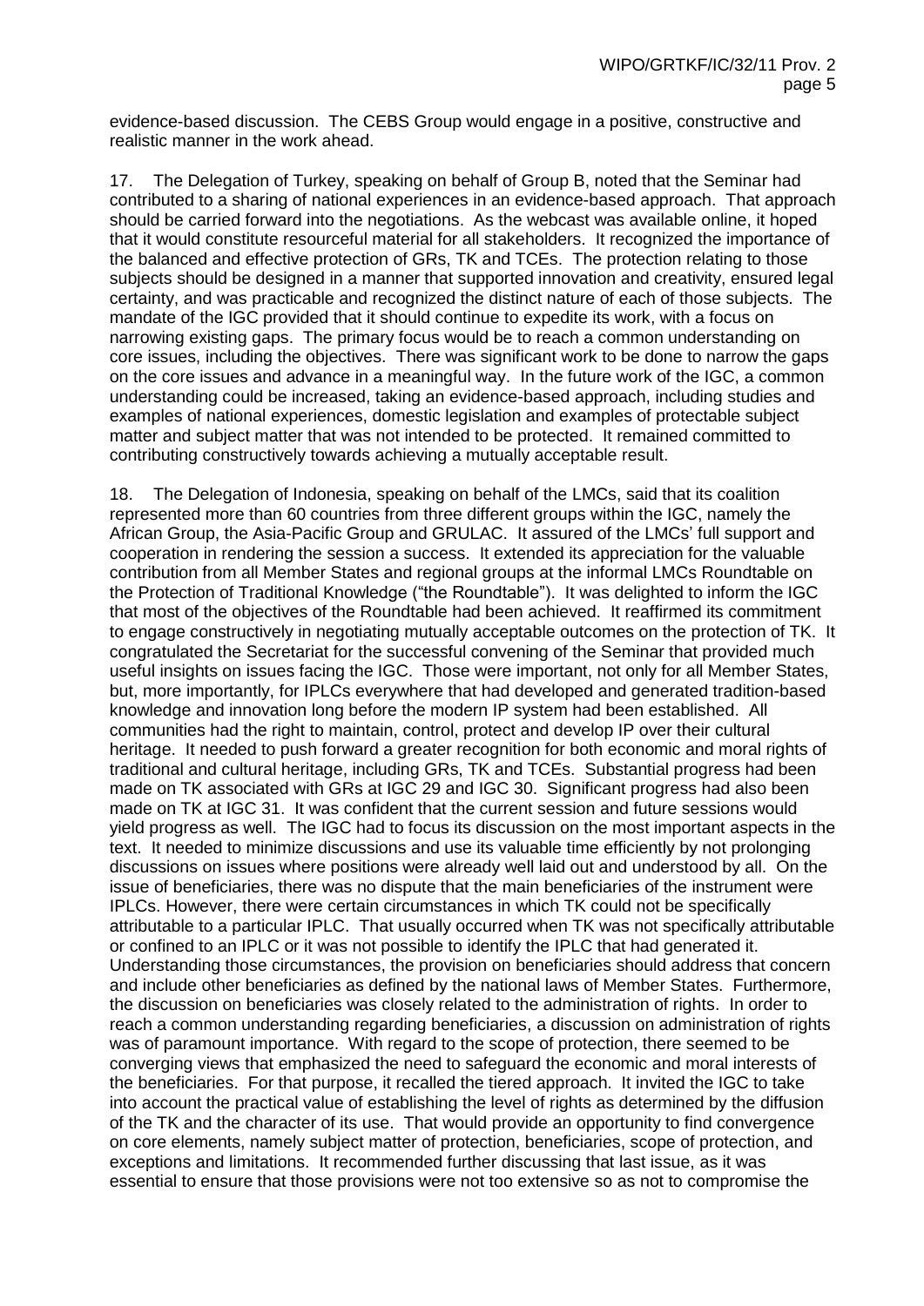evidence-based discussion. The CEBS Group would engage in a positive, constructive and realistic manner in the work ahead.

17. The Delegation of Turkey, speaking on behalf of Group B, noted that the Seminar had contributed to a sharing of national experiences in an evidence-based approach. That approach should be carried forward into the negotiations. As the webcast was available online, it hoped that it would constitute resourceful material for all stakeholders. It recognized the importance of the balanced and effective protection of GRs, TK and TCEs. The protection relating to those subjects should be designed in a manner that supported innovation and creativity, ensured legal certainty, and was practicable and recognized the distinct nature of each of those subjects. The mandate of the IGC provided that it should continue to expedite its work, with a focus on narrowing existing gaps. The primary focus would be to reach a common understanding on core issues, including the objectives. There was significant work to be done to narrow the gaps on the core issues and advance in a meaningful way. In the future work of the IGC, a common understanding could be increased, taking an evidence-based approach, including studies and examples of national experiences, domestic legislation and examples of protectable subject matter and subject matter that was not intended to be protected. It remained committed to contributing constructively towards achieving a mutually acceptable result.

18. The Delegation of Indonesia, speaking on behalf of the LMCs, said that its coalition represented more than 60 countries from three different groups within the IGC, namely the African Group, the Asia-Pacific Group and GRULAC. It assured of the LMCs' full support and cooperation in rendering the session a success. It extended its appreciation for the valuable contribution from all Member States and regional groups at the informal LMCs Roundtable on the Protection of Traditional Knowledge ("the Roundtable"). It was delighted to inform the IGC that most of the objectives of the Roundtable had been achieved. It reaffirmed its commitment to engage constructively in negotiating mutually acceptable outcomes on the protection of TK. It congratulated the Secretariat for the successful convening of the Seminar that provided much useful insights on issues facing the IGC. Those were important, not only for all Member States, but, more importantly, for IPLCs everywhere that had developed and generated tradition-based knowledge and innovation long before the modern IP system had been established. All communities had the right to maintain, control, protect and develop IP over their cultural heritage. It needed to push forward a greater recognition for both economic and moral rights of traditional and cultural heritage, including GRs, TK and TCEs. Substantial progress had been made on TK associated with GRs at IGC 29 and IGC 30. Significant progress had also been made on TK at IGC 31. It was confident that the current session and future sessions would yield progress as well. The IGC had to focus its discussion on the most important aspects in the text. It needed to minimize discussions and use its valuable time efficiently by not prolonging discussions on issues where positions were already well laid out and understood by all. On the issue of beneficiaries, there was no dispute that the main beneficiaries of the instrument were IPLCs. However, there were certain circumstances in which TK could not be specifically attributable to a particular IPLC. That usually occurred when TK was not specifically attributable or confined to an IPLC or it was not possible to identify the IPLC that had generated it. Understanding those circumstances, the provision on beneficiaries should address that concern and include other beneficiaries as defined by the national laws of Member States. Furthermore, the discussion on beneficiaries was closely related to the administration of rights. In order to reach a common understanding regarding beneficiaries, a discussion on administration of rights was of paramount importance. With regard to the scope of protection, there seemed to be converging views that emphasized the need to safeguard the economic and moral interests of the beneficiaries. For that purpose, it recalled the tiered approach. It invited the IGC to take into account the practical value of establishing the level of rights as determined by the diffusion of the TK and the character of its use. That would provide an opportunity to find convergence on core elements, namely subject matter of protection, beneficiaries, scope of protection, and exceptions and limitations. It recommended further discussing that last issue, as it was essential to ensure that those provisions were not too extensive so as not to compromise the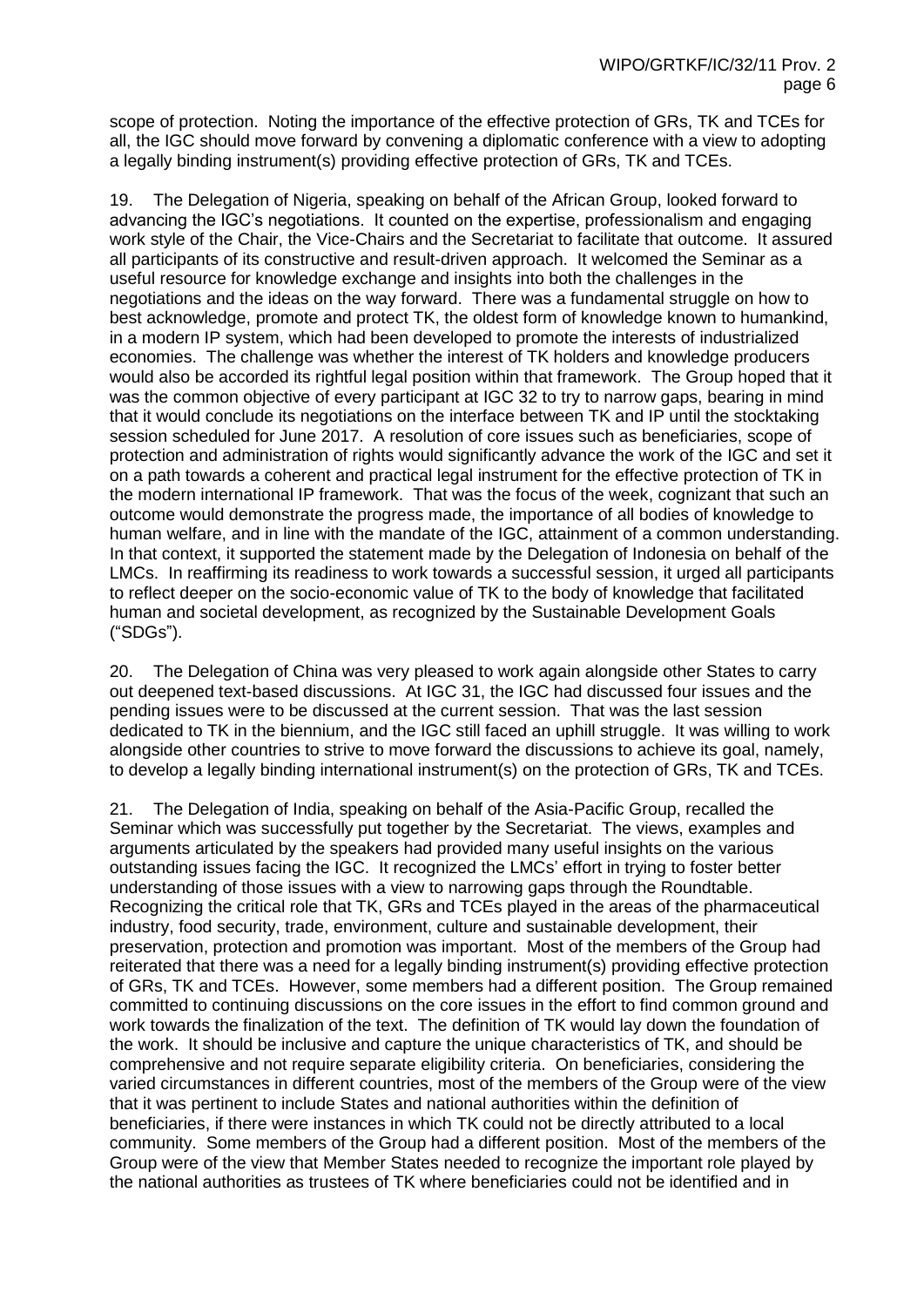scope of protection. Noting the importance of the effective protection of GRs, TK and TCEs for all, the IGC should move forward by convening a diplomatic conference with a view to adopting a legally binding instrument(s) providing effective protection of GRs, TK and TCEs.

19. The Delegation of Nigeria, speaking on behalf of the African Group, looked forward to advancing the IGC's negotiations. It counted on the expertise, professionalism and engaging work style of the Chair, the Vice-Chairs and the Secretariat to facilitate that outcome. It assured all participants of its constructive and result-driven approach. It welcomed the Seminar as a useful resource for knowledge exchange and insights into both the challenges in the negotiations and the ideas on the way forward. There was a fundamental struggle on how to best acknowledge, promote and protect TK, the oldest form of knowledge known to humankind, in a modern IP system, which had been developed to promote the interests of industrialized economies. The challenge was whether the interest of TK holders and knowledge producers would also be accorded its rightful legal position within that framework. The Group hoped that it was the common objective of every participant at IGC 32 to try to narrow gaps, bearing in mind that it would conclude its negotiations on the interface between TK and IP until the stocktaking session scheduled for June 2017. A resolution of core issues such as beneficiaries, scope of protection and administration of rights would significantly advance the work of the IGC and set it on a path towards a coherent and practical legal instrument for the effective protection of TK in the modern international IP framework. That was the focus of the week, cognizant that such an outcome would demonstrate the progress made, the importance of all bodies of knowledge to human welfare, and in line with the mandate of the IGC, attainment of a common understanding. In that context, it supported the statement made by the Delegation of Indonesia on behalf of the LMCs. In reaffirming its readiness to work towards a successful session, it urged all participants to reflect deeper on the socio-economic value of TK to the body of knowledge that facilitated human and societal development, as recognized by the Sustainable Development Goals ("SDGs").

20. The Delegation of China was very pleased to work again alongside other States to carry out deepened text-based discussions. At IGC 31, the IGC had discussed four issues and the pending issues were to be discussed at the current session. That was the last session dedicated to TK in the biennium, and the IGC still faced an uphill struggle. It was willing to work alongside other countries to strive to move forward the discussions to achieve its goal, namely, to develop a legally binding international instrument(s) on the protection of GRs, TK and TCEs.

21. The Delegation of India, speaking on behalf of the Asia-Pacific Group, recalled the Seminar which was successfully put together by the Secretariat. The views, examples and arguments articulated by the speakers had provided many useful insights on the various outstanding issues facing the IGC. It recognized the LMCs' effort in trying to foster better understanding of those issues with a view to narrowing gaps through the Roundtable. Recognizing the critical role that TK, GRs and TCEs played in the areas of the pharmaceutical industry, food security, trade, environment, culture and sustainable development, their preservation, protection and promotion was important. Most of the members of the Group had reiterated that there was a need for a legally binding instrument(s) providing effective protection of GRs, TK and TCEs. However, some members had a different position. The Group remained committed to continuing discussions on the core issues in the effort to find common ground and work towards the finalization of the text. The definition of TK would lay down the foundation of the work. It should be inclusive and capture the unique characteristics of TK, and should be comprehensive and not require separate eligibility criteria. On beneficiaries, considering the varied circumstances in different countries, most of the members of the Group were of the view that it was pertinent to include States and national authorities within the definition of beneficiaries, if there were instances in which TK could not be directly attributed to a local community. Some members of the Group had a different position. Most of the members of the Group were of the view that Member States needed to recognize the important role played by the national authorities as trustees of TK where beneficiaries could not be identified and in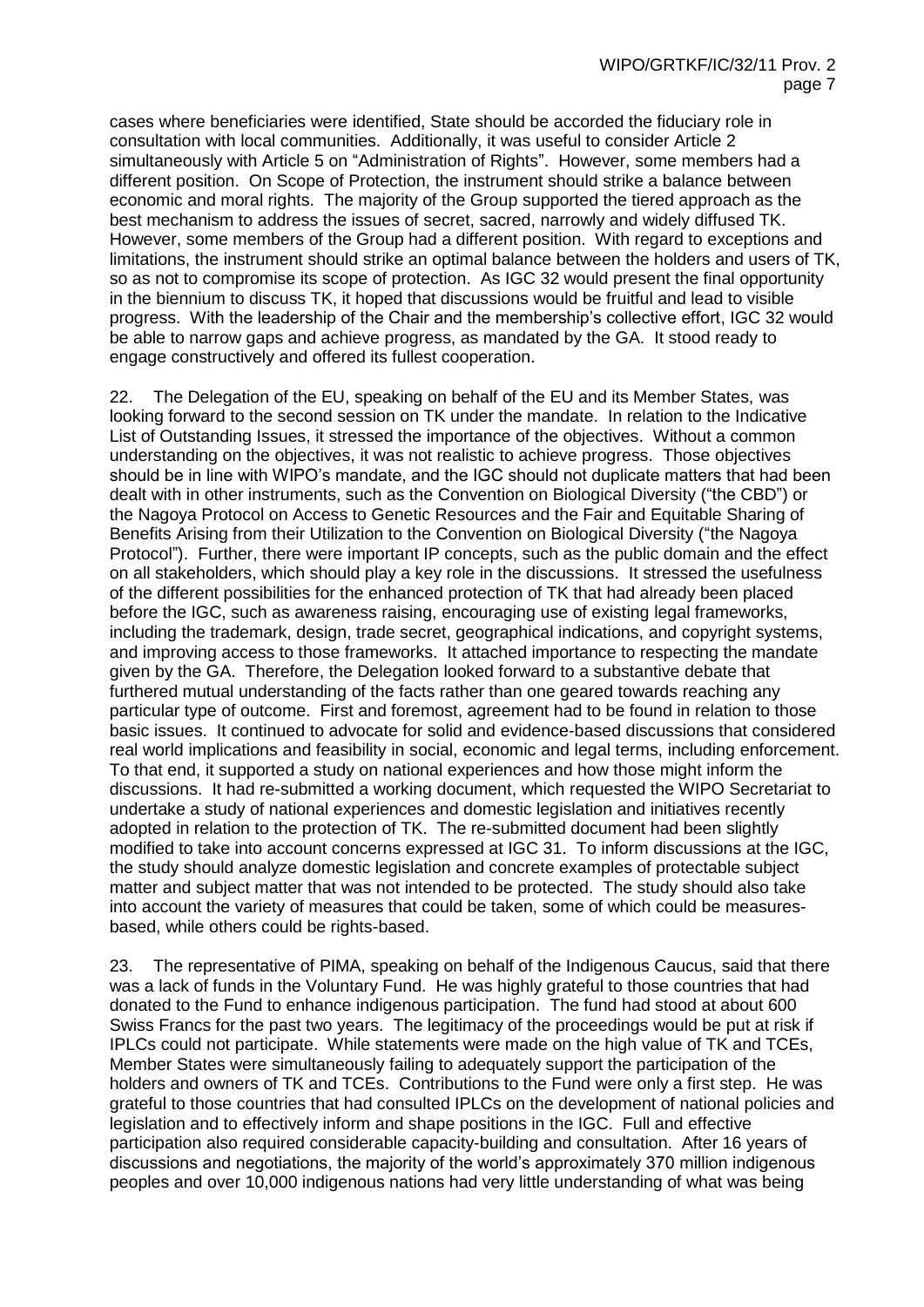cases where beneficiaries were identified, State should be accorded the fiduciary role in consultation with local communities. Additionally, it was useful to consider Article 2 simultaneously with Article 5 on "Administration of Rights". However, some members had a different position. On Scope of Protection, the instrument should strike a balance between economic and moral rights. The majority of the Group supported the tiered approach as the best mechanism to address the issues of secret, sacred, narrowly and widely diffused TK. However, some members of the Group had a different position. With regard to exceptions and limitations, the instrument should strike an optimal balance between the holders and users of TK, so as not to compromise its scope of protection. As IGC 32 would present the final opportunity in the biennium to discuss TK, it hoped that discussions would be fruitful and lead to visible progress. With the leadership of the Chair and the membership's collective effort, IGC 32 would be able to narrow gaps and achieve progress, as mandated by the GA. It stood ready to engage constructively and offered its fullest cooperation.

22. The Delegation of the EU, speaking on behalf of the EU and its Member States, was looking forward to the second session on TK under the mandate. In relation to the Indicative List of Outstanding Issues, it stressed the importance of the objectives. Without a common understanding on the objectives, it was not realistic to achieve progress. Those objectives should be in line with WIPO's mandate, and the IGC should not duplicate matters that had been dealt with in other instruments, such as the Convention on Biological Diversity ("the CBD") or the Nagoya Protocol on Access to Genetic Resources and the Fair and Equitable Sharing of Benefits Arising from their Utilization to the Convention on Biological Diversity ("the Nagoya Protocol"). Further, there were important IP concepts, such as the public domain and the effect on all stakeholders, which should play a key role in the discussions. It stressed the usefulness of the different possibilities for the enhanced protection of TK that had already been placed before the IGC, such as awareness raising, encouraging use of existing legal frameworks, including the trademark, design, trade secret, geographical indications, and copyright systems, and improving access to those frameworks. It attached importance to respecting the mandate given by the GA. Therefore, the Delegation looked forward to a substantive debate that furthered mutual understanding of the facts rather than one geared towards reaching any particular type of outcome. First and foremost, agreement had to be found in relation to those basic issues. It continued to advocate for solid and evidence-based discussions that considered real world implications and feasibility in social, economic and legal terms, including enforcement. To that end, it supported a study on national experiences and how those might inform the discussions. It had re-submitted a working document, which requested the WIPO Secretariat to undertake a study of national experiences and domestic legislation and initiatives recently adopted in relation to the protection of TK. The re-submitted document had been slightly modified to take into account concerns expressed at IGC 31. To inform discussions at the IGC, the study should analyze domestic legislation and concrete examples of protectable subject matter and subject matter that was not intended to be protected. The study should also take into account the variety of measures that could be taken, some of which could be measures-based, while others could be rights-based.

23. The representative of PIMA, speaking on behalf of the Indigenous Caucus, said that there was a lack of funds in the Voluntary Fund. He was highly grateful to those countries that had donated to the Fund to enhance indigenous participation. The fund had stood at about 600 Swiss Francs for the past two years. The legitimacy of the proceedings would be put at risk if IPLCs could not participate. While statements were made on the high value of TK and TCEs, Member States were simultaneously failing to adequately support the participation of the holders and owners of TK and TCEs. Contributions to the Fund were only a first step. He was grateful to those countries that had consulted IPLCs on the development of national policies and legislation and to effectively inform and shape positions in the IGC. Full and effective participation also required considerable capacity-building and consultation. After 16 years of discussions and negotiations, the majority of the world's approximately 370 million indigenous peoples and over 10,000 indigenous nations had very little understanding of what was being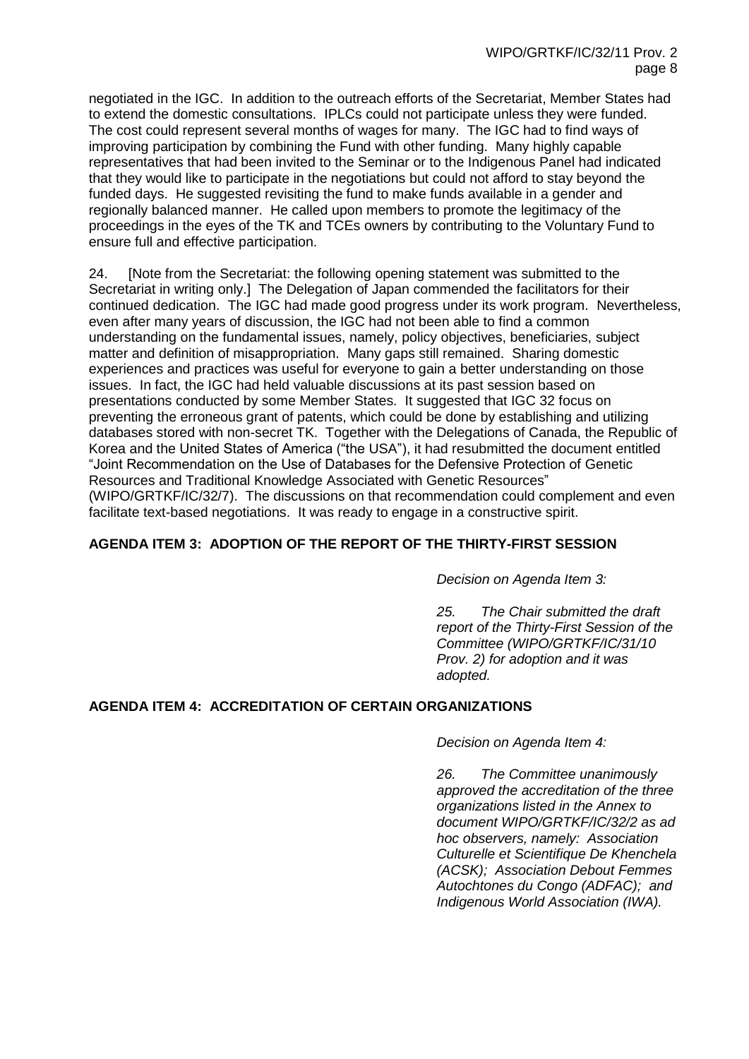negotiated in the IGC. In addition to the outreach efforts of the Secretariat, Member States had to extend the domestic consultations. IPLCs could not participate unless they were funded. The cost could represent several months of wages for many. The IGC had to find ways of improving participation by combining the Fund with other funding. Many highly capable representatives that had been invited to the Seminar or to the Indigenous Panel had indicated that they would like to participate in the negotiations but could not afford to stay beyond the funded days. He suggested revisiting the fund to make funds available in a gender and regionally balanced manner. He called upon members to promote the legitimacy of the proceedings in the eyes of the TK and TCEs owners by contributing to the Voluntary Fund to ensure full and effective participation.

24. [Note from the Secretariat: the following opening statement was submitted to the Secretariat in writing only.] The Delegation of Japan commended the facilitators for their continued dedication. The IGC had made good progress under its work program. Nevertheless, even after many years of discussion, the IGC had not been able to find a common understanding on the fundamental issues, namely, policy objectives, beneficiaries, subject matter and definition of misappropriation. Many gaps still remained. Sharing domestic experiences and practices was useful for everyone to gain a better understanding on those issues. In fact, the IGC had held valuable discussions at its past session based on presentations conducted by some Member States. It suggested that IGC 32 focus on preventing the erroneous grant of patents, which could be done by establishing and utilizing databases stored with non-secret TK. Together with the Delegations of Canada, the Republic of Korea and the United States of America ("the USA"), it had resubmitted the document entitled "Joint Recommendation on the Use of Databases for the Defensive Protection of Genetic Resources and Traditional Knowledge Associated with Genetic Resources" (WIPO/GRTKF/IC/32/7). The discussions on that recommendation could complement and even facilitate text-based negotiations. It was ready to engage in a constructive spirit.

## AGENDA ITEM 3: ADOPTION OF THE REPORT OF THE THIRTY-FIRST SESSION

*Decision on Agenda Item 3:*

*25. The Chair submitted the draft report of the Thirty-First Session of the Committee (WIPO/GRTKF/IC/31/10 Prov. 2) for adoption and it was adopted.*

## AGENDA ITEM 4: ACCREDITATION OF CERTAIN ORGANIZATIONS

*Decision on Agenda Item 4:*

*26. The Committee unanimously approved the accreditation of the three organizations listed in the Annex to document WIPO/GRTKF/IC/32/2 as ad hoc observers, namely: Association Culturelle et Scientifique De Khenchela (ACSK); Association Debout Femmes Autochtones du Congo (ADFAC); and Indigenous World Association (IWA).*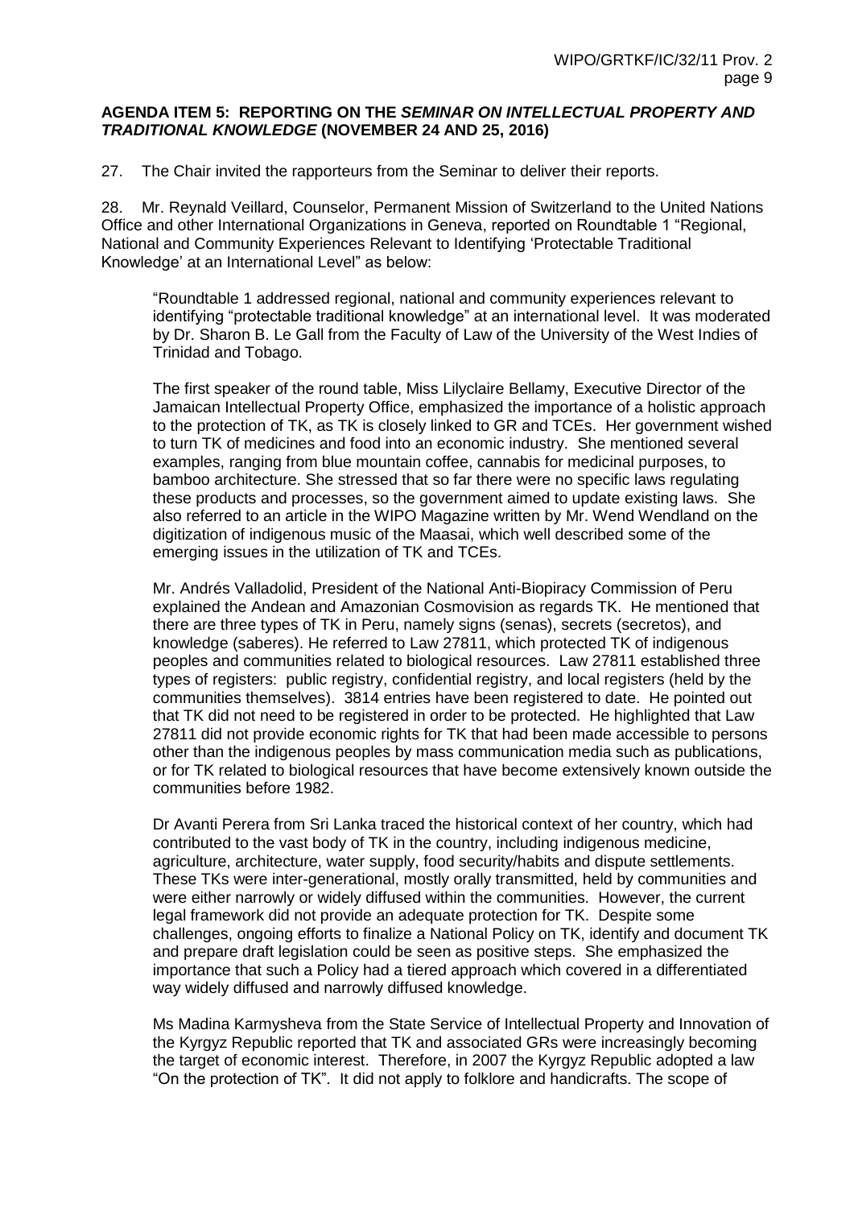**AGENDA ITEM 5: REPORTING ON THE *SEMINAR ON INTELLECTUAL PROPERTY AND TRADITIONAL KNOWLEDGE* (NOVEMBER 24 AND 25, 2016)**

27. The Chair invited the rapporteurs from the Seminar to deliver their reports.

28. Mr. Reynald Veillard, Counselor, Permanent Mission of Switzerland to the United Nations Office and other International Organizations in Geneva, reported on Roundtable 1 "Regional, National and Community Experiences Relevant to Identifying 'Protectable Traditional Knowledge' at an International Level" as below:

> "Roundtable 1 addressed regional, national and community experiences relevant to identifying "protectable traditional knowledge" at an international level. It was moderated by Dr. Sharon B. Le Gall from the Faculty of Law of the University of the West Indies of Trinidad and Tobago.
>
> The first speaker of the round table, Miss Lilyclaire Bellamy, Executive Director of the Jamaican Intellectual Property Office, emphasized the importance of a holistic approach to the protection of TK, as TK is closely linked to GR and TCEs. Her government wished to turn TK of medicines and food into an economic industry. She mentioned several examples, ranging from blue mountain coffee, cannabis for medicinal purposes, to bamboo architecture. She stressed that so far there were no specific laws regulating these products and processes, so the government aimed to update existing laws. She also referred to an article in the WIPO Magazine written by Mr. Wend Wendland on the digitization of indigenous music of the Maasai, which well described some of the emerging issues in the utilization of TK and TCEs.
>
> Mr. Andrés Valladolid, President of the National Anti-Biopiracy Commission of Peru explained the Andean and Amazonian Cosmovision as regards TK. He mentioned that there are three types of TK in Peru, namely signs (senas), secrets (secretos), and knowledge (saberes). He referred to Law 27811, which protected TK of indigenous peoples and communities related to biological resources. Law 27811 established three types of registers: public registry, confidential registry, and local registers (held by the communities themselves). 3814 entries have been registered to date. He pointed out that TK did not need to be registered in order to be protected. He highlighted that Law 27811 did not provide economic rights for TK that had been made accessible to persons other than the indigenous peoples by mass communication media such as publications, or for TK related to biological resources that have become extensively known outside the communities before 1982.
>
> Dr Avanti Perera from Sri Lanka traced the historical context of her country, which had contributed to the vast body of TK in the country, including indigenous medicine, agriculture, architecture, water supply, food security/habits and dispute settlements. These TKs were inter-generational, mostly orally transmitted, held by communities and were either narrowly or widely diffused within the communities. However, the current legal framework did not provide an adequate protection for TK. Despite some challenges, ongoing efforts to finalize a National Policy on TK, identify and document TK and prepare draft legislation could be seen as positive steps. She emphasized the importance that such a Policy had a tiered approach which covered in a differentiated way widely diffused and narrowly diffused knowledge.
>
> Ms Madina Karmysheva from the State Service of Intellectual Property and Innovation of the Kyrgyz Republic reported that TK and associated GRs were increasingly becoming the target of economic interest. Therefore, in 2007 the Kyrgyz Republic adopted a law "On the protection of TK". It did not apply to folklore and handicrafts. The scope of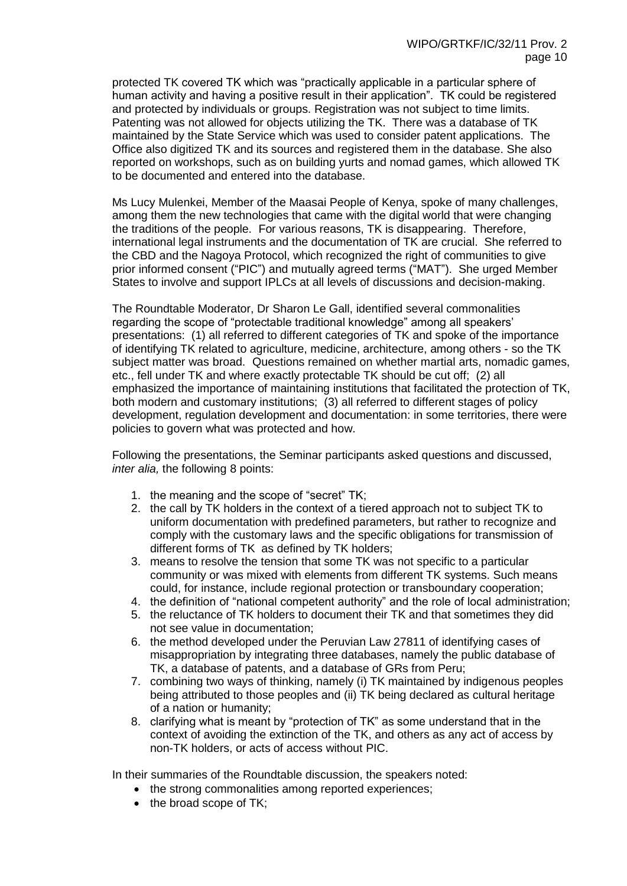protected TK covered TK which was "practically applicable in a particular sphere of human activity and having a positive result in their application". TK could be registered and protected by individuals or groups. Registration was not subject to time limits. Patenting was not allowed for objects utilizing the TK. There was a database of TK maintained by the State Service which was used to consider patent applications. The Office also digitized TK and its sources and registered them in the database. She also reported on workshops, such as on building yurts and nomad games, which allowed TK to be documented and entered into the database.

Ms Lucy Mulenkei, Member of the Maasai People of Kenya, spoke of many challenges, among them the new technologies that came with the digital world that were changing the traditions of the people. For various reasons, TK is disappearing. Therefore, international legal instruments and the documentation of TK are crucial. She referred to the CBD and the Nagoya Protocol, which recognized the right of communities to give prior informed consent ("PIC") and mutually agreed terms ("MAT"). She urged Member States to involve and support IPLCs at all levels of discussions and decision-making.

The Roundtable Moderator, Dr Sharon Le Gall, identified several commonalities regarding the scope of "protectable traditional knowledge" among all speakers' presentations: (1) all referred to different categories of TK and spoke of the importance of identifying TK related to agriculture, medicine, architecture, among others - so the TK subject matter was broad. Questions remained on whether martial arts, nomadic games, etc., fell under TK and where exactly protectable TK should be cut off; (2) all emphasized the importance of maintaining institutions that facilitated the protection of TK, both modern and customary institutions; (3) all referred to different stages of policy development, regulation development and documentation: in some territories, there were policies to govern what was protected and how.

Following the presentations, the Seminar participants asked questions and discussed, *inter alia,* the following 8 points:

1. the meaning and the scope of "secret" TK;
2. the call by TK holders in the context of a tiered approach not to subject TK to uniform documentation with predefined parameters, but rather to recognize and comply with the customary laws and the specific obligations for transmission of different forms of TK as defined by TK holders;
3. means to resolve the tension that some TK was not specific to a particular community or was mixed with elements from different TK systems. Such means could, for instance, include regional protection or transboundary cooperation;
4. the definition of "national competent authority" and the role of local administration;
5. the reluctance of TK holders to document their TK and that sometimes they did not see value in documentation;
6. the method developed under the Peruvian Law 27811 of identifying cases of misappropriation by integrating three databases, namely the public database of TK, a database of patents, and a database of GRs from Peru;
7. combining two ways of thinking, namely (i) TK maintained by indigenous peoples being attributed to those peoples and (ii) TK being declared as cultural heritage of a nation or humanity;
8. clarifying what is meant by "protection of TK" as some understand that in the context of avoiding the extinction of the TK, and others as any act of access by non-TK holders, or acts of access without PIC.

In their summaries of the Roundtable discussion, the speakers noted:

- the strong commonalities among reported experiences;
- the broad scope of TK;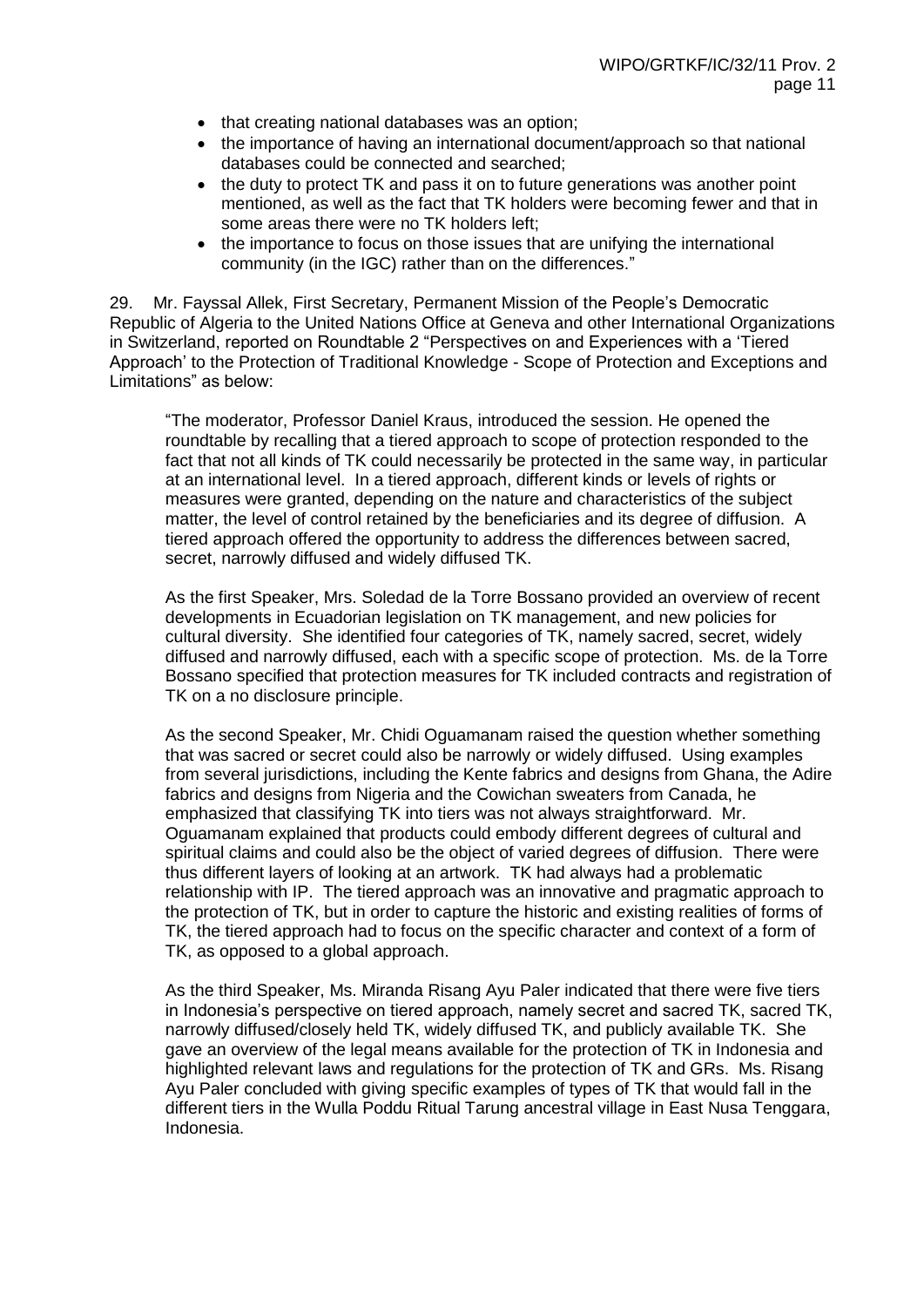- that creating national databases was an option;
- the importance of having an international document/approach so that national databases could be connected and searched;
- the duty to protect TK and pass it on to future generations was another point mentioned, as well as the fact that TK holders were becoming fewer and that in some areas there were no TK holders left;
- the importance to focus on those issues that are unifying the international community (in the IGC) rather than on the differences."

29. Mr. Fayssal Allek, First Secretary, Permanent Mission of the People's Democratic Republic of Algeria to the United Nations Office at Geneva and other International Organizations in Switzerland, reported on Roundtable 2 "Perspectives on and Experiences with a 'Tiered Approach' to the Protection of Traditional Knowledge - Scope of Protection and Exceptions and Limitations" as below:

> "The moderator, Professor Daniel Kraus, introduced the session. He opened the roundtable by recalling that a tiered approach to scope of protection responded to the fact that not all kinds of TK could necessarily be protected in the same way, in particular at an international level. In a tiered approach, different kinds or levels of rights or measures were granted, depending on the nature and characteristics of the subject matter, the level of control retained by the beneficiaries and its degree of diffusion. A tiered approach offered the opportunity to address the differences between sacred, secret, narrowly diffused and widely diffused TK.
>
> As the first Speaker, Mrs. Soledad de la Torre Bossano provided an overview of recent developments in Ecuadorian legislation on TK management, and new policies for cultural diversity. She identified four categories of TK, namely sacred, secret, widely diffused and narrowly diffused, each with a specific scope of protection. Ms. de la Torre Bossano specified that protection measures for TK included contracts and registration of TK on a no disclosure principle.
>
> As the second Speaker, Mr. Chidi Oguamanam raised the question whether something that was sacred or secret could also be narrowly or widely diffused. Using examples from several jurisdictions, including the Kente fabrics and designs from Ghana, the Adire fabrics and designs from Nigeria and the Cowichan sweaters from Canada, he emphasized that classifying TK into tiers was not always straightforward. Mr. Oguamanam explained that products could embody different degrees of cultural and spiritual claims and could also be the object of varied degrees of diffusion. There were thus different layers of looking at an artwork. TK had always had a problematic relationship with IP. The tiered approach was an innovative and pragmatic approach to the protection of TK, but in order to capture the historic and existing realities of forms of TK, the tiered approach had to focus on the specific character and context of a form of TK, as opposed to a global approach.
>
> As the third Speaker, Ms. Miranda Risang Ayu Paler indicated that there were five tiers in Indonesia's perspective on tiered approach, namely secret and sacred TK, sacred TK, narrowly diffused/closely held TK, widely diffused TK, and publicly available TK. She gave an overview of the legal means available for the protection of TK in Indonesia and highlighted relevant laws and regulations for the protection of TK and GRs. Ms. Risang Ayu Paler concluded with giving specific examples of types of TK that would fall in the different tiers in the Wulla Poddu Ritual Tarung ancestral village in East Nusa Tenggara, Indonesia.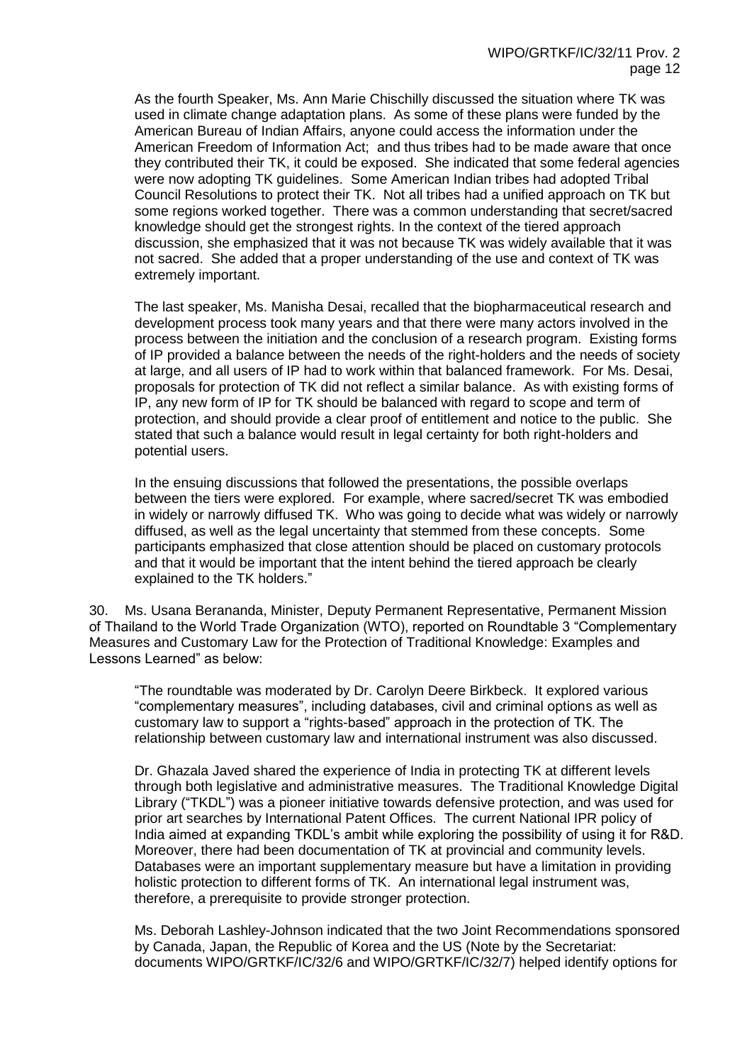As the fourth Speaker, Ms. Ann Marie Chischilly discussed the situation where TK was used in climate change adaptation plans. As some of these plans were funded by the American Bureau of Indian Affairs, anyone could access the information under the American Freedom of Information Act; and thus tribes had to be made aware that once they contributed their TK, it could be exposed. She indicated that some federal agencies were now adopting TK guidelines. Some American Indian tribes had adopted Tribal Council Resolutions to protect their TK. Not all tribes had a unified approach on TK but some regions worked together. There was a common understanding that secret/sacred knowledge should get the strongest rights. In the context of the tiered approach discussion, she emphasized that it was not because TK was widely available that it was not sacred. She added that a proper understanding of the use and context of TK was extremely important.

The last speaker, Ms. Manisha Desai, recalled that the biopharmaceutical research and development process took many years and that there were many actors involved in the process between the initiation and the conclusion of a research program. Existing forms of IP provided a balance between the needs of the right-holders and the needs of society at large, and all users of IP had to work within that balanced framework. For Ms. Desai, proposals for protection of TK did not reflect a similar balance. As with existing forms of IP, any new form of IP for TK should be balanced with regard to scope and term of protection, and should provide a clear proof of entitlement and notice to the public. She stated that such a balance would result in legal certainty for both right-holders and potential users.

In the ensuing discussions that followed the presentations, the possible overlaps between the tiers were explored. For example, where sacred/secret TK was embodied in widely or narrowly diffused TK. Who was going to decide what was widely or narrowly diffused, as well as the legal uncertainty that stemmed from these concepts. Some participants emphasized that close attention should be placed on customary protocols and that it would be important that the intent behind the tiered approach be clearly explained to the TK holders."

30. Ms. Usana Berananda, Minister, Deputy Permanent Representative, Permanent Mission of Thailand to the World Trade Organization (WTO), reported on Roundtable 3 "Complementary Measures and Customary Law for the Protection of Traditional Knowledge: Examples and Lessons Learned" as below:

"The roundtable was moderated by Dr. Carolyn Deere Birkbeck. It explored various "complementary measures", including databases, civil and criminal options as well as customary law to support a "rights-based" approach in the protection of TK. The relationship between customary law and international instrument was also discussed.

Dr. Ghazala Javed shared the experience of India in protecting TK at different levels through both legislative and administrative measures. The Traditional Knowledge Digital Library ("TKDL") was a pioneer initiative towards defensive protection, and was used for prior art searches by International Patent Offices. The current National IPR policy of India aimed at expanding TKDL's ambit while exploring the possibility of using it for R&D. Moreover, there had been documentation of TK at provincial and community levels. Databases were an important supplementary measure but have a limitation in providing holistic protection to different forms of TK. An international legal instrument was, therefore, a prerequisite to provide stronger protection.

Ms. Deborah Lashley-Johnson indicated that the two Joint Recommendations sponsored by Canada, Japan, the Republic of Korea and the US (Note by the Secretariat: documents WIPO/GRTKF/IC/32/6 and WIPO/GRTKF/IC/32/7) helped identify options for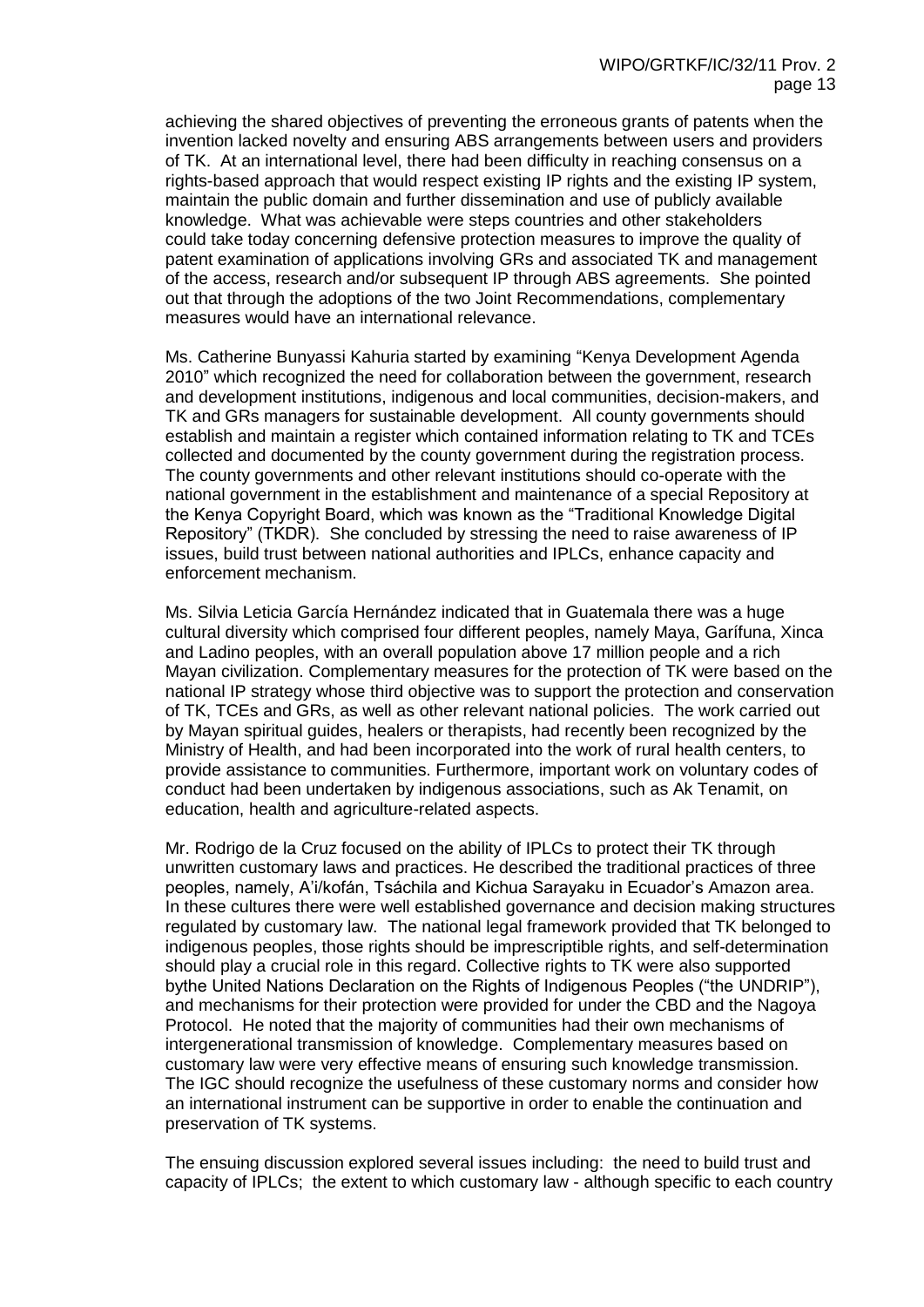achieving the shared objectives of preventing the erroneous grants of patents when the invention lacked novelty and ensuring ABS arrangements between users and providers of TK. At an international level, there had been difficulty in reaching consensus on a rights-based approach that would respect existing IP rights and the existing IP system, maintain the public domain and further dissemination and use of publicly available knowledge. What was achievable were steps countries and other stakeholders could take today concerning defensive protection measures to improve the quality of patent examination of applications involving GRs and associated TK and management of the access, research and/or subsequent IP through ABS agreements. She pointed out that through the adoptions of the two Joint Recommendations, complementary measures would have an international relevance.

Ms. Catherine Bunyassi Kahuria started by examining "Kenya Development Agenda 2010" which recognized the need for collaboration between the government, research and development institutions, indigenous and local communities, decision-makers, and TK and GRs managers for sustainable development. All county governments should establish and maintain a register which contained information relating to TK and TCEs collected and documented by the county government during the registration process. The county governments and other relevant institutions should co-operate with the national government in the establishment and maintenance of a special Repository at the Kenya Copyright Board, which was known as the "Traditional Knowledge Digital Repository" (TKDR). She concluded by stressing the need to raise awareness of IP issues, build trust between national authorities and IPLCs, enhance capacity and enforcement mechanism.

Ms. Silvia Leticia García Hernández indicated that in Guatemala there was a huge cultural diversity which comprised four different peoples, namely Maya, Garífuna, Xinca and Ladino peoples, with an overall population above 17 million people and a rich Mayan civilization. Complementary measures for the protection of TK were based on the national IP strategy whose third objective was to support the protection and conservation of TK, TCEs and GRs, as well as other relevant national policies. The work carried out by Mayan spiritual guides, healers or therapists, had recently been recognized by the Ministry of Health, and had been incorporated into the work of rural health centers, to provide assistance to communities. Furthermore, important work on voluntary codes of conduct had been undertaken by indigenous associations, such as Ak Tenamit, on education, health and agriculture-related aspects.

Mr. Rodrigo de la Cruz focused on the ability of IPLCs to protect their TK through unwritten customary laws and practices. He described the traditional practices of three peoples, namely, A'i/kofán, Tsáchila and Kichua Sarayaku in Ecuador's Amazon area. In these cultures there were well established governance and decision making structures regulated by customary law. The national legal framework provided that TK belonged to indigenous peoples, those rights should be imprescriptible rights, and self-determination should play a crucial role in this regard. Collective rights to TK were also supported bythe United Nations Declaration on the Rights of Indigenous Peoples ("the UNDRIP"), and mechanisms for their protection were provided for under the CBD and the Nagoya Protocol. He noted that the majority of communities had their own mechanisms of intergenerational transmission of knowledge. Complementary measures based on customary law were very effective means of ensuring such knowledge transmission. The IGC should recognize the usefulness of these customary norms and consider how an international instrument can be supportive in order to enable the continuation and preservation of TK systems.

The ensuing discussion explored several issues including: the need to build trust and capacity of IPLCs; the extent to which customary law - although specific to each country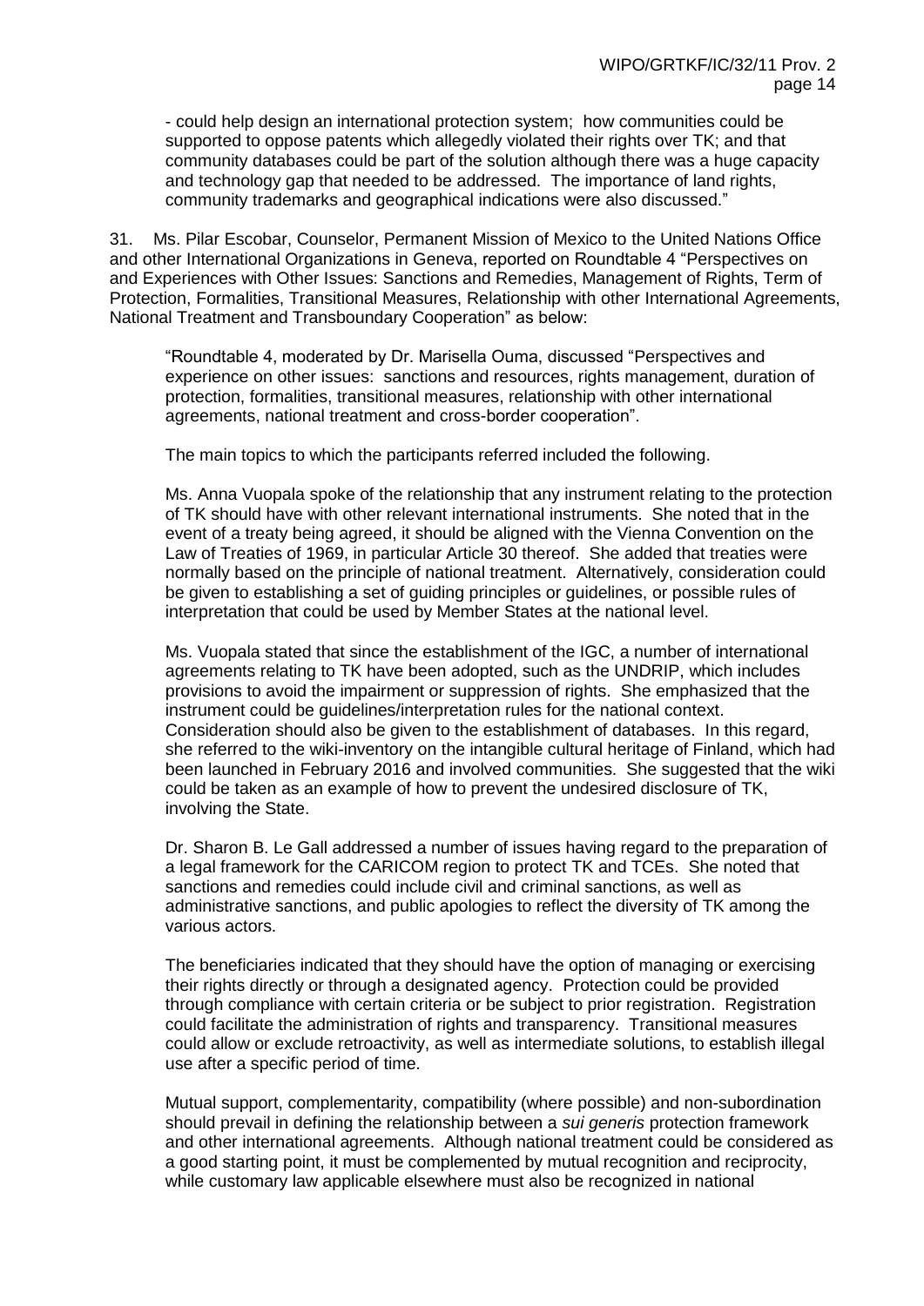- could help design an international protection system; how communities could be supported to oppose patents which allegedly violated their rights over TK; and that community databases could be part of the solution although there was a huge capacity and technology gap that needed to be addressed. The importance of land rights, community trademarks and geographical indications were also discussed."

31. Ms. Pilar Escobar, Counselor, Permanent Mission of Mexico to the United Nations Office and other International Organizations in Geneva, reported on Roundtable 4 "Perspectives on and Experiences with Other Issues: Sanctions and Remedies, Management of Rights, Term of Protection, Formalities, Transitional Measures, Relationship with other International Agreements, National Treatment and Transboundary Cooperation" as below:

"Roundtable 4, moderated by Dr. Marisella Ouma, discussed "Perspectives and experience on other issues: sanctions and resources, rights management, duration of protection, formalities, transitional measures, relationship with other international agreements, national treatment and cross-border cooperation".

The main topics to which the participants referred included the following.

Ms. Anna Vuopala spoke of the relationship that any instrument relating to the protection of TK should have with other relevant international instruments. She noted that in the event of a treaty being agreed, it should be aligned with the Vienna Convention on the Law of Treaties of 1969, in particular Article 30 thereof. She added that treaties were normally based on the principle of national treatment. Alternatively, consideration could be given to establishing a set of guiding principles or guidelines, or possible rules of interpretation that could be used by Member States at the national level.

Ms. Vuopala stated that since the establishment of the IGC, a number of international agreements relating to TK have been adopted, such as the UNDRIP, which includes provisions to avoid the impairment or suppression of rights. She emphasized that the instrument could be guidelines/interpretation rules for the national context. Consideration should also be given to the establishment of databases. In this regard, she referred to the wiki-inventory on the intangible cultural heritage of Finland, which had been launched in February 2016 and involved communities. She suggested that the wiki could be taken as an example of how to prevent the undesired disclosure of TK, involving the State.

Dr. Sharon B. Le Gall addressed a number of issues having regard to the preparation of a legal framework for the CARICOM region to protect TK and TCEs. She noted that sanctions and remedies could include civil and criminal sanctions, as well as administrative sanctions, and public apologies to reflect the diversity of TK among the various actors.

The beneficiaries indicated that they should have the option of managing or exercising their rights directly or through a designated agency. Protection could be provided through compliance with certain criteria or be subject to prior registration. Registration could facilitate the administration of rights and transparency. Transitional measures could allow or exclude retroactivity, as well as intermediate solutions, to establish illegal use after a specific period of time.

Mutual support, complementarity, compatibility (where possible) and non-subordination should prevail in defining the relationship between a *sui generis* protection framework and other international agreements. Although national treatment could be considered as a good starting point, it must be complemented by mutual recognition and reciprocity, while customary law applicable elsewhere must also be recognized in national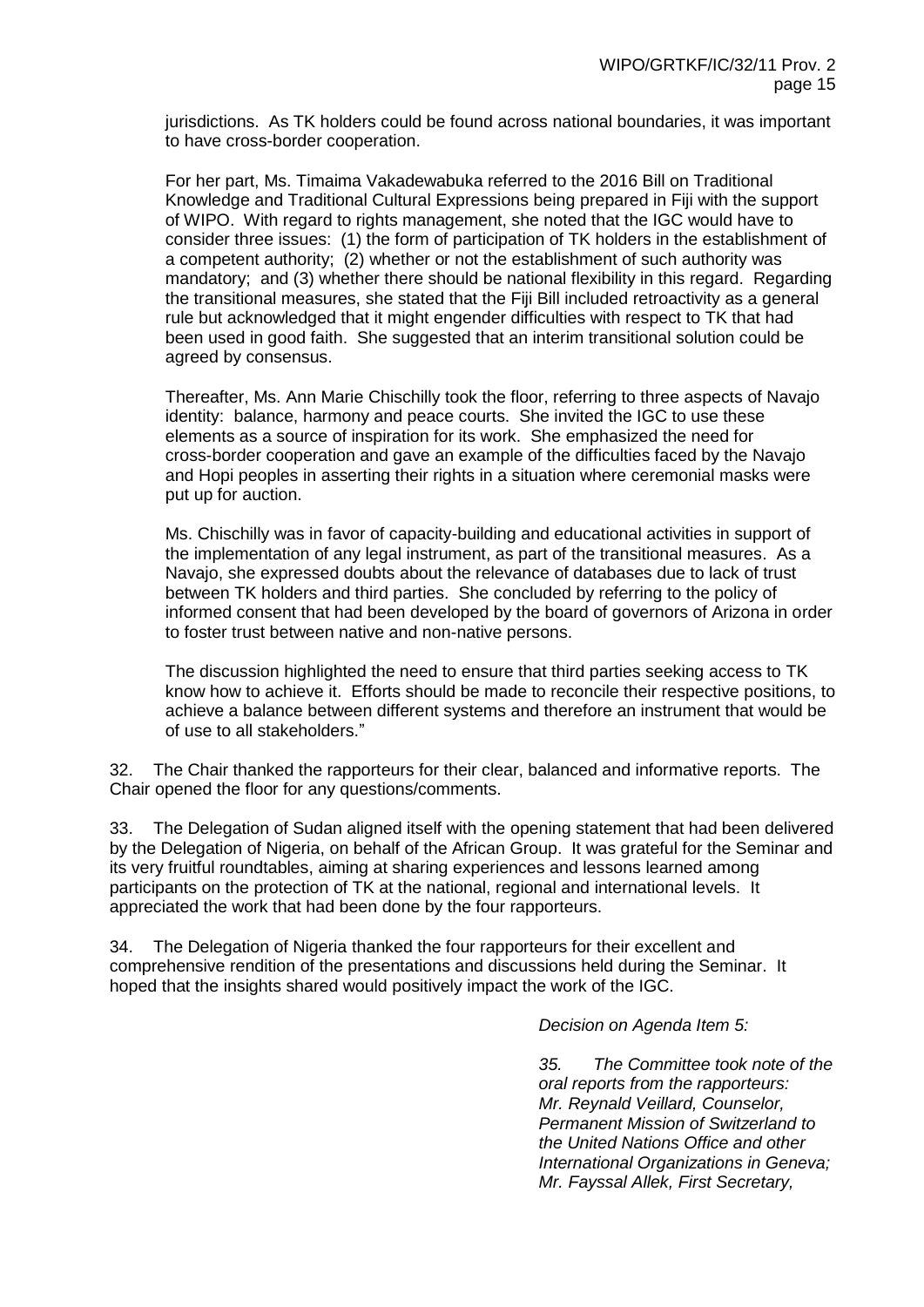jurisdictions. As TK holders could be found across national boundaries, it was important to have cross-border cooperation.

For her part, Ms. Timaima Vakadewabuka referred to the 2016 Bill on Traditional Knowledge and Traditional Cultural Expressions being prepared in Fiji with the support of WIPO. With regard to rights management, she noted that the IGC would have to consider three issues: (1) the form of participation of TK holders in the establishment of a competent authority; (2) whether or not the establishment of such authority was mandatory; and (3) whether there should be national flexibility in this regard. Regarding the transitional measures, she stated that the Fiji Bill included retroactivity as a general rule but acknowledged that it might engender difficulties with respect to TK that had been used in good faith. She suggested that an interim transitional solution could be agreed by consensus.

Thereafter, Ms. Ann Marie Chischilly took the floor, referring to three aspects of Navajo identity: balance, harmony and peace courts. She invited the IGC to use these elements as a source of inspiration for its work. She emphasized the need for cross-border cooperation and gave an example of the difficulties faced by the Navajo and Hopi peoples in asserting their rights in a situation where ceremonial masks were put up for auction.

Ms. Chischilly was in favor of capacity-building and educational activities in support of the implementation of any legal instrument, as part of the transitional measures. As a Navajo, she expressed doubts about the relevance of databases due to lack of trust between TK holders and third parties. She concluded by referring to the policy of informed consent that had been developed by the board of governors of Arizona in order to foster trust between native and non-native persons.

The discussion highlighted the need to ensure that third parties seeking access to TK know how to achieve it. Efforts should be made to reconcile their respective positions, to achieve a balance between different systems and therefore an instrument that would be of use to all stakeholders."

32. The Chair thanked the rapporteurs for their clear, balanced and informative reports. The Chair opened the floor for any questions/comments.

33. The Delegation of Sudan aligned itself with the opening statement that had been delivered by the Delegation of Nigeria, on behalf of the African Group. It was grateful for the Seminar and its very fruitful roundtables, aiming at sharing experiences and lessons learned among participants on the protection of TK at the national, regional and international levels. It appreciated the work that had been done by the four rapporteurs.

34. The Delegation of Nigeria thanked the four rapporteurs for their excellent and comprehensive rendition of the presentations and discussions held during the Seminar. It hoped that the insights shared would positively impact the work of the IGC.

*Decision on Agenda Item 5:*

*35. The Committee took note of the oral reports from the rapporteurs: Mr. Reynald Veillard, Counselor, Permanent Mission of Switzerland to the United Nations Office and other International Organizations in Geneva; Mr. Fayssal Allek, First Secretary,*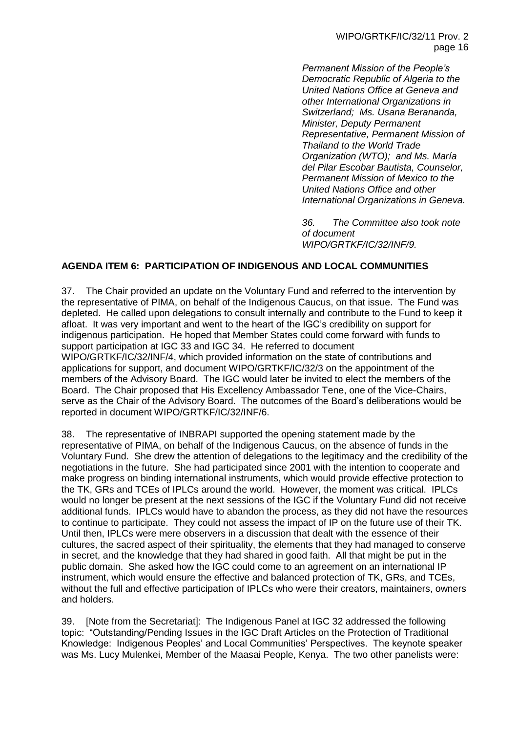*Permanent Mission of the People's Democratic Republic of Algeria to the United Nations Office at Geneva and other International Organizations in Switzerland; Ms. Usana Berananda, Minister, Deputy Permanent Representative, Permanent Mission of Thailand to the World Trade Organization (WTO); and Ms. María del Pilar Escobar Bautista, Counselor, Permanent Mission of Mexico to the United Nations Office and other International Organizations in Geneva.*

*36. The Committee also took note of document WIPO/GRTKF/IC/32/INF/9.*

**AGENDA ITEM 6: PARTICIPATION OF INDIGENOUS AND LOCAL COMMUNITIES**

37. The Chair provided an update on the Voluntary Fund and referred to the intervention by the representative of PIMA, on behalf of the Indigenous Caucus, on that issue. The Fund was depleted. He called upon delegations to consult internally and contribute to the Fund to keep it afloat. It was very important and went to the heart of the IGC's credibility on support for indigenous participation. He hoped that Member States could come forward with funds to support participation at IGC 33 and IGC 34. He referred to document WIPO/GRTKF/IC/32/INF/4, which provided information on the state of contributions and applications for support, and document WIPO/GRTKF/IC/32/3 on the appointment of the members of the Advisory Board. The IGC would later be invited to elect the members of the Board. The Chair proposed that His Excellency Ambassador Tene, one of the Vice-Chairs, serve as the Chair of the Advisory Board. The outcomes of the Board's deliberations would be reported in document WIPO/GRTKF/IC/32/INF/6.

38. The representative of INBRAPI supported the opening statement made by the representative of PIMA, on behalf of the Indigenous Caucus, on the absence of funds in the Voluntary Fund. She drew the attention of delegations to the legitimacy and the credibility of the negotiations in the future. She had participated since 2001 with the intention to cooperate and make progress on binding international instruments, which would provide effective protection to the TK, GRs and TCEs of IPLCs around the world. However, the moment was critical. IPLCs would no longer be present at the next sessions of the IGC if the Voluntary Fund did not receive additional funds. IPLCs would have to abandon the process, as they did not have the resources to continue to participate. They could not assess the impact of IP on the future use of their TK. Until then, IPLCs were mere observers in a discussion that dealt with the essence of their cultures, the sacred aspect of their spirituality, the elements that they had managed to conserve in secret, and the knowledge that they had shared in good faith. All that might be put in the public domain. She asked how the IGC could come to an agreement on an international IP instrument, which would ensure the effective and balanced protection of TK, GRs, and TCEs, without the full and effective participation of IPLCs who were their creators, maintainers, owners and holders.

39. [Note from the Secretariat]: The Indigenous Panel at IGC 32 addressed the following topic: "Outstanding/Pending Issues in the IGC Draft Articles on the Protection of Traditional Knowledge: Indigenous Peoples' and Local Communities' Perspectives. The keynote speaker was Ms. Lucy Mulenkei, Member of the Maasai People, Kenya. The two other panelists were: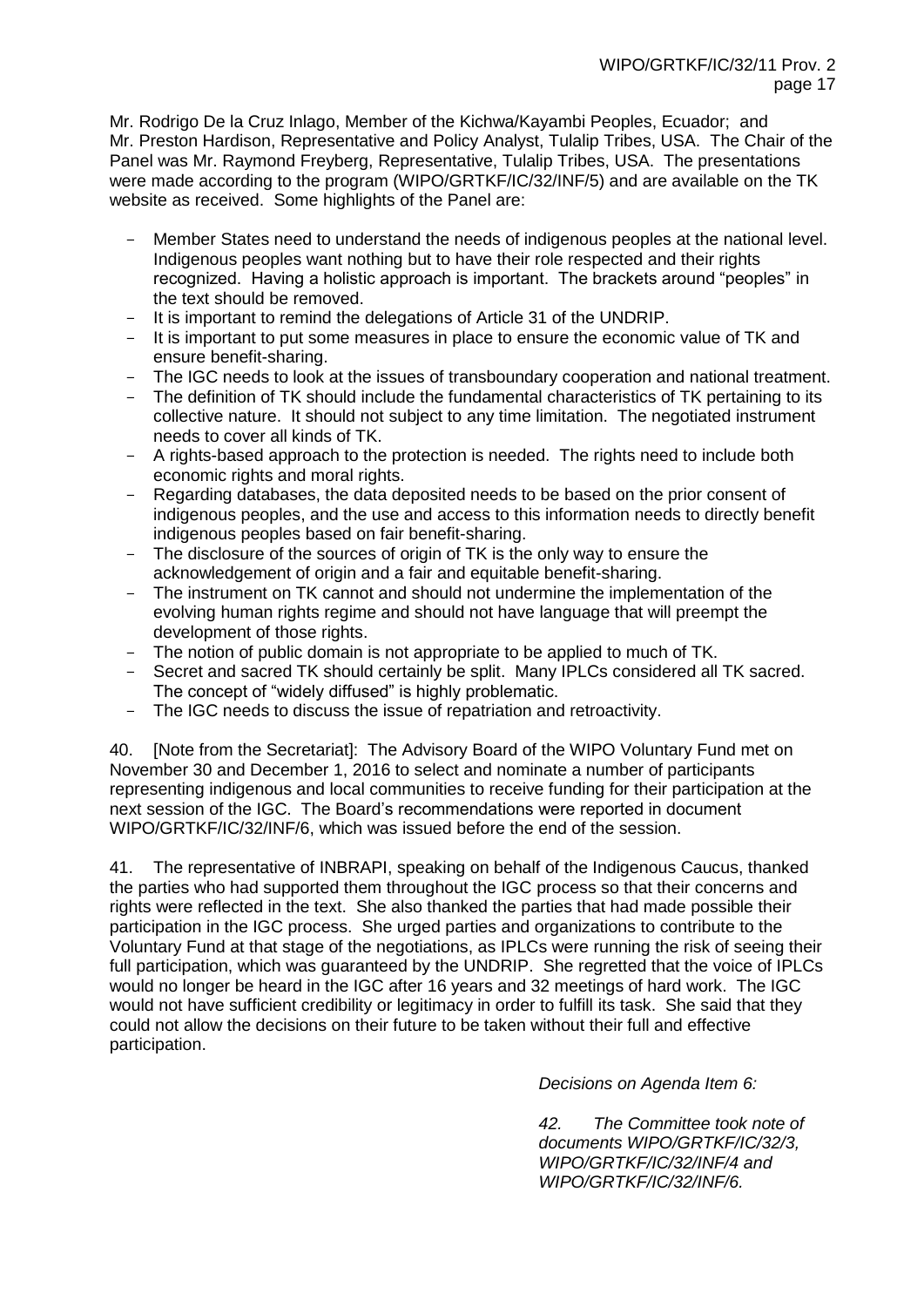Mr. Rodrigo De la Cruz Inlago, Member of the Kichwa/Kayambi Peoples, Ecuador; and Mr. Preston Hardison, Representative and Policy Analyst, Tulalip Tribes, USA. The Chair of the Panel was Mr. Raymond Freyberg, Representative, Tulalip Tribes, USA. The presentations were made according to the program (WIPO/GRTKF/IC/32/INF/5) and are available on the TK website as received. Some highlights of the Panel are:

- Member States need to understand the needs of indigenous peoples at the national level. Indigenous peoples want nothing but to have their role respected and their rights recognized. Having a holistic approach is important. The brackets around "peoples" in the text should be removed.
- It is important to remind the delegations of Article 31 of the UNDRIP.
- It is important to put some measures in place to ensure the economic value of TK and ensure benefit-sharing.
- The IGC needs to look at the issues of transboundary cooperation and national treatment.
- The definition of TK should include the fundamental characteristics of TK pertaining to its collective nature. It should not subject to any time limitation. The negotiated instrument needs to cover all kinds of TK.
- A rights-based approach to the protection is needed. The rights need to include both economic rights and moral rights.
- Regarding databases, the data deposited needs to be based on the prior consent of indigenous peoples, and the use and access to this information needs to directly benefit indigenous peoples based on fair benefit-sharing.
- The disclosure of the sources of origin of TK is the only way to ensure the acknowledgement of origin and a fair and equitable benefit-sharing.
- The instrument on TK cannot and should not undermine the implementation of the evolving human rights regime and should not have language that will preempt the development of those rights.
- The notion of public domain is not appropriate to be applied to much of TK.
- Secret and sacred TK should certainly be split. Many IPLCs considered all TK sacred. The concept of "widely diffused" is highly problematic.
- The IGC needs to discuss the issue of repatriation and retroactivity.

40. [Note from the Secretariat]: The Advisory Board of the WIPO Voluntary Fund met on November 30 and December 1, 2016 to select and nominate a number of participants representing indigenous and local communities to receive funding for their participation at the next session of the IGC. The Board's recommendations were reported in document WIPO/GRTKF/IC/32/INF/6, which was issued before the end of the session.

41. The representative of INBRAPI, speaking on behalf of the Indigenous Caucus, thanked the parties who had supported them throughout the IGC process so that their concerns and rights were reflected in the text. She also thanked the parties that had made possible their participation in the IGC process. She urged parties and organizations to contribute to the Voluntary Fund at that stage of the negotiations, as IPLCs were running the risk of seeing their full participation, which was guaranteed by the UNDRIP. She regretted that the voice of IPLCs would no longer be heard in the IGC after 16 years and 32 meetings of hard work. The IGC would not have sufficient credibility or legitimacy in order to fulfill its task. She said that they could not allow the decisions on their future to be taken without their full and effective participation.

*Decisions on Agenda Item 6:*

*42. The Committee took note of documents WIPO/GRTKF/IC/32/3, WIPO/GRTKF/IC/32/INF/4 and WIPO/GRTKF/IC/32/INF/6.*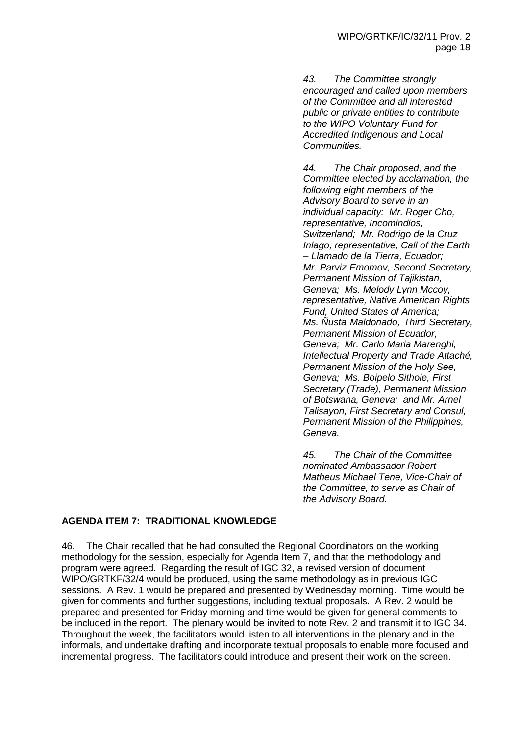*43. The Committee strongly encouraged and called upon members of the Committee and all interested public or private entities to contribute to the WIPO Voluntary Fund for Accredited Indigenous and Local Communities.*

*44. The Chair proposed, and the Committee elected by acclamation, the following eight members of the Advisory Board to serve in an individual capacity: Mr. Roger Cho, representative, Incomindios, Switzerland; Mr. Rodrigo de la Cruz Inlago, representative, Call of the Earth – Llamado de la Tierra, Ecuador; Mr. Parviz Emomov, Second Secretary, Permanent Mission of Tajikistan, Geneva; Ms. Melody Lynn Mccoy, representative, Native American Rights Fund, United States of America; Ms. Ñusta Maldonado, Third Secretary, Permanent Mission of Ecuador, Geneva; Mr. Carlo Maria Marenghi, Intellectual Property and Trade Attaché, Permanent Mission of the Holy See, Geneva; Ms. Boipelo Sithole, First Secretary (Trade), Permanent Mission of Botswana, Geneva; and Mr. Arnel Talisayon, First Secretary and Consul, Permanent Mission of the Philippines, Geneva.*

*45. The Chair of the Committee nominated Ambassador Robert Matheus Michael Tene, Vice-Chair of the Committee, to serve as Chair of the Advisory Board.*

## AGENDA ITEM 7: TRADITIONAL KNOWLEDGE

46. The Chair recalled that he had consulted the Regional Coordinators on the working methodology for the session, especially for Agenda Item 7, and that the methodology and program were agreed. Regarding the result of IGC 32, a revised version of document WIPO/GRTKF/32/4 would be produced, using the same methodology as in previous IGC sessions. A Rev. 1 would be prepared and presented by Wednesday morning. Time would be given for comments and further suggestions, including textual proposals. A Rev. 2 would be prepared and presented for Friday morning and time would be given for general comments to be included in the report. The plenary would be invited to note Rev. 2 and transmit it to IGC 34. Throughout the week, the facilitators would listen to all interventions in the plenary and in the informals, and undertake drafting and incorporate textual proposals to enable more focused and incremental progress. The facilitators could introduce and present their work on the screen.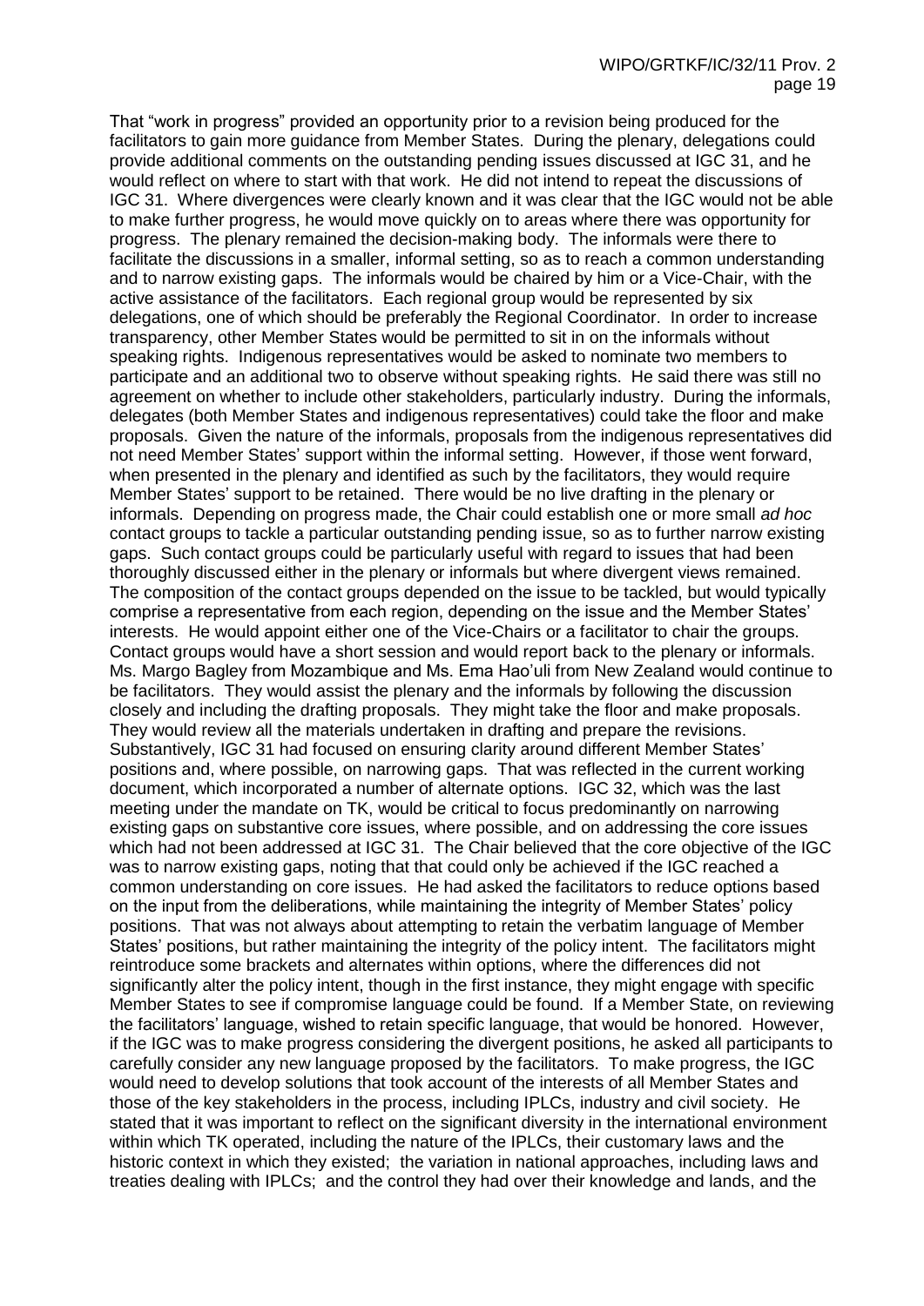That "work in progress" provided an opportunity prior to a revision being produced for the facilitators to gain more guidance from Member States. During the plenary, delegations could provide additional comments on the outstanding pending issues discussed at IGC 31, and he would reflect on where to start with that work. He did not intend to repeat the discussions of IGC 31. Where divergences were clearly known and it was clear that the IGC would not be able to make further progress, he would move quickly on to areas where there was opportunity for progress. The plenary remained the decision-making body. The informals were there to facilitate the discussions in a smaller, informal setting, so as to reach a common understanding and to narrow existing gaps. The informals would be chaired by him or a Vice-Chair, with the active assistance of the facilitators. Each regional group would be represented by six delegations, one of which should be preferably the Regional Coordinator. In order to increase transparency, other Member States would be permitted to sit in on the informals without speaking rights. Indigenous representatives would be asked to nominate two members to participate and an additional two to observe without speaking rights. He said there was still no agreement on whether to include other stakeholders, particularly industry. During the informals, delegates (both Member States and indigenous representatives) could take the floor and make proposals. Given the nature of the informals, proposals from the indigenous representatives did not need Member States' support within the informal setting. However, if those went forward, when presented in the plenary and identified as such by the facilitators, they would require Member States' support to be retained. There would be no live drafting in the plenary or informals. Depending on progress made, the Chair could establish one or more small *ad hoc* contact groups to tackle a particular outstanding pending issue, so as to further narrow existing gaps. Such contact groups could be particularly useful with regard to issues that had been thoroughly discussed either in the plenary or informals but where divergent views remained. The composition of the contact groups depended on the issue to be tackled, but would typically comprise a representative from each region, depending on the issue and the Member States' interests. He would appoint either one of the Vice-Chairs or a facilitator to chair the groups. Contact groups would have a short session and would report back to the plenary or informals. Ms. Margo Bagley from Mozambique and Ms. Ema Hao'uli from New Zealand would continue to be facilitators. They would assist the plenary and the informals by following the discussion closely and including the drafting proposals. They might take the floor and make proposals. They would review all the materials undertaken in drafting and prepare the revisions. Substantively, IGC 31 had focused on ensuring clarity around different Member States' positions and, where possible, on narrowing gaps. That was reflected in the current working document, which incorporated a number of alternate options. IGC 32, which was the last meeting under the mandate on TK, would be critical to focus predominantly on narrowing existing gaps on substantive core issues, where possible, and on addressing the core issues which had not been addressed at IGC 31. The Chair believed that the core objective of the IGC was to narrow existing gaps, noting that that could only be achieved if the IGC reached a common understanding on core issues. He had asked the facilitators to reduce options based on the input from the deliberations, while maintaining the integrity of Member States' policy positions. That was not always about attempting to retain the verbatim language of Member States' positions, but rather maintaining the integrity of the policy intent. The facilitators might reintroduce some brackets and alternates within options, where the differences did not significantly alter the policy intent, though in the first instance, they might engage with specific Member States to see if compromise language could be found. If a Member State, on reviewing the facilitators' language, wished to retain specific language, that would be honored. However, if the IGC was to make progress considering the divergent positions, he asked all participants to carefully consider any new language proposed by the facilitators. To make progress, the IGC would need to develop solutions that took account of the interests of all Member States and those of the key stakeholders in the process, including IPLCs, industry and civil society. He stated that it was important to reflect on the significant diversity in the international environment within which TK operated, including the nature of the IPLCs, their customary laws and the historic context in which they existed; the variation in national approaches, including laws and treaties dealing with IPLCs; and the control they had over their knowledge and lands, and the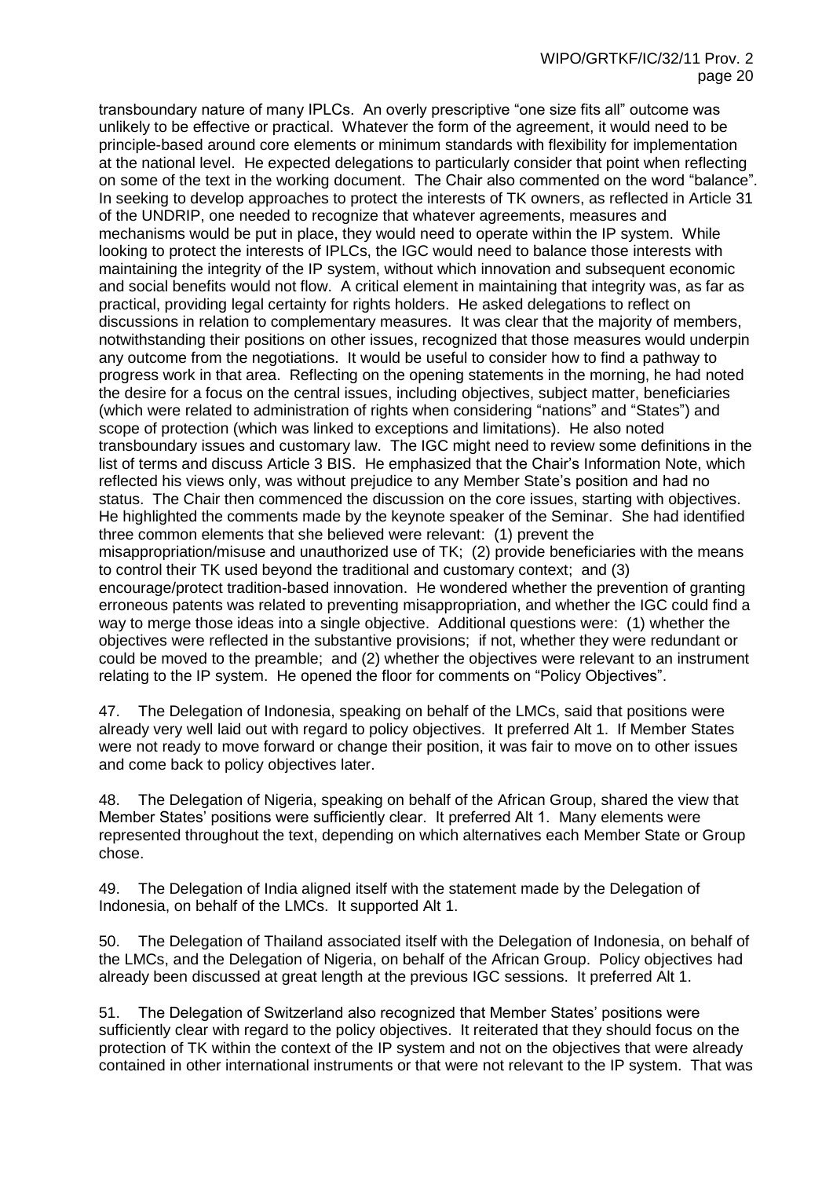transboundary nature of many IPLCs. An overly prescriptive "one size fits all" outcome was unlikely to be effective or practical. Whatever the form of the agreement, it would need to be principle-based around core elements or minimum standards with flexibility for implementation at the national level. He expected delegations to particularly consider that point when reflecting on some of the text in the working document. The Chair also commented on the word "balance". In seeking to develop approaches to protect the interests of TK owners, as reflected in Article 31 of the UNDRIP, one needed to recognize that whatever agreements, measures and mechanisms would be put in place, they would need to operate within the IP system. While looking to protect the interests of IPLCs, the IGC would need to balance those interests with maintaining the integrity of the IP system, without which innovation and subsequent economic and social benefits would not flow. A critical element in maintaining that integrity was, as far as practical, providing legal certainty for rights holders. He asked delegations to reflect on discussions in relation to complementary measures. It was clear that the majority of members, notwithstanding their positions on other issues, recognized that those measures would underpin any outcome from the negotiations. It would be useful to consider how to find a pathway to progress work in that area. Reflecting on the opening statements in the morning, he had noted the desire for a focus on the central issues, including objectives, subject matter, beneficiaries (which were related to administration of rights when considering "nations" and "States") and scope of protection (which was linked to exceptions and limitations). He also noted transboundary issues and customary law. The IGC might need to review some definitions in the list of terms and discuss Article 3 BIS. He emphasized that the Chair's Information Note, which reflected his views only, was without prejudice to any Member State's position and had no status. The Chair then commenced the discussion on the core issues, starting with objectives. He highlighted the comments made by the keynote speaker of the Seminar. She had identified three common elements that she believed were relevant: (1) prevent the misappropriation/misuse and unauthorized use of TK; (2) provide beneficiaries with the means to control their TK used beyond the traditional and customary context; and (3) encourage/protect tradition-based innovation. He wondered whether the prevention of granting erroneous patents was related to preventing misappropriation, and whether the IGC could find a way to merge those ideas into a single objective. Additional questions were: (1) whether the objectives were reflected in the substantive provisions; if not, whether they were redundant or could be moved to the preamble; and (2) whether the objectives were relevant to an instrument relating to the IP system. He opened the floor for comments on "Policy Objectives".

47. The Delegation of Indonesia, speaking on behalf of the LMCs, said that positions were already very well laid out with regard to policy objectives. It preferred Alt 1. If Member States were not ready to move forward or change their position, it was fair to move on to other issues and come back to policy objectives later.

48. The Delegation of Nigeria, speaking on behalf of the African Group, shared the view that Member States' positions were sufficiently clear. It preferred Alt 1. Many elements were represented throughout the text, depending on which alternatives each Member State or Group chose.

49. The Delegation of India aligned itself with the statement made by the Delegation of Indonesia, on behalf of the LMCs. It supported Alt 1.

50. The Delegation of Thailand associated itself with the Delegation of Indonesia, on behalf of the LMCs, and the Delegation of Nigeria, on behalf of the African Group. Policy objectives had already been discussed at great length at the previous IGC sessions. It preferred Alt 1.

51. The Delegation of Switzerland also recognized that Member States' positions were sufficiently clear with regard to the policy objectives. It reiterated that they should focus on the protection of TK within the context of the IP system and not on the objectives that were already contained in other international instruments or that were not relevant to the IP system. That was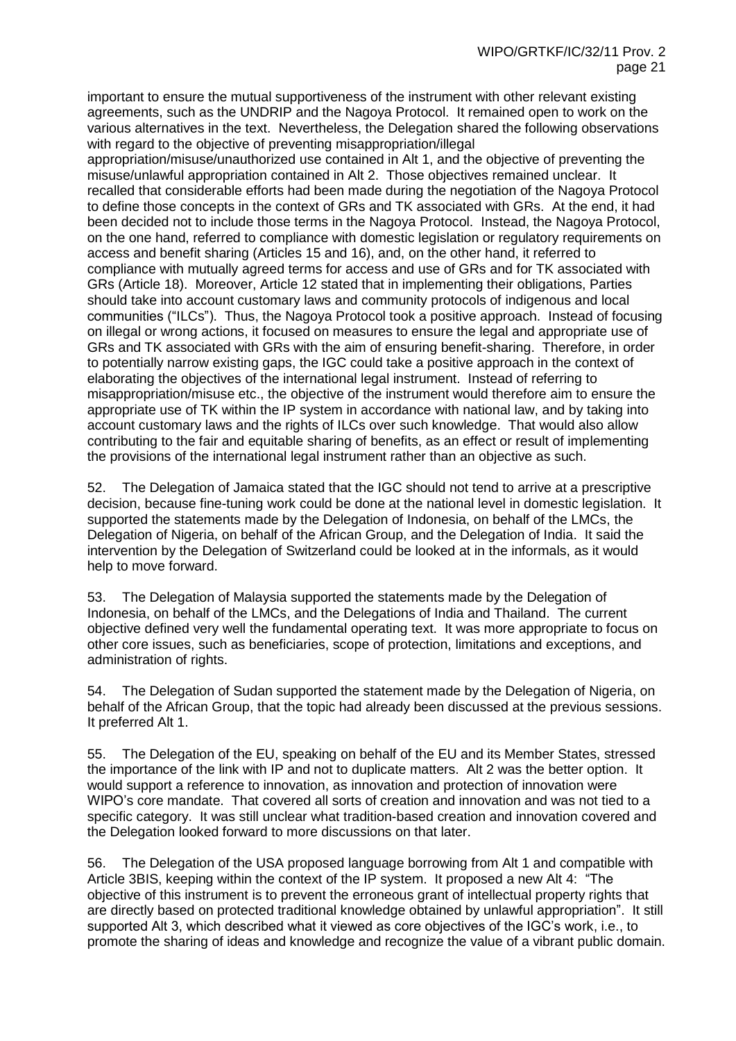important to ensure the mutual supportiveness of the instrument with other relevant existing agreements, such as the UNDRIP and the Nagoya Protocol. It remained open to work on the various alternatives in the text. Nevertheless, the Delegation shared the following observations with regard to the objective of preventing misappropriation/illegal appropriation/misuse/unauthorized use contained in Alt 1, and the objective of preventing the misuse/unlawful appropriation contained in Alt 2. Those objectives remained unclear. It recalled that considerable efforts had been made during the negotiation of the Nagoya Protocol to define those concepts in the context of GRs and TK associated with GRs. At the end, it had been decided not to include those terms in the Nagoya Protocol. Instead, the Nagoya Protocol, on the one hand, referred to compliance with domestic legislation or regulatory requirements on access and benefit sharing (Articles 15 and 16), and, on the other hand, it referred to compliance with mutually agreed terms for access and use of GRs and for TK associated with GRs (Article 18). Moreover, Article 12 stated that in implementing their obligations, Parties should take into account customary laws and community protocols of indigenous and local communities ("ILCs"). Thus, the Nagoya Protocol took a positive approach. Instead of focusing on illegal or wrong actions, it focused on measures to ensure the legal and appropriate use of GRs and TK associated with GRs with the aim of ensuring benefit-sharing. Therefore, in order to potentially narrow existing gaps, the IGC could take a positive approach in the context of elaborating the objectives of the international legal instrument. Instead of referring to misappropriation/misuse etc., the objective of the instrument would therefore aim to ensure the appropriate use of TK within the IP system in accordance with national law, and by taking into account customary laws and the rights of ILCs over such knowledge. That would also allow contributing to the fair and equitable sharing of benefits, as an effect or result of implementing the provisions of the international legal instrument rather than an objective as such.

52. The Delegation of Jamaica stated that the IGC should not tend to arrive at a prescriptive decision, because fine-tuning work could be done at the national level in domestic legislation. It supported the statements made by the Delegation of Indonesia, on behalf of the LMCs, the Delegation of Nigeria, on behalf of the African Group, and the Delegation of India. It said the intervention by the Delegation of Switzerland could be looked at in the informals, as it would help to move forward.

53. The Delegation of Malaysia supported the statements made by the Delegation of Indonesia, on behalf of the LMCs, and the Delegations of India and Thailand. The current objective defined very well the fundamental operating text. It was more appropriate to focus on other core issues, such as beneficiaries, scope of protection, limitations and exceptions, and administration of rights.

54. The Delegation of Sudan supported the statement made by the Delegation of Nigeria, on behalf of the African Group, that the topic had already been discussed at the previous sessions. It preferred Alt 1.

55. The Delegation of the EU, speaking on behalf of the EU and its Member States, stressed the importance of the link with IP and not to duplicate matters. Alt 2 was the better option. It would support a reference to innovation, as innovation and protection of innovation were WIPO's core mandate. That covered all sorts of creation and innovation and was not tied to a specific category. It was still unclear what tradition-based creation and innovation covered and the Delegation looked forward to more discussions on that later.

56. The Delegation of the USA proposed language borrowing from Alt 1 and compatible with Article 3BIS, keeping within the context of the IP system. It proposed a new Alt 4: "The objective of this instrument is to prevent the erroneous grant of intellectual property rights that are directly based on protected traditional knowledge obtained by unlawful appropriation". It still supported Alt 3, which described what it viewed as core objectives of the IGC's work, i.e., to promote the sharing of ideas and knowledge and recognize the value of a vibrant public domain.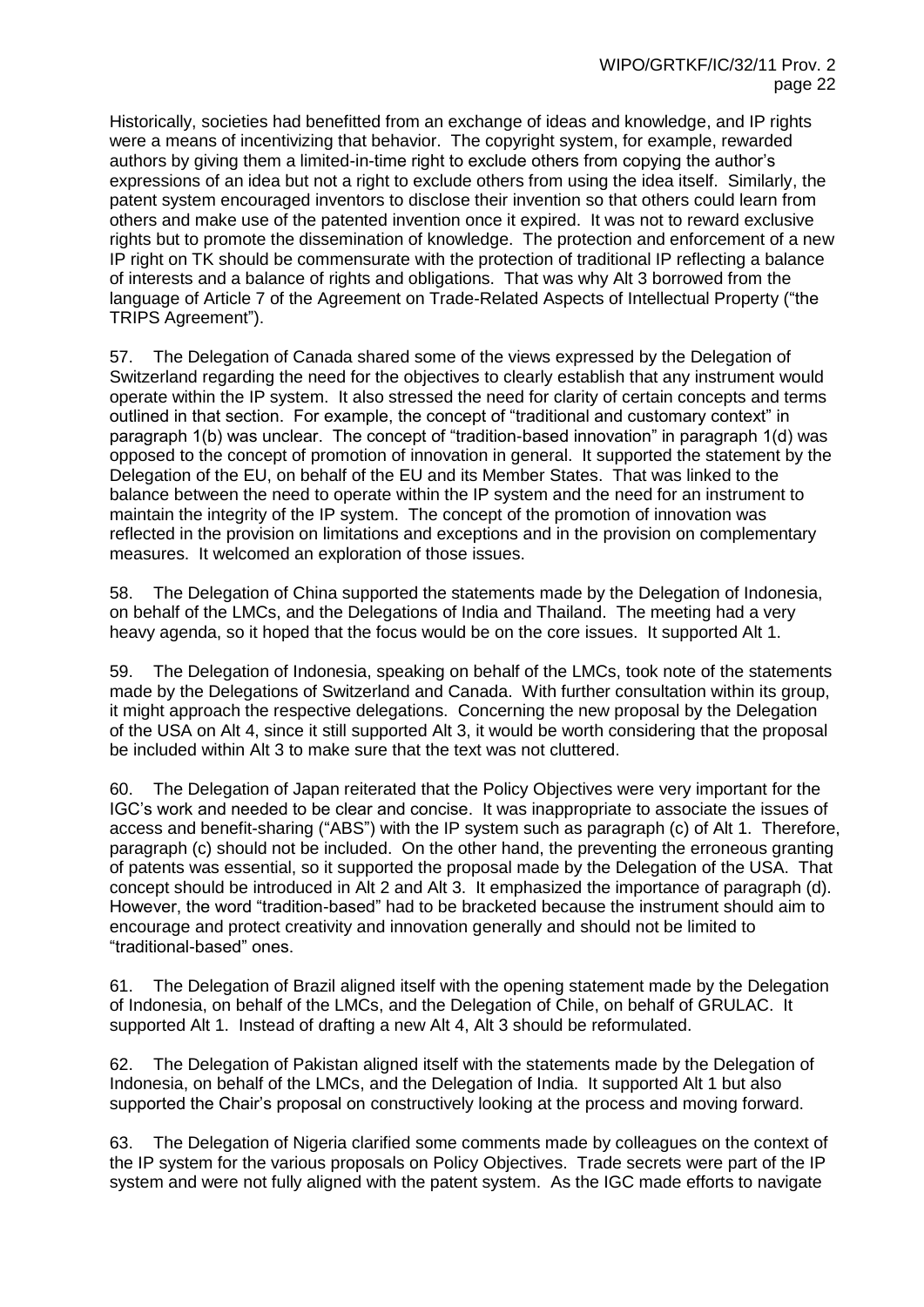Historically, societies had benefitted from an exchange of ideas and knowledge, and IP rights were a means of incentivizing that behavior. The copyright system, for example, rewarded authors by giving them a limited-in-time right to exclude others from copying the author's expressions of an idea but not a right to exclude others from using the idea itself. Similarly, the patent system encouraged inventors to disclose their invention so that others could learn from others and make use of the patented invention once it expired. It was not to reward exclusive rights but to promote the dissemination of knowledge. The protection and enforcement of a new IP right on TK should be commensurate with the protection of traditional IP reflecting a balance of interests and a balance of rights and obligations. That was why Alt 3 borrowed from the language of Article 7 of the Agreement on Trade-Related Aspects of Intellectual Property ("the TRIPS Agreement").

57. The Delegation of Canada shared some of the views expressed by the Delegation of Switzerland regarding the need for the objectives to clearly establish that any instrument would operate within the IP system. It also stressed the need for clarity of certain concepts and terms outlined in that section. For example, the concept of "traditional and customary context" in paragraph 1(b) was unclear. The concept of "tradition-based innovation" in paragraph 1(d) was opposed to the concept of promotion of innovation in general. It supported the statement by the Delegation of the EU, on behalf of the EU and its Member States. That was linked to the balance between the need to operate within the IP system and the need for an instrument to maintain the integrity of the IP system. The concept of the promotion of innovation was reflected in the provision on limitations and exceptions and in the provision on complementary measures. It welcomed an exploration of those issues.

58. The Delegation of China supported the statements made by the Delegation of Indonesia, on behalf of the LMCs, and the Delegations of India and Thailand. The meeting had a very heavy agenda, so it hoped that the focus would be on the core issues. It supported Alt 1.

59. The Delegation of Indonesia, speaking on behalf of the LMCs, took note of the statements made by the Delegations of Switzerland and Canada. With further consultation within its group, it might approach the respective delegations. Concerning the new proposal by the Delegation of the USA on Alt 4, since it still supported Alt 3, it would be worth considering that the proposal be included within Alt 3 to make sure that the text was not cluttered.

60. The Delegation of Japan reiterated that the Policy Objectives were very important for the IGC's work and needed to be clear and concise. It was inappropriate to associate the issues of access and benefit-sharing ("ABS") with the IP system such as paragraph (c) of Alt 1. Therefore, paragraph (c) should not be included. On the other hand, the preventing the erroneous granting of patents was essential, so it supported the proposal made by the Delegation of the USA. That concept should be introduced in Alt 2 and Alt 3. It emphasized the importance of paragraph (d). However, the word "tradition-based" had to be bracketed because the instrument should aim to encourage and protect creativity and innovation generally and should not be limited to "traditional-based" ones.

61. The Delegation of Brazil aligned itself with the opening statement made by the Delegation of Indonesia, on behalf of the LMCs, and the Delegation of Chile, on behalf of GRULAC. It supported Alt 1. Instead of drafting a new Alt 4, Alt 3 should be reformulated.

62. The Delegation of Pakistan aligned itself with the statements made by the Delegation of Indonesia, on behalf of the LMCs, and the Delegation of India. It supported Alt 1 but also supported the Chair's proposal on constructively looking at the process and moving forward.

63. The Delegation of Nigeria clarified some comments made by colleagues on the context of the IP system for the various proposals on Policy Objectives. Trade secrets were part of the IP system and were not fully aligned with the patent system. As the IGC made efforts to navigate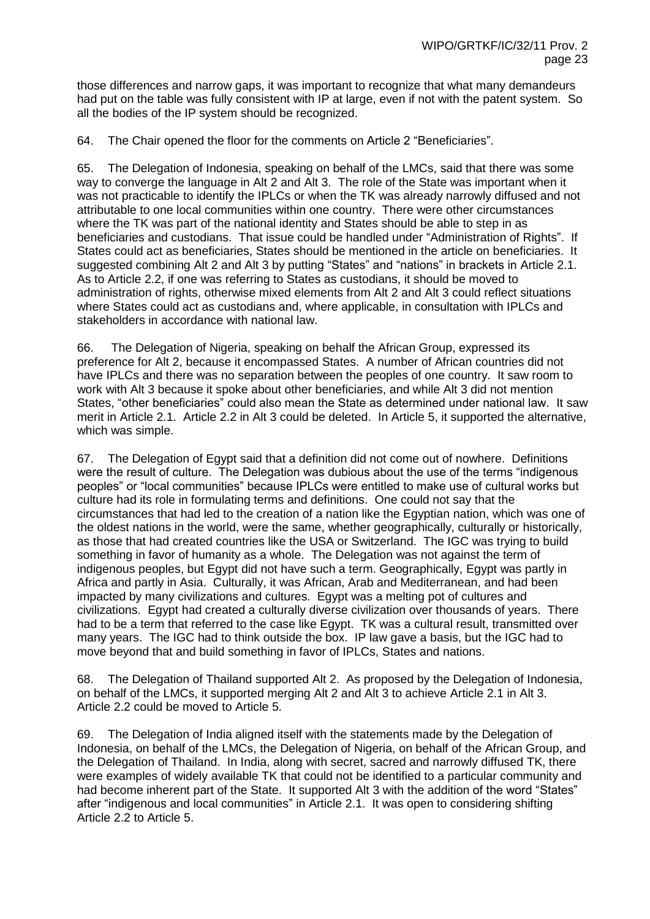those differences and narrow gaps, it was important to recognize that what many demandeurs had put on the table was fully consistent with IP at large, even if not with the patent system. So all the bodies of the IP system should be recognized.

64. The Chair opened the floor for the comments on Article 2 "Beneficiaries".

65. The Delegation of Indonesia, speaking on behalf of the LMCs, said that there was some way to converge the language in Alt 2 and Alt 3. The role of the State was important when it was not practicable to identify the IPLCs or when the TK was already narrowly diffused and not attributable to one local communities within one country. There were other circumstances where the TK was part of the national identity and States should be able to step in as beneficiaries and custodians. That issue could be handled under "Administration of Rights". If States could act as beneficiaries, States should be mentioned in the article on beneficiaries. It suggested combining Alt 2 and Alt 3 by putting "States" and "nations" in brackets in Article 2.1. As to Article 2.2, if one was referring to States as custodians, it should be moved to administration of rights, otherwise mixed elements from Alt 2 and Alt 3 could reflect situations where States could act as custodians and, where applicable, in consultation with IPLCs and stakeholders in accordance with national law.

66. The Delegation of Nigeria, speaking on behalf the African Group, expressed its preference for Alt 2, because it encompassed States. A number of African countries did not have IPLCs and there was no separation between the peoples of one country. It saw room to work with Alt 3 because it spoke about other beneficiaries, and while Alt 3 did not mention States, "other beneficiaries" could also mean the State as determined under national law. It saw merit in Article 2.1. Article 2.2 in Alt 3 could be deleted. In Article 5, it supported the alternative, which was simple.

67. The Delegation of Egypt said that a definition did not come out of nowhere. Definitions were the result of culture. The Delegation was dubious about the use of the terms "indigenous peoples" or "local communities" because IPLCs were entitled to make use of cultural works but culture had its role in formulating terms and definitions. One could not say that the circumstances that had led to the creation of a nation like the Egyptian nation, which was one of the oldest nations in the world, were the same, whether geographically, culturally or historically, as those that had created countries like the USA or Switzerland. The IGC was trying to build something in favor of humanity as a whole. The Delegation was not against the term of indigenous peoples, but Egypt did not have such a term. Geographically, Egypt was partly in Africa and partly in Asia. Culturally, it was African, Arab and Mediterranean, and had been impacted by many civilizations and cultures. Egypt was a melting pot of cultures and civilizations. Egypt had created a culturally diverse civilization over thousands of years. There had to be a term that referred to the case like Egypt. TK was a cultural result, transmitted over many years. The IGC had to think outside the box. IP law gave a basis, but the IGC had to move beyond that and build something in favor of IPLCs, States and nations.

68. The Delegation of Thailand supported Alt 2. As proposed by the Delegation of Indonesia, on behalf of the LMCs, it supported merging Alt 2 and Alt 3 to achieve Article 2.1 in Alt 3. Article 2.2 could be moved to Article 5.

69. The Delegation of India aligned itself with the statements made by the Delegation of Indonesia, on behalf of the LMCs, the Delegation of Nigeria, on behalf of the African Group, and the Delegation of Thailand. In India, along with secret, sacred and narrowly diffused TK, there were examples of widely available TK that could not be identified to a particular community and had become inherent part of the State. It supported Alt 3 with the addition of the word "States" after "indigenous and local communities" in Article 2.1. It was open to considering shifting Article 2.2 to Article 5.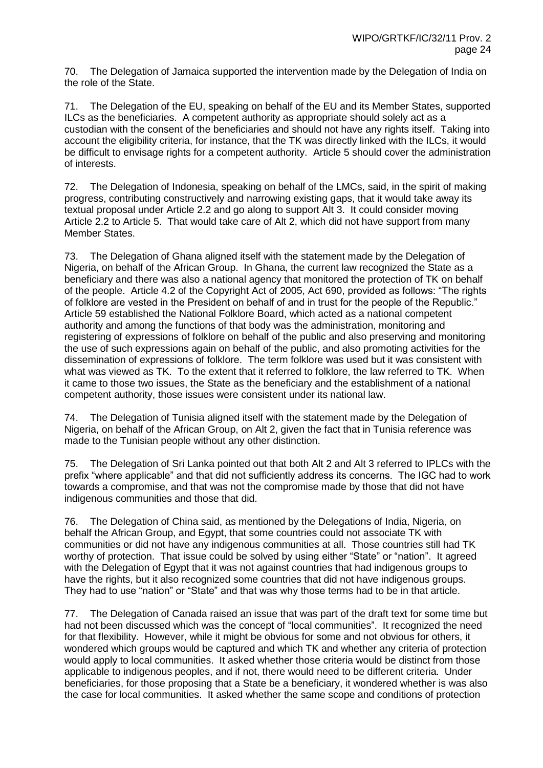70. The Delegation of Jamaica supported the intervention made by the Delegation of India on the role of the State.

71. The Delegation of the EU, speaking on behalf of the EU and its Member States, supported ILCs as the beneficiaries. A competent authority as appropriate should solely act as a custodian with the consent of the beneficiaries and should not have any rights itself. Taking into account the eligibility criteria, for instance, that the TK was directly linked with the ILCs, it would be difficult to envisage rights for a competent authority. Article 5 should cover the administration of interests.

72. The Delegation of Indonesia, speaking on behalf of the LMCs, said, in the spirit of making progress, contributing constructively and narrowing existing gaps, that it would take away its textual proposal under Article 2.2 and go along to support Alt 3. It could consider moving Article 2.2 to Article 5. That would take care of Alt 2, which did not have support from many Member States.

73. The Delegation of Ghana aligned itself with the statement made by the Delegation of Nigeria, on behalf of the African Group. In Ghana, the current law recognized the State as a beneficiary and there was also a national agency that monitored the protection of TK on behalf of the people. Article 4.2 of the Copyright Act of 2005, Act 690, provided as follows: "The rights of folklore are vested in the President on behalf of and in trust for the people of the Republic." Article 59 established the National Folklore Board, which acted as a national competent authority and among the functions of that body was the administration, monitoring and registering of expressions of folklore on behalf of the public and also preserving and monitoring the use of such expressions again on behalf of the public, and also promoting activities for the dissemination of expressions of folklore. The term folklore was used but it was consistent with what was viewed as TK. To the extent that it referred to folklore, the law referred to TK. When it came to those two issues, the State as the beneficiary and the establishment of a national competent authority, those issues were consistent under its national law.

74. The Delegation of Tunisia aligned itself with the statement made by the Delegation of Nigeria, on behalf of the African Group, on Alt 2, given the fact that in Tunisia reference was made to the Tunisian people without any other distinction.

75. The Delegation of Sri Lanka pointed out that both Alt 2 and Alt 3 referred to IPLCs with the prefix "where applicable" and that did not sufficiently address its concerns. The IGC had to work towards a compromise, and that was not the compromise made by those that did not have indigenous communities and those that did.

76. The Delegation of China said, as mentioned by the Delegations of India, Nigeria, on behalf the African Group, and Egypt, that some countries could not associate TK with communities or did not have any indigenous communities at all. Those countries still had TK worthy of protection. That issue could be solved by using either "State" or "nation". It agreed with the Delegation of Egypt that it was not against countries that had indigenous groups to have the rights, but it also recognized some countries that did not have indigenous groups. They had to use "nation" or "State" and that was why those terms had to be in that article.

77. The Delegation of Canada raised an issue that was part of the draft text for some time but had not been discussed which was the concept of "local communities". It recognized the need for that flexibility. However, while it might be obvious for some and not obvious for others, it wondered which groups would be captured and which TK and whether any criteria of protection would apply to local communities. It asked whether those criteria would be distinct from those applicable to indigenous peoples, and if not, there would need to be different criteria. Under beneficiaries, for those proposing that a State be a beneficiary, it wondered whether is was also the case for local communities. It asked whether the same scope and conditions of protection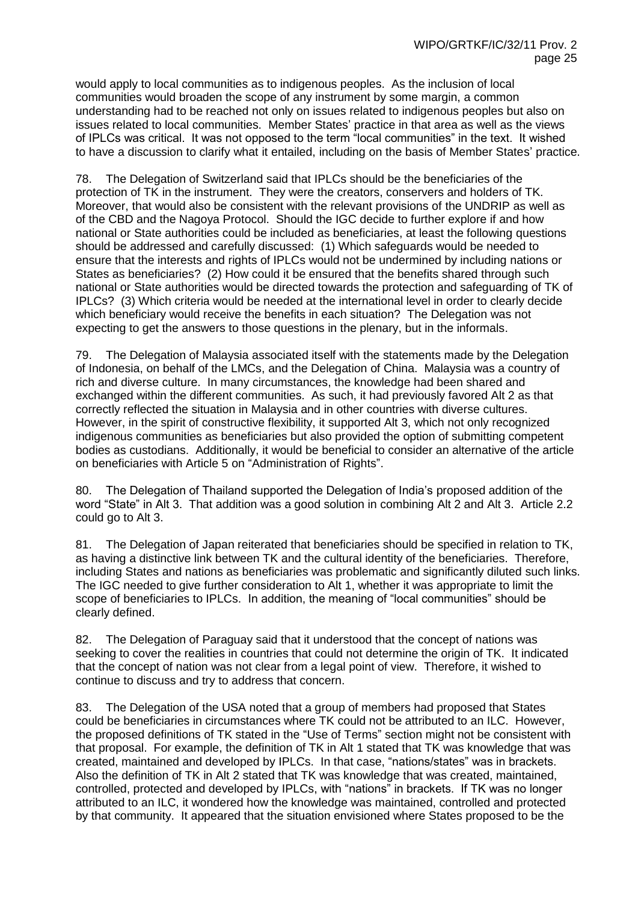would apply to local communities as to indigenous peoples. As the inclusion of local communities would broaden the scope of any instrument by some margin, a common understanding had to be reached not only on issues related to indigenous peoples but also on issues related to local communities. Member States' practice in that area as well as the views of IPLCs was critical. It was not opposed to the term "local communities" in the text. It wished to have a discussion to clarify what it entailed, including on the basis of Member States' practice.

78. The Delegation of Switzerland said that IPLCs should be the beneficiaries of the protection of TK in the instrument. They were the creators, conservers and holders of TK. Moreover, that would also be consistent with the relevant provisions of the UNDRIP as well as of the CBD and the Nagoya Protocol. Should the IGC decide to further explore if and how national or State authorities could be included as beneficiaries, at least the following questions should be addressed and carefully discussed: (1) Which safeguards would be needed to ensure that the interests and rights of IPLCs would not be undermined by including nations or States as beneficiaries? (2) How could it be ensured that the benefits shared through such national or State authorities would be directed towards the protection and safeguarding of TK of IPLCs? (3) Which criteria would be needed at the international level in order to clearly decide which beneficiary would receive the benefits in each situation? The Delegation was not expecting to get the answers to those questions in the plenary, but in the informals.

79. The Delegation of Malaysia associated itself with the statements made by the Delegation of Indonesia, on behalf of the LMCs, and the Delegation of China. Malaysia was a country of rich and diverse culture. In many circumstances, the knowledge had been shared and exchanged within the different communities. As such, it had previously favored Alt 2 as that correctly reflected the situation in Malaysia and in other countries with diverse cultures. However, in the spirit of constructive flexibility, it supported Alt 3, which not only recognized indigenous communities as beneficiaries but also provided the option of submitting competent bodies as custodians. Additionally, it would be beneficial to consider an alternative of the article on beneficiaries with Article 5 on "Administration of Rights".

80. The Delegation of Thailand supported the Delegation of India's proposed addition of the word "State" in Alt 3. That addition was a good solution in combining Alt 2 and Alt 3. Article 2.2 could go to Alt 3.

81. The Delegation of Japan reiterated that beneficiaries should be specified in relation to TK, as having a distinctive link between TK and the cultural identity of the beneficiaries. Therefore, including States and nations as beneficiaries was problematic and significantly diluted such links. The IGC needed to give further consideration to Alt 1, whether it was appropriate to limit the scope of beneficiaries to IPLCs. In addition, the meaning of "local communities" should be clearly defined.

82. The Delegation of Paraguay said that it understood that the concept of nations was seeking to cover the realities in countries that could not determine the origin of TK. It indicated that the concept of nation was not clear from a legal point of view. Therefore, it wished to continue to discuss and try to address that concern.

83. The Delegation of the USA noted that a group of members had proposed that States could be beneficiaries in circumstances where TK could not be attributed to an ILC. However, the proposed definitions of TK stated in the "Use of Terms" section might not be consistent with that proposal. For example, the definition of TK in Alt 1 stated that TK was knowledge that was created, maintained and developed by IPLCs. In that case, "nations/states" was in brackets. Also the definition of TK in Alt 2 stated that TK was knowledge that was created, maintained, controlled, protected and developed by IPLCs, with "nations" in brackets. If TK was no longer attributed to an ILC, it wondered how the knowledge was maintained, controlled and protected by that community. It appeared that the situation envisioned where States proposed to be the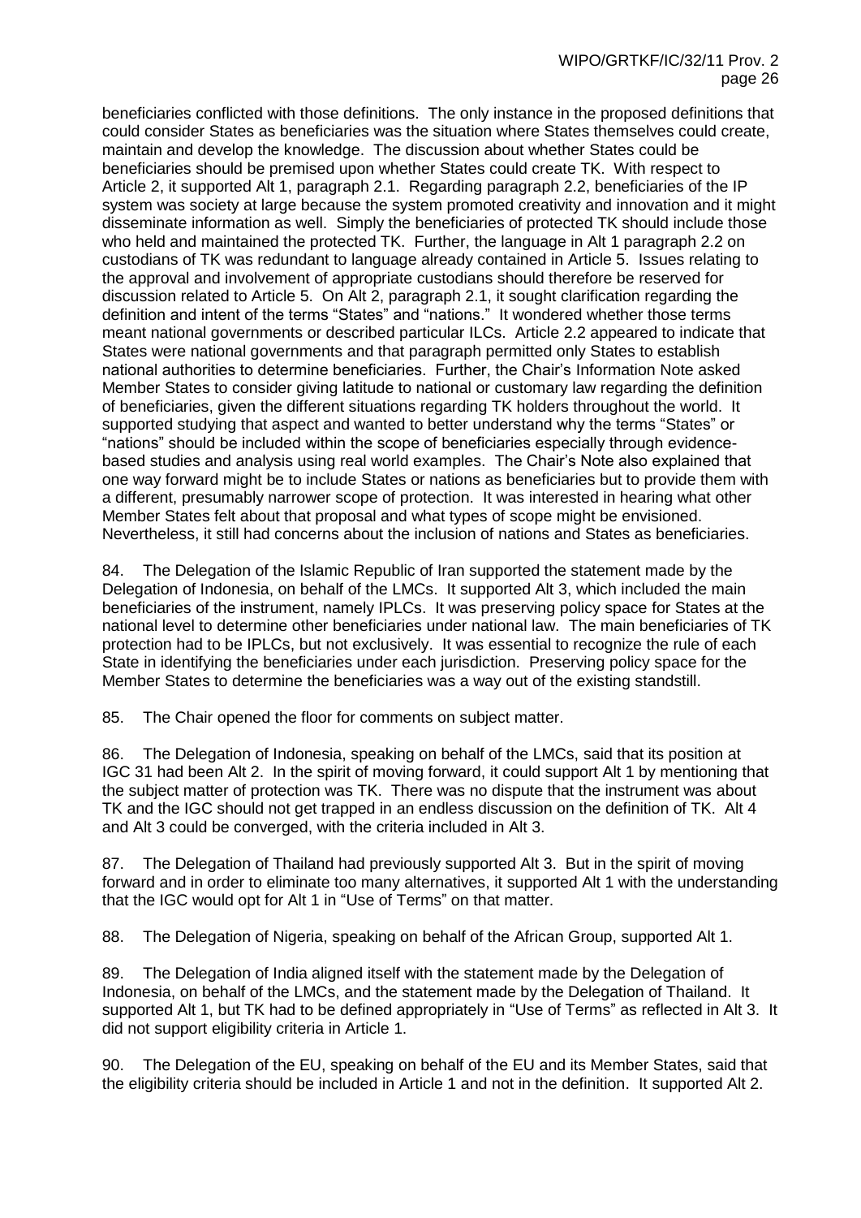beneficiaries conflicted with those definitions. The only instance in the proposed definitions that could consider States as beneficiaries was the situation where States themselves could create, maintain and develop the knowledge. The discussion about whether States could be beneficiaries should be premised upon whether States could create TK. With respect to Article 2, it supported Alt 1, paragraph 2.1. Regarding paragraph 2.2, beneficiaries of the IP system was society at large because the system promoted creativity and innovation and it might disseminate information as well. Simply the beneficiaries of protected TK should include those who held and maintained the protected TK. Further, the language in Alt 1 paragraph 2.2 on custodians of TK was redundant to language already contained in Article 5. Issues relating to the approval and involvement of appropriate custodians should therefore be reserved for discussion related to Article 5. On Alt 2, paragraph 2.1, it sought clarification regarding the definition and intent of the terms "States" and "nations." It wondered whether those terms meant national governments or described particular ILCs. Article 2.2 appeared to indicate that States were national governments and that paragraph permitted only States to establish national authorities to determine beneficiaries. Further, the Chair's Information Note asked Member States to consider giving latitude to national or customary law regarding the definition of beneficiaries, given the different situations regarding TK holders throughout the world. It supported studying that aspect and wanted to better understand why the terms "States" or "nations" should be included within the scope of beneficiaries especially through evidence-based studies and analysis using real world examples. The Chair's Note also explained that one way forward might be to include States or nations as beneficiaries but to provide them with a different, presumably narrower scope of protection. It was interested in hearing what other Member States felt about that proposal and what types of scope might be envisioned. Nevertheless, it still had concerns about the inclusion of nations and States as beneficiaries.

84. The Delegation of the Islamic Republic of Iran supported the statement made by the Delegation of Indonesia, on behalf of the LMCs. It supported Alt 3, which included the main beneficiaries of the instrument, namely IPLCs. It was preserving policy space for States at the national level to determine other beneficiaries under national law. The main beneficiaries of TK protection had to be IPLCs, but not exclusively. It was essential to recognize the rule of each State in identifying the beneficiaries under each jurisdiction. Preserving policy space for the Member States to determine the beneficiaries was a way out of the existing standstill.

85. The Chair opened the floor for comments on subject matter.

86. The Delegation of Indonesia, speaking on behalf of the LMCs, said that its position at IGC 31 had been Alt 2. In the spirit of moving forward, it could support Alt 1 by mentioning that the subject matter of protection was TK. There was no dispute that the instrument was about TK and the IGC should not get trapped in an endless discussion on the definition of TK. Alt 4 and Alt 3 could be converged, with the criteria included in Alt 3.

87. The Delegation of Thailand had previously supported Alt 3. But in the spirit of moving forward and in order to eliminate too many alternatives, it supported Alt 1 with the understanding that the IGC would opt for Alt 1 in "Use of Terms" on that matter.

88. The Delegation of Nigeria, speaking on behalf of the African Group, supported Alt 1.

89. The Delegation of India aligned itself with the statement made by the Delegation of Indonesia, on behalf of the LMCs, and the statement made by the Delegation of Thailand. It supported Alt 1, but TK had to be defined appropriately in "Use of Terms" as reflected in Alt 3. It did not support eligibility criteria in Article 1.

90. The Delegation of the EU, speaking on behalf of the EU and its Member States, said that the eligibility criteria should be included in Article 1 and not in the definition. It supported Alt 2.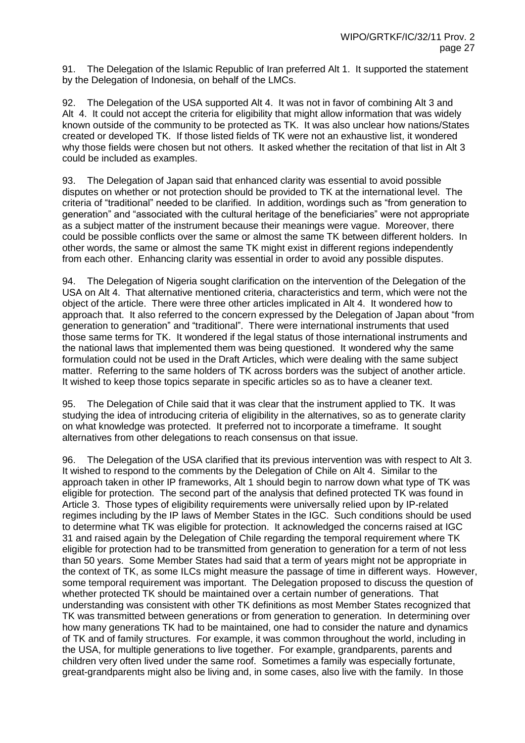91. The Delegation of the Islamic Republic of Iran preferred Alt 1. It supported the statement by the Delegation of Indonesia, on behalf of the LMCs.

92. The Delegation of the USA supported Alt 4. It was not in favor of combining Alt 3 and Alt 4. It could not accept the criteria for eligibility that might allow information that was widely known outside of the community to be protected as TK. It was also unclear how nations/States created or developed TK. If those listed fields of TK were not an exhaustive list, it wondered why those fields were chosen but not others. It asked whether the recitation of that list in Alt 3 could be included as examples.

93. The Delegation of Japan said that enhanced clarity was essential to avoid possible disputes on whether or not protection should be provided to TK at the international level. The criteria of "traditional" needed to be clarified. In addition, wordings such as "from generation to generation" and "associated with the cultural heritage of the beneficiaries" were not appropriate as a subject matter of the instrument because their meanings were vague. Moreover, there could be possible conflicts over the same or almost the same TK between different holders. In other words, the same or almost the same TK might exist in different regions independently from each other. Enhancing clarity was essential in order to avoid any possible disputes.

94. The Delegation of Nigeria sought clarification on the intervention of the Delegation of the USA on Alt 4. That alternative mentioned criteria, characteristics and term, which were not the object of the article. There were three other articles implicated in Alt 4. It wondered how to approach that. It also referred to the concern expressed by the Delegation of Japan about "from generation to generation" and "traditional". There were international instruments that used those same terms for TK. It wondered if the legal status of those international instruments and the national laws that implemented them was being questioned. It wondered why the same formulation could not be used in the Draft Articles, which were dealing with the same subject matter. Referring to the same holders of TK across borders was the subject of another article. It wished to keep those topics separate in specific articles so as to have a cleaner text.

95. The Delegation of Chile said that it was clear that the instrument applied to TK. It was studying the idea of introducing criteria of eligibility in the alternatives, so as to generate clarity on what knowledge was protected. It preferred not to incorporate a timeframe. It sought alternatives from other delegations to reach consensus on that issue.

96. The Delegation of the USA clarified that its previous intervention was with respect to Alt 3. It wished to respond to the comments by the Delegation of Chile on Alt 4. Similar to the approach taken in other IP frameworks, Alt 1 should begin to narrow down what type of TK was eligible for protection. The second part of the analysis that defined protected TK was found in Article 3. Those types of eligibility requirements were universally relied upon by IP-related regimes including by the IP laws of Member States in the IGC. Such conditions should be used to determine what TK was eligible for protection. It acknowledged the concerns raised at IGC 31 and raised again by the Delegation of Chile regarding the temporal requirement where TK eligible for protection had to be transmitted from generation to generation for a term of not less than 50 years. Some Member States had said that a term of years might not be appropriate in the context of TK, as some ILCs might measure the passage of time in different ways. However, some temporal requirement was important. The Delegation proposed to discuss the question of whether protected TK should be maintained over a certain number of generations. That understanding was consistent with other TK definitions as most Member States recognized that TK was transmitted between generations or from generation to generation. In determining over how many generations TK had to be maintained, one had to consider the nature and dynamics of TK and of family structures. For example, it was common throughout the world, including in the USA, for multiple generations to live together. For example, grandparents, parents and children very often lived under the same roof. Sometimes a family was especially fortunate, great-grandparents might also be living and, in some cases, also live with the family. In those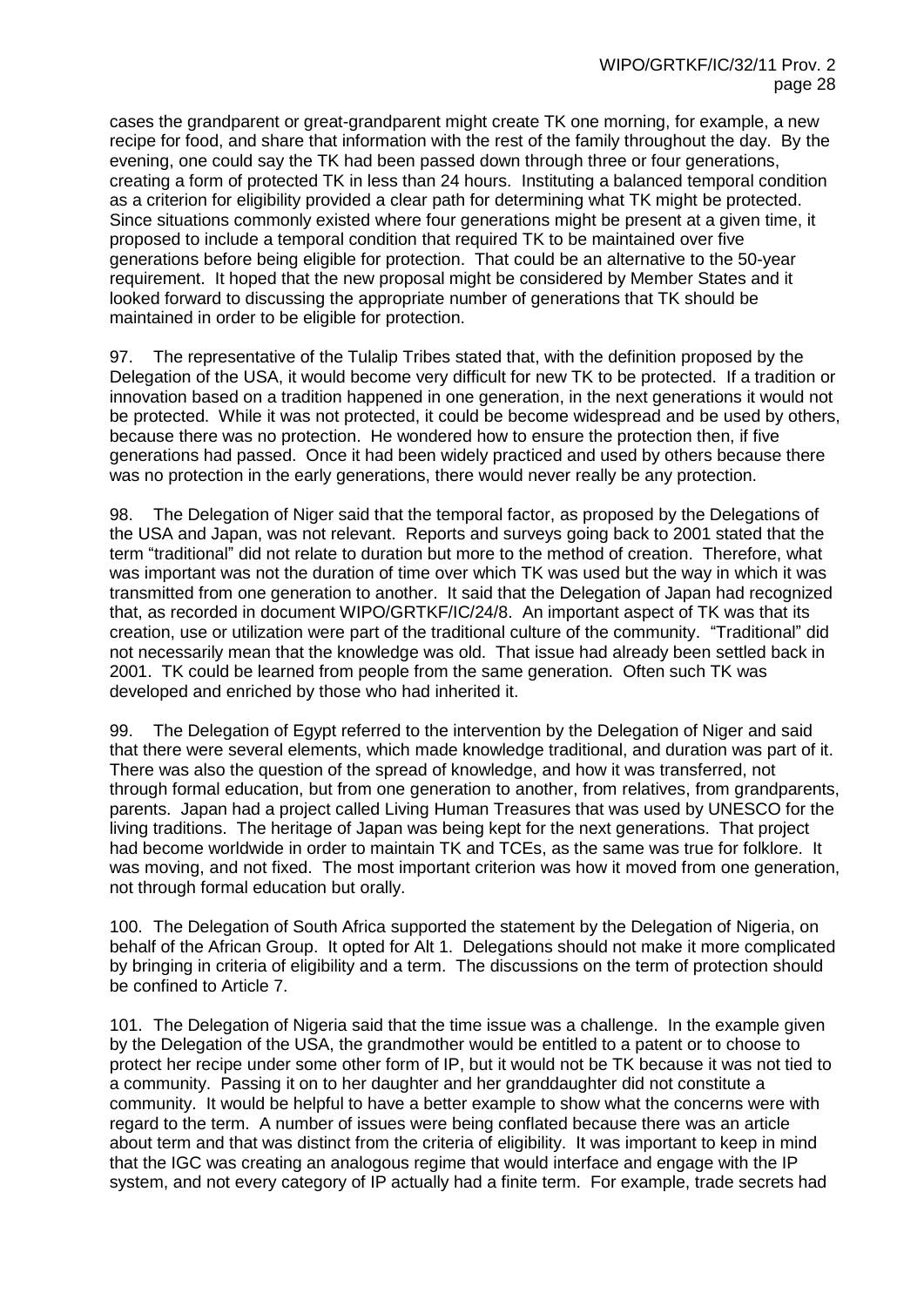cases the grandparent or great-grandparent might create TK one morning, for example, a new recipe for food, and share that information with the rest of the family throughout the day. By the evening, one could say the TK had been passed down through three or four generations, creating a form of protected TK in less than 24 hours. Instituting a balanced temporal condition as a criterion for eligibility provided a clear path for determining what TK might be protected. Since situations commonly existed where four generations might be present at a given time, it proposed to include a temporal condition that required TK to be maintained over five generations before being eligible for protection. That could be an alternative to the 50-year requirement. It hoped that the new proposal might be considered by Member States and it looked forward to discussing the appropriate number of generations that TK should be maintained in order to be eligible for protection.

97. The representative of the Tulalip Tribes stated that, with the definition proposed by the Delegation of the USA, it would become very difficult for new TK to be protected. If a tradition or innovation based on a tradition happened in one generation, in the next generations it would not be protected. While it was not protected, it could be become widespread and be used by others, because there was no protection. He wondered how to ensure the protection then, if five generations had passed. Once it had been widely practiced and used by others because there was no protection in the early generations, there would never really be any protection.

98. The Delegation of Niger said that the temporal factor, as proposed by the Delegations of the USA and Japan, was not relevant. Reports and surveys going back to 2001 stated that the term "traditional" did not relate to duration but more to the method of creation. Therefore, what was important was not the duration of time over which TK was used but the way in which it was transmitted from one generation to another. It said that the Delegation of Japan had recognized that, as recorded in document WIPO/GRTKF/IC/24/8. An important aspect of TK was that its creation, use or utilization were part of the traditional culture of the community. "Traditional" did not necessarily mean that the knowledge was old. That issue had already been settled back in 2001. TK could be learned from people from the same generation. Often such TK was developed and enriched by those who had inherited it.

99. The Delegation of Egypt referred to the intervention by the Delegation of Niger and said that there were several elements, which made knowledge traditional, and duration was part of it. There was also the question of the spread of knowledge, and how it was transferred, not through formal education, but from one generation to another, from relatives, from grandparents, parents. Japan had a project called Living Human Treasures that was used by UNESCO for the living traditions. The heritage of Japan was being kept for the next generations. That project had become worldwide in order to maintain TK and TCEs, as the same was true for folklore. It was moving, and not fixed. The most important criterion was how it moved from one generation, not through formal education but orally.

100. The Delegation of South Africa supported the statement by the Delegation of Nigeria, on behalf of the African Group. It opted for Alt 1. Delegations should not make it more complicated by bringing in criteria of eligibility and a term. The discussions on the term of protection should be confined to Article 7.

101. The Delegation of Nigeria said that the time issue was a challenge. In the example given by the Delegation of the USA, the grandmother would be entitled to a patent or to choose to protect her recipe under some other form of IP, but it would not be TK because it was not tied to a community. Passing it on to her daughter and her granddaughter did not constitute a community. It would be helpful to have a better example to show what the concerns were with regard to the term. A number of issues were being conflated because there was an article about term and that was distinct from the criteria of eligibility. It was important to keep in mind that the IGC was creating an analogous regime that would interface and engage with the IP system, and not every category of IP actually had a finite term. For example, trade secrets had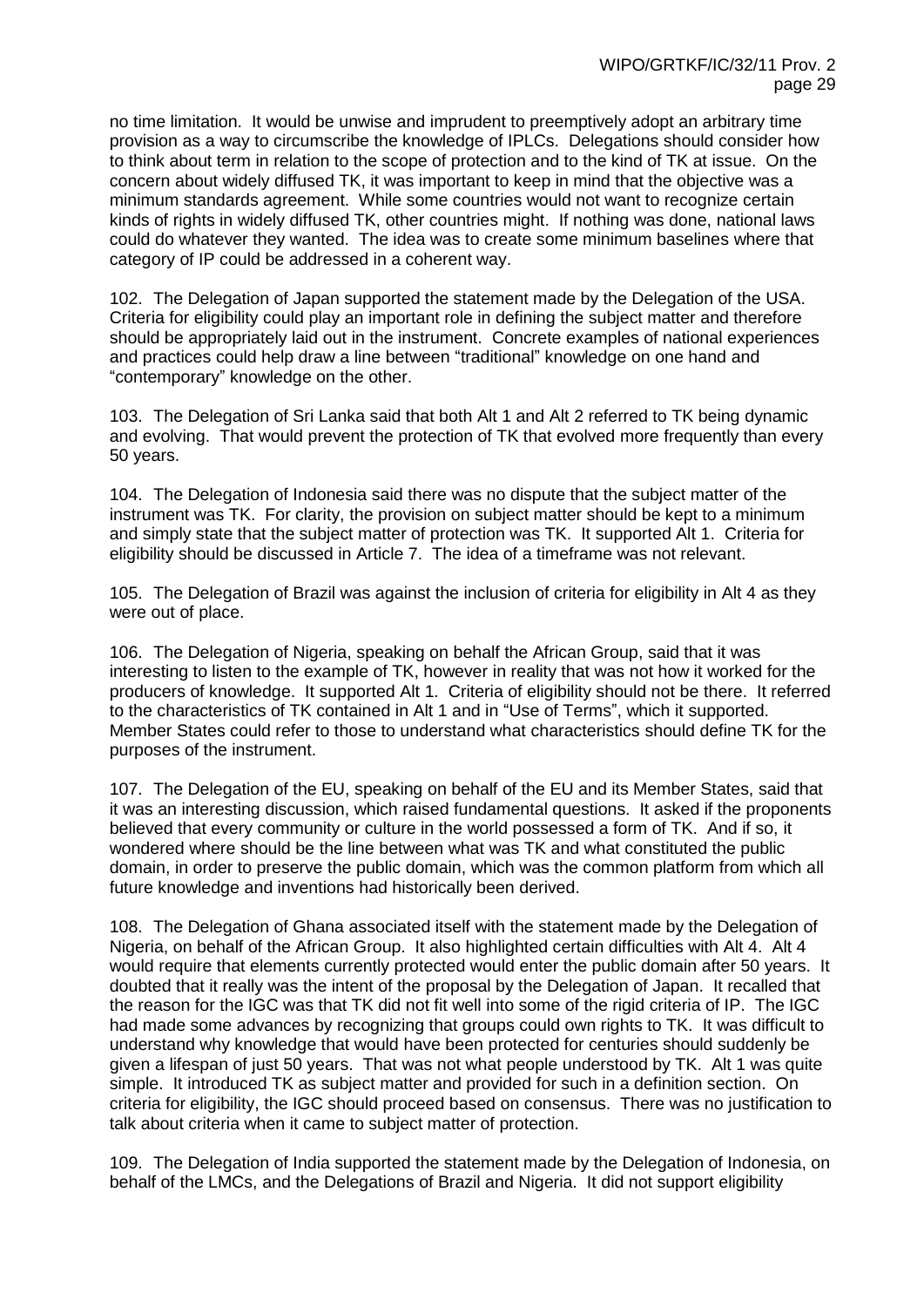no time limitation. It would be unwise and imprudent to preemptively adopt an arbitrary time provision as a way to circumscribe the knowledge of IPLCs. Delegations should consider how to think about term in relation to the scope of protection and to the kind of TK at issue. On the concern about widely diffused TK, it was important to keep in mind that the objective was a minimum standards agreement. While some countries would not want to recognize certain kinds of rights in widely diffused TK, other countries might. If nothing was done, national laws could do whatever they wanted. The idea was to create some minimum baselines where that category of IP could be addressed in a coherent way.

102. The Delegation of Japan supported the statement made by the Delegation of the USA. Criteria for eligibility could play an important role in defining the subject matter and therefore should be appropriately laid out in the instrument. Concrete examples of national experiences and practices could help draw a line between "traditional" knowledge on one hand and "contemporary" knowledge on the other.

103. The Delegation of Sri Lanka said that both Alt 1 and Alt 2 referred to TK being dynamic and evolving. That would prevent the protection of TK that evolved more frequently than every 50 years.

104. The Delegation of Indonesia said there was no dispute that the subject matter of the instrument was TK. For clarity, the provision on subject matter should be kept to a minimum and simply state that the subject matter of protection was TK. It supported Alt 1. Criteria for eligibility should be discussed in Article 7. The idea of a timeframe was not relevant.

105. The Delegation of Brazil was against the inclusion of criteria for eligibility in Alt 4 as they were out of place.

106. The Delegation of Nigeria, speaking on behalf the African Group, said that it was interesting to listen to the example of TK, however in reality that was not how it worked for the producers of knowledge. It supported Alt 1. Criteria of eligibility should not be there. It referred to the characteristics of TK contained in Alt 1 and in "Use of Terms", which it supported. Member States could refer to those to understand what characteristics should define TK for the purposes of the instrument.

107. The Delegation of the EU, speaking on behalf of the EU and its Member States, said that it was an interesting discussion, which raised fundamental questions. It asked if the proponents believed that every community or culture in the world possessed a form of TK. And if so, it wondered where should be the line between what was TK and what constituted the public domain, in order to preserve the public domain, which was the common platform from which all future knowledge and inventions had historically been derived.

108. The Delegation of Ghana associated itself with the statement made by the Delegation of Nigeria, on behalf of the African Group. It also highlighted certain difficulties with Alt 4. Alt 4 would require that elements currently protected would enter the public domain after 50 years. It doubted that it really was the intent of the proposal by the Delegation of Japan. It recalled that the reason for the IGC was that TK did not fit well into some of the rigid criteria of IP. The IGC had made some advances by recognizing that groups could own rights to TK. It was difficult to understand why knowledge that would have been protected for centuries should suddenly be given a lifespan of just 50 years. That was not what people understood by TK. Alt 1 was quite simple. It introduced TK as subject matter and provided for such in a definition section. On criteria for eligibility, the IGC should proceed based on consensus. There was no justification to talk about criteria when it came to subject matter of protection.

109. The Delegation of India supported the statement made by the Delegation of Indonesia, on behalf of the LMCs, and the Delegations of Brazil and Nigeria. It did not support eligibility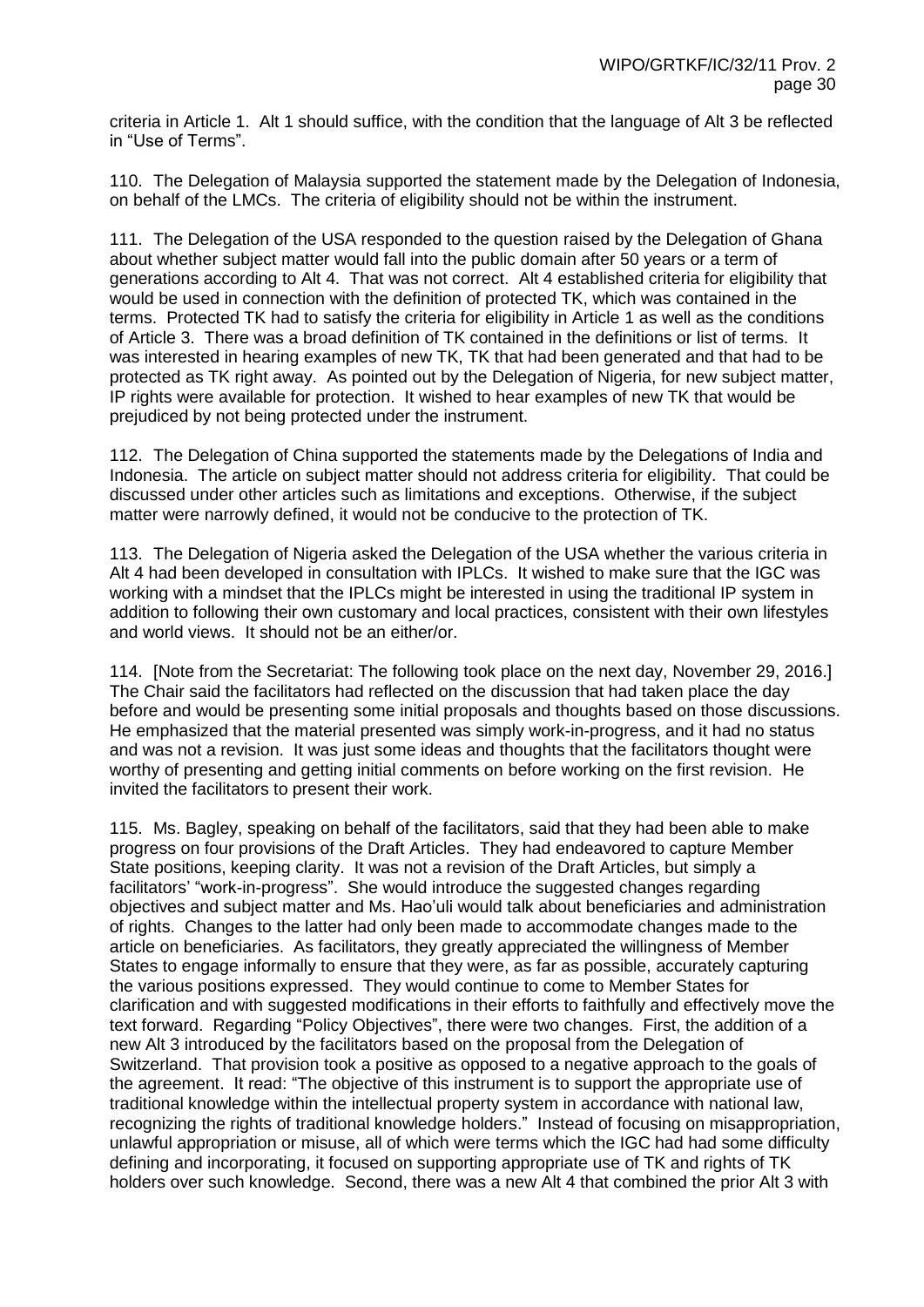criteria in Article 1. Alt 1 should suffice, with the condition that the language of Alt 3 be reflected in "Use of Terms".

110. The Delegation of Malaysia supported the statement made by the Delegation of Indonesia, on behalf of the LMCs. The criteria of eligibility should not be within the instrument.

111. The Delegation of the USA responded to the question raised by the Delegation of Ghana about whether subject matter would fall into the public domain after 50 years or a term of generations according to Alt 4. That was not correct. Alt 4 established criteria for eligibility that would be used in connection with the definition of protected TK, which was contained in the terms. Protected TK had to satisfy the criteria for eligibility in Article 1 as well as the conditions of Article 3. There was a broad definition of TK contained in the definitions or list of terms. It was interested in hearing examples of new TK, TK that had been generated and that had to be protected as TK right away. As pointed out by the Delegation of Nigeria, for new subject matter, IP rights were available for protection. It wished to hear examples of new TK that would be prejudiced by not being protected under the instrument.

112. The Delegation of China supported the statements made by the Delegations of India and Indonesia. The article on subject matter should not address criteria for eligibility. That could be discussed under other articles such as limitations and exceptions. Otherwise, if the subject matter were narrowly defined, it would not be conducive to the protection of TK.

113. The Delegation of Nigeria asked the Delegation of the USA whether the various criteria in Alt 4 had been developed in consultation with IPLCs. It wished to make sure that the IGC was working with a mindset that the IPLCs might be interested in using the traditional IP system in addition to following their own customary and local practices, consistent with their own lifestyles and world views. It should not be an either/or.

114. [Note from the Secretariat: The following took place on the next day, November 29, 2016.] The Chair said the facilitators had reflected on the discussion that had taken place the day before and would be presenting some initial proposals and thoughts based on those discussions. He emphasized that the material presented was simply work-in-progress, and it had no status and was not a revision. It was just some ideas and thoughts that the facilitators thought were worthy of presenting and getting initial comments on before working on the first revision. He invited the facilitators to present their work.

115. Ms. Bagley, speaking on behalf of the facilitators, said that they had been able to make progress on four provisions of the Draft Articles. They had endeavored to capture Member State positions, keeping clarity. It was not a revision of the Draft Articles, but simply a facilitators' "work-in-progress". She would introduce the suggested changes regarding objectives and subject matter and Ms. Hao'uli would talk about beneficiaries and administration of rights. Changes to the latter had only been made to accommodate changes made to the article on beneficiaries. As facilitators, they greatly appreciated the willingness of Member States to engage informally to ensure that they were, as far as possible, accurately capturing the various positions expressed. They would continue to come to Member States for clarification and with suggested modifications in their efforts to faithfully and effectively move the text forward. Regarding "Policy Objectives", there were two changes. First, the addition of a new Alt 3 introduced by the facilitators based on the proposal from the Delegation of Switzerland. That provision took a positive as opposed to a negative approach to the goals of the agreement. It read: "The objective of this instrument is to support the appropriate use of traditional knowledge within the intellectual property system in accordance with national law, recognizing the rights of traditional knowledge holders." Instead of focusing on misappropriation, unlawful appropriation or misuse, all of which were terms which the IGC had had some difficulty defining and incorporating, it focused on supporting appropriate use of TK and rights of TK holders over such knowledge. Second, there was a new Alt 4 that combined the prior Alt 3 with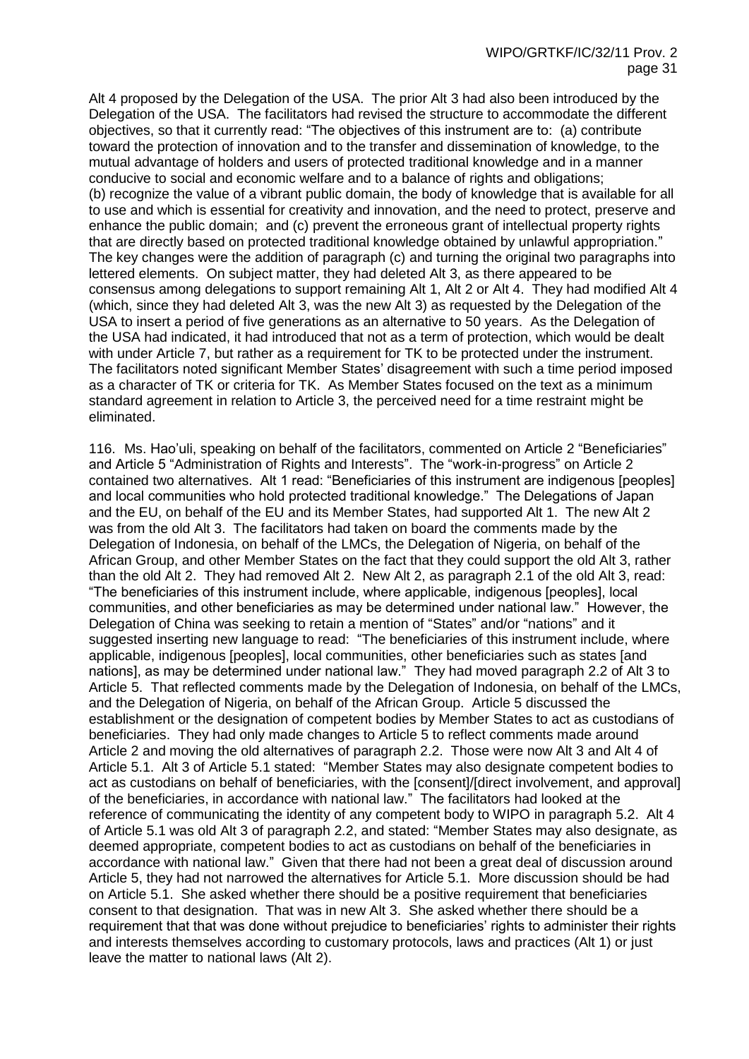Alt 4 proposed by the Delegation of the USA. The prior Alt 3 had also been introduced by the Delegation of the USA. The facilitators had revised the structure to accommodate the different objectives, so that it currently read: "The objectives of this instrument are to: (a) contribute toward the protection of innovation and to the transfer and dissemination of knowledge, to the mutual advantage of holders and users of protected traditional knowledge and in a manner conducive to social and economic welfare and to a balance of rights and obligations; (b) recognize the value of a vibrant public domain, the body of knowledge that is available for all to use and which is essential for creativity and innovation, and the need to protect, preserve and enhance the public domain; and (c) prevent the erroneous grant of intellectual property rights that are directly based on protected traditional knowledge obtained by unlawful appropriation." The key changes were the addition of paragraph (c) and turning the original two paragraphs into lettered elements. On subject matter, they had deleted Alt 3, as there appeared to be consensus among delegations to support remaining Alt 1, Alt 2 or Alt 4. They had modified Alt 4 (which, since they had deleted Alt 3, was the new Alt 3) as requested by the Delegation of the USA to insert a period of five generations as an alternative to 50 years. As the Delegation of the USA had indicated, it had introduced that not as a term of protection, which would be dealt with under Article 7, but rather as a requirement for TK to be protected under the instrument. The facilitators noted significant Member States' disagreement with such a time period imposed as a character of TK or criteria for TK. As Member States focused on the text as a minimum standard agreement in relation to Article 3, the perceived need for a time restraint might be eliminated.

116. Ms. Hao'uli, speaking on behalf of the facilitators, commented on Article 2 "Beneficiaries" and Article 5 "Administration of Rights and Interests". The "work-in-progress" on Article 2 contained two alternatives. Alt 1 read: "Beneficiaries of this instrument are indigenous [peoples] and local communities who hold protected traditional knowledge." The Delegations of Japan and the EU, on behalf of the EU and its Member States, had supported Alt 1. The new Alt 2 was from the old Alt 3. The facilitators had taken on board the comments made by the Delegation of Indonesia, on behalf of the LMCs, the Delegation of Nigeria, on behalf of the African Group, and other Member States on the fact that they could support the old Alt 3, rather than the old Alt 2. They had removed Alt 2. New Alt 2, as paragraph 2.1 of the old Alt 3, read: "The beneficiaries of this instrument include, where applicable, indigenous [peoples], local communities, and other beneficiaries as may be determined under national law." However, the Delegation of China was seeking to retain a mention of "States" and/or "nations" and it suggested inserting new language to read: "The beneficiaries of this instrument include, where applicable, indigenous [peoples], local communities, other beneficiaries such as states [and nations], as may be determined under national law." They had moved paragraph 2.2 of Alt 3 to Article 5. That reflected comments made by the Delegation of Indonesia, on behalf of the LMCs, and the Delegation of Nigeria, on behalf of the African Group. Article 5 discussed the establishment or the designation of competent bodies by Member States to act as custodians of beneficiaries. They had only made changes to Article 5 to reflect comments made around Article 2 and moving the old alternatives of paragraph 2.2. Those were now Alt 3 and Alt 4 of Article 5.1. Alt 3 of Article 5.1 stated: "Member States may also designate competent bodies to act as custodians on behalf of beneficiaries, with the [consent]/[direct involvement, and approval] of the beneficiaries, in accordance with national law." The facilitators had looked at the reference of communicating the identity of any competent body to WIPO in paragraph 5.2. Alt 4 of Article 5.1 was old Alt 3 of paragraph 2.2, and stated: "Member States may also designate, as deemed appropriate, competent bodies to act as custodians on behalf of the beneficiaries in accordance with national law." Given that there had not been a great deal of discussion around Article 5, they had not narrowed the alternatives for Article 5.1. More discussion should be had on Article 5.1. She asked whether there should be a positive requirement that beneficiaries consent to that designation. That was in new Alt 3. She asked whether there should be a requirement that that was done without prejudice to beneficiaries' rights to administer their rights and interests themselves according to customary protocols, laws and practices (Alt 1) or just leave the matter to national laws (Alt 2).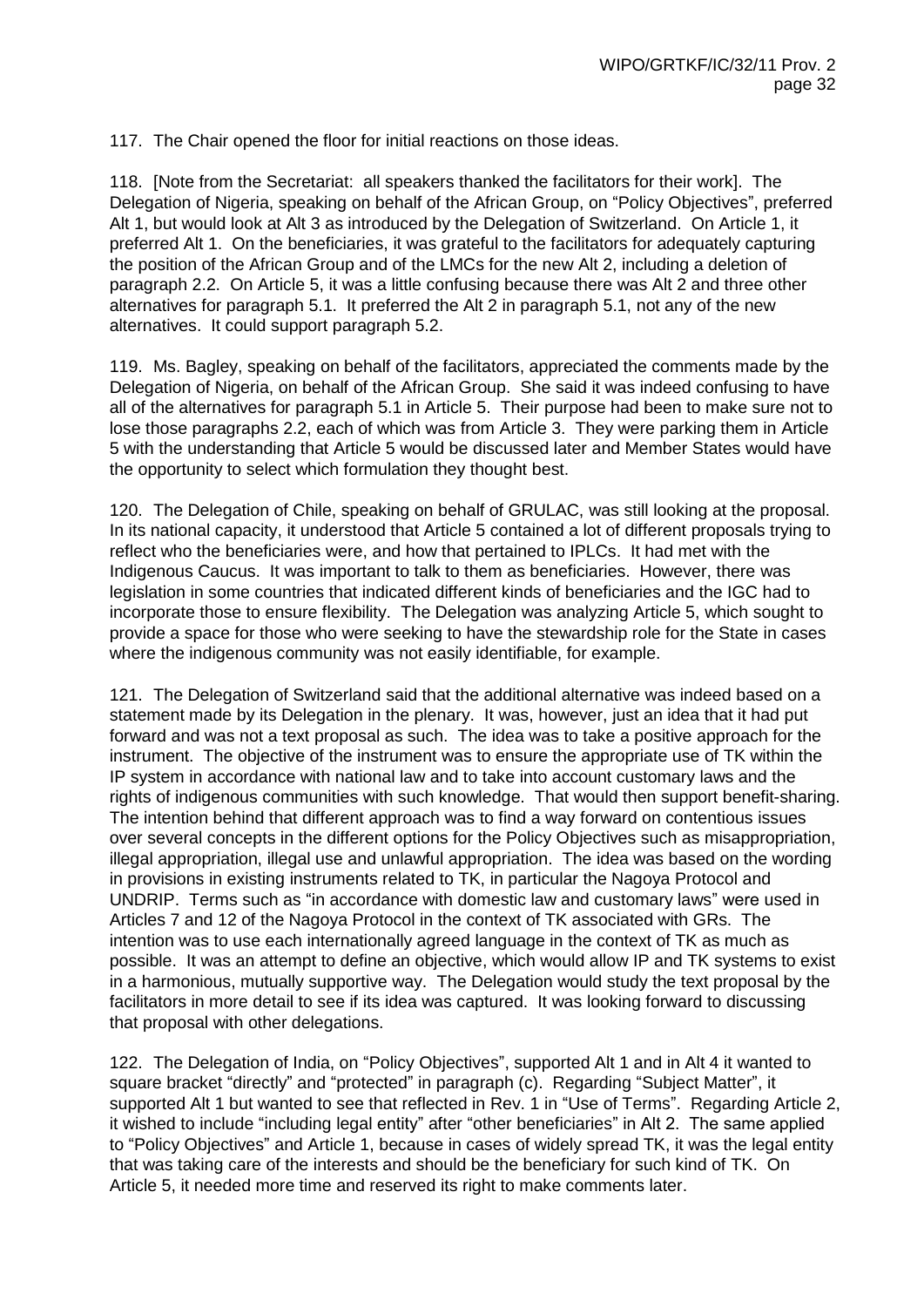117. The Chair opened the floor for initial reactions on those ideas.

118. [Note from the Secretariat: all speakers thanked the facilitators for their work]. The Delegation of Nigeria, speaking on behalf of the African Group, on "Policy Objectives", preferred Alt 1, but would look at Alt 3 as introduced by the Delegation of Switzerland. On Article 1, it preferred Alt 1. On the beneficiaries, it was grateful to the facilitators for adequately capturing the position of the African Group and of the LMCs for the new Alt 2, including a deletion of paragraph 2.2. On Article 5, it was a little confusing because there was Alt 2 and three other alternatives for paragraph 5.1. It preferred the Alt 2 in paragraph 5.1, not any of the new alternatives. It could support paragraph 5.2.

119. Ms. Bagley, speaking on behalf of the facilitators, appreciated the comments made by the Delegation of Nigeria, on behalf of the African Group. She said it was indeed confusing to have all of the alternatives for paragraph 5.1 in Article 5. Their purpose had been to make sure not to lose those paragraphs 2.2, each of which was from Article 3. They were parking them in Article 5 with the understanding that Article 5 would be discussed later and Member States would have the opportunity to select which formulation they thought best.

120. The Delegation of Chile, speaking on behalf of GRULAC, was still looking at the proposal. In its national capacity, it understood that Article 5 contained a lot of different proposals trying to reflect who the beneficiaries were, and how that pertained to IPLCs. It had met with the Indigenous Caucus. It was important to talk to them as beneficiaries. However, there was legislation in some countries that indicated different kinds of beneficiaries and the IGC had to incorporate those to ensure flexibility. The Delegation was analyzing Article 5, which sought to provide a space for those who were seeking to have the stewardship role for the State in cases where the indigenous community was not easily identifiable, for example.

121. The Delegation of Switzerland said that the additional alternative was indeed based on a statement made by its Delegation in the plenary. It was, however, just an idea that it had put forward and was not a text proposal as such. The idea was to take a positive approach for the instrument. The objective of the instrument was to ensure the appropriate use of TK within the IP system in accordance with national law and to take into account customary laws and the rights of indigenous communities with such knowledge. That would then support benefit-sharing. The intention behind that different approach was to find a way forward on contentious issues over several concepts in the different options for the Policy Objectives such as misappropriation, illegal appropriation, illegal use and unlawful appropriation. The idea was based on the wording in provisions in existing instruments related to TK, in particular the Nagoya Protocol and UNDRIP. Terms such as "in accordance with domestic law and customary laws" were used in Articles 7 and 12 of the Nagoya Protocol in the context of TK associated with GRs. The intention was to use each internationally agreed language in the context of TK as much as possible. It was an attempt to define an objective, which would allow IP and TK systems to exist in a harmonious, mutually supportive way. The Delegation would study the text proposal by the facilitators in more detail to see if its idea was captured. It was looking forward to discussing that proposal with other delegations.

122. The Delegation of India, on "Policy Objectives", supported Alt 1 and in Alt 4 it wanted to square bracket "directly" and "protected" in paragraph (c). Regarding "Subject Matter", it supported Alt 1 but wanted to see that reflected in Rev. 1 in "Use of Terms". Regarding Article 2, it wished to include "including legal entity" after "other beneficiaries" in Alt 2. The same applied to "Policy Objectives" and Article 1, because in cases of widely spread TK, it was the legal entity that was taking care of the interests and should be the beneficiary for such kind of TK. On Article 5, it needed more time and reserved its right to make comments later.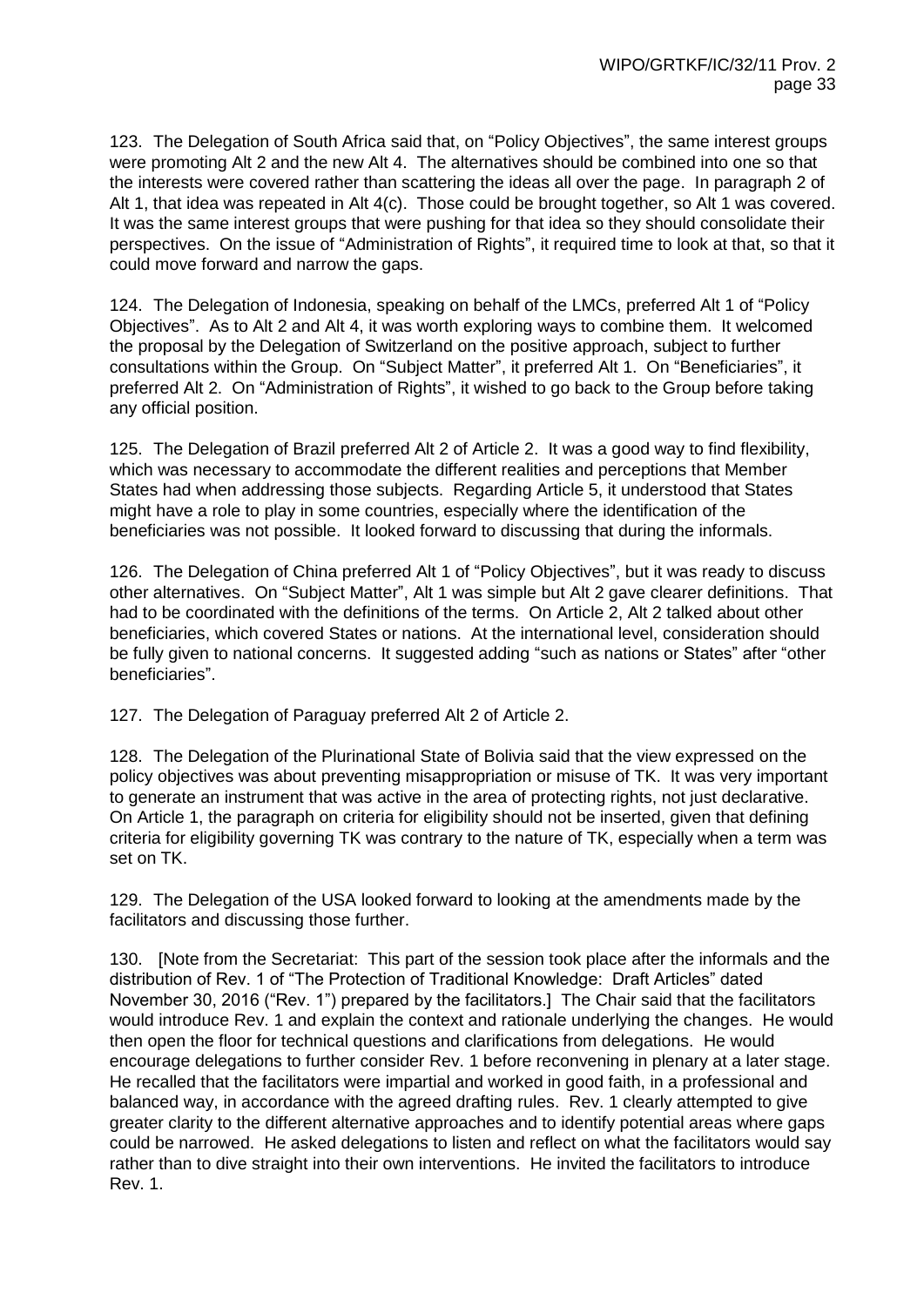123. The Delegation of South Africa said that, on "Policy Objectives", the same interest groups were promoting Alt 2 and the new Alt 4. The alternatives should be combined into one so that the interests were covered rather than scattering the ideas all over the page. In paragraph 2 of Alt 1, that idea was repeated in Alt 4(c). Those could be brought together, so Alt 1 was covered. It was the same interest groups that were pushing for that idea so they should consolidate their perspectives. On the issue of "Administration of Rights", it required time to look at that, so that it could move forward and narrow the gaps.

124. The Delegation of Indonesia, speaking on behalf of the LMCs, preferred Alt 1 of "Policy Objectives". As to Alt 2 and Alt 4, it was worth exploring ways to combine them. It welcomed the proposal by the Delegation of Switzerland on the positive approach, subject to further consultations within the Group. On "Subject Matter", it preferred Alt 1. On "Beneficiaries", it preferred Alt 2. On "Administration of Rights", it wished to go back to the Group before taking any official position.

125. The Delegation of Brazil preferred Alt 2 of Article 2. It was a good way to find flexibility, which was necessary to accommodate the different realities and perceptions that Member States had when addressing those subjects. Regarding Article 5, it understood that States might have a role to play in some countries, especially where the identification of the beneficiaries was not possible. It looked forward to discussing that during the informals.

126. The Delegation of China preferred Alt 1 of "Policy Objectives", but it was ready to discuss other alternatives. On "Subject Matter", Alt 1 was simple but Alt 2 gave clearer definitions. That had to be coordinated with the definitions of the terms. On Article 2, Alt 2 talked about other beneficiaries, which covered States or nations. At the international level, consideration should be fully given to national concerns. It suggested adding "such as nations or States" after "other beneficiaries".

127. The Delegation of Paraguay preferred Alt 2 of Article 2.

128. The Delegation of the Plurinational State of Bolivia said that the view expressed on the policy objectives was about preventing misappropriation or misuse of TK. It was very important to generate an instrument that was active in the area of protecting rights, not just declarative. On Article 1, the paragraph on criteria for eligibility should not be inserted, given that defining criteria for eligibility governing TK was contrary to the nature of TK, especially when a term was set on TK.

129. The Delegation of the USA looked forward to looking at the amendments made by the facilitators and discussing those further.

130. [Note from the Secretariat: This part of the session took place after the informals and the distribution of Rev. 1 of "The Protection of Traditional Knowledge: Draft Articles" dated November 30, 2016 ("Rev. 1") prepared by the facilitators.] The Chair said that the facilitators would introduce Rev. 1 and explain the context and rationale underlying the changes. He would then open the floor for technical questions and clarifications from delegations. He would encourage delegations to further consider Rev. 1 before reconvening in plenary at a later stage. He recalled that the facilitators were impartial and worked in good faith, in a professional and balanced way, in accordance with the agreed drafting rules. Rev. 1 clearly attempted to give greater clarity to the different alternative approaches and to identify potential areas where gaps could be narrowed. He asked delegations to listen and reflect on what the facilitators would say rather than to dive straight into their own interventions. He invited the facilitators to introduce Rev. 1.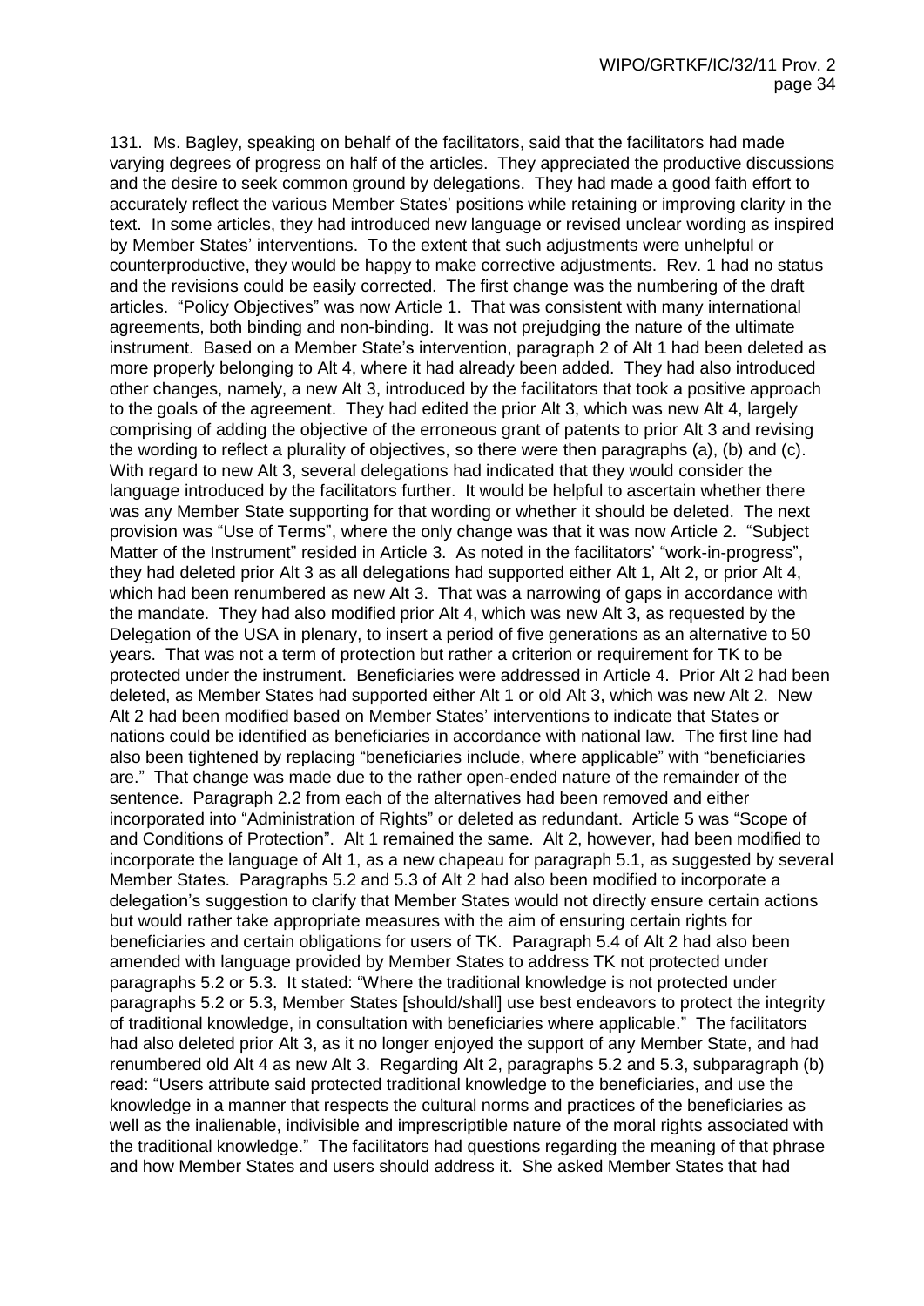131. Ms. Bagley, speaking on behalf of the facilitators, said that the facilitators had made varying degrees of progress on half of the articles. They appreciated the productive discussions and the desire to seek common ground by delegations. They had made a good faith effort to accurately reflect the various Member States' positions while retaining or improving clarity in the text. In some articles, they had introduced new language or revised unclear wording as inspired by Member States' interventions. To the extent that such adjustments were unhelpful or counterproductive, they would be happy to make corrective adjustments. Rev. 1 had no status and the revisions could be easily corrected. The first change was the numbering of the draft articles. "Policy Objectives" was now Article 1. That was consistent with many international agreements, both binding and non-binding. It was not prejudging the nature of the ultimate instrument. Based on a Member State's intervention, paragraph 2 of Alt 1 had been deleted as more properly belonging to Alt 4, where it had already been added. They had also introduced other changes, namely, a new Alt 3, introduced by the facilitators that took a positive approach to the goals of the agreement. They had edited the prior Alt 3, which was new Alt 4, largely comprising of adding the objective of the erroneous grant of patents to prior Alt 3 and revising the wording to reflect a plurality of objectives, so there were then paragraphs (a), (b) and (c). With regard to new Alt 3, several delegations had indicated that they would consider the language introduced by the facilitators further. It would be helpful to ascertain whether there was any Member State supporting for that wording or whether it should be deleted. The next provision was "Use of Terms", where the only change was that it was now Article 2. "Subject Matter of the Instrument" resided in Article 3. As noted in the facilitators' "work-in-progress", they had deleted prior Alt 3 as all delegations had supported either Alt 1, Alt 2, or prior Alt 4, which had been renumbered as new Alt 3. That was a narrowing of gaps in accordance with the mandate. They had also modified prior Alt 4, which was new Alt 3, as requested by the Delegation of the USA in plenary, to insert a period of five generations as an alternative to 50 years. That was not a term of protection but rather a criterion or requirement for TK to be protected under the instrument. Beneficiaries were addressed in Article 4. Prior Alt 2 had been deleted, as Member States had supported either Alt 1 or old Alt 3, which was new Alt 2. New Alt 2 had been modified based on Member States' interventions to indicate that States or nations could be identified as beneficiaries in accordance with national law. The first line had also been tightened by replacing "beneficiaries include, where applicable" with "beneficiaries are." That change was made due to the rather open-ended nature of the remainder of the sentence. Paragraph 2.2 from each of the alternatives had been removed and either incorporated into "Administration of Rights" or deleted as redundant. Article 5 was "Scope of and Conditions of Protection". Alt 1 remained the same. Alt 2, however, had been modified to incorporate the language of Alt 1, as a new chapeau for paragraph 5.1, as suggested by several Member States. Paragraphs 5.2 and 5.3 of Alt 2 had also been modified to incorporate a delegation's suggestion to clarify that Member States would not directly ensure certain actions but would rather take appropriate measures with the aim of ensuring certain rights for beneficiaries and certain obligations for users of TK. Paragraph 5.4 of Alt 2 had also been amended with language provided by Member States to address TK not protected under paragraphs 5.2 or 5.3. It stated: "Where the traditional knowledge is not protected under paragraphs 5.2 or 5.3, Member States [should/shall] use best endeavors to protect the integrity of traditional knowledge, in consultation with beneficiaries where applicable." The facilitators had also deleted prior Alt 3, as it no longer enjoyed the support of any Member State, and had renumbered old Alt 4 as new Alt 3. Regarding Alt 2, paragraphs 5.2 and 5.3, subparagraph (b) read: "Users attribute said protected traditional knowledge to the beneficiaries, and use the knowledge in a manner that respects the cultural norms and practices of the beneficiaries as well as the inalienable, indivisible and imprescriptible nature of the moral rights associated with the traditional knowledge." The facilitators had questions regarding the meaning of that phrase and how Member States and users should address it. She asked Member States that had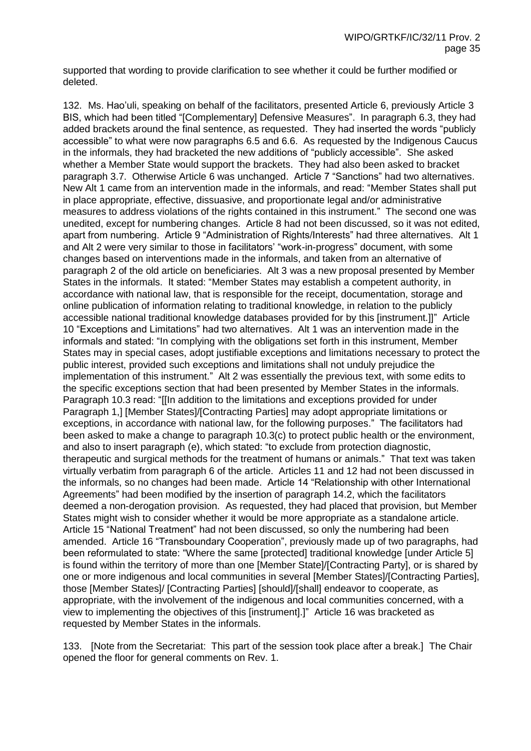supported that wording to provide clarification to see whether it could be further modified or deleted.

132. Ms. Hao'uli, speaking on behalf of the facilitators, presented Article 6, previously Article 3 BIS, which had been titled "[Complementary] Defensive Measures". In paragraph 6.3, they had added brackets around the final sentence, as requested. They had inserted the words "publicly accessible" to what were now paragraphs 6.5 and 6.6. As requested by the Indigenous Caucus in the informals, they had bracketed the new additions of "publicly accessible". She asked whether a Member State would support the brackets. They had also been asked to bracket paragraph 3.7. Otherwise Article 6 was unchanged. Article 7 "Sanctions" had two alternatives. New Alt 1 came from an intervention made in the informals, and read: "Member States shall put in place appropriate, effective, dissuasive, and proportionate legal and/or administrative measures to address violations of the rights contained in this instrument." The second one was unedited, except for numbering changes. Article 8 had not been discussed, so it was not edited, apart from numbering. Article 9 "Administration of Rights/Interests" had three alternatives. Alt 1 and Alt 2 were very similar to those in facilitators' "work-in-progress" document, with some changes based on interventions made in the informals, and taken from an alternative of paragraph 2 of the old article on beneficiaries. Alt 3 was a new proposal presented by Member States in the informals. It stated: "Member States may establish a competent authority, in accordance with national law, that is responsible for the receipt, documentation, storage and online publication of information relating to traditional knowledge, in relation to the publicly accessible national traditional knowledge databases provided for by this [instrument.]]" Article 10 "Exceptions and Limitations" had two alternatives. Alt 1 was an intervention made in the informals and stated: "In complying with the obligations set forth in this instrument, Member States may in special cases, adopt justifiable exceptions and limitations necessary to protect the public interest, provided such exceptions and limitations shall not unduly prejudice the implementation of this instrument." Alt 2 was essentially the previous text, with some edits to the specific exceptions section that had been presented by Member States in the informals. Paragraph 10.3 read: "[[In addition to the limitations and exceptions provided for under Paragraph 1,] [Member States]/[Contracting Parties] may adopt appropriate limitations or exceptions, in accordance with national law, for the following purposes." The facilitators had been asked to make a change to paragraph 10.3(c) to protect public health or the environment, and also to insert paragraph (e), which stated: "to exclude from protection diagnostic, therapeutic and surgical methods for the treatment of humans or animals." That text was taken virtually verbatim from paragraph 6 of the article. Articles 11 and 12 had not been discussed in the informals, so no changes had been made. Article 14 "Relationship with other International Agreements" had been modified by the insertion of paragraph 14.2, which the facilitators deemed a non-derogation provision. As requested, they had placed that provision, but Member States might wish to consider whether it would be more appropriate as a standalone article. Article 15 "National Treatment" had not been discussed, so only the numbering had been amended. Article 16 "Transboundary Cooperation", previously made up of two paragraphs, had been reformulated to state: "Where the same [protected] traditional knowledge [under Article 5] is found within the territory of more than one [Member State]/[Contracting Party], or is shared by one or more indigenous and local communities in several [Member States]/[Contracting Parties], those [Member States]/ [Contracting Parties] [should]/[shall] endeavor to cooperate, as appropriate, with the involvement of the indigenous and local communities concerned, with a view to implementing the objectives of this [instrument].]" Article 16 was bracketed as requested by Member States in the informals.

133. [Note from the Secretariat: This part of the session took place after a break.] The Chair opened the floor for general comments on Rev. 1.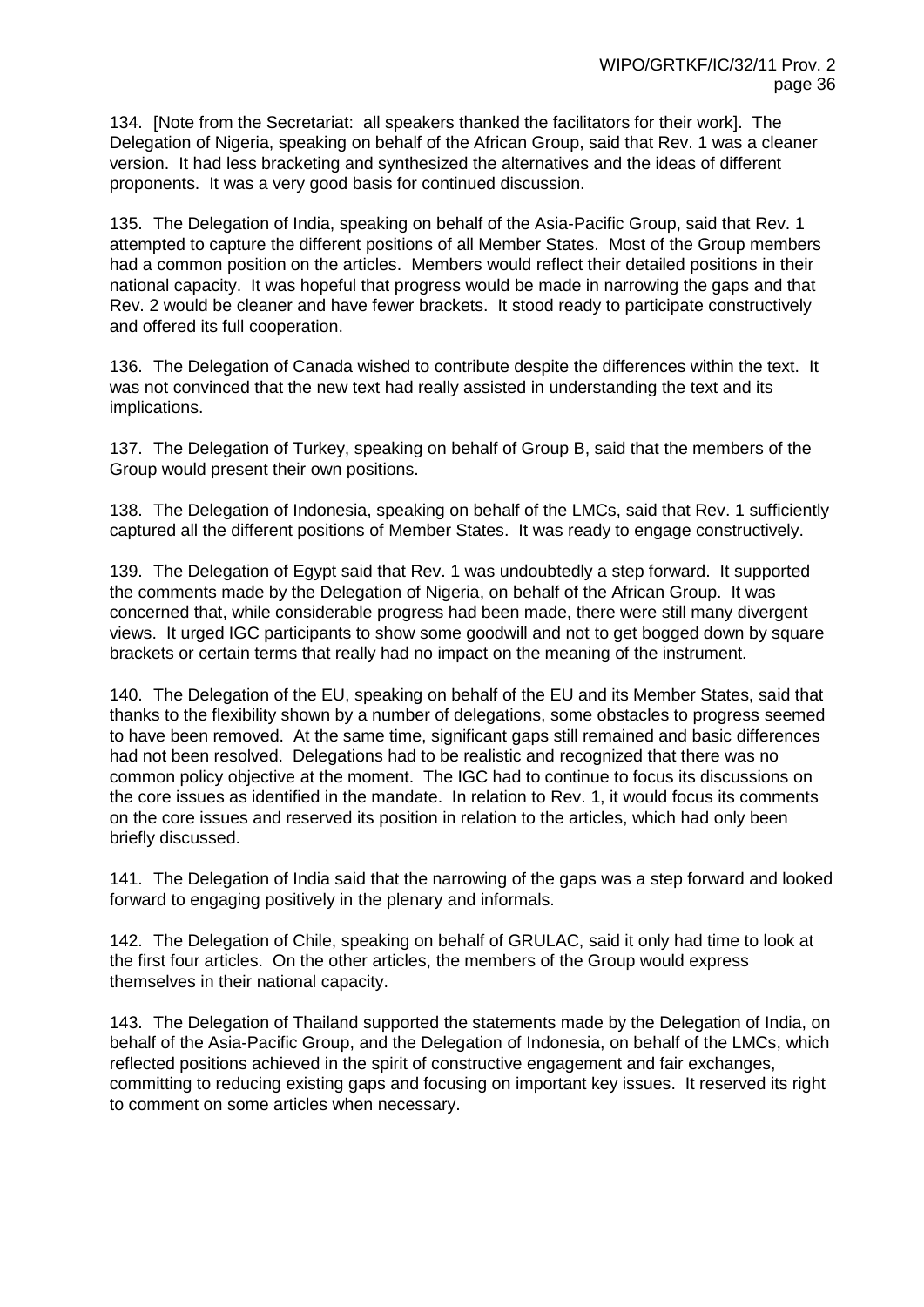134. [Note from the Secretariat: all speakers thanked the facilitators for their work]. The Delegation of Nigeria, speaking on behalf of the African Group, said that Rev. 1 was a cleaner version. It had less bracketing and synthesized the alternatives and the ideas of different proponents. It was a very good basis for continued discussion.

135. The Delegation of India, speaking on behalf of the Asia-Pacific Group, said that Rev. 1 attempted to capture the different positions of all Member States. Most of the Group members had a common position on the articles. Members would reflect their detailed positions in their national capacity. It was hopeful that progress would be made in narrowing the gaps and that Rev. 2 would be cleaner and have fewer brackets. It stood ready to participate constructively and offered its full cooperation.

136. The Delegation of Canada wished to contribute despite the differences within the text. It was not convinced that the new text had really assisted in understanding the text and its implications.

137. The Delegation of Turkey, speaking on behalf of Group B, said that the members of the Group would present their own positions.

138. The Delegation of Indonesia, speaking on behalf of the LMCs, said that Rev. 1 sufficiently captured all the different positions of Member States. It was ready to engage constructively.

139. The Delegation of Egypt said that Rev. 1 was undoubtedly a step forward. It supported the comments made by the Delegation of Nigeria, on behalf of the African Group. It was concerned that, while considerable progress had been made, there were still many divergent views. It urged IGC participants to show some goodwill and not to get bogged down by square brackets or certain terms that really had no impact on the meaning of the instrument.

140. The Delegation of the EU, speaking on behalf of the EU and its Member States, said that thanks to the flexibility shown by a number of delegations, some obstacles to progress seemed to have been removed. At the same time, significant gaps still remained and basic differences had not been resolved. Delegations had to be realistic and recognized that there was no common policy objective at the moment. The IGC had to continue to focus its discussions on the core issues as identified in the mandate. In relation to Rev. 1, it would focus its comments on the core issues and reserved its position in relation to the articles, which had only been briefly discussed.

141. The Delegation of India said that the narrowing of the gaps was a step forward and looked forward to engaging positively in the plenary and informals.

142. The Delegation of Chile, speaking on behalf of GRULAC, said it only had time to look at the first four articles. On the other articles, the members of the Group would express themselves in their national capacity.

143. The Delegation of Thailand supported the statements made by the Delegation of India, on behalf of the Asia-Pacific Group, and the Delegation of Indonesia, on behalf of the LMCs, which reflected positions achieved in the spirit of constructive engagement and fair exchanges, committing to reducing existing gaps and focusing on important key issues. It reserved its right to comment on some articles when necessary.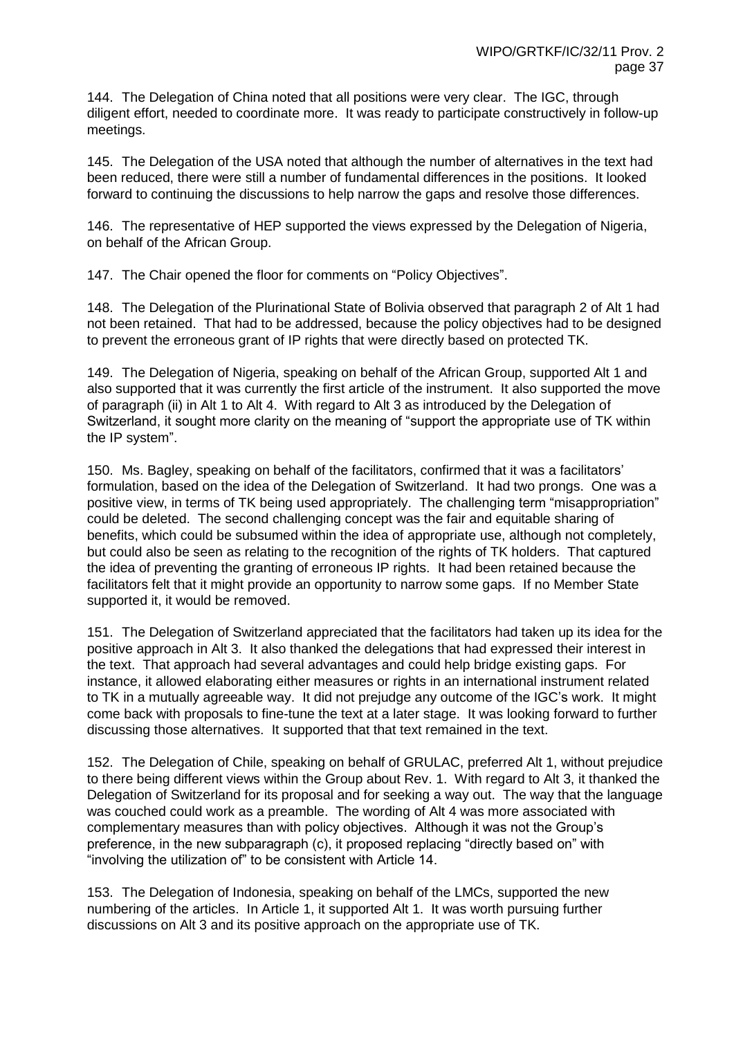144. The Delegation of China noted that all positions were very clear. The IGC, through diligent effort, needed to coordinate more. It was ready to participate constructively in follow-up meetings.

145. The Delegation of the USA noted that although the number of alternatives in the text had been reduced, there were still a number of fundamental differences in the positions. It looked forward to continuing the discussions to help narrow the gaps and resolve those differences.

146. The representative of HEP supported the views expressed by the Delegation of Nigeria, on behalf of the African Group.

147. The Chair opened the floor for comments on "Policy Objectives".

148. The Delegation of the Plurinational State of Bolivia observed that paragraph 2 of Alt 1 had not been retained. That had to be addressed, because the policy objectives had to be designed to prevent the erroneous grant of IP rights that were directly based on protected TK.

149. The Delegation of Nigeria, speaking on behalf of the African Group, supported Alt 1 and also supported that it was currently the first article of the instrument. It also supported the move of paragraph (ii) in Alt 1 to Alt 4. With regard to Alt 3 as introduced by the Delegation of Switzerland, it sought more clarity on the meaning of "support the appropriate use of TK within the IP system".

150. Ms. Bagley, speaking on behalf of the facilitators, confirmed that it was a facilitators' formulation, based on the idea of the Delegation of Switzerland. It had two prongs. One was a positive view, in terms of TK being used appropriately. The challenging term "misappropriation" could be deleted. The second challenging concept was the fair and equitable sharing of benefits, which could be subsumed within the idea of appropriate use, although not completely, but could also be seen as relating to the recognition of the rights of TK holders. That captured the idea of preventing the granting of erroneous IP rights. It had been retained because the facilitators felt that it might provide an opportunity to narrow some gaps. If no Member State supported it, it would be removed.

151. The Delegation of Switzerland appreciated that the facilitators had taken up its idea for the positive approach in Alt 3. It also thanked the delegations that had expressed their interest in the text. That approach had several advantages and could help bridge existing gaps. For instance, it allowed elaborating either measures or rights in an international instrument related to TK in a mutually agreeable way. It did not prejudge any outcome of the IGC's work. It might come back with proposals to fine-tune the text at a later stage. It was looking forward to further discussing those alternatives. It supported that that text remained in the text.

152. The Delegation of Chile, speaking on behalf of GRULAC, preferred Alt 1, without prejudice to there being different views within the Group about Rev. 1. With regard to Alt 3, it thanked the Delegation of Switzerland for its proposal and for seeking a way out. The way that the language was couched could work as a preamble. The wording of Alt 4 was more associated with complementary measures than with policy objectives. Although it was not the Group's preference, in the new subparagraph (c), it proposed replacing "directly based on" with "involving the utilization of" to be consistent with Article 14.

153. The Delegation of Indonesia, speaking on behalf of the LMCs, supported the new numbering of the articles. In Article 1, it supported Alt 1. It was worth pursuing further discussions on Alt 3 and its positive approach on the appropriate use of TK.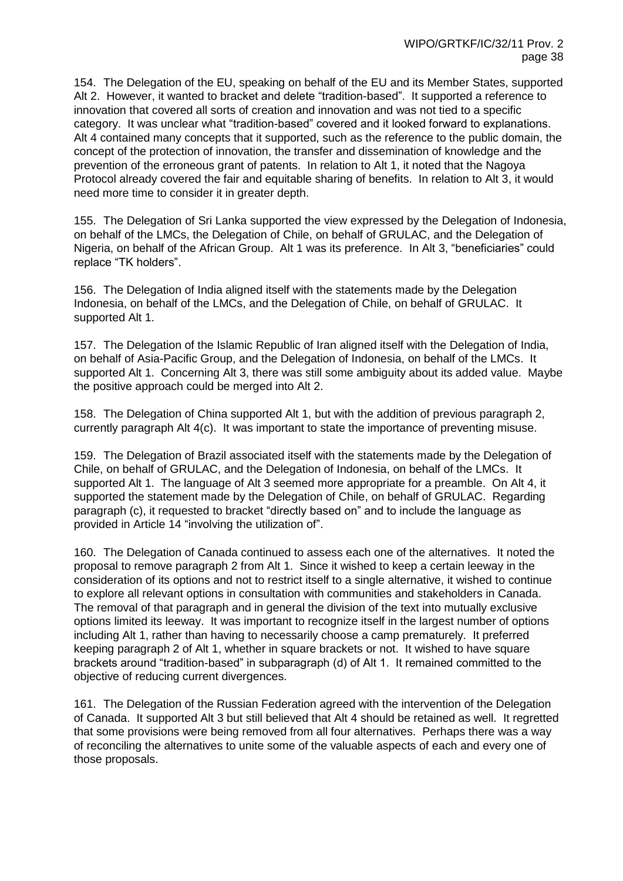154. The Delegation of the EU, speaking on behalf of the EU and its Member States, supported Alt 2. However, it wanted to bracket and delete "tradition-based". It supported a reference to innovation that covered all sorts of creation and innovation and was not tied to a specific category. It was unclear what "tradition-based" covered and it looked forward to explanations. Alt 4 contained many concepts that it supported, such as the reference to the public domain, the concept of the protection of innovation, the transfer and dissemination of knowledge and the prevention of the erroneous grant of patents. In relation to Alt 1, it noted that the Nagoya Protocol already covered the fair and equitable sharing of benefits. In relation to Alt 3, it would need more time to consider it in greater depth.

155. The Delegation of Sri Lanka supported the view expressed by the Delegation of Indonesia, on behalf of the LMCs, the Delegation of Chile, on behalf of GRULAC, and the Delegation of Nigeria, on behalf of the African Group. Alt 1 was its preference. In Alt 3, "beneficiaries" could replace "TK holders".

156. The Delegation of India aligned itself with the statements made by the Delegation Indonesia, on behalf of the LMCs, and the Delegation of Chile, on behalf of GRULAC. It supported Alt 1.

157. The Delegation of the Islamic Republic of Iran aligned itself with the Delegation of India, on behalf of Asia-Pacific Group, and the Delegation of Indonesia, on behalf of the LMCs. It supported Alt 1. Concerning Alt 3, there was still some ambiguity about its added value. Maybe the positive approach could be merged into Alt 2.

158. The Delegation of China supported Alt 1, but with the addition of previous paragraph 2, currently paragraph Alt 4(c). It was important to state the importance of preventing misuse.

159. The Delegation of Brazil associated itself with the statements made by the Delegation of Chile, on behalf of GRULAC, and the Delegation of Indonesia, on behalf of the LMCs. It supported Alt 1. The language of Alt 3 seemed more appropriate for a preamble. On Alt 4, it supported the statement made by the Delegation of Chile, on behalf of GRULAC. Regarding paragraph (c), it requested to bracket "directly based on" and to include the language as provided in Article 14 "involving the utilization of".

160. The Delegation of Canada continued to assess each one of the alternatives. It noted the proposal to remove paragraph 2 from Alt 1. Since it wished to keep a certain leeway in the consideration of its options and not to restrict itself to a single alternative, it wished to continue to explore all relevant options in consultation with communities and stakeholders in Canada. The removal of that paragraph and in general the division of the text into mutually exclusive options limited its leeway. It was important to recognize itself in the largest number of options including Alt 1, rather than having to necessarily choose a camp prematurely. It preferred keeping paragraph 2 of Alt 1, whether in square brackets or not. It wished to have square brackets around "tradition-based" in subparagraph (d) of Alt 1. It remained committed to the objective of reducing current divergences.

161. The Delegation of the Russian Federation agreed with the intervention of the Delegation of Canada. It supported Alt 3 but still believed that Alt 4 should be retained as well. It regretted that some provisions were being removed from all four alternatives. Perhaps there was a way of reconciling the alternatives to unite some of the valuable aspects of each and every one of those proposals.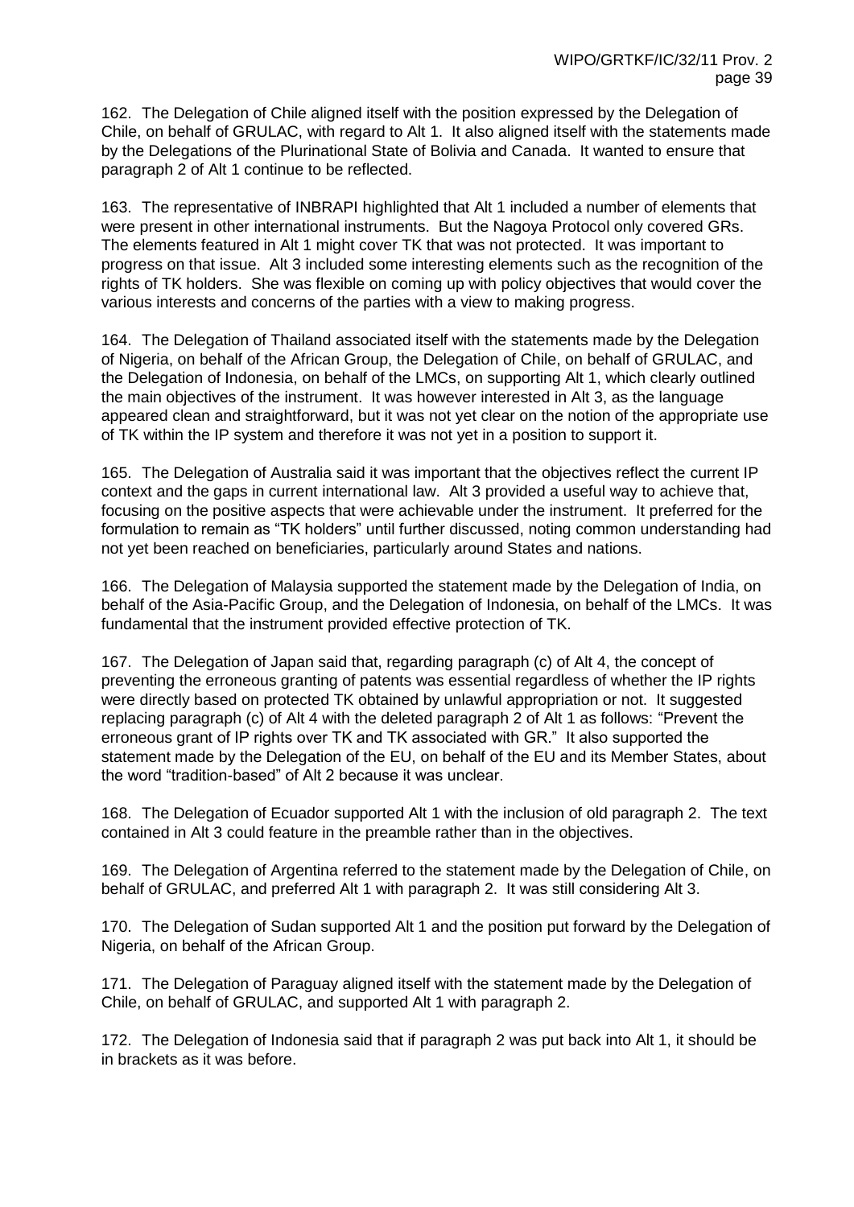162. The Delegation of Chile aligned itself with the position expressed by the Delegation of Chile, on behalf of GRULAC, with regard to Alt 1. It also aligned itself with the statements made by the Delegations of the Plurinational State of Bolivia and Canada. It wanted to ensure that paragraph 2 of Alt 1 continue to be reflected.

163. The representative of INBRAPI highlighted that Alt 1 included a number of elements that were present in other international instruments. But the Nagoya Protocol only covered GRs. The elements featured in Alt 1 might cover TK that was not protected. It was important to progress on that issue. Alt 3 included some interesting elements such as the recognition of the rights of TK holders. She was flexible on coming up with policy objectives that would cover the various interests and concerns of the parties with a view to making progress.

164. The Delegation of Thailand associated itself with the statements made by the Delegation of Nigeria, on behalf of the African Group, the Delegation of Chile, on behalf of GRULAC, and the Delegation of Indonesia, on behalf of the LMCs, on supporting Alt 1, which clearly outlined the main objectives of the instrument. It was however interested in Alt 3, as the language appeared clean and straightforward, but it was not yet clear on the notion of the appropriate use of TK within the IP system and therefore it was not yet in a position to support it.

165. The Delegation of Australia said it was important that the objectives reflect the current IP context and the gaps in current international law. Alt 3 provided a useful way to achieve that, focusing on the positive aspects that were achievable under the instrument. It preferred for the formulation to remain as "TK holders" until further discussed, noting common understanding had not yet been reached on beneficiaries, particularly around States and nations.

166. The Delegation of Malaysia supported the statement made by the Delegation of India, on behalf of the Asia-Pacific Group, and the Delegation of Indonesia, on behalf of the LMCs. It was fundamental that the instrument provided effective protection of TK.

167. The Delegation of Japan said that, regarding paragraph (c) of Alt 4, the concept of preventing the erroneous granting of patents was essential regardless of whether the IP rights were directly based on protected TK obtained by unlawful appropriation or not. It suggested replacing paragraph (c) of Alt 4 with the deleted paragraph 2 of Alt 1 as follows: "Prevent the erroneous grant of IP rights over TK and TK associated with GR." It also supported the statement made by the Delegation of the EU, on behalf of the EU and its Member States, about the word "tradition-based" of Alt 2 because it was unclear.

168. The Delegation of Ecuador supported Alt 1 with the inclusion of old paragraph 2. The text contained in Alt 3 could feature in the preamble rather than in the objectives.

169. The Delegation of Argentina referred to the statement made by the Delegation of Chile, on behalf of GRULAC, and preferred Alt 1 with paragraph 2. It was still considering Alt 3.

170. The Delegation of Sudan supported Alt 1 and the position put forward by the Delegation of Nigeria, on behalf of the African Group.

171. The Delegation of Paraguay aligned itself with the statement made by the Delegation of Chile, on behalf of GRULAC, and supported Alt 1 with paragraph 2.

172. The Delegation of Indonesia said that if paragraph 2 was put back into Alt 1, it should be in brackets as it was before.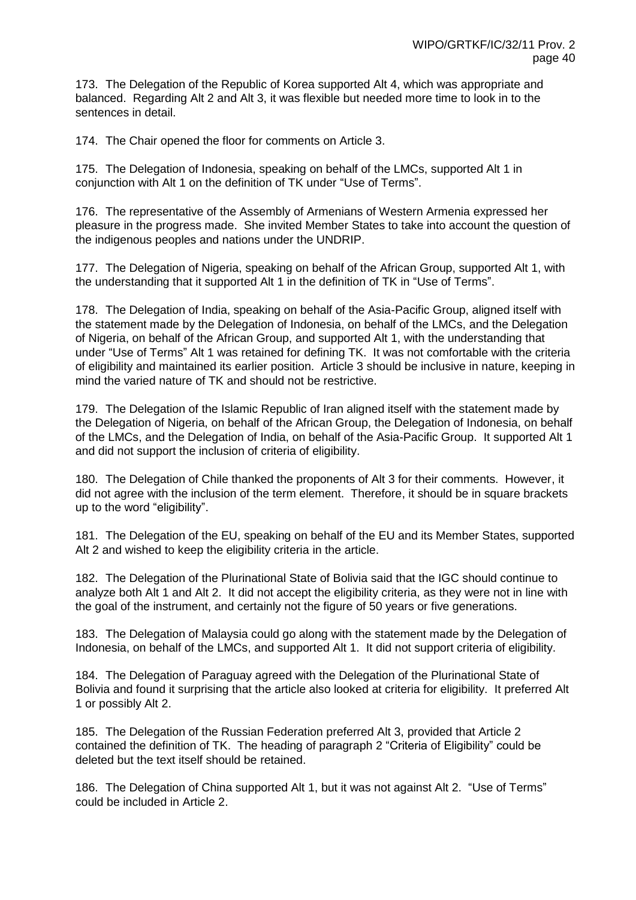173. The Delegation of the Republic of Korea supported Alt 4, which was appropriate and balanced. Regarding Alt 2 and Alt 3, it was flexible but needed more time to look in to the sentences in detail.

174. The Chair opened the floor for comments on Article 3.

175. The Delegation of Indonesia, speaking on behalf of the LMCs, supported Alt 1 in conjunction with Alt 1 on the definition of TK under "Use of Terms".

176. The representative of the Assembly of Armenians of Western Armenia expressed her pleasure in the progress made. She invited Member States to take into account the question of the indigenous peoples and nations under the UNDRIP.

177. The Delegation of Nigeria, speaking on behalf of the African Group, supported Alt 1, with the understanding that it supported Alt 1 in the definition of TK in "Use of Terms".

178. The Delegation of India, speaking on behalf of the Asia-Pacific Group, aligned itself with the statement made by the Delegation of Indonesia, on behalf of the LMCs, and the Delegation of Nigeria, on behalf of the African Group, and supported Alt 1, with the understanding that under "Use of Terms" Alt 1 was retained for defining TK. It was not comfortable with the criteria of eligibility and maintained its earlier position. Article 3 should be inclusive in nature, keeping in mind the varied nature of TK and should not be restrictive.

179. The Delegation of the Islamic Republic of Iran aligned itself with the statement made by the Delegation of Nigeria, on behalf of the African Group, the Delegation of Indonesia, on behalf of the LMCs, and the Delegation of India, on behalf of the Asia-Pacific Group. It supported Alt 1 and did not support the inclusion of criteria of eligibility.

180. The Delegation of Chile thanked the proponents of Alt 3 for their comments. However, it did not agree with the inclusion of the term element. Therefore, it should be in square brackets up to the word "eligibility".

181. The Delegation of the EU, speaking on behalf of the EU and its Member States, supported Alt 2 and wished to keep the eligibility criteria in the article.

182. The Delegation of the Plurinational State of Bolivia said that the IGC should continue to analyze both Alt 1 and Alt 2. It did not accept the eligibility criteria, as they were not in line with the goal of the instrument, and certainly not the figure of 50 years or five generations.

183. The Delegation of Malaysia could go along with the statement made by the Delegation of Indonesia, on behalf of the LMCs, and supported Alt 1. It did not support criteria of eligibility.

184. The Delegation of Paraguay agreed with the Delegation of the Plurinational State of Bolivia and found it surprising that the article also looked at criteria for eligibility. It preferred Alt 1 or possibly Alt 2.

185. The Delegation of the Russian Federation preferred Alt 3, provided that Article 2 contained the definition of TK. The heading of paragraph 2 "Criteria of Eligibility" could be deleted but the text itself should be retained.

186. The Delegation of China supported Alt 1, but it was not against Alt 2. "Use of Terms" could be included in Article 2.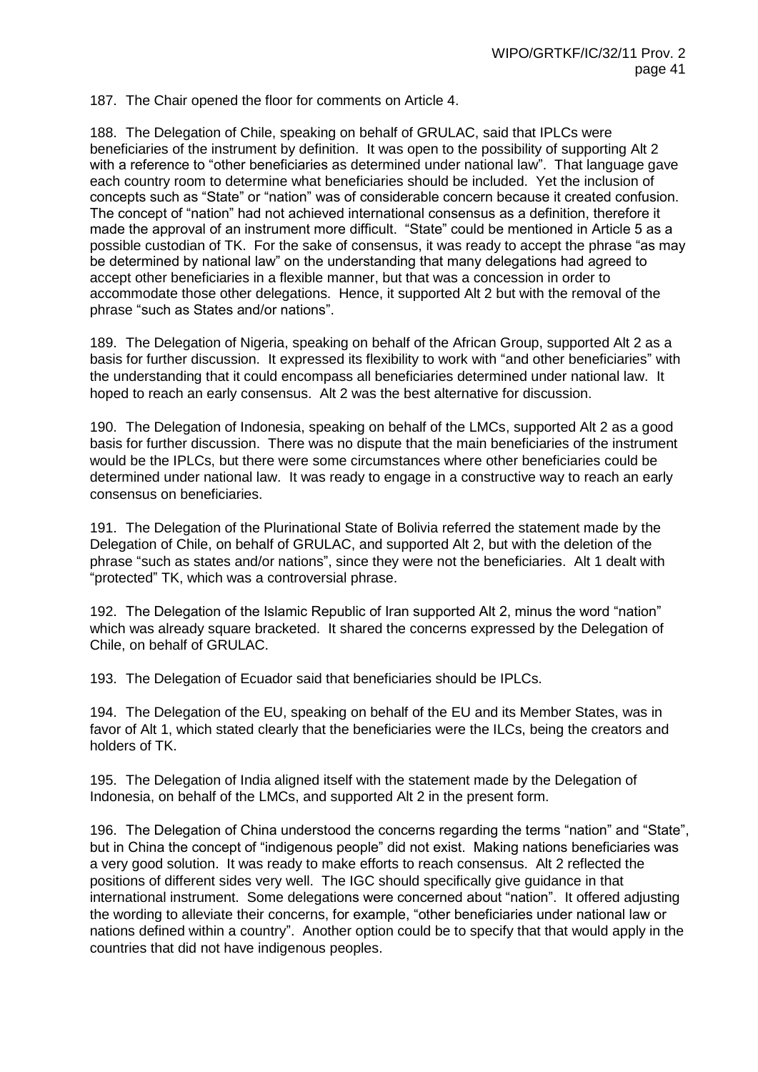187. The Chair opened the floor for comments on Article 4.

188. The Delegation of Chile, speaking on behalf of GRULAC, said that IPLCs were beneficiaries of the instrument by definition. It was open to the possibility of supporting Alt 2 with a reference to "other beneficiaries as determined under national law". That language gave each country room to determine what beneficiaries should be included. Yet the inclusion of concepts such as "State" or "nation" was of considerable concern because it created confusion. The concept of "nation" had not achieved international consensus as a definition, therefore it made the approval of an instrument more difficult. "State" could be mentioned in Article 5 as a possible custodian of TK. For the sake of consensus, it was ready to accept the phrase "as may be determined by national law" on the understanding that many delegations had agreed to accept other beneficiaries in a flexible manner, but that was a concession in order to accommodate those other delegations. Hence, it supported Alt 2 but with the removal of the phrase "such as States and/or nations".

189. The Delegation of Nigeria, speaking on behalf of the African Group, supported Alt 2 as a basis for further discussion. It expressed its flexibility to work with "and other beneficiaries" with the understanding that it could encompass all beneficiaries determined under national law. It hoped to reach an early consensus. Alt 2 was the best alternative for discussion.

190. The Delegation of Indonesia, speaking on behalf of the LMCs, supported Alt 2 as a good basis for further discussion. There was no dispute that the main beneficiaries of the instrument would be the IPLCs, but there were some circumstances where other beneficiaries could be determined under national law. It was ready to engage in a constructive way to reach an early consensus on beneficiaries.

191. The Delegation of the Plurinational State of Bolivia referred the statement made by the Delegation of Chile, on behalf of GRULAC, and supported Alt 2, but with the deletion of the phrase "such as states and/or nations", since they were not the beneficiaries. Alt 1 dealt with "protected" TK, which was a controversial phrase.

192. The Delegation of the Islamic Republic of Iran supported Alt 2, minus the word "nation" which was already square bracketed. It shared the concerns expressed by the Delegation of Chile, on behalf of GRULAC.

193. The Delegation of Ecuador said that beneficiaries should be IPLCs.

194. The Delegation of the EU, speaking on behalf of the EU and its Member States, was in favor of Alt 1, which stated clearly that the beneficiaries were the ILCs, being the creators and holders of TK.

195. The Delegation of India aligned itself with the statement made by the Delegation of Indonesia, on behalf of the LMCs, and supported Alt 2 in the present form.

196. The Delegation of China understood the concerns regarding the terms "nation" and "State", but in China the concept of "indigenous people" did not exist. Making nations beneficiaries was a very good solution. It was ready to make efforts to reach consensus. Alt 2 reflected the positions of different sides very well. The IGC should specifically give guidance in that international instrument. Some delegations were concerned about "nation". It offered adjusting the wording to alleviate their concerns, for example, "other beneficiaries under national law or nations defined within a country". Another option could be to specify that that would apply in the countries that did not have indigenous peoples.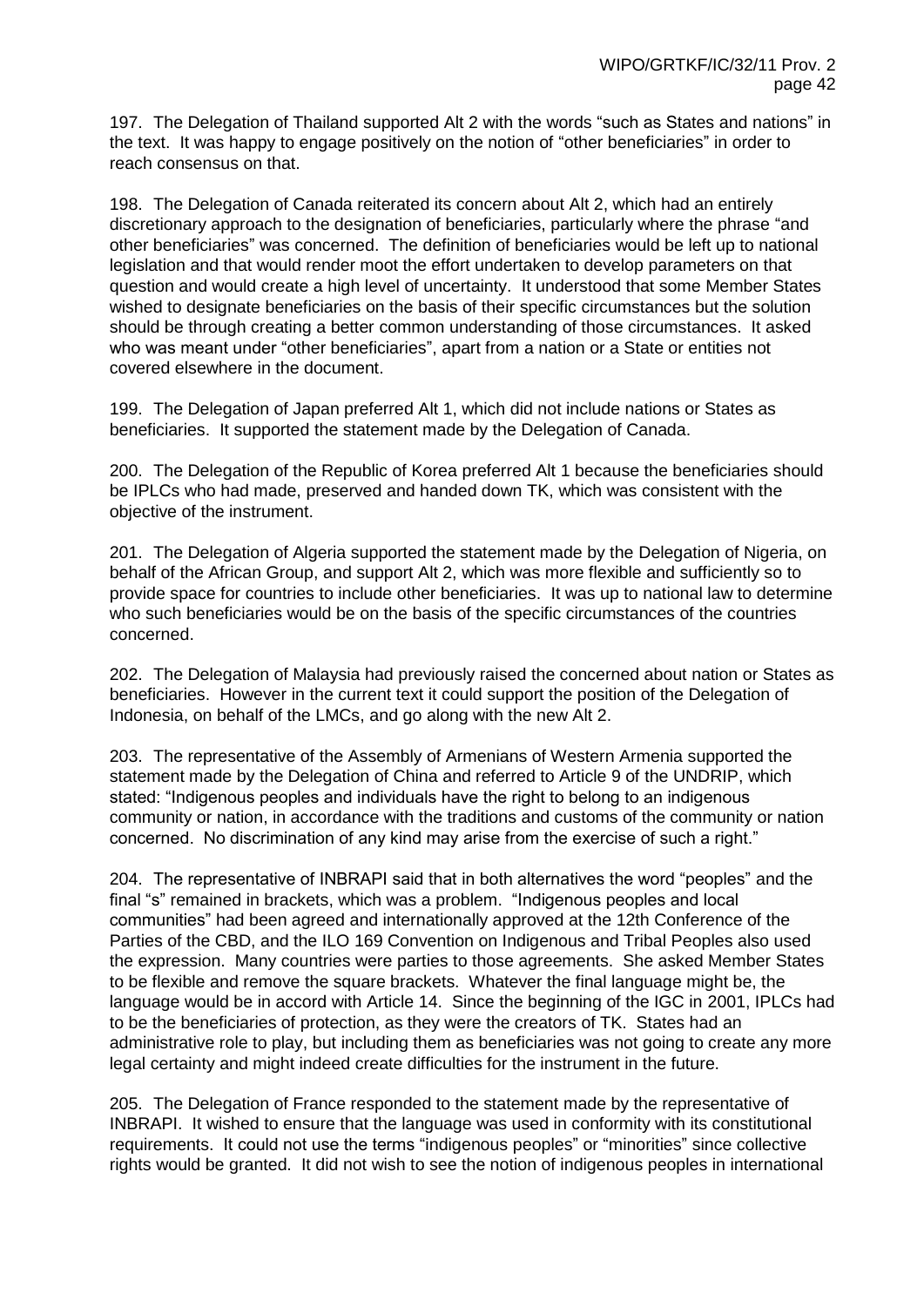197. The Delegation of Thailand supported Alt 2 with the words "such as States and nations" in the text. It was happy to engage positively on the notion of "other beneficiaries" in order to reach consensus on that.

198. The Delegation of Canada reiterated its concern about Alt 2, which had an entirely discretionary approach to the designation of beneficiaries, particularly where the phrase "and other beneficiaries" was concerned. The definition of beneficiaries would be left up to national legislation and that would render moot the effort undertaken to develop parameters on that question and would create a high level of uncertainty. It understood that some Member States wished to designate beneficiaries on the basis of their specific circumstances but the solution should be through creating a better common understanding of those circumstances. It asked who was meant under "other beneficiaries", apart from a nation or a State or entities not covered elsewhere in the document.

199. The Delegation of Japan preferred Alt 1, which did not include nations or States as beneficiaries. It supported the statement made by the Delegation of Canada.

200. The Delegation of the Republic of Korea preferred Alt 1 because the beneficiaries should be IPLCs who had made, preserved and handed down TK, which was consistent with the objective of the instrument.

201. The Delegation of Algeria supported the statement made by the Delegation of Nigeria, on behalf of the African Group, and support Alt 2, which was more flexible and sufficiently so to provide space for countries to include other beneficiaries. It was up to national law to determine who such beneficiaries would be on the basis of the specific circumstances of the countries concerned.

202. The Delegation of Malaysia had previously raised the concerned about nation or States as beneficiaries. However in the current text it could support the position of the Delegation of Indonesia, on behalf of the LMCs, and go along with the new Alt 2.

203. The representative of the Assembly of Armenians of Western Armenia supported the statement made by the Delegation of China and referred to Article 9 of the UNDRIP, which stated: "Indigenous peoples and individuals have the right to belong to an indigenous community or nation, in accordance with the traditions and customs of the community or nation concerned. No discrimination of any kind may arise from the exercise of such a right."

204. The representative of INBRAPI said that in both alternatives the word "peoples" and the final "s" remained in brackets, which was a problem. "Indigenous peoples and local communities" had been agreed and internationally approved at the 12th Conference of the Parties of the CBD, and the ILO 169 Convention on Indigenous and Tribal Peoples also used the expression. Many countries were parties to those agreements. She asked Member States to be flexible and remove the square brackets. Whatever the final language might be, the language would be in accord with Article 14. Since the beginning of the IGC in 2001, IPLCs had to be the beneficiaries of protection, as they were the creators of TK. States had an administrative role to play, but including them as beneficiaries was not going to create any more legal certainty and might indeed create difficulties for the instrument in the future.

205. The Delegation of France responded to the statement made by the representative of INBRAPI. It wished to ensure that the language was used in conformity with its constitutional requirements. It could not use the terms "indigenous peoples" or "minorities" since collective rights would be granted. It did not wish to see the notion of indigenous peoples in international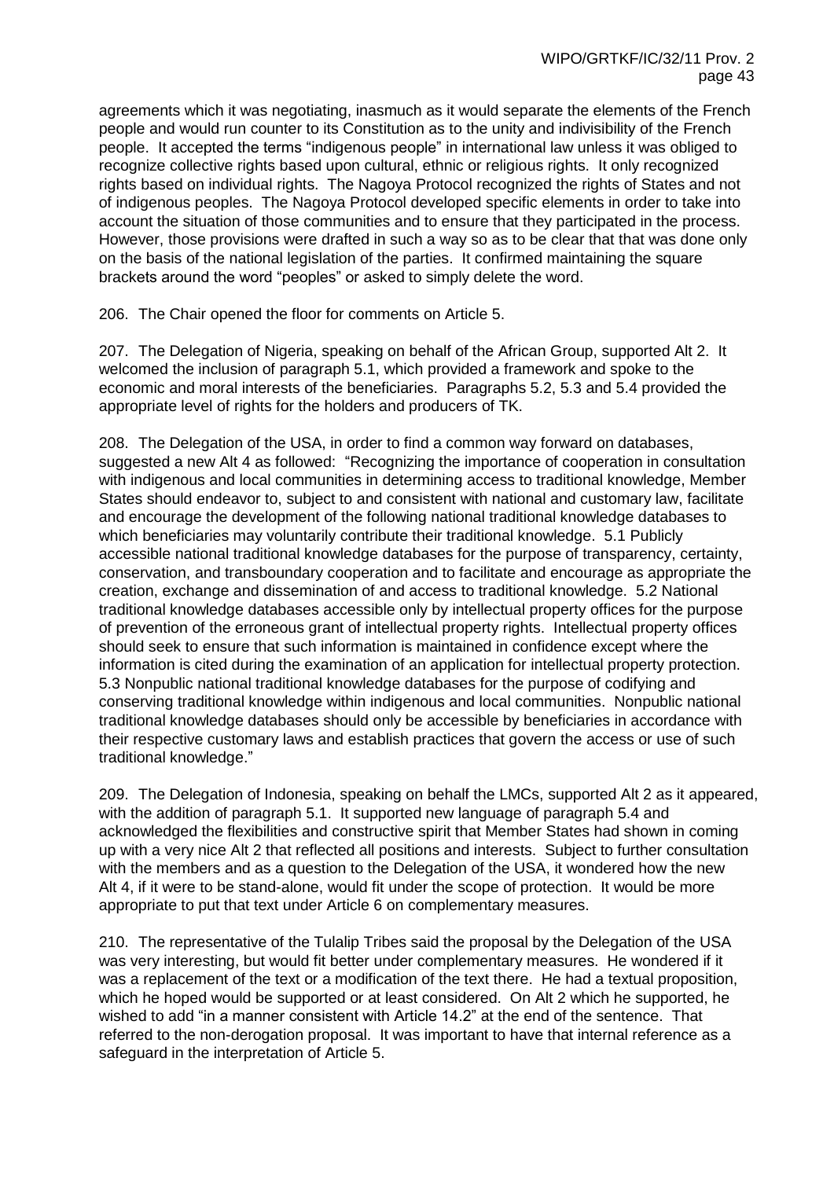agreements which it was negotiating, inasmuch as it would separate the elements of the French people and would run counter to its Constitution as to the unity and indivisibility of the French people. It accepted the terms "indigenous people" in international law unless it was obliged to recognize collective rights based upon cultural, ethnic or religious rights. It only recognized rights based on individual rights. The Nagoya Protocol recognized the rights of States and not of indigenous peoples. The Nagoya Protocol developed specific elements in order to take into account the situation of those communities and to ensure that they participated in the process. However, those provisions were drafted in such a way so as to be clear that that was done only on the basis of the national legislation of the parties. It confirmed maintaining the square brackets around the word "peoples" or asked to simply delete the word.

206. The Chair opened the floor for comments on Article 5.

207. The Delegation of Nigeria, speaking on behalf of the African Group, supported Alt 2. It welcomed the inclusion of paragraph 5.1, which provided a framework and spoke to the economic and moral interests of the beneficiaries. Paragraphs 5.2, 5.3 and 5.4 provided the appropriate level of rights for the holders and producers of TK.

208. The Delegation of the USA, in order to find a common way forward on databases, suggested a new Alt 4 as followed: "Recognizing the importance of cooperation in consultation with indigenous and local communities in determining access to traditional knowledge, Member States should endeavor to, subject to and consistent with national and customary law, facilitate and encourage the development of the following national traditional knowledge databases to which beneficiaries may voluntarily contribute their traditional knowledge. 5.1 Publicly accessible national traditional knowledge databases for the purpose of transparency, certainty, conservation, and transboundary cooperation and to facilitate and encourage as appropriate the creation, exchange and dissemination of and access to traditional knowledge. 5.2 National traditional knowledge databases accessible only by intellectual property offices for the purpose of prevention of the erroneous grant of intellectual property rights. Intellectual property offices should seek to ensure that such information is maintained in confidence except where the information is cited during the examination of an application for intellectual property protection. 5.3 Nonpublic national traditional knowledge databases for the purpose of codifying and conserving traditional knowledge within indigenous and local communities. Nonpublic national traditional knowledge databases should only be accessible by beneficiaries in accordance with their respective customary laws and establish practices that govern the access or use of such traditional knowledge."

209. The Delegation of Indonesia, speaking on behalf the LMCs, supported Alt 2 as it appeared, with the addition of paragraph 5.1. It supported new language of paragraph 5.4 and acknowledged the flexibilities and constructive spirit that Member States had shown in coming up with a very nice Alt 2 that reflected all positions and interests. Subject to further consultation with the members and as a question to the Delegation of the USA, it wondered how the new Alt 4, if it were to be stand-alone, would fit under the scope of protection. It would be more appropriate to put that text under Article 6 on complementary measures.

210. The representative of the Tulalip Tribes said the proposal by the Delegation of the USA was very interesting, but would fit better under complementary measures. He wondered if it was a replacement of the text or a modification of the text there. He had a textual proposition, which he hoped would be supported or at least considered. On Alt 2 which he supported, he wished to add "in a manner consistent with Article 14.2" at the end of the sentence. That referred to the non-derogation proposal. It was important to have that internal reference as a safeguard in the interpretation of Article 5.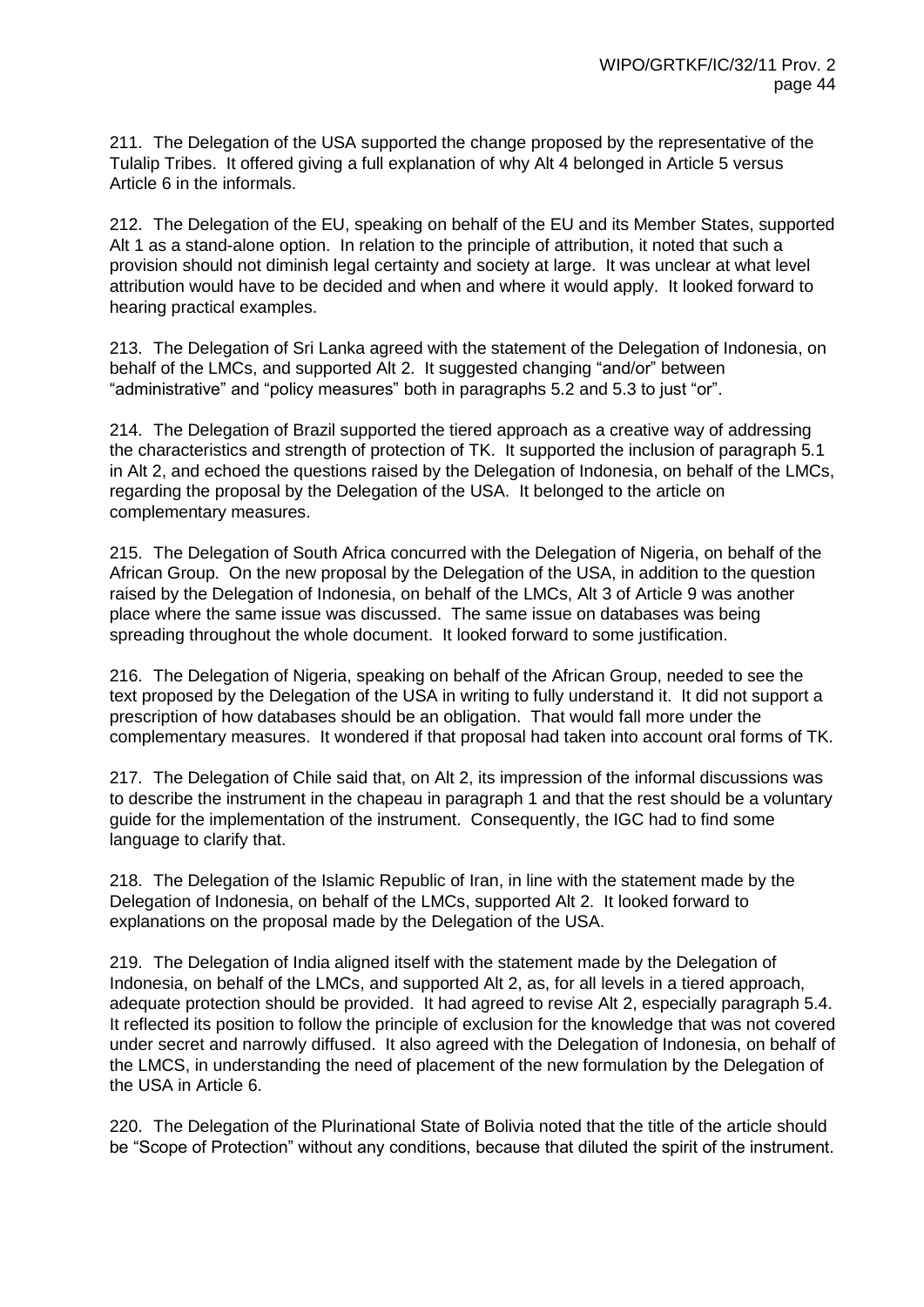211. The Delegation of the USA supported the change proposed by the representative of the Tulalip Tribes. It offered giving a full explanation of why Alt 4 belonged in Article 5 versus Article 6 in the informals.

212. The Delegation of the EU, speaking on behalf of the EU and its Member States, supported Alt 1 as a stand-alone option. In relation to the principle of attribution, it noted that such a provision should not diminish legal certainty and society at large. It was unclear at what level attribution would have to be decided and when and where it would apply. It looked forward to hearing practical examples.

213. The Delegation of Sri Lanka agreed with the statement of the Delegation of Indonesia, on behalf of the LMCs, and supported Alt 2. It suggested changing "and/or" between "administrative" and "policy measures" both in paragraphs 5.2 and 5.3 to just "or".

214. The Delegation of Brazil supported the tiered approach as a creative way of addressing the characteristics and strength of protection of TK. It supported the inclusion of paragraph 5.1 in Alt 2, and echoed the questions raised by the Delegation of Indonesia, on behalf of the LMCs, regarding the proposal by the Delegation of the USA. It belonged to the article on complementary measures.

215. The Delegation of South Africa concurred with the Delegation of Nigeria, on behalf of the African Group. On the new proposal by the Delegation of the USA, in addition to the question raised by the Delegation of Indonesia, on behalf of the LMCs, Alt 3 of Article 9 was another place where the same issue was discussed. The same issue on databases was being spreading throughout the whole document. It looked forward to some justification.

216. The Delegation of Nigeria, speaking on behalf of the African Group, needed to see the text proposed by the Delegation of the USA in writing to fully understand it. It did not support a prescription of how databases should be an obligation. That would fall more under the complementary measures. It wondered if that proposal had taken into account oral forms of TK.

217. The Delegation of Chile said that, on Alt 2, its impression of the informal discussions was to describe the instrument in the chapeau in paragraph 1 and that the rest should be a voluntary guide for the implementation of the instrument. Consequently, the IGC had to find some language to clarify that.

218. The Delegation of the Islamic Republic of Iran, in line with the statement made by the Delegation of Indonesia, on behalf of the LMCs, supported Alt 2. It looked forward to explanations on the proposal made by the Delegation of the USA.

219. The Delegation of India aligned itself with the statement made by the Delegation of Indonesia, on behalf of the LMCs, and supported Alt 2, as, for all levels in a tiered approach, adequate protection should be provided. It had agreed to revise Alt 2, especially paragraph 5.4. It reflected its position to follow the principle of exclusion for the knowledge that was not covered under secret and narrowly diffused. It also agreed with the Delegation of Indonesia, on behalf of the LMCS, in understanding the need of placement of the new formulation by the Delegation of the USA in Article 6.

220. The Delegation of the Plurinational State of Bolivia noted that the title of the article should be "Scope of Protection" without any conditions, because that diluted the spirit of the instrument.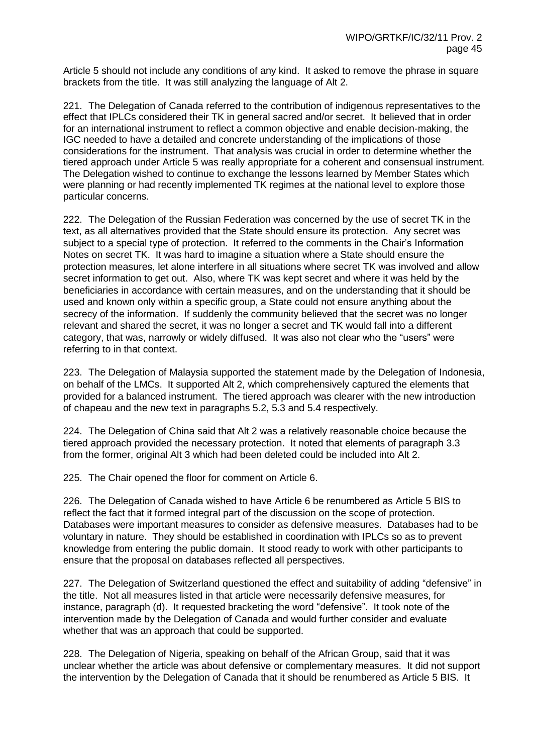Article 5 should not include any conditions of any kind. It asked to remove the phrase in square brackets from the title. It was still analyzing the language of Alt 2.

221. The Delegation of Canada referred to the contribution of indigenous representatives to the effect that IPLCs considered their TK in general sacred and/or secret. It believed that in order for an international instrument to reflect a common objective and enable decision-making, the IGC needed to have a detailed and concrete understanding of the implications of those considerations for the instrument. That analysis was crucial in order to determine whether the tiered approach under Article 5 was really appropriate for a coherent and consensual instrument. The Delegation wished to continue to exchange the lessons learned by Member States which were planning or had recently implemented TK regimes at the national level to explore those particular concerns.

222. The Delegation of the Russian Federation was concerned by the use of secret TK in the text, as all alternatives provided that the State should ensure its protection. Any secret was subject to a special type of protection. It referred to the comments in the Chair's Information Notes on secret TK. It was hard to imagine a situation where a State should ensure the protection measures, let alone interfere in all situations where secret TK was involved and allow secret information to get out. Also, where TK was kept secret and where it was held by the beneficiaries in accordance with certain measures, and on the understanding that it should be used and known only within a specific group, a State could not ensure anything about the secrecy of the information. If suddenly the community believed that the secret was no longer relevant and shared the secret, it was no longer a secret and TK would fall into a different category, that was, narrowly or widely diffused. It was also not clear who the "users" were referring to in that context.

223. The Delegation of Malaysia supported the statement made by the Delegation of Indonesia, on behalf of the LMCs. It supported Alt 2, which comprehensively captured the elements that provided for a balanced instrument. The tiered approach was clearer with the new introduction of chapeau and the new text in paragraphs 5.2, 5.3 and 5.4 respectively.

224. The Delegation of China said that Alt 2 was a relatively reasonable choice because the tiered approach provided the necessary protection. It noted that elements of paragraph 3.3 from the former, original Alt 3 which had been deleted could be included into Alt 2.

225. The Chair opened the floor for comment on Article 6.

226. The Delegation of Canada wished to have Article 6 be renumbered as Article 5 BIS to reflect the fact that it formed integral part of the discussion on the scope of protection. Databases were important measures to consider as defensive measures. Databases had to be voluntary in nature. They should be established in coordination with IPLCs so as to prevent knowledge from entering the public domain. It stood ready to work with other participants to ensure that the proposal on databases reflected all perspectives.

227. The Delegation of Switzerland questioned the effect and suitability of adding "defensive" in the title. Not all measures listed in that article were necessarily defensive measures, for instance, paragraph (d). It requested bracketing the word "defensive". It took note of the intervention made by the Delegation of Canada and would further consider and evaluate whether that was an approach that could be supported.

228. The Delegation of Nigeria, speaking on behalf of the African Group, said that it was unclear whether the article was about defensive or complementary measures. It did not support the intervention by the Delegation of Canada that it should be renumbered as Article 5 BIS. It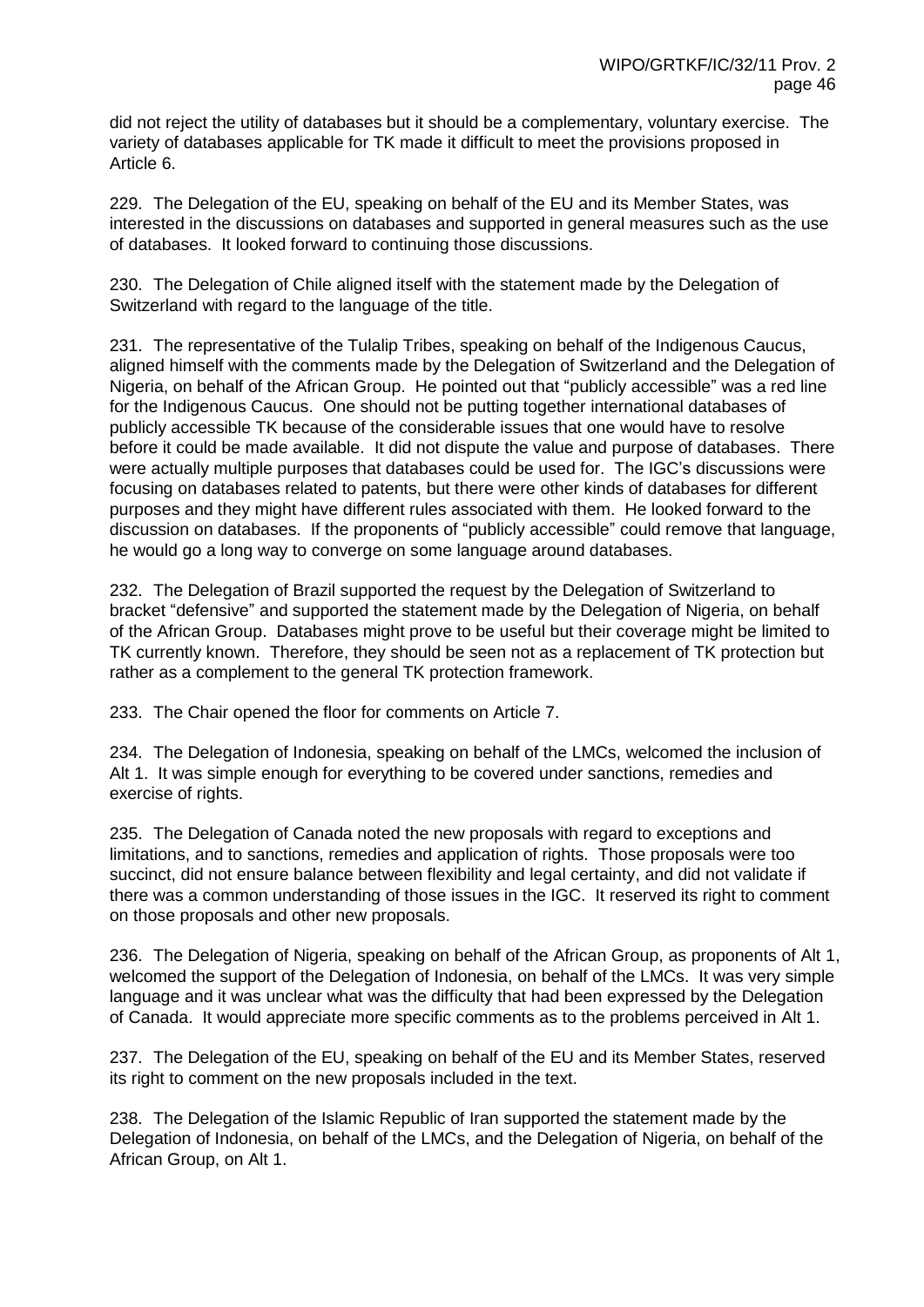did not reject the utility of databases but it should be a complementary, voluntary exercise. The variety of databases applicable for TK made it difficult to meet the provisions proposed in Article 6.

229. The Delegation of the EU, speaking on behalf of the EU and its Member States, was interested in the discussions on databases and supported in general measures such as the use of databases. It looked forward to continuing those discussions.

230. The Delegation of Chile aligned itself with the statement made by the Delegation of Switzerland with regard to the language of the title.

231. The representative of the Tulalip Tribes, speaking on behalf of the Indigenous Caucus, aligned himself with the comments made by the Delegation of Switzerland and the Delegation of Nigeria, on behalf of the African Group. He pointed out that "publicly accessible" was a red line for the Indigenous Caucus. One should not be putting together international databases of publicly accessible TK because of the considerable issues that one would have to resolve before it could be made available. It did not dispute the value and purpose of databases. There were actually multiple purposes that databases could be used for. The IGC's discussions were focusing on databases related to patents, but there were other kinds of databases for different purposes and they might have different rules associated with them. He looked forward to the discussion on databases. If the proponents of "publicly accessible" could remove that language, he would go a long way to converge on some language around databases.

232. The Delegation of Brazil supported the request by the Delegation of Switzerland to bracket "defensive" and supported the statement made by the Delegation of Nigeria, on behalf of the African Group. Databases might prove to be useful but their coverage might be limited to TK currently known. Therefore, they should be seen not as a replacement of TK protection but rather as a complement to the general TK protection framework.

233. The Chair opened the floor for comments on Article 7.

234. The Delegation of Indonesia, speaking on behalf of the LMCs, welcomed the inclusion of Alt 1. It was simple enough for everything to be covered under sanctions, remedies and exercise of rights.

235. The Delegation of Canada noted the new proposals with regard to exceptions and limitations, and to sanctions, remedies and application of rights. Those proposals were too succinct, did not ensure balance between flexibility and legal certainty, and did not validate if there was a common understanding of those issues in the IGC. It reserved its right to comment on those proposals and other new proposals.

236. The Delegation of Nigeria, speaking on behalf of the African Group, as proponents of Alt 1, welcomed the support of the Delegation of Indonesia, on behalf of the LMCs. It was very simple language and it was unclear what was the difficulty that had been expressed by the Delegation of Canada. It would appreciate more specific comments as to the problems perceived in Alt 1.

237. The Delegation of the EU, speaking on behalf of the EU and its Member States, reserved its right to comment on the new proposals included in the text.

238. The Delegation of the Islamic Republic of Iran supported the statement made by the Delegation of Indonesia, on behalf of the LMCs, and the Delegation of Nigeria, on behalf of the African Group, on Alt 1.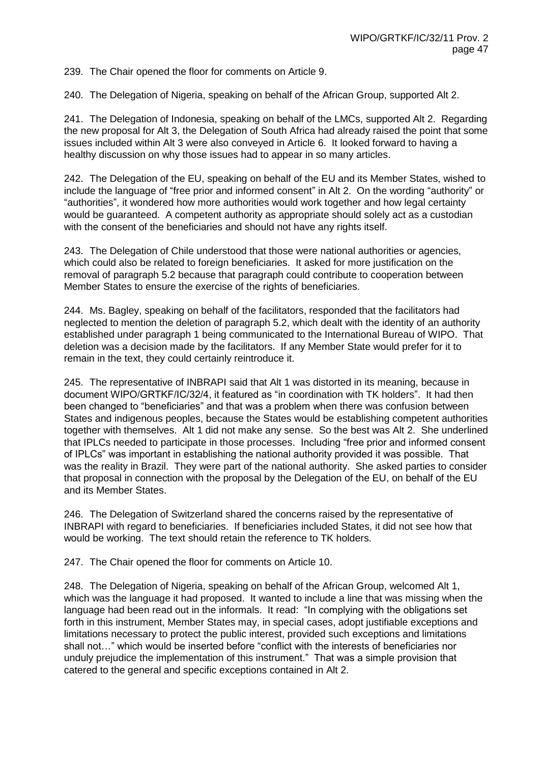239. The Chair opened the floor for comments on Article 9.

240. The Delegation of Nigeria, speaking on behalf of the African Group, supported Alt 2.

241. The Delegation of Indonesia, speaking on behalf of the LMCs, supported Alt 2. Regarding the new proposal for Alt 3, the Delegation of South Africa had already raised the point that some issues included within Alt 3 were also conveyed in Article 6. It looked forward to having a healthy discussion on why those issues had to appear in so many articles.

242. The Delegation of the EU, speaking on behalf of the EU and its Member States, wished to include the language of "free prior and informed consent" in Alt 2. On the wording "authority" or "authorities", it wondered how more authorities would work together and how legal certainty would be guaranteed. A competent authority as appropriate should solely act as a custodian with the consent of the beneficiaries and should not have any rights itself.

243. The Delegation of Chile understood that those were national authorities or agencies, which could also be related to foreign beneficiaries. It asked for more justification on the removal of paragraph 5.2 because that paragraph could contribute to cooperation between Member States to ensure the exercise of the rights of beneficiaries.

244. Ms. Bagley, speaking on behalf of the facilitators, responded that the facilitators had neglected to mention the deletion of paragraph 5.2, which dealt with the identity of an authority established under paragraph 1 being communicated to the International Bureau of WIPO. That deletion was a decision made by the facilitators. If any Member State would prefer for it to remain in the text, they could certainly reintroduce it.

245. The representative of INBRAPI said that Alt 1 was distorted in its meaning, because in document WIPO/GRTKF/IC/32/4, it featured as "in coordination with TK holders". It had then been changed to "beneficiaries" and that was a problem when there was confusion between States and indigenous peoples, because the States would be establishing competent authorities together with themselves. Alt 1 did not make any sense. So the best was Alt 2. She underlined that IPLCs needed to participate in those processes. Including "free prior and informed consent of IPLCs" was important in establishing the national authority provided it was possible. That was the reality in Brazil. They were part of the national authority. She asked parties to consider that proposal in connection with the proposal by the Delegation of the EU, on behalf of the EU and its Member States.

246. The Delegation of Switzerland shared the concerns raised by the representative of INBRAPI with regard to beneficiaries. If beneficiaries included States, it did not see how that would be working. The text should retain the reference to TK holders.

247. The Chair opened the floor for comments on Article 10.

248. The Delegation of Nigeria, speaking on behalf of the African Group, welcomed Alt 1, which was the language it had proposed. It wanted to include a line that was missing when the language had been read out in the informals. It read: "In complying with the obligations set forth in this instrument, Member States may, in special cases, adopt justifiable exceptions and limitations necessary to protect the public interest, provided such exceptions and limitations shall not…" which would be inserted before "conflict with the interests of beneficiaries nor unduly prejudice the implementation of this instrument." That was a simple provision that catered to the general and specific exceptions contained in Alt 2.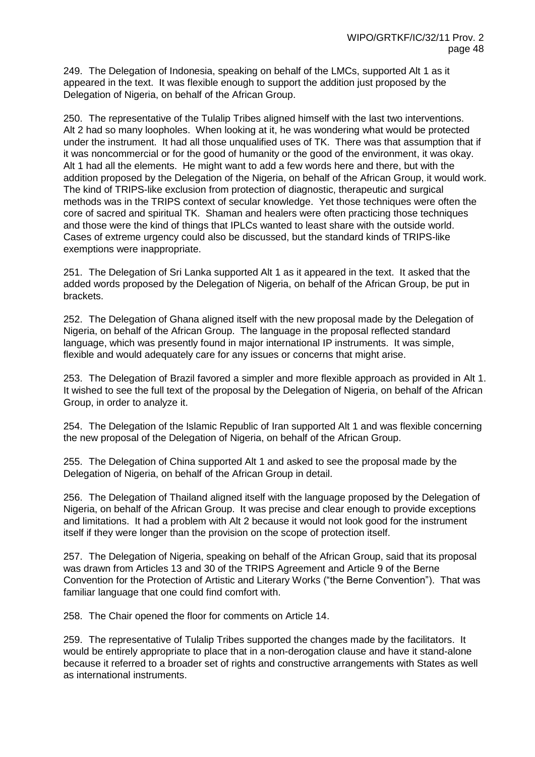249. The Delegation of Indonesia, speaking on behalf of the LMCs, supported Alt 1 as it appeared in the text. It was flexible enough to support the addition just proposed by the Delegation of Nigeria, on behalf of the African Group.

250. The representative of the Tulalip Tribes aligned himself with the last two interventions. Alt 2 had so many loopholes. When looking at it, he was wondering what would be protected under the instrument. It had all those unqualified uses of TK. There was that assumption that if it was noncommercial or for the good of humanity or the good of the environment, it was okay. Alt 1 had all the elements. He might want to add a few words here and there, but with the addition proposed by the Delegation of the Nigeria, on behalf of the African Group, it would work. The kind of TRIPS-like exclusion from protection of diagnostic, therapeutic and surgical methods was in the TRIPS context of secular knowledge. Yet those techniques were often the core of sacred and spiritual TK. Shaman and healers were often practicing those techniques and those were the kind of things that IPLCs wanted to least share with the outside world. Cases of extreme urgency could also be discussed, but the standard kinds of TRIPS-like exemptions were inappropriate.

251. The Delegation of Sri Lanka supported Alt 1 as it appeared in the text. It asked that the added words proposed by the Delegation of Nigeria, on behalf of the African Group, be put in brackets.

252. The Delegation of Ghana aligned itself with the new proposal made by the Delegation of Nigeria, on behalf of the African Group. The language in the proposal reflected standard language, which was presently found in major international IP instruments. It was simple, flexible and would adequately care for any issues or concerns that might arise.

253. The Delegation of Brazil favored a simpler and more flexible approach as provided in Alt 1. It wished to see the full text of the proposal by the Delegation of Nigeria, on behalf of the African Group, in order to analyze it.

254. The Delegation of the Islamic Republic of Iran supported Alt 1 and was flexible concerning the new proposal of the Delegation of Nigeria, on behalf of the African Group.

255. The Delegation of China supported Alt 1 and asked to see the proposal made by the Delegation of Nigeria, on behalf of the African Group in detail.

256. The Delegation of Thailand aligned itself with the language proposed by the Delegation of Nigeria, on behalf of the African Group. It was precise and clear enough to provide exceptions and limitations. It had a problem with Alt 2 because it would not look good for the instrument itself if they were longer than the provision on the scope of protection itself.

257. The Delegation of Nigeria, speaking on behalf of the African Group, said that its proposal was drawn from Articles 13 and 30 of the TRIPS Agreement and Article 9 of the Berne Convention for the Protection of Artistic and Literary Works ("the Berne Convention"). That was familiar language that one could find comfort with.

258. The Chair opened the floor for comments on Article 14.

259. The representative of Tulalip Tribes supported the changes made by the facilitators. It would be entirely appropriate to place that in a non-derogation clause and have it stand-alone because it referred to a broader set of rights and constructive arrangements with States as well as international instruments.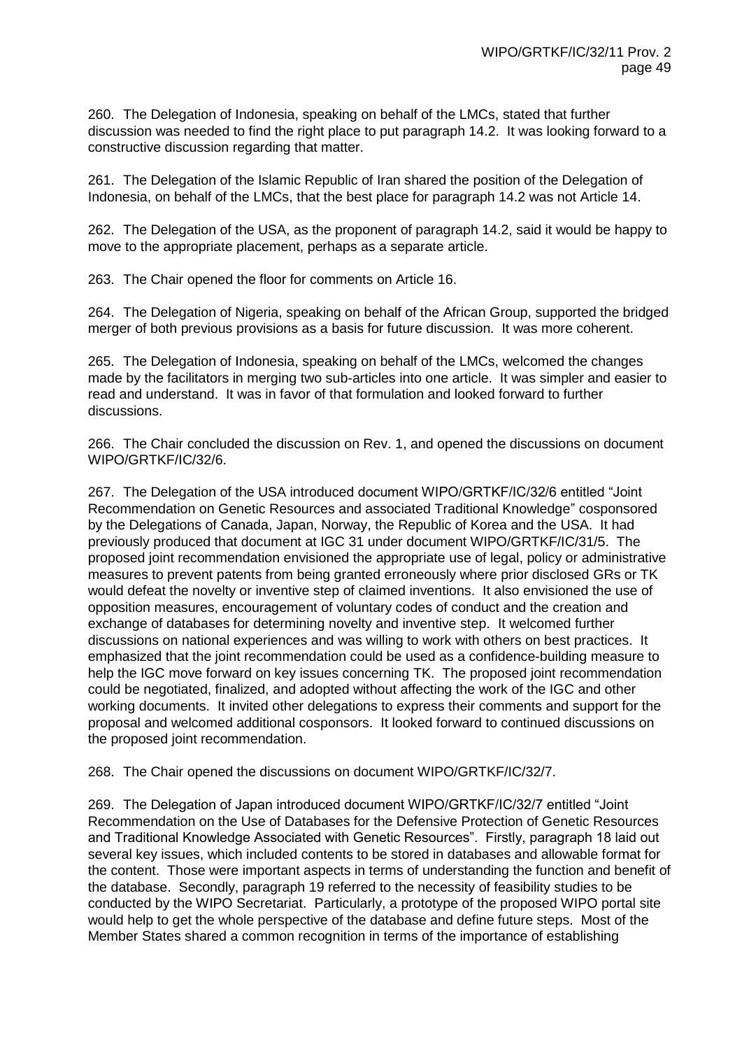260. The Delegation of Indonesia, speaking on behalf of the LMCs, stated that further discussion was needed to find the right place to put paragraph 14.2. It was looking forward to a constructive discussion regarding that matter.

261. The Delegation of the Islamic Republic of Iran shared the position of the Delegation of Indonesia, on behalf of the LMCs, that the best place for paragraph 14.2 was not Article 14.

262. The Delegation of the USA, as the proponent of paragraph 14.2, said it would be happy to move to the appropriate placement, perhaps as a separate article.

263. The Chair opened the floor for comments on Article 16.

264. The Delegation of Nigeria, speaking on behalf of the African Group, supported the bridged merger of both previous provisions as a basis for future discussion. It was more coherent.

265. The Delegation of Indonesia, speaking on behalf of the LMCs, welcomed the changes made by the facilitators in merging two sub-articles into one article. It was simpler and easier to read and understand. It was in favor of that formulation and looked forward to further discussions.

266. The Chair concluded the discussion on Rev. 1, and opened the discussions on document WIPO/GRTKF/IC/32/6.

267. The Delegation of the USA introduced document WIPO/GRTKF/IC/32/6 entitled "Joint Recommendation on Genetic Resources and associated Traditional Knowledge" cosponsored by the Delegations of Canada, Japan, Norway, the Republic of Korea and the USA. It had previously produced that document at IGC 31 under document WIPO/GRTKF/IC/31/5. The proposed joint recommendation envisioned the appropriate use of legal, policy or administrative measures to prevent patents from being granted erroneously where prior disclosed GRs or TK would defeat the novelty or inventive step of claimed inventions. It also envisioned the use of opposition measures, encouragement of voluntary codes of conduct and the creation and exchange of databases for determining novelty and inventive step. It welcomed further discussions on national experiences and was willing to work with others on best practices. It emphasized that the joint recommendation could be used as a confidence-building measure to help the IGC move forward on key issues concerning TK. The proposed joint recommendation could be negotiated, finalized, and adopted without affecting the work of the IGC and other working documents. It invited other delegations to express their comments and support for the proposal and welcomed additional cosponsors. It looked forward to continued discussions on the proposed joint recommendation.

268. The Chair opened the discussions on document WIPO/GRTKF/IC/32/7.

269. The Delegation of Japan introduced document WIPO/GRTKF/IC/32/7 entitled "Joint Recommendation on the Use of Databases for the Defensive Protection of Genetic Resources and Traditional Knowledge Associated with Genetic Resources". Firstly, paragraph 18 laid out several key issues, which included contents to be stored in databases and allowable format for the content. Those were important aspects in terms of understanding the function and benefit of the database. Secondly, paragraph 19 referred to the necessity of feasibility studies to be conducted by the WIPO Secretariat. Particularly, a prototype of the proposed WIPO portal site would help to get the whole perspective of the database and define future steps. Most of the Member States shared a common recognition in terms of the importance of establishing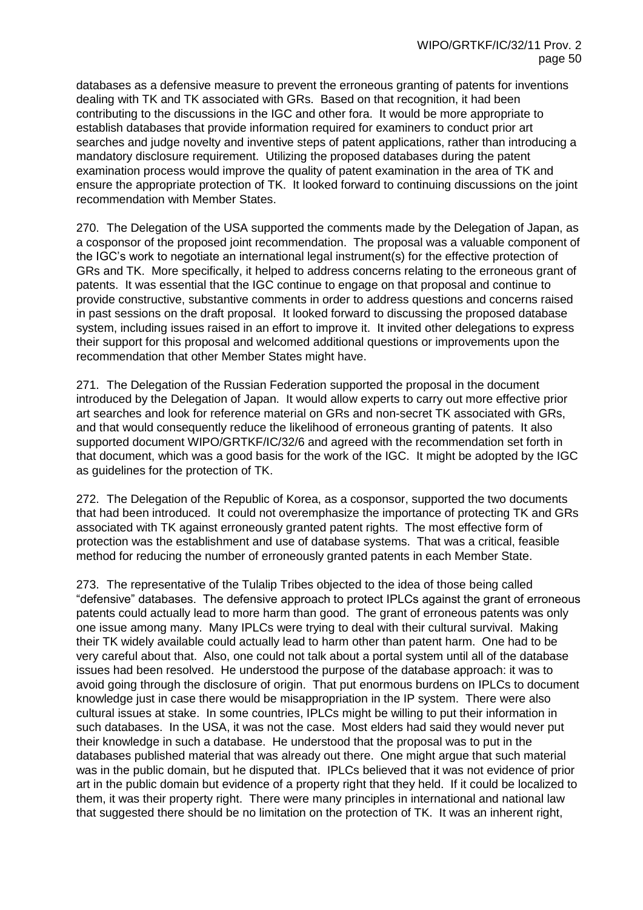databases as a defensive measure to prevent the erroneous granting of patents for inventions dealing with TK and TK associated with GRs. Based on that recognition, it had been contributing to the discussions in the IGC and other fora. It would be more appropriate to establish databases that provide information required for examiners to conduct prior art searches and judge novelty and inventive steps of patent applications, rather than introducing a mandatory disclosure requirement. Utilizing the proposed databases during the patent examination process would improve the quality of patent examination in the area of TK and ensure the appropriate protection of TK. It looked forward to continuing discussions on the joint recommendation with Member States.

270. The Delegation of the USA supported the comments made by the Delegation of Japan, as a cosponsor of the proposed joint recommendation. The proposal was a valuable component of the IGC's work to negotiate an international legal instrument(s) for the effective protection of GRs and TK. More specifically, it helped to address concerns relating to the erroneous grant of patents. It was essential that the IGC continue to engage on that proposal and continue to provide constructive, substantive comments in order to address questions and concerns raised in past sessions on the draft proposal. It looked forward to discussing the proposed database system, including issues raised in an effort to improve it. It invited other delegations to express their support for this proposal and welcomed additional questions or improvements upon the recommendation that other Member States might have.

271. The Delegation of the Russian Federation supported the proposal in the document introduced by the Delegation of Japan. It would allow experts to carry out more effective prior art searches and look for reference material on GRs and non-secret TK associated with GRs, and that would consequently reduce the likelihood of erroneous granting of patents. It also supported document WIPO/GRTKF/IC/32/6 and agreed with the recommendation set forth in that document, which was a good basis for the work of the IGC. It might be adopted by the IGC as guidelines for the protection of TK.

272. The Delegation of the Republic of Korea, as a cosponsor, supported the two documents that had been introduced. It could not overemphasize the importance of protecting TK and GRs associated with TK against erroneously granted patent rights. The most effective form of protection was the establishment and use of database systems. That was a critical, feasible method for reducing the number of erroneously granted patents in each Member State.

273. The representative of the Tulalip Tribes objected to the idea of those being called "defensive" databases. The defensive approach to protect IPLCs against the grant of erroneous patents could actually lead to more harm than good. The grant of erroneous patents was only one issue among many. Many IPLCs were trying to deal with their cultural survival. Making their TK widely available could actually lead to harm other than patent harm. One had to be very careful about that. Also, one could not talk about a portal system until all of the database issues had been resolved. He understood the purpose of the database approach: it was to avoid going through the disclosure of origin. That put enormous burdens on IPLCs to document knowledge just in case there would be misappropriation in the IP system. There were also cultural issues at stake. In some countries, IPLCs might be willing to put their information in such databases. In the USA, it was not the case. Most elders had said they would never put their knowledge in such a database. He understood that the proposal was to put in the databases published material that was already out there. One might argue that such material was in the public domain, but he disputed that. IPLCs believed that it was not evidence of prior art in the public domain but evidence of a property right that they held. If it could be localized to them, it was their property right. There were many principles in international and national law that suggested there should be no limitation on the protection of TK. It was an inherent right,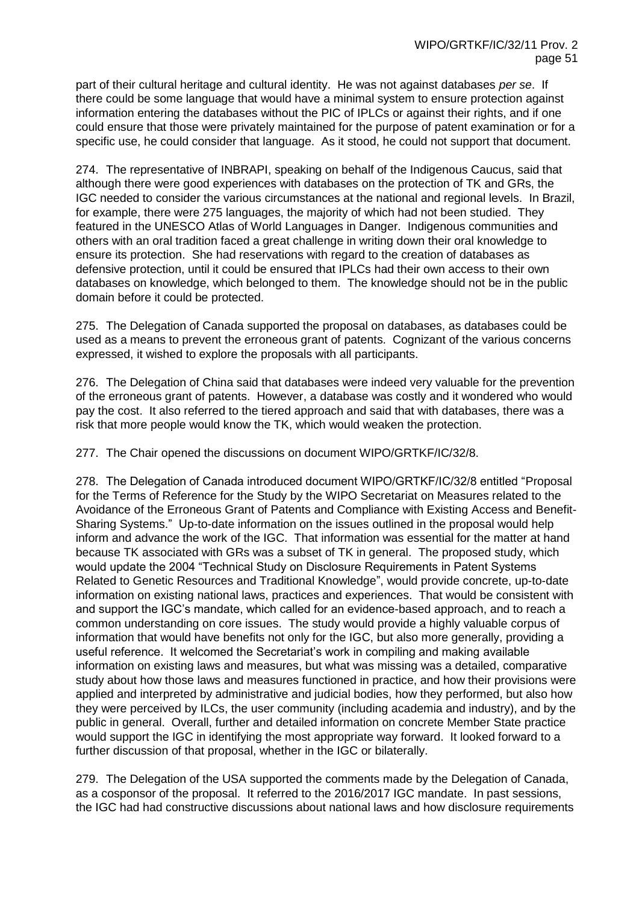part of their cultural heritage and cultural identity. He was not against databases *per se*. If there could be some language that would have a minimal system to ensure protection against information entering the databases without the PIC of IPLCs or against their rights, and if one could ensure that those were privately maintained for the purpose of patent examination or for a specific use, he could consider that language. As it stood, he could not support that document.

274. The representative of INBRAPI, speaking on behalf of the Indigenous Caucus, said that although there were good experiences with databases on the protection of TK and GRs, the IGC needed to consider the various circumstances at the national and regional levels. In Brazil, for example, there were 275 languages, the majority of which had not been studied. They featured in the UNESCO Atlas of World Languages in Danger. Indigenous communities and others with an oral tradition faced a great challenge in writing down their oral knowledge to ensure its protection. She had reservations with regard to the creation of databases as defensive protection, until it could be ensured that IPLCs had their own access to their own databases on knowledge, which belonged to them. The knowledge should not be in the public domain before it could be protected.

275. The Delegation of Canada supported the proposal on databases, as databases could be used as a means to prevent the erroneous grant of patents. Cognizant of the various concerns expressed, it wished to explore the proposals with all participants.

276. The Delegation of China said that databases were indeed very valuable for the prevention of the erroneous grant of patents. However, a database was costly and it wondered who would pay the cost. It also referred to the tiered approach and said that with databases, there was a risk that more people would know the TK, which would weaken the protection.

277. The Chair opened the discussions on document WIPO/GRTKF/IC/32/8.

278. The Delegation of Canada introduced document WIPO/GRTKF/IC/32/8 entitled "Proposal for the Terms of Reference for the Study by the WIPO Secretariat on Measures related to the Avoidance of the Erroneous Grant of Patents and Compliance with Existing Access and Benefit-Sharing Systems." Up-to-date information on the issues outlined in the proposal would help inform and advance the work of the IGC. That information was essential for the matter at hand because TK associated with GRs was a subset of TK in general. The proposed study, which would update the 2004 "Technical Study on Disclosure Requirements in Patent Systems Related to Genetic Resources and Traditional Knowledge", would provide concrete, up-to-date information on existing national laws, practices and experiences. That would be consistent with and support the IGC's mandate, which called for an evidence-based approach, and to reach a common understanding on core issues. The study would provide a highly valuable corpus of information that would have benefits not only for the IGC, but also more generally, providing a useful reference. It welcomed the Secretariat's work in compiling and making available information on existing laws and measures, but what was missing was a detailed, comparative study about how those laws and measures functioned in practice, and how their provisions were applied and interpreted by administrative and judicial bodies, how they performed, but also how they were perceived by ILCs, the user community (including academia and industry), and by the public in general. Overall, further and detailed information on concrete Member State practice would support the IGC in identifying the most appropriate way forward. It looked forward to a further discussion of that proposal, whether in the IGC or bilaterally.

279. The Delegation of the USA supported the comments made by the Delegation of Canada, as a cosponsor of the proposal. It referred to the 2016/2017 IGC mandate. In past sessions, the IGC had had constructive discussions about national laws and how disclosure requirements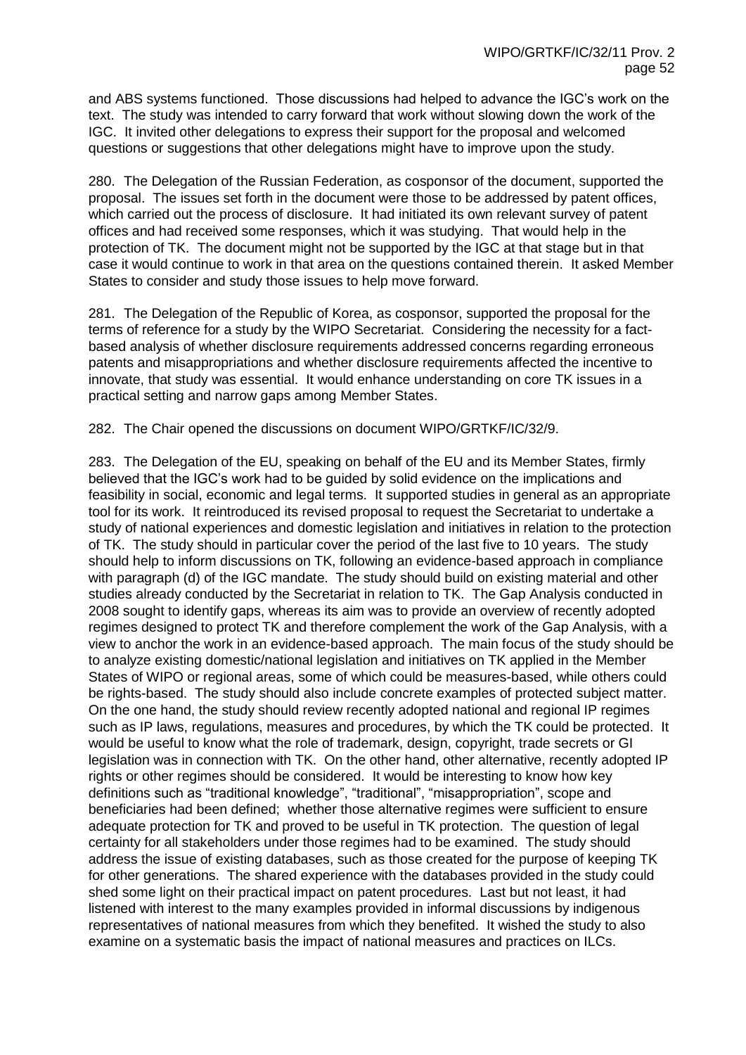and ABS systems functioned. Those discussions had helped to advance the IGC's work on the text. The study was intended to carry forward that work without slowing down the work of the IGC. It invited other delegations to express their support for the proposal and welcomed questions or suggestions that other delegations might have to improve upon the study.

280. The Delegation of the Russian Federation, as cosponsor of the document, supported the proposal. The issues set forth in the document were those to be addressed by patent offices, which carried out the process of disclosure. It had initiated its own relevant survey of patent offices and had received some responses, which it was studying. That would help in the protection of TK. The document might not be supported by the IGC at that stage but in that case it would continue to work in that area on the questions contained therein. It asked Member States to consider and study those issues to help move forward.

281. The Delegation of the Republic of Korea, as cosponsor, supported the proposal for the terms of reference for a study by the WIPO Secretariat. Considering the necessity for a fact-based analysis of whether disclosure requirements addressed concerns regarding erroneous patents and misappropriations and whether disclosure requirements affected the incentive to innovate, that study was essential. It would enhance understanding on core TK issues in a practical setting and narrow gaps among Member States.

282. The Chair opened the discussions on document WIPO/GRTKF/IC/32/9.

283. The Delegation of the EU, speaking on behalf of the EU and its Member States, firmly believed that the IGC's work had to be guided by solid evidence on the implications and feasibility in social, economic and legal terms. It supported studies in general as an appropriate tool for its work. It reintroduced its revised proposal to request the Secretariat to undertake a study of national experiences and domestic legislation and initiatives in relation to the protection of TK. The study should in particular cover the period of the last five to 10 years. The study should help to inform discussions on TK, following an evidence-based approach in compliance with paragraph (d) of the IGC mandate. The study should build on existing material and other studies already conducted by the Secretariat in relation to TK. The Gap Analysis conducted in 2008 sought to identify gaps, whereas its aim was to provide an overview of recently adopted regimes designed to protect TK and therefore complement the work of the Gap Analysis, with a view to anchor the work in an evidence-based approach. The main focus of the study should be to analyze existing domestic/national legislation and initiatives on TK applied in the Member States of WIPO or regional areas, some of which could be measures-based, while others could be rights-based. The study should also include concrete examples of protected subject matter. On the one hand, the study should review recently adopted national and regional IP regimes such as IP laws, regulations, measures and procedures, by which the TK could be protected. It would be useful to know what the role of trademark, design, copyright, trade secrets or GI legislation was in connection with TK. On the other hand, other alternative, recently adopted IP rights or other regimes should be considered. It would be interesting to know how key definitions such as "traditional knowledge", "traditional", "misappropriation", scope and beneficiaries had been defined; whether those alternative regimes were sufficient to ensure adequate protection for TK and proved to be useful in TK protection. The question of legal certainty for all stakeholders under those regimes had to be examined. The study should address the issue of existing databases, such as those created for the purpose of keeping TK for other generations. The shared experience with the databases provided in the study could shed some light on their practical impact on patent procedures. Last but not least, it had listened with interest to the many examples provided in informal discussions by indigenous representatives of national measures from which they benefited. It wished the study to also examine on a systematic basis the impact of national measures and practices on ILCs.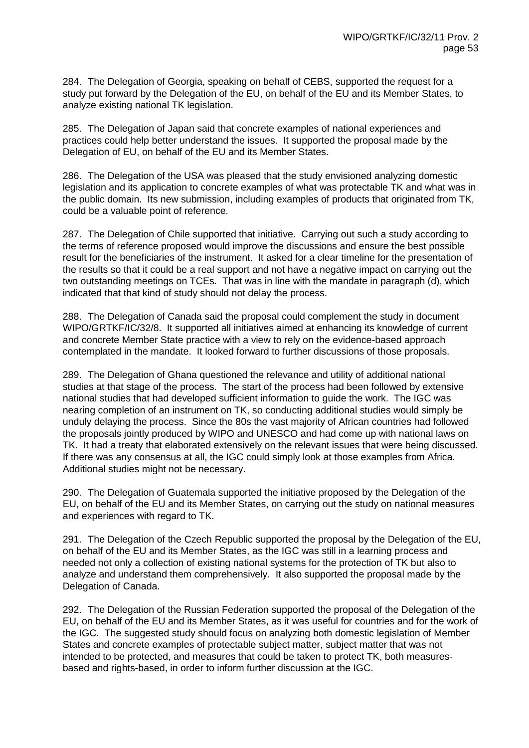284. The Delegation of Georgia, speaking on behalf of CEBS, supported the request for a study put forward by the Delegation of the EU, on behalf of the EU and its Member States, to analyze existing national TK legislation.

285. The Delegation of Japan said that concrete examples of national experiences and practices could help better understand the issues. It supported the proposal made by the Delegation of EU, on behalf of the EU and its Member States.

286. The Delegation of the USA was pleased that the study envisioned analyzing domestic legislation and its application to concrete examples of what was protectable TK and what was in the public domain. Its new submission, including examples of products that originated from TK, could be a valuable point of reference.

287. The Delegation of Chile supported that initiative. Carrying out such a study according to the terms of reference proposed would improve the discussions and ensure the best possible result for the beneficiaries of the instrument. It asked for a clear timeline for the presentation of the results so that it could be a real support and not have a negative impact on carrying out the two outstanding meetings on TCEs. That was in line with the mandate in paragraph (d), which indicated that that kind of study should not delay the process.

288. The Delegation of Canada said the proposal could complement the study in document WIPO/GRTKF/IC/32/8. It supported all initiatives aimed at enhancing its knowledge of current and concrete Member State practice with a view to rely on the evidence-based approach contemplated in the mandate. It looked forward to further discussions of those proposals.

289. The Delegation of Ghana questioned the relevance and utility of additional national studies at that stage of the process. The start of the process had been followed by extensive national studies that had developed sufficient information to guide the work. The IGC was nearing completion of an instrument on TK, so conducting additional studies would simply be unduly delaying the process. Since the 80s the vast majority of African countries had followed the proposals jointly produced by WIPO and UNESCO and had come up with national laws on TK. It had a treaty that elaborated extensively on the relevant issues that were being discussed. If there was any consensus at all, the IGC could simply look at those examples from Africa. Additional studies might not be necessary.

290. The Delegation of Guatemala supported the initiative proposed by the Delegation of the EU, on behalf of the EU and its Member States, on carrying out the study on national measures and experiences with regard to TK.

291. The Delegation of the Czech Republic supported the proposal by the Delegation of the EU, on behalf of the EU and its Member States, as the IGC was still in a learning process and needed not only a collection of existing national systems for the protection of TK but also to analyze and understand them comprehensively. It also supported the proposal made by the Delegation of Canada.

292. The Delegation of the Russian Federation supported the proposal of the Delegation of the EU, on behalf of the EU and its Member States, as it was useful for countries and for the work of the IGC. The suggested study should focus on analyzing both domestic legislation of Member States and concrete examples of protectable subject matter, subject matter that was not intended to be protected, and measures that could be taken to protect TK, both measures-based and rights-based, in order to inform further discussion at the IGC.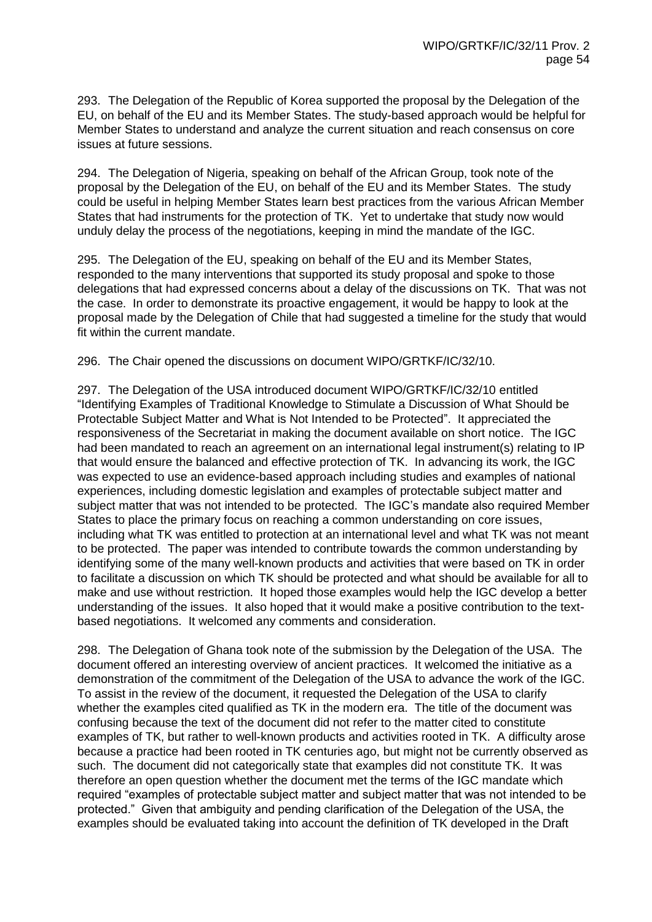293. The Delegation of the Republic of Korea supported the proposal by the Delegation of the EU, on behalf of the EU and its Member States. The study-based approach would be helpful for Member States to understand and analyze the current situation and reach consensus on core issues at future sessions.

294. The Delegation of Nigeria, speaking on behalf of the African Group, took note of the proposal by the Delegation of the EU, on behalf of the EU and its Member States. The study could be useful in helping Member States learn best practices from the various African Member States that had instruments for the protection of TK. Yet to undertake that study now would unduly delay the process of the negotiations, keeping in mind the mandate of the IGC.

295. The Delegation of the EU, speaking on behalf of the EU and its Member States, responded to the many interventions that supported its study proposal and spoke to those delegations that had expressed concerns about a delay of the discussions on TK. That was not the case. In order to demonstrate its proactive engagement, it would be happy to look at the proposal made by the Delegation of Chile that had suggested a timeline for the study that would fit within the current mandate.

296. The Chair opened the discussions on document WIPO/GRTKF/IC/32/10.

297. The Delegation of the USA introduced document WIPO/GRTKF/IC/32/10 entitled "Identifying Examples of Traditional Knowledge to Stimulate a Discussion of What Should be Protectable Subject Matter and What is Not Intended to be Protected". It appreciated the responsiveness of the Secretariat in making the document available on short notice. The IGC had been mandated to reach an agreement on an international legal instrument(s) relating to IP that would ensure the balanced and effective protection of TK. In advancing its work, the IGC was expected to use an evidence-based approach including studies and examples of national experiences, including domestic legislation and examples of protectable subject matter and subject matter that was not intended to be protected. The IGC's mandate also required Member States to place the primary focus on reaching a common understanding on core issues, including what TK was entitled to protection at an international level and what TK was not meant to be protected. The paper was intended to contribute towards the common understanding by identifying some of the many well-known products and activities that were based on TK in order to facilitate a discussion on which TK should be protected and what should be available for all to make and use without restriction. It hoped those examples would help the IGC develop a better understanding of the issues. It also hoped that it would make a positive contribution to the text-based negotiations. It welcomed any comments and consideration.

298. The Delegation of Ghana took note of the submission by the Delegation of the USA. The document offered an interesting overview of ancient practices. It welcomed the initiative as a demonstration of the commitment of the Delegation of the USA to advance the work of the IGC. To assist in the review of the document, it requested the Delegation of the USA to clarify whether the examples cited qualified as TK in the modern era. The title of the document was confusing because the text of the document did not refer to the matter cited to constitute examples of TK, but rather to well-known products and activities rooted in TK. A difficulty arose because a practice had been rooted in TK centuries ago, but might not be currently observed as such. The document did not categorically state that examples did not constitute TK. It was therefore an open question whether the document met the terms of the IGC mandate which required "examples of protectable subject matter and subject matter that was not intended to be protected." Given that ambiguity and pending clarification of the Delegation of the USA, the examples should be evaluated taking into account the definition of TK developed in the Draft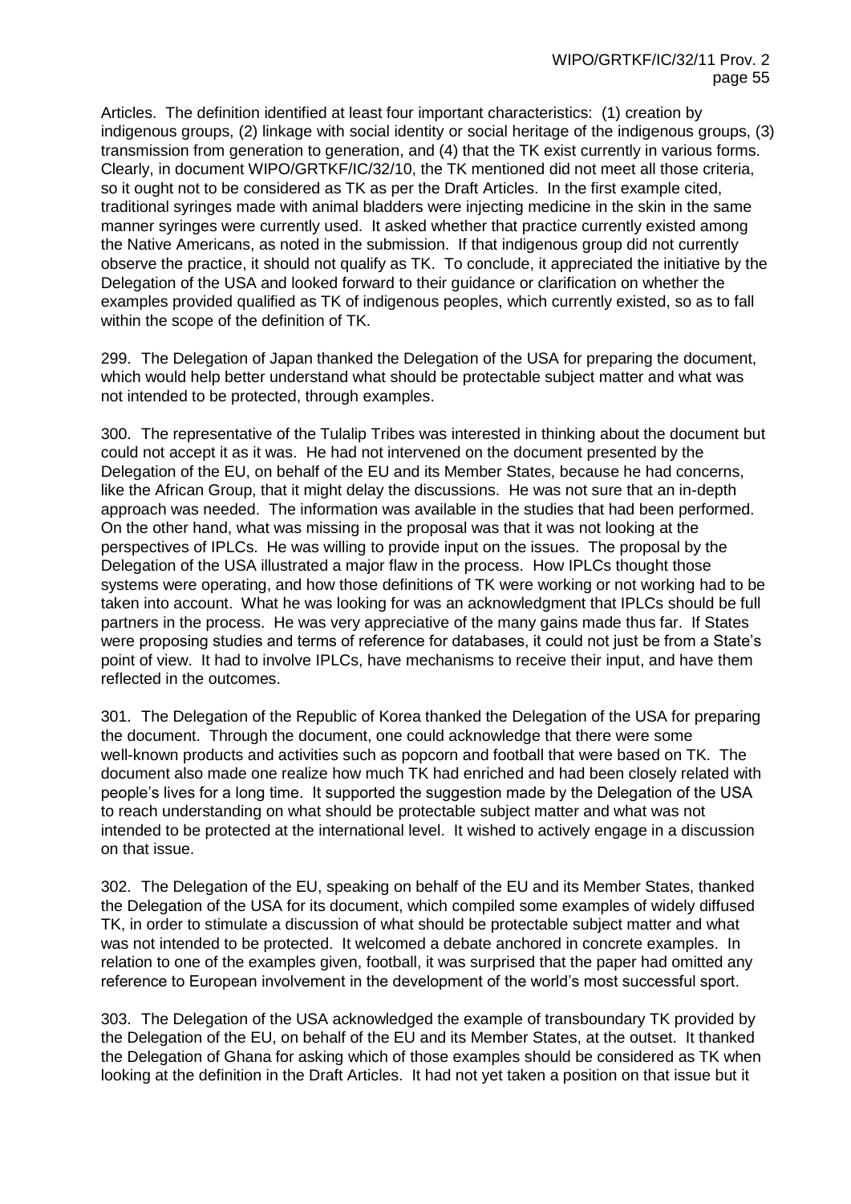Articles. The definition identified at least four important characteristics: (1) creation by indigenous groups, (2) linkage with social identity or social heritage of the indigenous groups, (3) transmission from generation to generation, and (4) that the TK exist currently in various forms. Clearly, in document WIPO/GRTKF/IC/32/10, the TK mentioned did not meet all those criteria, so it ought not to be considered as TK as per the Draft Articles. In the first example cited, traditional syringes made with animal bladders were injecting medicine in the skin in the same manner syringes were currently used. It asked whether that practice currently existed among the Native Americans, as noted in the submission. If that indigenous group did not currently observe the practice, it should not qualify as TK. To conclude, it appreciated the initiative by the Delegation of the USA and looked forward to their guidance or clarification on whether the examples provided qualified as TK of indigenous peoples, which currently existed, so as to fall within the scope of the definition of TK.

299. The Delegation of Japan thanked the Delegation of the USA for preparing the document, which would help better understand what should be protectable subject matter and what was not intended to be protected, through examples.

300. The representative of the Tulalip Tribes was interested in thinking about the document but could not accept it as it was. He had not intervened on the document presented by the Delegation of the EU, on behalf of the EU and its Member States, because he had concerns, like the African Group, that it might delay the discussions. He was not sure that an in-depth approach was needed. The information was available in the studies that had been performed. On the other hand, what was missing in the proposal was that it was not looking at the perspectives of IPLCs. He was willing to provide input on the issues. The proposal by the Delegation of the USA illustrated a major flaw in the process. How IPLCs thought those systems were operating, and how those definitions of TK were working or not working had to be taken into account. What he was looking for was an acknowledgment that IPLCs should be full partners in the process. He was very appreciative of the many gains made thus far. If States were proposing studies and terms of reference for databases, it could not just be from a State's point of view. It had to involve IPLCs, have mechanisms to receive their input, and have them reflected in the outcomes.

301. The Delegation of the Republic of Korea thanked the Delegation of the USA for preparing the document. Through the document, one could acknowledge that there were some well-known products and activities such as popcorn and football that were based on TK. The document also made one realize how much TK had enriched and had been closely related with people's lives for a long time. It supported the suggestion made by the Delegation of the USA to reach understanding on what should be protectable subject matter and what was not intended to be protected at the international level. It wished to actively engage in a discussion on that issue.

302. The Delegation of the EU, speaking on behalf of the EU and its Member States, thanked the Delegation of the USA for its document, which compiled some examples of widely diffused TK, in order to stimulate a discussion of what should be protectable subject matter and what was not intended to be protected. It welcomed a debate anchored in concrete examples. In relation to one of the examples given, football, it was surprised that the paper had omitted any reference to European involvement in the development of the world's most successful sport.

303. The Delegation of the USA acknowledged the example of transboundary TK provided by the Delegation of the EU, on behalf of the EU and its Member States, at the outset. It thanked the Delegation of Ghana for asking which of those examples should be considered as TK when looking at the definition in the Draft Articles. It had not yet taken a position on that issue but it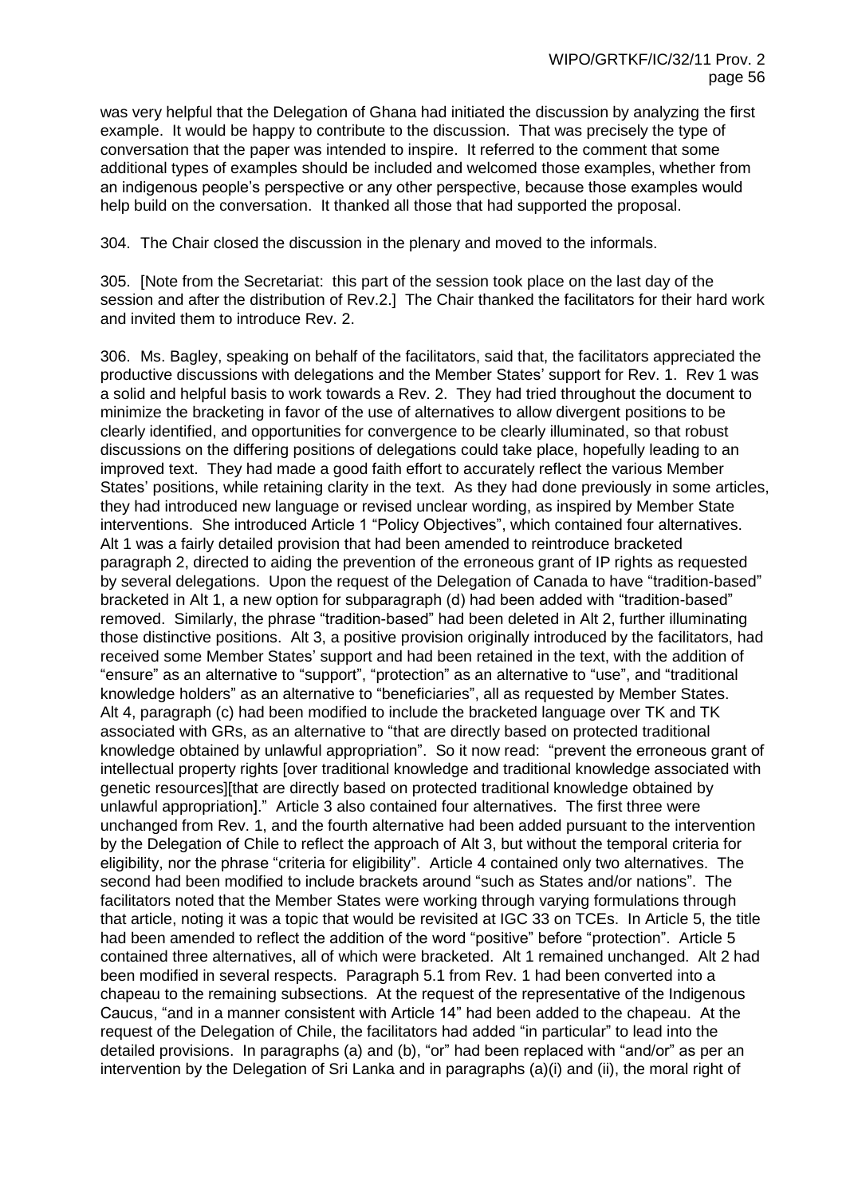was very helpful that the Delegation of Ghana had initiated the discussion by analyzing the first example. It would be happy to contribute to the discussion. That was precisely the type of conversation that the paper was intended to inspire. It referred to the comment that some additional types of examples should be included and welcomed those examples, whether from an indigenous people's perspective or any other perspective, because those examples would help build on the conversation. It thanked all those that had supported the proposal.

304. The Chair closed the discussion in the plenary and moved to the informals.

305. [Note from the Secretariat: this part of the session took place on the last day of the session and after the distribution of Rev.2.] The Chair thanked the facilitators for their hard work and invited them to introduce Rev. 2.

306. Ms. Bagley, speaking on behalf of the facilitators, said that, the facilitators appreciated the productive discussions with delegations and the Member States' support for Rev. 1. Rev 1 was a solid and helpful basis to work towards a Rev. 2. They had tried throughout the document to minimize the bracketing in favor of the use of alternatives to allow divergent positions to be clearly identified, and opportunities for convergence to be clearly illuminated, so that robust discussions on the differing positions of delegations could take place, hopefully leading to an improved text. They had made a good faith effort to accurately reflect the various Member States' positions, while retaining clarity in the text. As they had done previously in some articles, they had introduced new language or revised unclear wording, as inspired by Member State interventions. She introduced Article 1 "Policy Objectives", which contained four alternatives. Alt 1 was a fairly detailed provision that had been amended to reintroduce bracketed paragraph 2, directed to aiding the prevention of the erroneous grant of IP rights as requested by several delegations. Upon the request of the Delegation of Canada to have "tradition-based" bracketed in Alt 1, a new option for subparagraph (d) had been added with "tradition-based" removed. Similarly, the phrase "tradition-based" had been deleted in Alt 2, further illuminating those distinctive positions. Alt 3, a positive provision originally introduced by the facilitators, had received some Member States' support and had been retained in the text, with the addition of "ensure" as an alternative to "support", "protection" as an alternative to "use", and "traditional knowledge holders" as an alternative to "beneficiaries", all as requested by Member States. Alt 4, paragraph (c) had been modified to include the bracketed language over TK and TK associated with GRs, as an alternative to "that are directly based on protected traditional knowledge obtained by unlawful appropriation". So it now read: "prevent the erroneous grant of intellectual property rights [over traditional knowledge and traditional knowledge associated with genetic resources][that are directly based on protected traditional knowledge obtained by unlawful appropriation]." Article 3 also contained four alternatives. The first three were unchanged from Rev. 1, and the fourth alternative had been added pursuant to the intervention by the Delegation of Chile to reflect the approach of Alt 3, but without the temporal criteria for eligibility, nor the phrase "criteria for eligibility". Article 4 contained only two alternatives. The second had been modified to include brackets around "such as States and/or nations". The facilitators noted that the Member States were working through varying formulations through that article, noting it was a topic that would be revisited at IGC 33 on TCEs. In Article 5, the title had been amended to reflect the addition of the word "positive" before "protection". Article 5 contained three alternatives, all of which were bracketed. Alt 1 remained unchanged. Alt 2 had been modified in several respects. Paragraph 5.1 from Rev. 1 had been converted into a chapeau to the remaining subsections. At the request of the representative of the Indigenous Caucus, "and in a manner consistent with Article 14" had been added to the chapeau. At the request of the Delegation of Chile, the facilitators had added "in particular" to lead into the detailed provisions. In paragraphs (a) and (b), "or" had been replaced with "and/or" as per an intervention by the Delegation of Sri Lanka and in paragraphs (a)(i) and (ii), the moral right of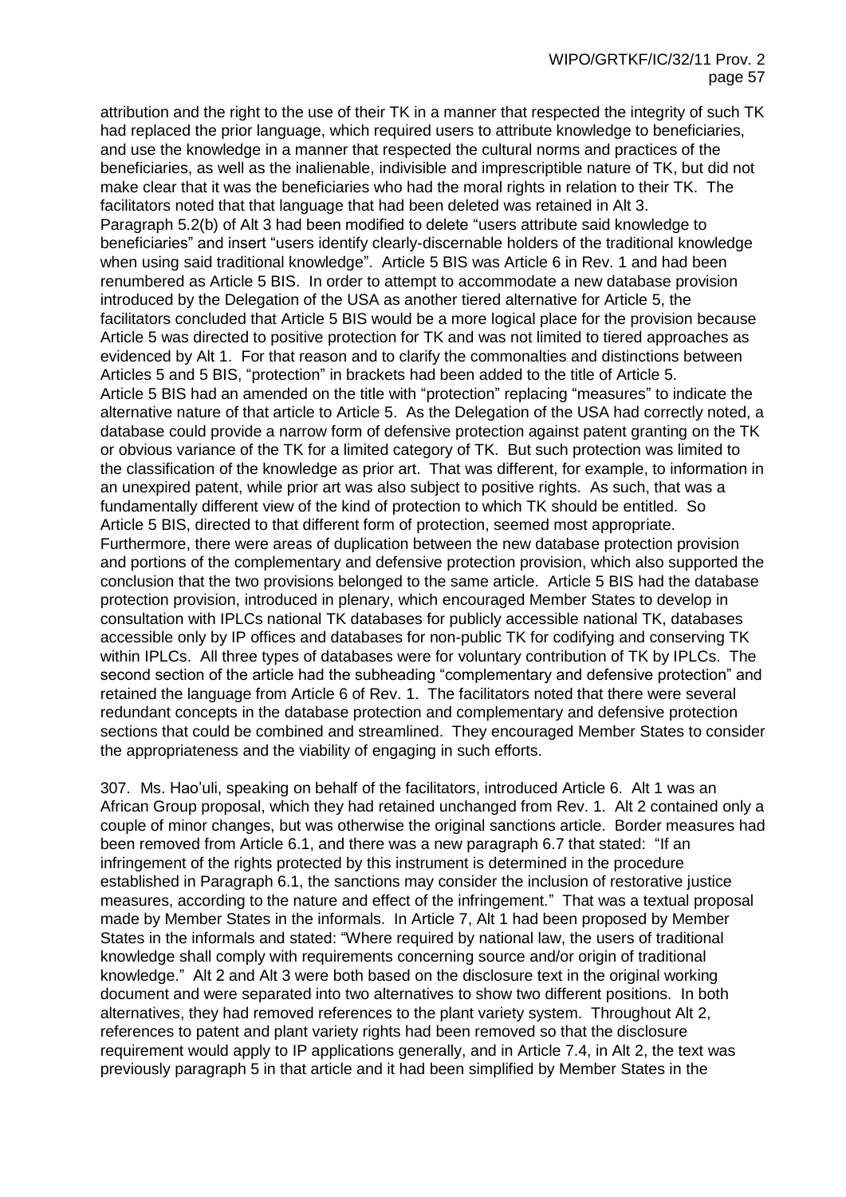attribution and the right to the use of their TK in a manner that respected the integrity of such TK had replaced the prior language, which required users to attribute knowledge to beneficiaries, and use the knowledge in a manner that respected the cultural norms and practices of the beneficiaries, as well as the inalienable, indivisible and imprescriptible nature of TK, but did not make clear that it was the beneficiaries who had the moral rights in relation to their TK. The facilitators noted that that language that had been deleted was retained in Alt 3. Paragraph 5.2(b) of Alt 3 had been modified to delete "users attribute said knowledge to beneficiaries" and insert "users identify clearly-discernable holders of the traditional knowledge when using said traditional knowledge". Article 5 BIS was Article 6 in Rev. 1 and had been renumbered as Article 5 BIS. In order to attempt to accommodate a new database provision introduced by the Delegation of the USA as another tiered alternative for Article 5, the facilitators concluded that Article 5 BIS would be a more logical place for the provision because Article 5 was directed to positive protection for TK and was not limited to tiered approaches as evidenced by Alt 1. For that reason and to clarify the commonalties and distinctions between Articles 5 and 5 BIS, "protection" in brackets had been added to the title of Article 5. Article 5 BIS had an amended on the title with "protection" replacing "measures" to indicate the alternative nature of that article to Article 5. As the Delegation of the USA had correctly noted, a database could provide a narrow form of defensive protection against patent granting on the TK or obvious variance of the TK for a limited category of TK. But such protection was limited to the classification of the knowledge as prior art. That was different, for example, to information in an unexpired patent, while prior art was also subject to positive rights. As such, that was a fundamentally different view of the kind of protection to which TK should be entitled. So Article 5 BIS, directed to that different form of protection, seemed most appropriate. Furthermore, there were areas of duplication between the new database protection provision and portions of the complementary and defensive protection provision, which also supported the conclusion that the two provisions belonged to the same article. Article 5 BIS had the database protection provision, introduced in plenary, which encouraged Member States to develop in consultation with IPLCs national TK databases for publicly accessible national TK, databases accessible only by IP offices and databases for non-public TK for codifying and conserving TK within IPLCs. All three types of databases were for voluntary contribution of TK by IPLCs. The second section of the article had the subheading "complementary and defensive protection" and retained the language from Article 6 of Rev. 1. The facilitators noted that there were several redundant concepts in the database protection and complementary and defensive protection sections that could be combined and streamlined. They encouraged Member States to consider the appropriateness and the viability of engaging in such efforts.

307. Ms. Hao'uli, speaking on behalf of the facilitators, introduced Article 6. Alt 1 was an African Group proposal, which they had retained unchanged from Rev. 1. Alt 2 contained only a couple of minor changes, but was otherwise the original sanctions article. Border measures had been removed from Article 6.1, and there was a new paragraph 6.7 that stated: "If an infringement of the rights protected by this instrument is determined in the procedure established in Paragraph 6.1, the sanctions may consider the inclusion of restorative justice measures, according to the nature and effect of the infringement." That was a textual proposal made by Member States in the informals. In Article 7, Alt 1 had been proposed by Member States in the informals and stated: "Where required by national law, the users of traditional knowledge shall comply with requirements concerning source and/or origin of traditional knowledge." Alt 2 and Alt 3 were both based on the disclosure text in the original working document and were separated into two alternatives to show two different positions. In both alternatives, they had removed references to the plant variety system. Throughout Alt 2, references to patent and plant variety rights had been removed so that the disclosure requirement would apply to IP applications generally, and in Article 7.4, in Alt 2, the text was previously paragraph 5 in that article and it had been simplified by Member States in the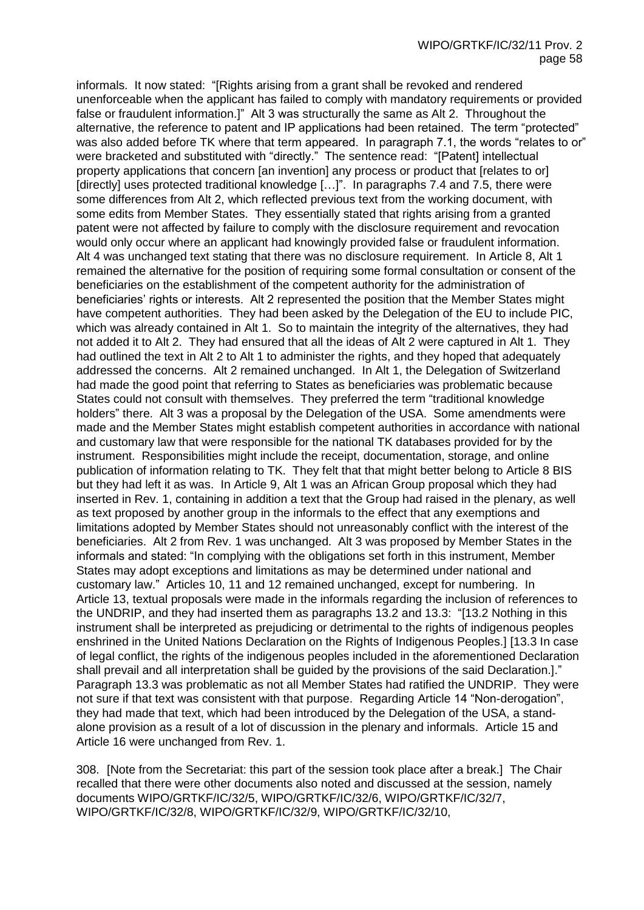informals. It now stated: "[Rights arising from a grant shall be revoked and rendered unenforceable when the applicant has failed to comply with mandatory requirements or provided false or fraudulent information.]" Alt 3 was structurally the same as Alt 2. Throughout the alternative, the reference to patent and IP applications had been retained. The term "protected" was also added before TK where that term appeared. In paragraph 7.1, the words "relates to or" were bracketed and substituted with "directly." The sentence read: "[Patent] intellectual property applications that concern [an invention] any process or product that [relates to or] [directly] uses protected traditional knowledge […]". In paragraphs 7.4 and 7.5, there were some differences from Alt 2, which reflected previous text from the working document, with some edits from Member States. They essentially stated that rights arising from a granted patent were not affected by failure to comply with the disclosure requirement and revocation would only occur where an applicant had knowingly provided false or fraudulent information. Alt 4 was unchanged text stating that there was no disclosure requirement. In Article 8, Alt 1 remained the alternative for the position of requiring some formal consultation or consent of the beneficiaries on the establishment of the competent authority for the administration of beneficiaries' rights or interests. Alt 2 represented the position that the Member States might have competent authorities. They had been asked by the Delegation of the EU to include PIC, which was already contained in Alt 1. So to maintain the integrity of the alternatives, they had not added it to Alt 2. They had ensured that all the ideas of Alt 2 were captured in Alt 1. They had outlined the text in Alt 2 to Alt 1 to administer the rights, and they hoped that adequately addressed the concerns. Alt 2 remained unchanged. In Alt 1, the Delegation of Switzerland had made the good point that referring to States as beneficiaries was problematic because States could not consult with themselves. They preferred the term "traditional knowledge holders" there. Alt 3 was a proposal by the Delegation of the USA. Some amendments were made and the Member States might establish competent authorities in accordance with national and customary law that were responsible for the national TK databases provided for by the instrument. Responsibilities might include the receipt, documentation, storage, and online publication of information relating to TK. They felt that that might better belong to Article 8 BIS but they had left it as was. In Article 9, Alt 1 was an African Group proposal which they had inserted in Rev. 1, containing in addition a text that the Group had raised in the plenary, as well as text proposed by another group in the informals to the effect that any exemptions and limitations adopted by Member States should not unreasonably conflict with the interest of the beneficiaries. Alt 2 from Rev. 1 was unchanged. Alt 3 was proposed by Member States in the informals and stated: "In complying with the obligations set forth in this instrument, Member States may adopt exceptions and limitations as may be determined under national and customary law." Articles 10, 11 and 12 remained unchanged, except for numbering. In Article 13, textual proposals were made in the informals regarding the inclusion of references to the UNDRIP, and they had inserted them as paragraphs 13.2 and 13.3: "[13.2 Nothing in this instrument shall be interpreted as prejudicing or detrimental to the rights of indigenous peoples enshrined in the United Nations Declaration on the Rights of Indigenous Peoples.] [13.3 In case of legal conflict, the rights of the indigenous peoples included in the aforementioned Declaration shall prevail and all interpretation shall be guided by the provisions of the said Declaration.]." Paragraph 13.3 was problematic as not all Member States had ratified the UNDRIP. They were not sure if that text was consistent with that purpose. Regarding Article 14 "Non-derogation", they had made that text, which had been introduced by the Delegation of the USA, a stand-alone provision as a result of a lot of discussion in the plenary and informals. Article 15 and Article 16 were unchanged from Rev. 1.

308. [Note from the Secretariat: this part of the session took place after a break.] The Chair recalled that there were other documents also noted and discussed at the session, namely documents WIPO/GRTKF/IC/32/5, WIPO/GRTKF/IC/32/6, WIPO/GRTKF/IC/32/7, WIPO/GRTKF/IC/32/8, WIPO/GRTKF/IC/32/9, WIPO/GRTKF/IC/32/10,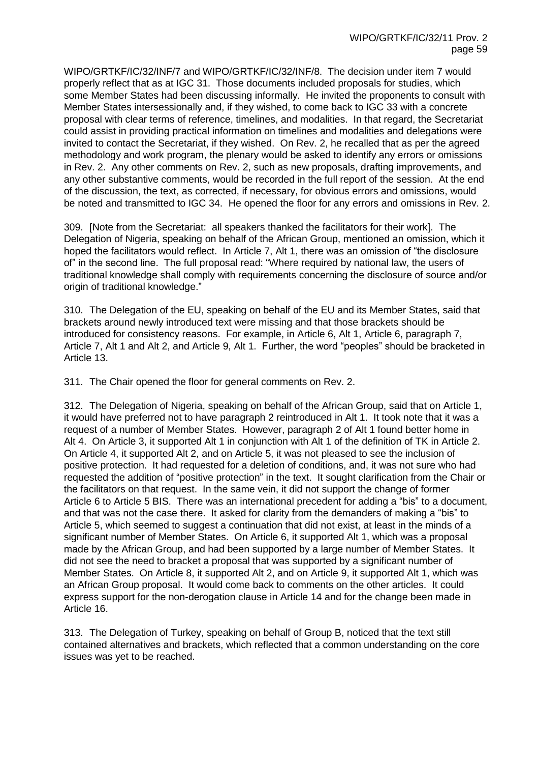WIPO/GRTKF/IC/32/INF/7 and WIPO/GRTKF/IC/32/INF/8. The decision under item 7 would properly reflect that as at IGC 31. Those documents included proposals for studies, which some Member States had been discussing informally. He invited the proponents to consult with Member States intersessionally and, if they wished, to come back to IGC 33 with a concrete proposal with clear terms of reference, timelines, and modalities. In that regard, the Secretariat could assist in providing practical information on timelines and modalities and delegations were invited to contact the Secretariat, if they wished. On Rev. 2, he recalled that as per the agreed methodology and work program, the plenary would be asked to identify any errors or omissions in Rev. 2. Any other comments on Rev. 2, such as new proposals, drafting improvements, and any other substantive comments, would be recorded in the full report of the session. At the end of the discussion, the text, as corrected, if necessary, for obvious errors and omissions, would be noted and transmitted to IGC 34. He opened the floor for any errors and omissions in Rev. 2.

309. [Note from the Secretariat: all speakers thanked the facilitators for their work]. The Delegation of Nigeria, speaking on behalf of the African Group, mentioned an omission, which it hoped the facilitators would reflect. In Article 7, Alt 1, there was an omission of "the disclosure of" in the second line. The full proposal read: "Where required by national law, the users of traditional knowledge shall comply with requirements concerning the disclosure of source and/or origin of traditional knowledge."

310. The Delegation of the EU, speaking on behalf of the EU and its Member States, said that brackets around newly introduced text were missing and that those brackets should be introduced for consistency reasons. For example, in Article 6, Alt 1, Article 6, paragraph 7, Article 7, Alt 1 and Alt 2, and Article 9, Alt 1. Further, the word "peoples" should be bracketed in Article 13.

311. The Chair opened the floor for general comments on Rev. 2.

312. The Delegation of Nigeria, speaking on behalf of the African Group, said that on Article 1, it would have preferred not to have paragraph 2 reintroduced in Alt 1. It took note that it was a request of a number of Member States. However, paragraph 2 of Alt 1 found better home in Alt 4. On Article 3, it supported Alt 1 in conjunction with Alt 1 of the definition of TK in Article 2. On Article 4, it supported Alt 2, and on Article 5, it was not pleased to see the inclusion of positive protection. It had requested for a deletion of conditions, and, it was not sure who had requested the addition of "positive protection" in the text. It sought clarification from the Chair or the facilitators on that request. In the same vein, it did not support the change of former Article 6 to Article 5 BIS. There was an international precedent for adding a "bis" to a document, and that was not the case there. It asked for clarity from the demanders of making a "bis" to Article 5, which seemed to suggest a continuation that did not exist, at least in the minds of a significant number of Member States. On Article 6, it supported Alt 1, which was a proposal made by the African Group, and had been supported by a large number of Member States. It did not see the need to bracket a proposal that was supported by a significant number of Member States. On Article 8, it supported Alt 2, and on Article 9, it supported Alt 1, which was an African Group proposal. It would come back to comments on the other articles. It could express support for the non-derogation clause in Article 14 and for the change been made in Article 16.

313. The Delegation of Turkey, speaking on behalf of Group B, noticed that the text still contained alternatives and brackets, which reflected that a common understanding on the core issues was yet to be reached.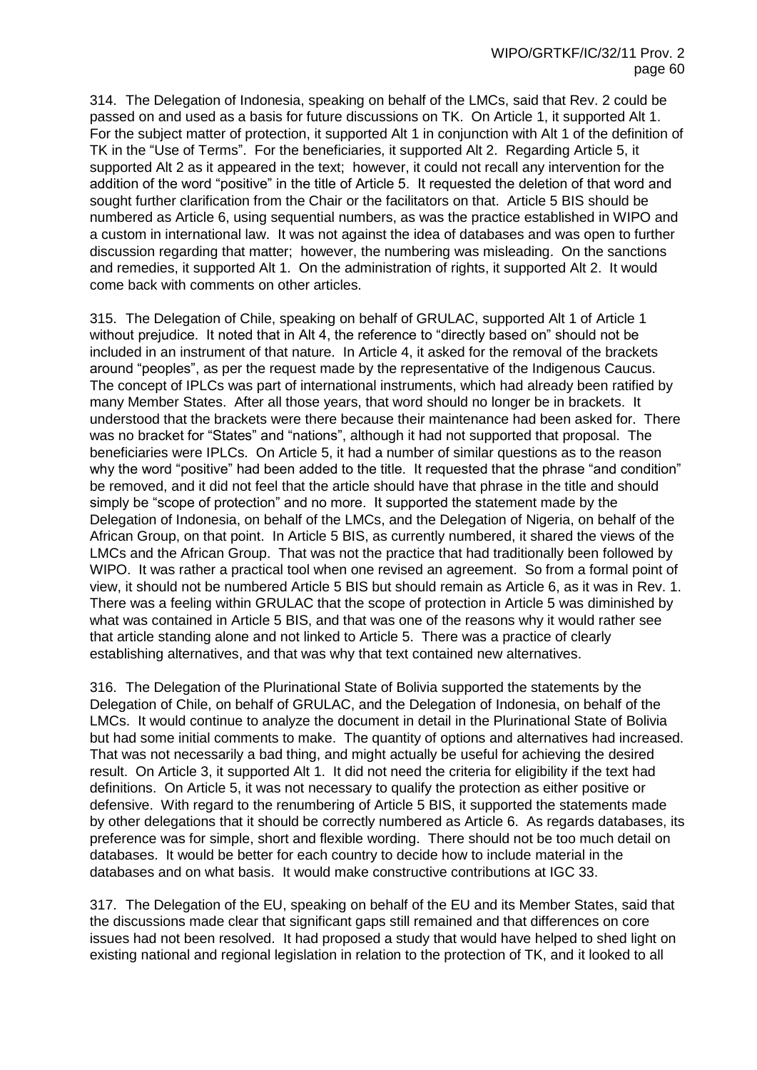314. The Delegation of Indonesia, speaking on behalf of the LMCs, said that Rev. 2 could be passed on and used as a basis for future discussions on TK. On Article 1, it supported Alt 1. For the subject matter of protection, it supported Alt 1 in conjunction with Alt 1 of the definition of TK in the "Use of Terms". For the beneficiaries, it supported Alt 2. Regarding Article 5, it supported Alt 2 as it appeared in the text; however, it could not recall any intervention for the addition of the word "positive" in the title of Article 5. It requested the deletion of that word and sought further clarification from the Chair or the facilitators on that. Article 5 BIS should be numbered as Article 6, using sequential numbers, as was the practice established in WIPO and a custom in international law. It was not against the idea of databases and was open to further discussion regarding that matter; however, the numbering was misleading. On the sanctions and remedies, it supported Alt 1. On the administration of rights, it supported Alt 2. It would come back with comments on other articles.

315. The Delegation of Chile, speaking on behalf of GRULAC, supported Alt 1 of Article 1 without prejudice. It noted that in Alt 4, the reference to "directly based on" should not be included in an instrument of that nature. In Article 4, it asked for the removal of the brackets around "peoples", as per the request made by the representative of the Indigenous Caucus. The concept of IPLCs was part of international instruments, which had already been ratified by many Member States. After all those years, that word should no longer be in brackets. It understood that the brackets were there because their maintenance had been asked for. There was no bracket for "States" and "nations", although it had not supported that proposal. The beneficiaries were IPLCs. On Article 5, it had a number of similar questions as to the reason why the word "positive" had been added to the title. It requested that the phrase "and condition" be removed, and it did not feel that the article should have that phrase in the title and should simply be "scope of protection" and no more. It supported the statement made by the Delegation of Indonesia, on behalf of the LMCs, and the Delegation of Nigeria, on behalf of the African Group, on that point. In Article 5 BIS, as currently numbered, it shared the views of the LMCs and the African Group. That was not the practice that had traditionally been followed by WIPO. It was rather a practical tool when one revised an agreement. So from a formal point of view, it should not be numbered Article 5 BIS but should remain as Article 6, as it was in Rev. 1. There was a feeling within GRULAC that the scope of protection in Article 5 was diminished by what was contained in Article 5 BIS, and that was one of the reasons why it would rather see that article standing alone and not linked to Article 5. There was a practice of clearly establishing alternatives, and that was why that text contained new alternatives.

316. The Delegation of the Plurinational State of Bolivia supported the statements by the Delegation of Chile, on behalf of GRULAC, and the Delegation of Indonesia, on behalf of the LMCs. It would continue to analyze the document in detail in the Plurinational State of Bolivia but had some initial comments to make. The quantity of options and alternatives had increased. That was not necessarily a bad thing, and might actually be useful for achieving the desired result. On Article 3, it supported Alt 1. It did not need the criteria for eligibility if the text had definitions. On Article 5, it was not necessary to qualify the protection as either positive or defensive. With regard to the renumbering of Article 5 BIS, it supported the statements made by other delegations that it should be correctly numbered as Article 6. As regards databases, its preference was for simple, short and flexible wording. There should not be too much detail on databases. It would be better for each country to decide how to include material in the databases and on what basis. It would make constructive contributions at IGC 33.

317. The Delegation of the EU, speaking on behalf of the EU and its Member States, said that the discussions made clear that significant gaps still remained and that differences on core issues had not been resolved. It had proposed a study that would have helped to shed light on existing national and regional legislation in relation to the protection of TK, and it looked to all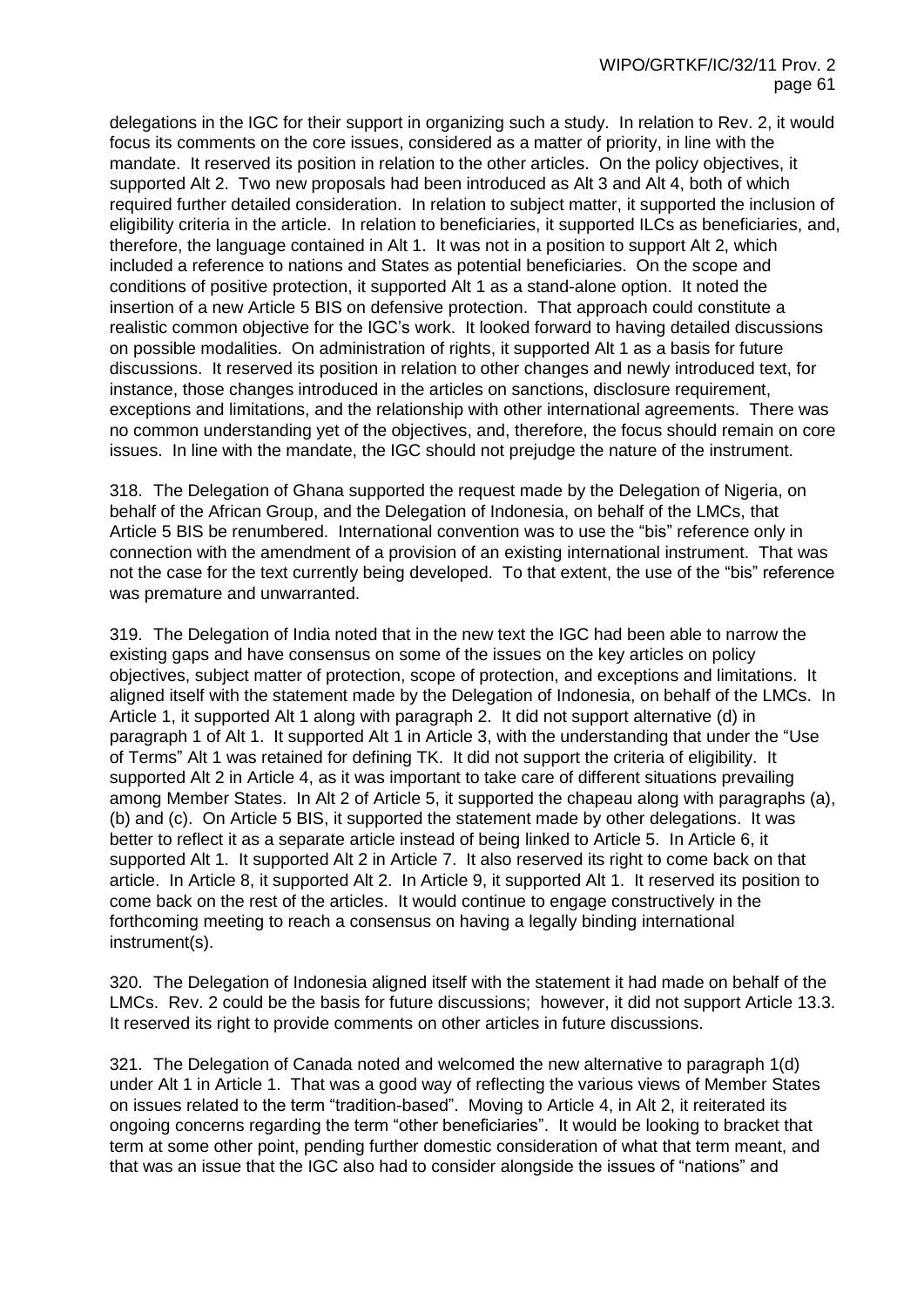delegations in the IGC for their support in organizing such a study. In relation to Rev. 2, it would focus its comments on the core issues, considered as a matter of priority, in line with the mandate. It reserved its position in relation to the other articles. On the policy objectives, it supported Alt 2. Two new proposals had been introduced as Alt 3 and Alt 4, both of which required further detailed consideration. In relation to subject matter, it supported the inclusion of eligibility criteria in the article. In relation to beneficiaries, it supported ILCs as beneficiaries, and, therefore, the language contained in Alt 1. It was not in a position to support Alt 2, which included a reference to nations and States as potential beneficiaries. On the scope and conditions of positive protection, it supported Alt 1 as a stand-alone option. It noted the insertion of a new Article 5 BIS on defensive protection. That approach could constitute a realistic common objective for the IGC's work. It looked forward to having detailed discussions on possible modalities. On administration of rights, it supported Alt 1 as a basis for future discussions. It reserved its position in relation to other changes and newly introduced text, for instance, those changes introduced in the articles on sanctions, disclosure requirement, exceptions and limitations, and the relationship with other international agreements. There was no common understanding yet of the objectives, and, therefore, the focus should remain on core issues. In line with the mandate, the IGC should not prejudge the nature of the instrument.

318. The Delegation of Ghana supported the request made by the Delegation of Nigeria, on behalf of the African Group, and the Delegation of Indonesia, on behalf of the LMCs, that Article 5 BIS be renumbered. International convention was to use the "bis" reference only in connection with the amendment of a provision of an existing international instrument. That was not the case for the text currently being developed. To that extent, the use of the "bis" reference was premature and unwarranted.

319. The Delegation of India noted that in the new text the IGC had been able to narrow the existing gaps and have consensus on some of the issues on the key articles on policy objectives, subject matter of protection, scope of protection, and exceptions and limitations. It aligned itself with the statement made by the Delegation of Indonesia, on behalf of the LMCs. In Article 1, it supported Alt 1 along with paragraph 2. It did not support alternative (d) in paragraph 1 of Alt 1. It supported Alt 1 in Article 3, with the understanding that under the "Use of Terms" Alt 1 was retained for defining TK. It did not support the criteria of eligibility. It supported Alt 2 in Article 4, as it was important to take care of different situations prevailing among Member States. In Alt 2 of Article 5, it supported the chapeau along with paragraphs (a), (b) and (c). On Article 5 BIS, it supported the statement made by other delegations. It was better to reflect it as a separate article instead of being linked to Article 5. In Article 6, it supported Alt 1. It supported Alt 2 in Article 7. It also reserved its right to come back on that article. In Article 8, it supported Alt 2. In Article 9, it supported Alt 1. It reserved its position to come back on the rest of the articles. It would continue to engage constructively in the forthcoming meeting to reach a consensus on having a legally binding international instrument(s).

320. The Delegation of Indonesia aligned itself with the statement it had made on behalf of the LMCs. Rev. 2 could be the basis for future discussions; however, it did not support Article 13.3. It reserved its right to provide comments on other articles in future discussions.

321. The Delegation of Canada noted and welcomed the new alternative to paragraph 1(d) under Alt 1 in Article 1. That was a good way of reflecting the various views of Member States on issues related to the term "tradition-based". Moving to Article 4, in Alt 2, it reiterated its ongoing concerns regarding the term "other beneficiaries". It would be looking to bracket that term at some other point, pending further domestic consideration of what that term meant, and that was an issue that the IGC also had to consider alongside the issues of "nations" and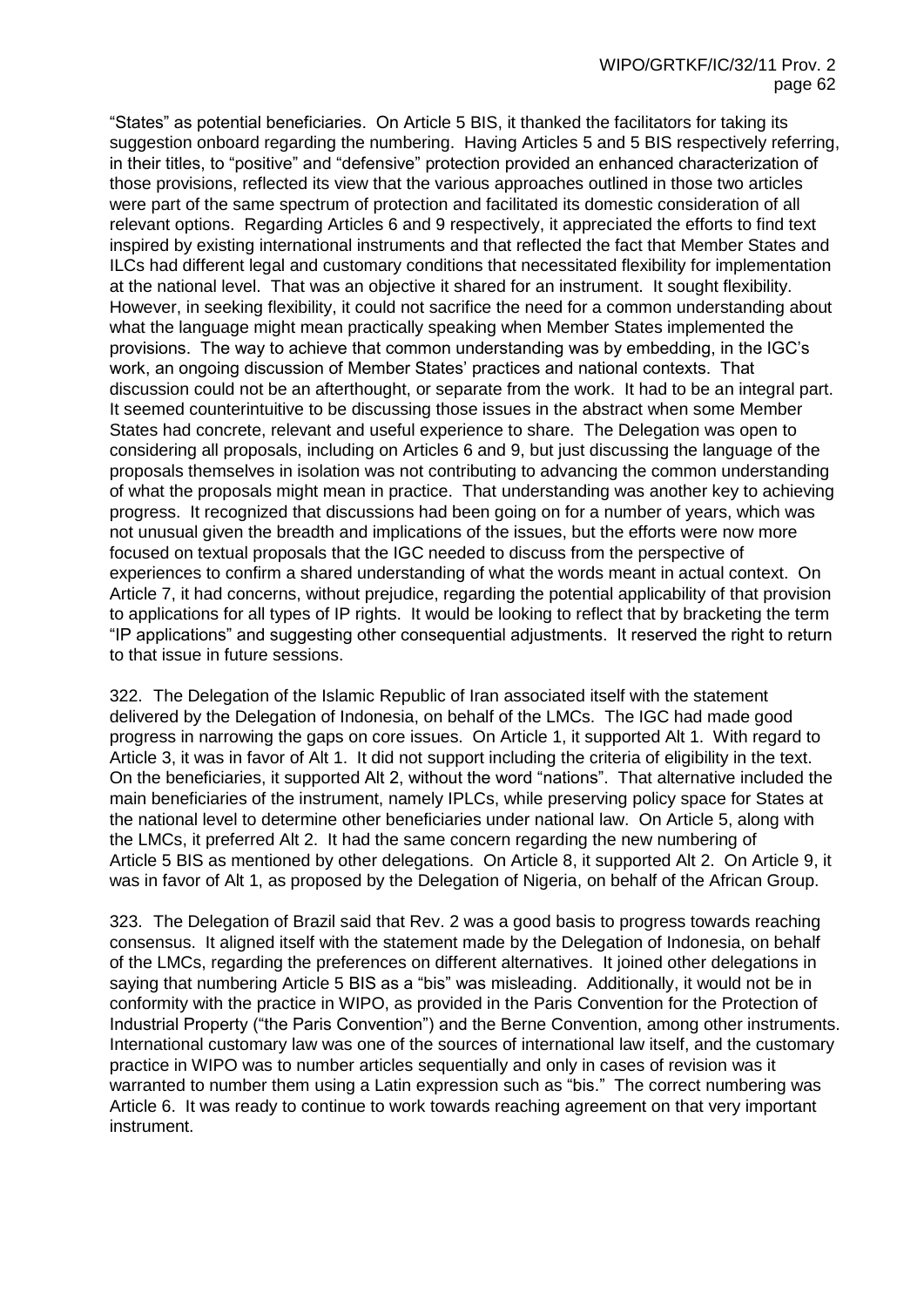"States" as potential beneficiaries. On Article 5 BIS, it thanked the facilitators for taking its suggestion onboard regarding the numbering. Having Articles 5 and 5 BIS respectively referring, in their titles, to "positive" and "defensive" protection provided an enhanced characterization of those provisions, reflected its view that the various approaches outlined in those two articles were part of the same spectrum of protection and facilitated its domestic consideration of all relevant options. Regarding Articles 6 and 9 respectively, it appreciated the efforts to find text inspired by existing international instruments and that reflected the fact that Member States and ILCs had different legal and customary conditions that necessitated flexibility for implementation at the national level. That was an objective it shared for an instrument. It sought flexibility. However, in seeking flexibility, it could not sacrifice the need for a common understanding about what the language might mean practically speaking when Member States implemented the provisions. The way to achieve that common understanding was by embedding, in the IGC's work, an ongoing discussion of Member States' practices and national contexts. That discussion could not be an afterthought, or separate from the work. It had to be an integral part. It seemed counterintuitive to be discussing those issues in the abstract when some Member States had concrete, relevant and useful experience to share. The Delegation was open to considering all proposals, including on Articles 6 and 9, but just discussing the language of the proposals themselves in isolation was not contributing to advancing the common understanding of what the proposals might mean in practice. That understanding was another key to achieving progress. It recognized that discussions had been going on for a number of years, which was not unusual given the breadth and implications of the issues, but the efforts were now more focused on textual proposals that the IGC needed to discuss from the perspective of experiences to confirm a shared understanding of what the words meant in actual context. On Article 7, it had concerns, without prejudice, regarding the potential applicability of that provision to applications for all types of IP rights. It would be looking to reflect that by bracketing the term "IP applications" and suggesting other consequential adjustments. It reserved the right to return to that issue in future sessions.

322. The Delegation of the Islamic Republic of Iran associated itself with the statement delivered by the Delegation of Indonesia, on behalf of the LMCs. The IGC had made good progress in narrowing the gaps on core issues. On Article 1, it supported Alt 1. With regard to Article 3, it was in favor of Alt 1. It did not support including the criteria of eligibility in the text. On the beneficiaries, it supported Alt 2, without the word "nations". That alternative included the main beneficiaries of the instrument, namely IPLCs, while preserving policy space for States at the national level to determine other beneficiaries under national law. On Article 5, along with the LMCs, it preferred Alt 2. It had the same concern regarding the new numbering of Article 5 BIS as mentioned by other delegations. On Article 8, it supported Alt 2. On Article 9, it was in favor of Alt 1, as proposed by the Delegation of Nigeria, on behalf of the African Group.

323. The Delegation of Brazil said that Rev. 2 was a good basis to progress towards reaching consensus. It aligned itself with the statement made by the Delegation of Indonesia, on behalf of the LMCs, regarding the preferences on different alternatives. It joined other delegations in saying that numbering Article 5 BIS as a "bis" was misleading. Additionally, it would not be in conformity with the practice in WIPO, as provided in the Paris Convention for the Protection of Industrial Property ("the Paris Convention") and the Berne Convention, among other instruments. International customary law was one of the sources of international law itself, and the customary practice in WIPO was to number articles sequentially and only in cases of revision was it warranted to number them using a Latin expression such as "bis." The correct numbering was Article 6. It was ready to continue to work towards reaching agreement on that very important instrument.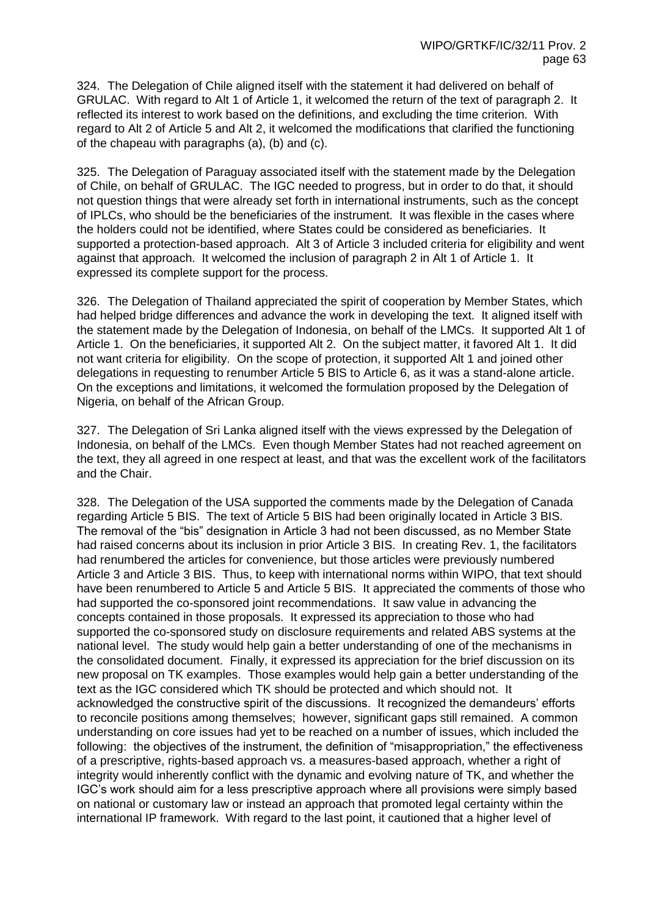324. The Delegation of Chile aligned itself with the statement it had delivered on behalf of GRULAC. With regard to Alt 1 of Article 1, it welcomed the return of the text of paragraph 2. It reflected its interest to work based on the definitions, and excluding the time criterion. With regard to Alt 2 of Article 5 and Alt 2, it welcomed the modifications that clarified the functioning of the chapeau with paragraphs (a), (b) and (c).

325. The Delegation of Paraguay associated itself with the statement made by the Delegation of Chile, on behalf of GRULAC. The IGC needed to progress, but in order to do that, it should not question things that were already set forth in international instruments, such as the concept of IPLCs, who should be the beneficiaries of the instrument. It was flexible in the cases where the holders could not be identified, where States could be considered as beneficiaries. It supported a protection-based approach. Alt 3 of Article 3 included criteria for eligibility and went against that approach. It welcomed the inclusion of paragraph 2 in Alt 1 of Article 1. It expressed its complete support for the process.

326. The Delegation of Thailand appreciated the spirit of cooperation by Member States, which had helped bridge differences and advance the work in developing the text. It aligned itself with the statement made by the Delegation of Indonesia, on behalf of the LMCs. It supported Alt 1 of Article 1. On the beneficiaries, it supported Alt 2. On the subject matter, it favored Alt 1. It did not want criteria for eligibility. On the scope of protection, it supported Alt 1 and joined other delegations in requesting to renumber Article 5 BIS to Article 6, as it was a stand-alone article. On the exceptions and limitations, it welcomed the formulation proposed by the Delegation of Nigeria, on behalf of the African Group.

327. The Delegation of Sri Lanka aligned itself with the views expressed by the Delegation of Indonesia, on behalf of the LMCs. Even though Member States had not reached agreement on the text, they all agreed in one respect at least, and that was the excellent work of the facilitators and the Chair.

328. The Delegation of the USA supported the comments made by the Delegation of Canada regarding Article 5 BIS. The text of Article 5 BIS had been originally located in Article 3 BIS. The removal of the "bis" designation in Article 3 had not been discussed, as no Member State had raised concerns about its inclusion in prior Article 3 BIS. In creating Rev. 1, the facilitators had renumbered the articles for convenience, but those articles were previously numbered Article 3 and Article 3 BIS. Thus, to keep with international norms within WIPO, that text should have been renumbered to Article 5 and Article 5 BIS. It appreciated the comments of those who had supported the co-sponsored joint recommendations. It saw value in advancing the concepts contained in those proposals. It expressed its appreciation to those who had supported the co-sponsored study on disclosure requirements and related ABS systems at the national level. The study would help gain a better understanding of one of the mechanisms in the consolidated document. Finally, it expressed its appreciation for the brief discussion on its new proposal on TK examples. Those examples would help gain a better understanding of the text as the IGC considered which TK should be protected and which should not. It acknowledged the constructive spirit of the discussions. It recognized the demandeurs' efforts to reconcile positions among themselves; however, significant gaps still remained. A common understanding on core issues had yet to be reached on a number of issues, which included the following: the objectives of the instrument, the definition of "misappropriation," the effectiveness of a prescriptive, rights-based approach vs. a measures-based approach, whether a right of integrity would inherently conflict with the dynamic and evolving nature of TK, and whether the IGC's work should aim for a less prescriptive approach where all provisions were simply based on national or customary law or instead an approach that promoted legal certainty within the international IP framework. With regard to the last point, it cautioned that a higher level of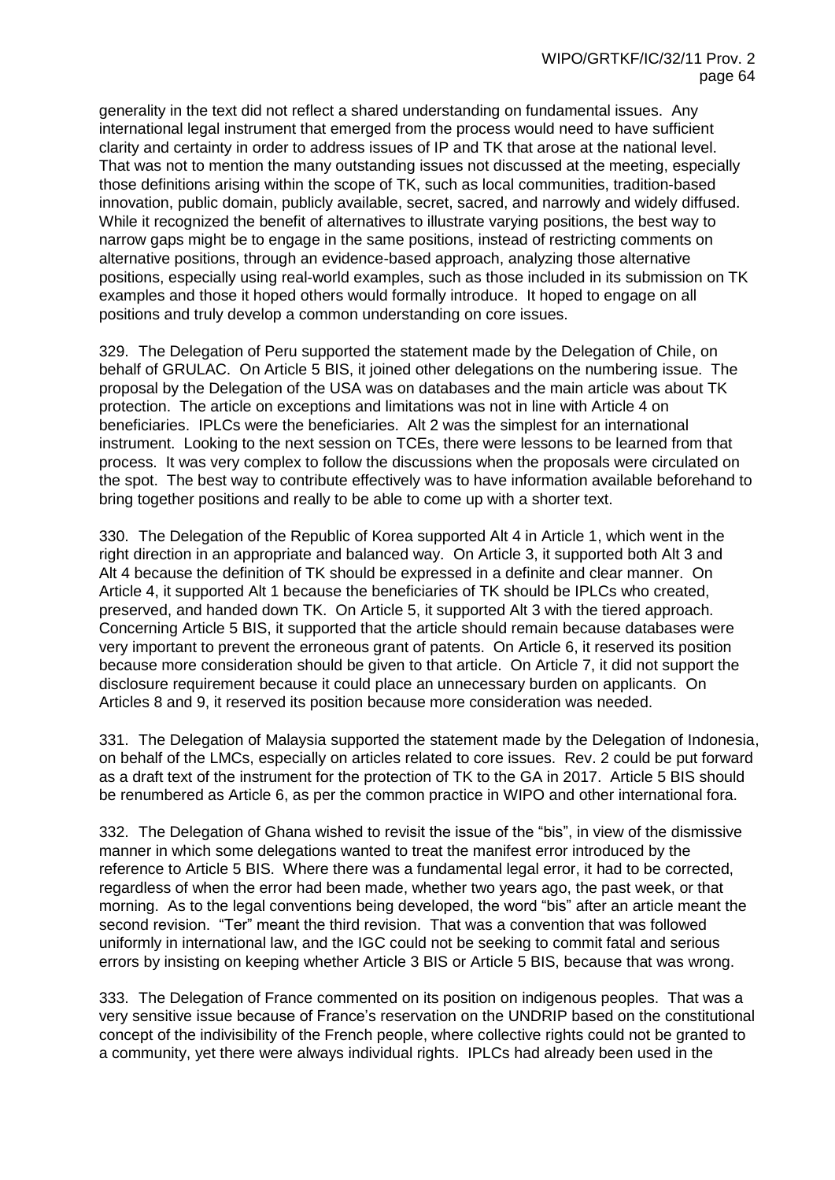generality in the text did not reflect a shared understanding on fundamental issues. Any international legal instrument that emerged from the process would need to have sufficient clarity and certainty in order to address issues of IP and TK that arose at the national level. That was not to mention the many outstanding issues not discussed at the meeting, especially those definitions arising within the scope of TK, such as local communities, tradition-based innovation, public domain, publicly available, secret, sacred, and narrowly and widely diffused. While it recognized the benefit of alternatives to illustrate varying positions, the best way to narrow gaps might be to engage in the same positions, instead of restricting comments on alternative positions, through an evidence-based approach, analyzing those alternative positions, especially using real-world examples, such as those included in its submission on TK examples and those it hoped others would formally introduce. It hoped to engage on all positions and truly develop a common understanding on core issues.

329. The Delegation of Peru supported the statement made by the Delegation of Chile, on behalf of GRULAC. On Article 5 BIS, it joined other delegations on the numbering issue. The proposal by the Delegation of the USA was on databases and the main article was about TK protection. The article on exceptions and limitations was not in line with Article 4 on beneficiaries. IPLCs were the beneficiaries. Alt 2 was the simplest for an international instrument. Looking to the next session on TCEs, there were lessons to be learned from that process. It was very complex to follow the discussions when the proposals were circulated on the spot. The best way to contribute effectively was to have information available beforehand to bring together positions and really to be able to come up with a shorter text.

330. The Delegation of the Republic of Korea supported Alt 4 in Article 1, which went in the right direction in an appropriate and balanced way. On Article 3, it supported both Alt 3 and Alt 4 because the definition of TK should be expressed in a definite and clear manner. On Article 4, it supported Alt 1 because the beneficiaries of TK should be IPLCs who created, preserved, and handed down TK. On Article 5, it supported Alt 3 with the tiered approach. Concerning Article 5 BIS, it supported that the article should remain because databases were very important to prevent the erroneous grant of patents. On Article 6, it reserved its position because more consideration should be given to that article. On Article 7, it did not support the disclosure requirement because it could place an unnecessary burden on applicants. On Articles 8 and 9, it reserved its position because more consideration was needed.

331. The Delegation of Malaysia supported the statement made by the Delegation of Indonesia, on behalf of the LMCs, especially on articles related to core issues. Rev. 2 could be put forward as a draft text of the instrument for the protection of TK to the GA in 2017. Article 5 BIS should be renumbered as Article 6, as per the common practice in WIPO and other international fora.

332. The Delegation of Ghana wished to revisit the issue of the "bis", in view of the dismissive manner in which some delegations wanted to treat the manifest error introduced by the reference to Article 5 BIS. Where there was a fundamental legal error, it had to be corrected, regardless of when the error had been made, whether two years ago, the past week, or that morning. As to the legal conventions being developed, the word "bis" after an article meant the second revision. "Ter" meant the third revision. That was a convention that was followed uniformly in international law, and the IGC could not be seeking to commit fatal and serious errors by insisting on keeping whether Article 3 BIS or Article 5 BIS, because that was wrong.

333. The Delegation of France commented on its position on indigenous peoples. That was a very sensitive issue because of France's reservation on the UNDRIP based on the constitutional concept of the indivisibility of the French people, where collective rights could not be granted to a community, yet there were always individual rights. IPLCs had already been used in the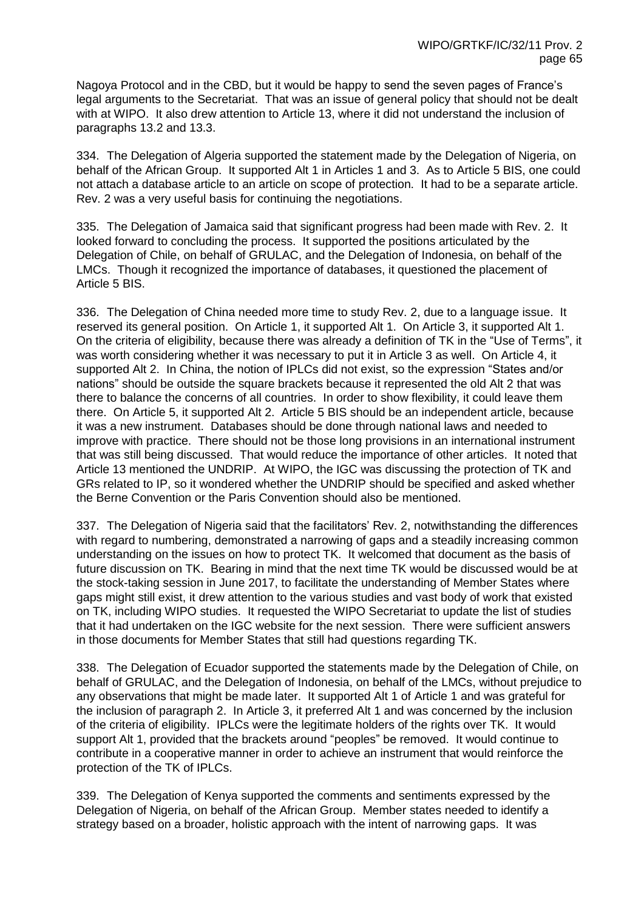Nagoya Protocol and in the CBD, but it would be happy to send the seven pages of France's legal arguments to the Secretariat. That was an issue of general policy that should not be dealt with at WIPO. It also drew attention to Article 13, where it did not understand the inclusion of paragraphs 13.2 and 13.3.

334. The Delegation of Algeria supported the statement made by the Delegation of Nigeria, on behalf of the African Group. It supported Alt 1 in Articles 1 and 3. As to Article 5 BIS, one could not attach a database article to an article on scope of protection. It had to be a separate article. Rev. 2 was a very useful basis for continuing the negotiations.

335. The Delegation of Jamaica said that significant progress had been made with Rev. 2. It looked forward to concluding the process. It supported the positions articulated by the Delegation of Chile, on behalf of GRULAC, and the Delegation of Indonesia, on behalf of the LMCs. Though it recognized the importance of databases, it questioned the placement of Article 5 BIS.

336. The Delegation of China needed more time to study Rev. 2, due to a language issue. It reserved its general position. On Article 1, it supported Alt 1. On Article 3, it supported Alt 1. On the criteria of eligibility, because there was already a definition of TK in the "Use of Terms", it was worth considering whether it was necessary to put it in Article 3 as well. On Article 4, it supported Alt 2. In China, the notion of IPLCs did not exist, so the expression "States and/or nations" should be outside the square brackets because it represented the old Alt 2 that was there to balance the concerns of all countries. In order to show flexibility, it could leave them there. On Article 5, it supported Alt 2. Article 5 BIS should be an independent article, because it was a new instrument. Databases should be done through national laws and needed to improve with practice. There should not be those long provisions in an international instrument that was still being discussed. That would reduce the importance of other articles. It noted that Article 13 mentioned the UNDRIP. At WIPO, the IGC was discussing the protection of TK and GRs related to IP, so it wondered whether the UNDRIP should be specified and asked whether the Berne Convention or the Paris Convention should also be mentioned.

337. The Delegation of Nigeria said that the facilitators' Rev. 2, notwithstanding the differences with regard to numbering, demonstrated a narrowing of gaps and a steadily increasing common understanding on the issues on how to protect TK. It welcomed that document as the basis of future discussion on TK. Bearing in mind that the next time TK would be discussed would be at the stock-taking session in June 2017, to facilitate the understanding of Member States where gaps might still exist, it drew attention to the various studies and vast body of work that existed on TK, including WIPO studies. It requested the WIPO Secretariat to update the list of studies that it had undertaken on the IGC website for the next session. There were sufficient answers in those documents for Member States that still had questions regarding TK.

338. The Delegation of Ecuador supported the statements made by the Delegation of Chile, on behalf of GRULAC, and the Delegation of Indonesia, on behalf of the LMCs, without prejudice to any observations that might be made later. It supported Alt 1 of Article 1 and was grateful for the inclusion of paragraph 2. In Article 3, it preferred Alt 1 and was concerned by the inclusion of the criteria of eligibility. IPLCs were the legitimate holders of the rights over TK. It would support Alt 1, provided that the brackets around "peoples" be removed. It would continue to contribute in a cooperative manner in order to achieve an instrument that would reinforce the protection of the TK of IPLCs.

339. The Delegation of Kenya supported the comments and sentiments expressed by the Delegation of Nigeria, on behalf of the African Group. Member states needed to identify a strategy based on a broader, holistic approach with the intent of narrowing gaps. It was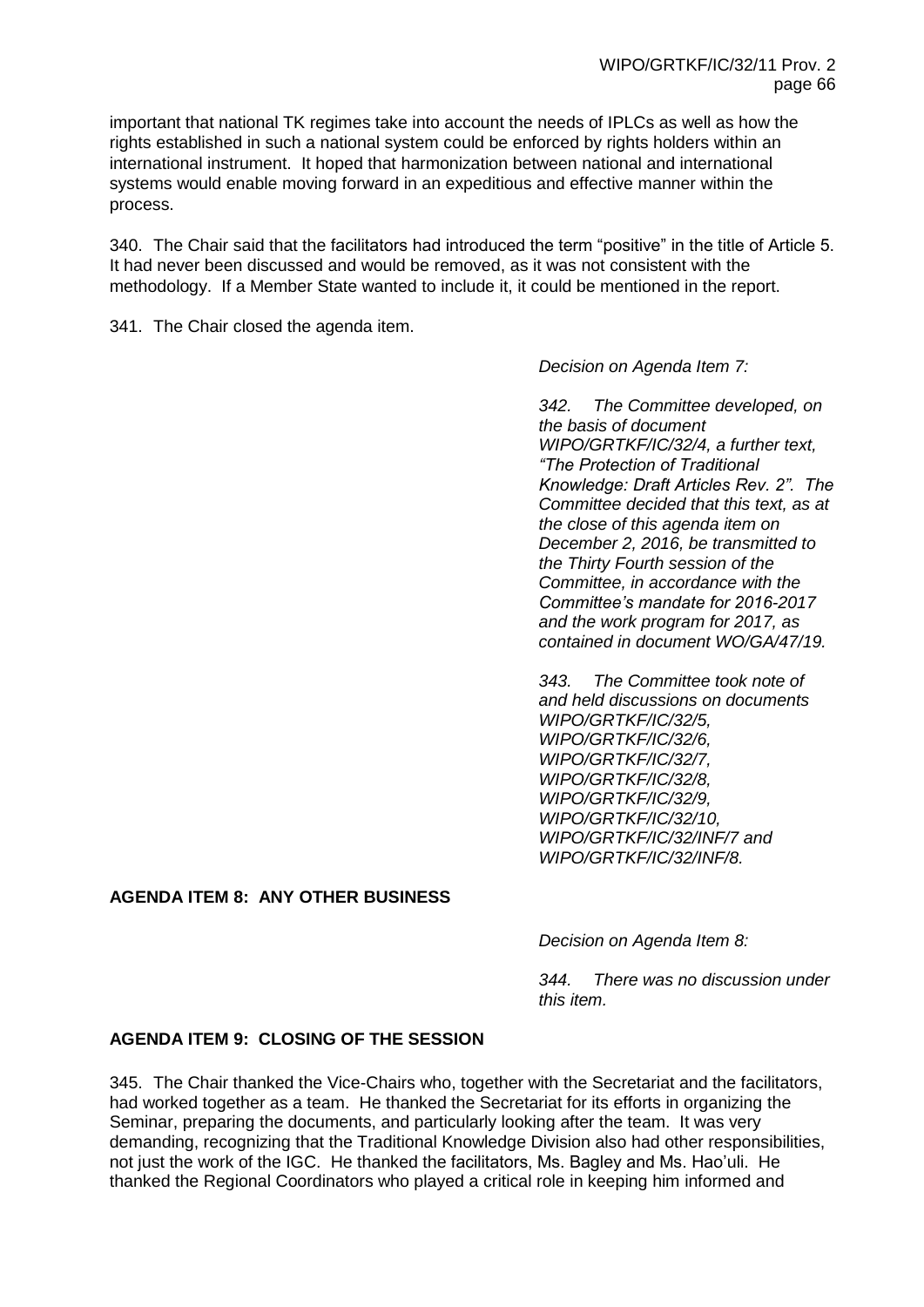important that national TK regimes take into account the needs of IPLCs as well as how the rights established in such a national system could be enforced by rights holders within an international instrument. It hoped that harmonization between national and international systems would enable moving forward in an expeditious and effective manner within the process.

340. The Chair said that the facilitators had introduced the term "positive" in the title of Article 5. It had never been discussed and would be removed, as it was not consistent with the methodology. If a Member State wanted to include it, it could be mentioned in the report.

341. The Chair closed the agenda item.

*Decision on Agenda Item 7:*

*342. The Committee developed, on the basis of document WIPO/GRTKF/IC/32/4, a further text, "The Protection of Traditional Knowledge: Draft Articles Rev. 2". The Committee decided that this text, as at the close of this agenda item on December 2, 2016, be transmitted to the Thirty Fourth session of the Committee, in accordance with the Committee's mandate for 2016-2017 and the work program for 2017, as contained in document WO/GA/47/19.*

*343. The Committee took note of and held discussions on documents WIPO/GRTKF/IC/32/5, WIPO/GRTKF/IC/32/6, WIPO/GRTKF/IC/32/7, WIPO/GRTKF/IC/32/8, WIPO/GRTKF/IC/32/9, WIPO/GRTKF/IC/32/10, WIPO/GRTKF/IC/32/INF/7 and WIPO/GRTKF/IC/32/INF/8.*

## AGENDA ITEM 8: ANY OTHER BUSINESS

*Decision on Agenda Item 8:*

*344. There was no discussion under this item.*

## AGENDA ITEM 9: CLOSING OF THE SESSION

345. The Chair thanked the Vice-Chairs who, together with the Secretariat and the facilitators, had worked together as a team. He thanked the Secretariat for its efforts in organizing the Seminar, preparing the documents, and particularly looking after the team. It was very demanding, recognizing that the Traditional Knowledge Division also had other responsibilities, not just the work of the IGC. He thanked the facilitators, Ms. Bagley and Ms. Hao'uli. He thanked the Regional Coordinators who played a critical role in keeping him informed and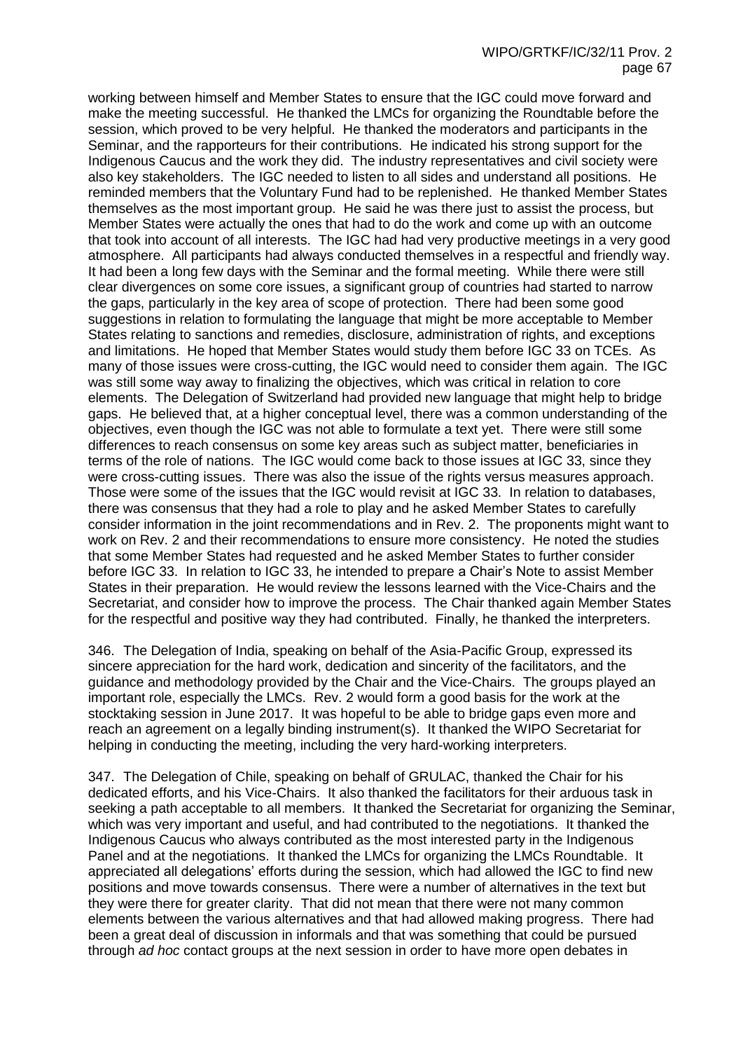working between himself and Member States to ensure that the IGC could move forward and make the meeting successful. He thanked the LMCs for organizing the Roundtable before the session, which proved to be very helpful. He thanked the moderators and participants in the Seminar, and the rapporteurs for their contributions. He indicated his strong support for the Indigenous Caucus and the work they did. The industry representatives and civil society were also key stakeholders. The IGC needed to listen to all sides and understand all positions. He reminded members that the Voluntary Fund had to be replenished. He thanked Member States themselves as the most important group. He said he was there just to assist the process, but Member States were actually the ones that had to do the work and come up with an outcome that took into account of all interests. The IGC had had very productive meetings in a very good atmosphere. All participants had always conducted themselves in a respectful and friendly way. It had been a long few days with the Seminar and the formal meeting. While there were still clear divergences on some core issues, a significant group of countries had started to narrow the gaps, particularly in the key area of scope of protection. There had been some good suggestions in relation to formulating the language that might be more acceptable to Member States relating to sanctions and remedies, disclosure, administration of rights, and exceptions and limitations. He hoped that Member States would study them before IGC 33 on TCEs. As many of those issues were cross-cutting, the IGC would need to consider them again. The IGC was still some way away to finalizing the objectives, which was critical in relation to core elements. The Delegation of Switzerland had provided new language that might help to bridge gaps. He believed that, at a higher conceptual level, there was a common understanding of the objectives, even though the IGC was not able to formulate a text yet. There were still some differences to reach consensus on some key areas such as subject matter, beneficiaries in terms of the role of nations. The IGC would come back to those issues at IGC 33, since they were cross-cutting issues. There was also the issue of the rights versus measures approach. Those were some of the issues that the IGC would revisit at IGC 33. In relation to databases, there was consensus that they had a role to play and he asked Member States to carefully consider information in the joint recommendations and in Rev. 2. The proponents might want to work on Rev. 2 and their recommendations to ensure more consistency. He noted the studies that some Member States had requested and he asked Member States to further consider before IGC 33. In relation to IGC 33, he intended to prepare a Chair's Note to assist Member States in their preparation. He would review the lessons learned with the Vice-Chairs and the Secretariat, and consider how to improve the process. The Chair thanked again Member States for the respectful and positive way they had contributed. Finally, he thanked the interpreters.

346. The Delegation of India, speaking on behalf of the Asia-Pacific Group, expressed its sincere appreciation for the hard work, dedication and sincerity of the facilitators, and the guidance and methodology provided by the Chair and the Vice-Chairs. The groups played an important role, especially the LMCs. Rev. 2 would form a good basis for the work at the stocktaking session in June 2017. It was hopeful to be able to bridge gaps even more and reach an agreement on a legally binding instrument(s). It thanked the WIPO Secretariat for helping in conducting the meeting, including the very hard-working interpreters.

347. The Delegation of Chile, speaking on behalf of GRULAC, thanked the Chair for his dedicated efforts, and his Vice-Chairs. It also thanked the facilitators for their arduous task in seeking a path acceptable to all members. It thanked the Secretariat for organizing the Seminar, which was very important and useful, and had contributed to the negotiations. It thanked the Indigenous Caucus who always contributed as the most interested party in the Indigenous Panel and at the negotiations. It thanked the LMCs for organizing the LMCs Roundtable. It appreciated all delegations' efforts during the session, which had allowed the IGC to find new positions and move towards consensus. There were a number of alternatives in the text but they were there for greater clarity. That did not mean that there were not many common elements between the various alternatives and that had allowed making progress. There had been a great deal of discussion in informals and that was something that could be pursued through *ad hoc* contact groups at the next session in order to have more open debates in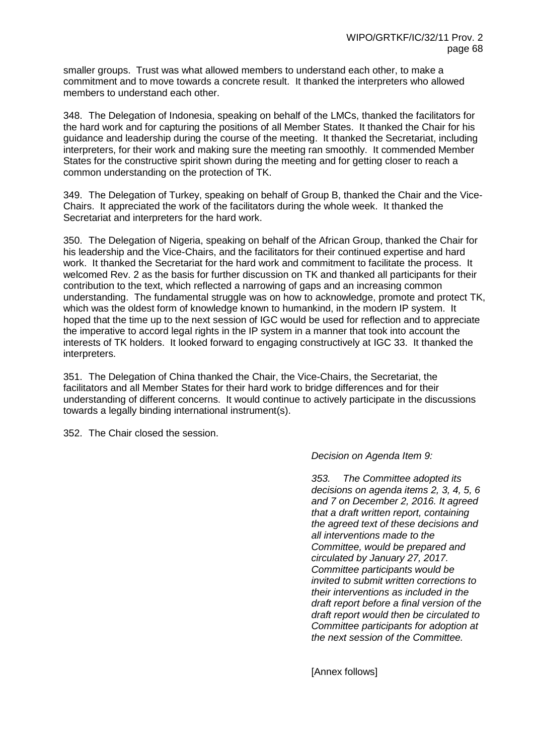smaller groups. Trust was what allowed members to understand each other, to make a commitment and to move towards a concrete result. It thanked the interpreters who allowed members to understand each other.

348. The Delegation of Indonesia, speaking on behalf of the LMCs, thanked the facilitators for the hard work and for capturing the positions of all Member States. It thanked the Chair for his guidance and leadership during the course of the meeting. It thanked the Secretariat, including interpreters, for their work and making sure the meeting ran smoothly. It commended Member States for the constructive spirit shown during the meeting and for getting closer to reach a common understanding on the protection of TK.

349. The Delegation of Turkey, speaking on behalf of Group B, thanked the Chair and the Vice-Chairs. It appreciated the work of the facilitators during the whole week. It thanked the Secretariat and interpreters for the hard work.

350. The Delegation of Nigeria, speaking on behalf of the African Group, thanked the Chair for his leadership and the Vice-Chairs, and the facilitators for their continued expertise and hard work. It thanked the Secretariat for the hard work and commitment to facilitate the process. It welcomed Rev. 2 as the basis for further discussion on TK and thanked all participants for their contribution to the text, which reflected a narrowing of gaps and an increasing common understanding. The fundamental struggle was on how to acknowledge, promote and protect TK, which was the oldest form of knowledge known to humankind, in the modern IP system. It hoped that the time up to the next session of IGC would be used for reflection and to appreciate the imperative to accord legal rights in the IP system in a manner that took into account the interests of TK holders. It looked forward to engaging constructively at IGC 33. It thanked the interpreters.

351. The Delegation of China thanked the Chair, the Vice-Chairs, the Secretariat, the facilitators and all Member States for their hard work to bridge differences and for their understanding of different concerns. It would continue to actively participate in the discussions towards a legally binding international instrument(s).

352. The Chair closed the session.

*Decision on Agenda Item 9:*

*353. The Committee adopted its decisions on agenda items 2, 3, 4, 5, 6 and 7 on December 2, 2016. It agreed that a draft written report, containing the agreed text of these decisions and all interventions made to the Committee, would be prepared and circulated by January 27, 2017. Committee participants would be invited to submit written corrections to their interventions as included in the draft report before a final version of the draft report would then be circulated to Committee participants for adoption at the next session of the Committee.*

[Annex follows]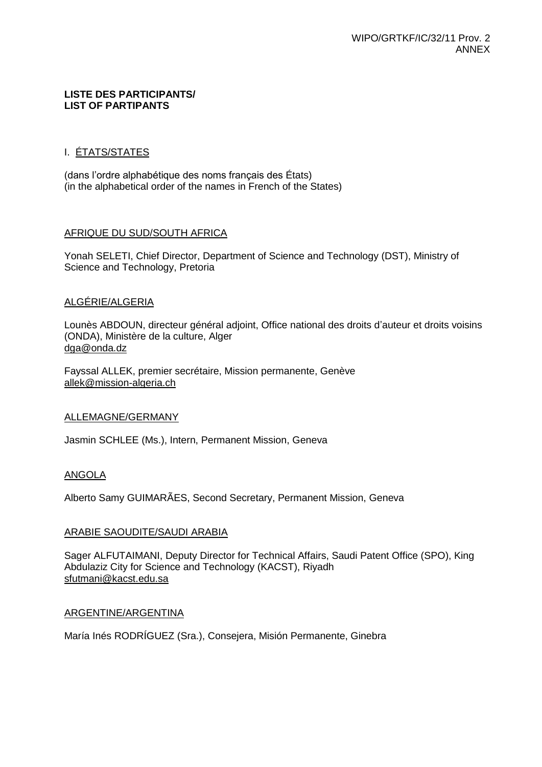**LISTE DES PARTICIPANTS/**
**LIST OF PARTIPANTS**

## I. ÉTATS/STATES

(dans l'ordre alphabétique des noms français des États)
(in the alphabetical order of the names in French of the States)

### AFRIQUE DU SUD/SOUTH AFRICA

Yonah SELETI, Chief Director, Department of Science and Technology (DST), Ministry of Science and Technology, Pretoria

### ALGÉRIE/ALGERIA

Lounès ABDOUN, directeur général adjoint, Office national des droits d'auteur et droits voisins (ONDA), Ministère de la culture, Alger
dga@onda.dz

Fayssal ALLEK, premier secrétaire, Mission permanente, Genève
allek@mission-algeria.ch

### ALLEMAGNE/GERMANY

Jasmin SCHLEE (Ms.), Intern, Permanent Mission, Geneva

### ANGOLA

Alberto Samy GUIMARÃES, Second Secretary, Permanent Mission, Geneva

### ARABIE SAOUDITE/SAUDI ARABIA

Sager ALFUTAIMANI, Deputy Director for Technical Affairs, Saudi Patent Office (SPO), King Abdulaziz City for Science and Technology (KACST), Riyadh
sfutmani@kacst.edu.sa

### ARGENTINE/ARGENTINA

María Inés RODRÍGUEZ (Sra.), Consejera, Misión Permanente, Ginebra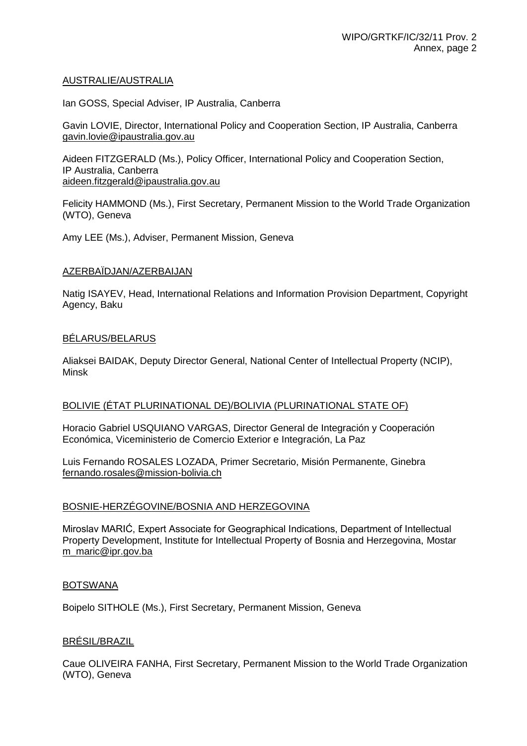AUSTRALIE/AUSTRALIA

Ian GOSS, Special Adviser, IP Australia, Canberra

Gavin LOVIE, Director, International Policy and Cooperation Section, IP Australia, Canberra
gavin.lovie@ipaustralia.gov.au

Aideen FITZGERALD (Ms.), Policy Officer, International Policy and Cooperation Section, IP Australia, Canberra
aideen.fitzgerald@ipaustralia.gov.au

Felicity HAMMOND (Ms.), First Secretary, Permanent Mission to the World Trade Organization (WTO), Geneva

Amy LEE (Ms.), Adviser, Permanent Mission, Geneva

AZERBAÏDJAN/AZERBAIJAN

Natig ISAYEV, Head, International Relations and Information Provision Department, Copyright Agency, Baku

BÉLARUS/BELARUS

Aliaksei BAIDAK, Deputy Director General, National Center of Intellectual Property (NCIP), Minsk

BOLIVIE (ÉTAT PLURINATIONAL DE)/BOLIVIA (PLURINATIONAL STATE OF)

Horacio Gabriel USQUIANO VARGAS, Director General de Integración y Cooperación Económica, Viceministerio de Comercio Exterior e Integración, La Paz

Luis Fernando ROSALES LOZADA, Primer Secretario, Misión Permanente, Ginebra
fernando.rosales@mission-bolivia.ch

BOSNIE-HERZÉGOVINE/BOSNIA AND HERZEGOVINA

Miroslav MARIĆ, Expert Associate for Geographical Indications, Department of Intellectual Property Development, Institute for Intellectual Property of Bosnia and Herzegovina, Mostar
m_maric@ipr.gov.ba

BOTSWANA

Boipelo SITHOLE (Ms.), First Secretary, Permanent Mission, Geneva

BRÉSIL/BRAZIL

Caue OLIVEIRA FANHA, First Secretary, Permanent Mission to the World Trade Organization (WTO), Geneva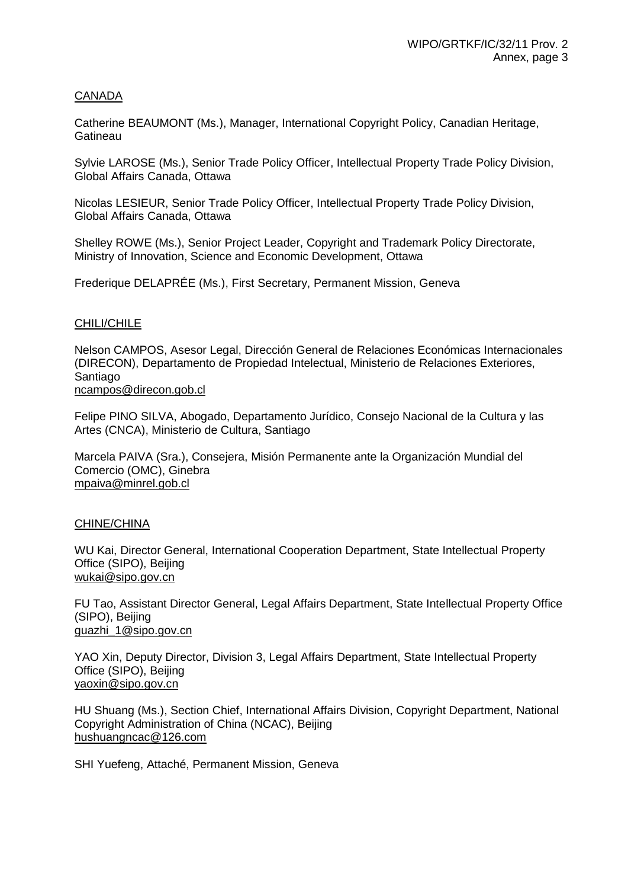CANADA

Catherine BEAUMONT (Ms.), Manager, International Copyright Policy, Canadian Heritage, Gatineau

Sylvie LAROSE (Ms.), Senior Trade Policy Officer, Intellectual Property Trade Policy Division, Global Affairs Canada, Ottawa

Nicolas LESIEUR, Senior Trade Policy Officer, Intellectual Property Trade Policy Division, Global Affairs Canada, Ottawa

Shelley ROWE (Ms.), Senior Project Leader, Copyright and Trademark Policy Directorate, Ministry of Innovation, Science and Economic Development, Ottawa

Frederique DELAPRÉE (Ms.), First Secretary, Permanent Mission, Geneva

CHILI/CHILE

Nelson CAMPOS, Asesor Legal, Dirección General de Relaciones Económicas Internacionales (DIRECON), Departamento de Propiedad Intelectual, Ministerio de Relaciones Exteriores, Santiago
ncampos@direcon.gob.cl

Felipe PINO SILVA, Abogado, Departamento Jurídico, Consejo Nacional de la Cultura y las Artes (CNCA), Ministerio de Cultura, Santiago

Marcela PAIVA (Sra.), Consejera, Misión Permanente ante la Organización Mundial del Comercio (OMC), Ginebra
mpaiva@minrel.gob.cl

CHINE/CHINA

WU Kai, Director General, International Cooperation Department, State Intellectual Property Office (SIPO), Beijing
wukai@sipo.gov.cn

FU Tao, Assistant Director General, Legal Affairs Department, State Intellectual Property Office (SIPO), Beijing
guazhi_1@sipo.gov.cn

YAO Xin, Deputy Director, Division 3, Legal Affairs Department, State Intellectual Property Office (SIPO), Beijing
yaoxin@sipo.gov.cn

HU Shuang (Ms.), Section Chief, International Affairs Division, Copyright Department, National Copyright Administration of China (NCAC), Beijing
hushuangncac@126.com

SHI Yuefeng, Attaché, Permanent Mission, Geneva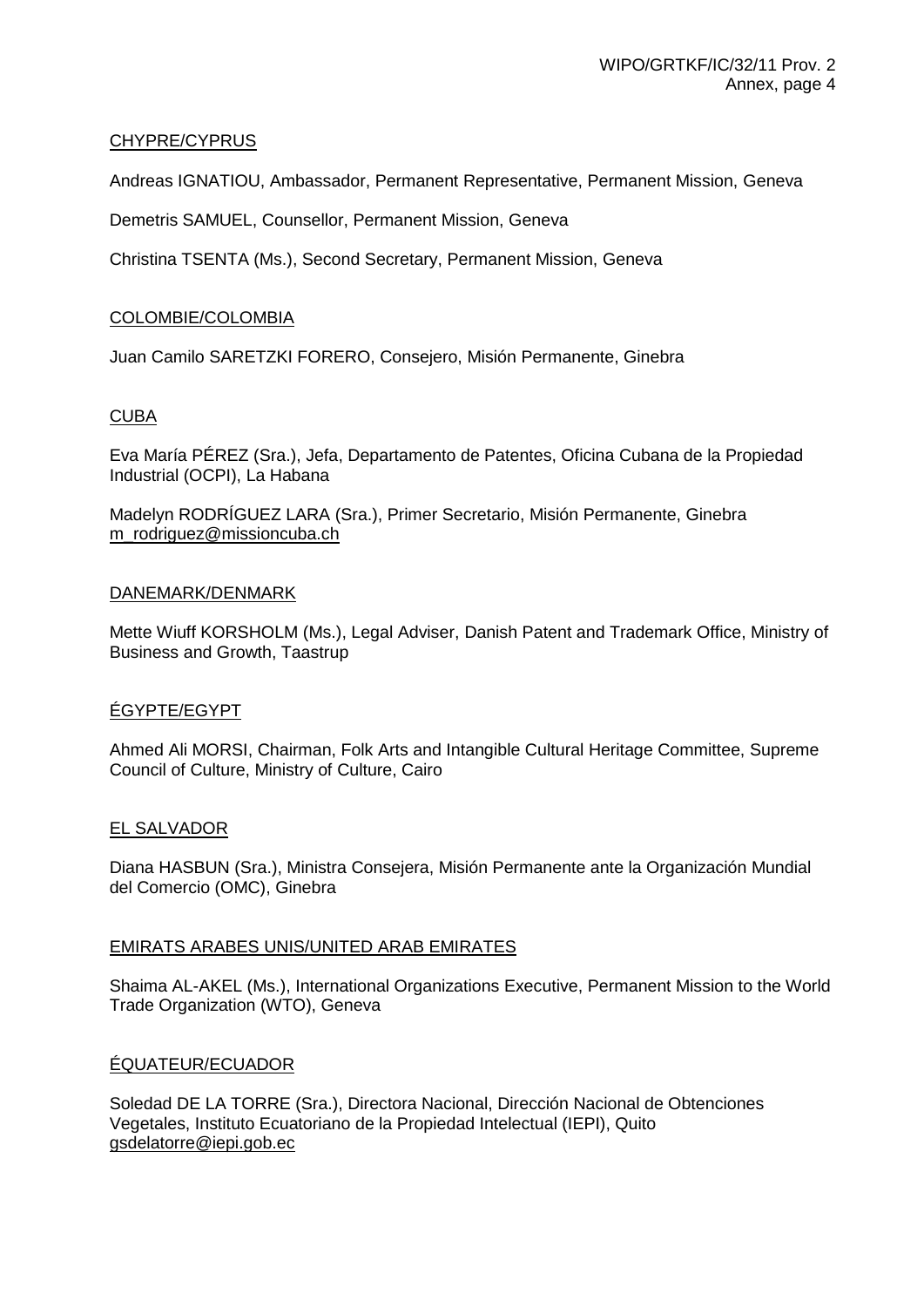CHYPRE/CYPRUS

Andreas IGNATIOU, Ambassador, Permanent Representative, Permanent Mission, Geneva

Demetris SAMUEL, Counsellor, Permanent Mission, Geneva

Christina TSENTA (Ms.), Second Secretary, Permanent Mission, Geneva

COLOMBIE/COLOMBIA

Juan Camilo SARETZKI FORERO, Consejero, Misión Permanente, Ginebra

CUBA

Eva María PÉREZ (Sra.), Jefa, Departamento de Patentes, Oficina Cubana de la Propiedad Industrial (OCPI), La Habana

Madelyn RODRÍGUEZ LARA (Sra.), Primer Secretario, Misión Permanente, Ginebra
m_rodriguez@missioncuba.ch

DANEMARK/DENMARK

Mette Wiuff KORSHOLM (Ms.), Legal Adviser, Danish Patent and Trademark Office, Ministry of Business and Growth, Taastrup

ÉGYPTE/EGYPT

Ahmed Ali MORSI, Chairman, Folk Arts and Intangible Cultural Heritage Committee, Supreme Council of Culture, Ministry of Culture, Cairo

EL SALVADOR

Diana HASBUN (Sra.), Ministra Consejera, Misión Permanente ante la Organización Mundial del Comercio (OMC), Ginebra

EMIRATS ARABES UNIS/UNITED ARAB EMIRATES

Shaima AL-AKEL (Ms.), International Organizations Executive, Permanent Mission to the World Trade Organization (WTO), Geneva

ÉQUATEUR/ECUADOR

Soledad DE LA TORRE (Sra.), Directora Nacional, Dirección Nacional de Obtenciones Vegetales, Instituto Ecuatoriano de la Propiedad Intelectual (IEPI), Quito
gsdelatorre@iepi.gob.ec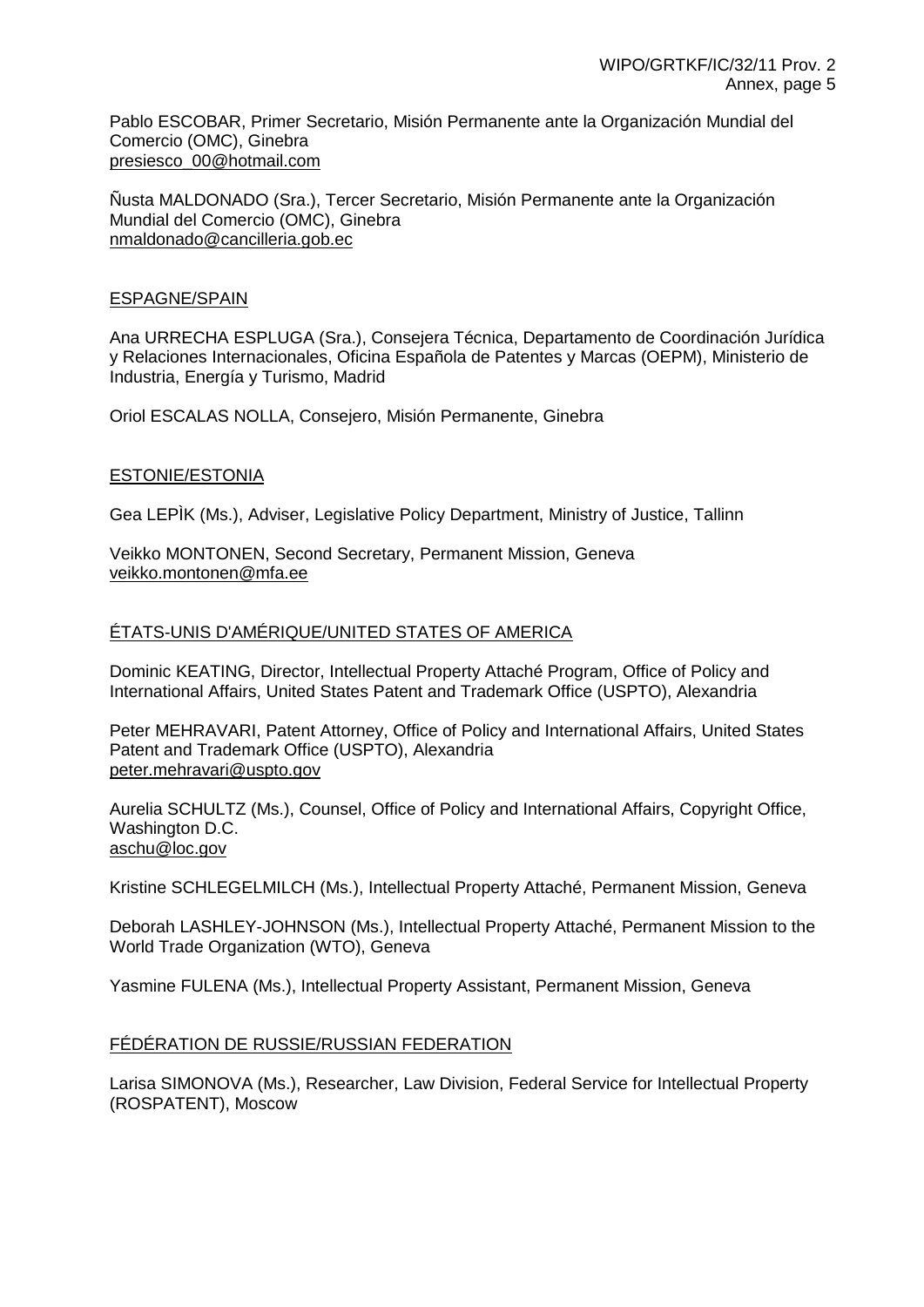Pablo ESCOBAR, Primer Secretario, Misión Permanente ante la Organización Mundial del Comercio (OMC), Ginebra
presiesco_00@hotmail.com

Ñusta MALDONADO (Sra.), Tercer Secretario, Misión Permanente ante la Organización Mundial del Comercio (OMC), Ginebra
nmaldonado@cancilleria.gob.ec

ESPAGNE/SPAIN

Ana URRECHA ESPLUGA (Sra.), Consejera Técnica, Departamento de Coordinación Jurídica y Relaciones Internacionales, Oficina Española de Patentes y Marcas (OEPM), Ministerio de Industria, Energía y Turismo, Madrid

Oriol ESCALAS NOLLA, Consejero, Misión Permanente, Ginebra

ESTONIE/ESTONIA

Gea LEPÌK (Ms.), Adviser, Legislative Policy Department, Ministry of Justice, Tallinn

Veikko MONTONEN, Second Secretary, Permanent Mission, Geneva
veikko.montonen@mfa.ee

ÉTATS-UNIS D'AMÉRIQUE/UNITED STATES OF AMERICA

Dominic KEATING, Director, Intellectual Property Attaché Program, Office of Policy and International Affairs, United States Patent and Trademark Office (USPTO), Alexandria

Peter MEHRAVARI, Patent Attorney, Office of Policy and International Affairs, United States Patent and Trademark Office (USPTO), Alexandria
peter.mehravari@uspto.gov

Aurelia SCHULTZ (Ms.), Counsel, Office of Policy and International Affairs, Copyright Office, Washington D.C.
aschu@loc.gov

Kristine SCHLEGELMILCH (Ms.), Intellectual Property Attaché, Permanent Mission, Geneva

Deborah LASHLEY-JOHNSON (Ms.), Intellectual Property Attaché, Permanent Mission to the World Trade Organization (WTO), Geneva

Yasmine FULENA (Ms.), Intellectual Property Assistant, Permanent Mission, Geneva

FÉDÉRATION DE RUSSIE/RUSSIAN FEDERATION

Larisa SIMONOVA (Ms.), Researcher, Law Division, Federal Service for Intellectual Property (ROSPATENT), Moscow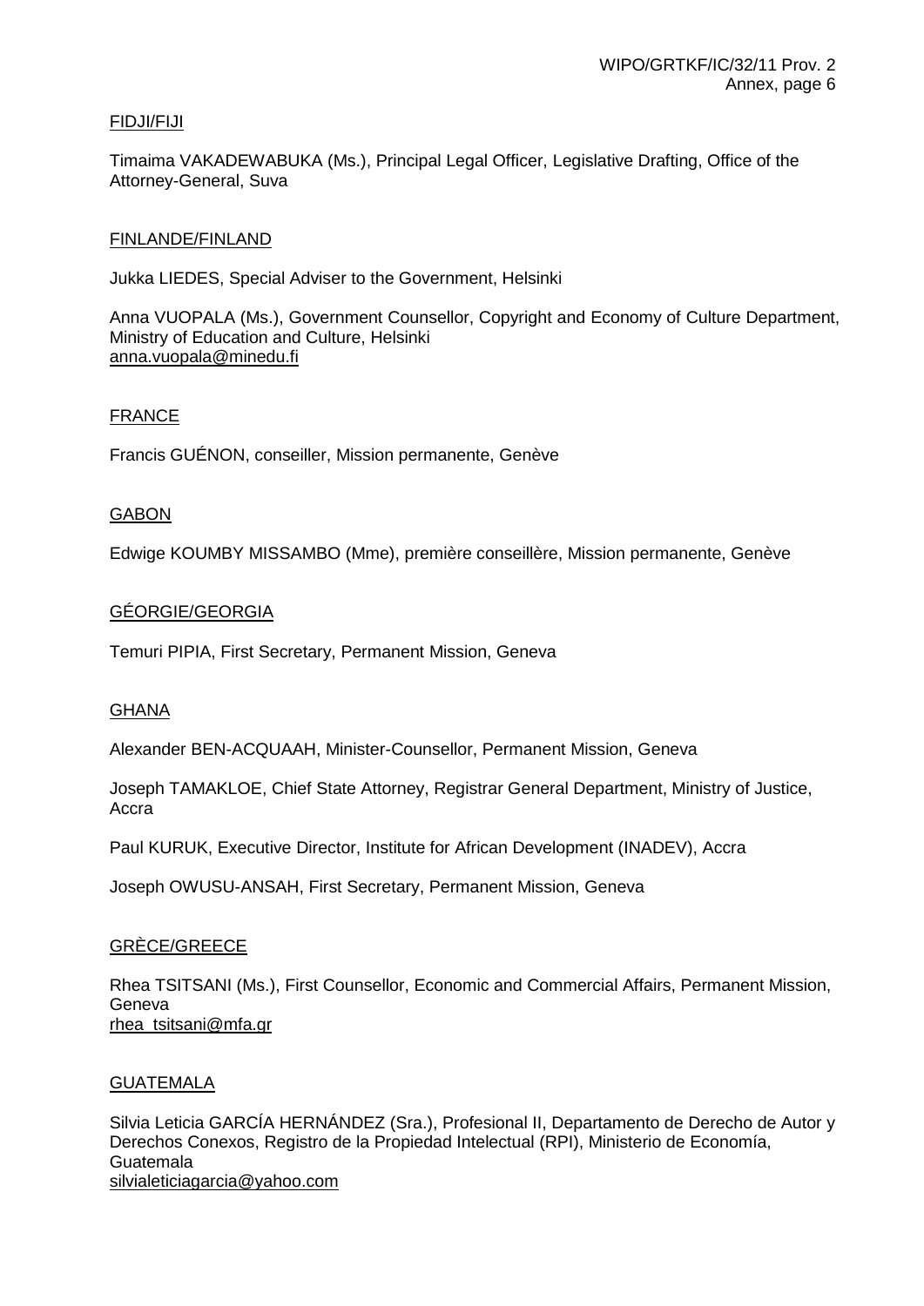FIDJI/FIJI

Timaima VAKADEWABUKA (Ms.), Principal Legal Officer, Legislative Drafting, Office of the Attorney-General, Suva

FINLANDE/FINLAND

Jukka LIEDES, Special Adviser to the Government, Helsinki

Anna VUOPALA (Ms.), Government Counsellor, Copyright and Economy of Culture Department, Ministry of Education and Culture, Helsinki
anna.vuopala@minedu.fi

FRANCE

Francis GUÉNON, conseiller, Mission permanente, Genève

GABON

Edwige KOUMBY MISSAMBO (Mme), première conseillère, Mission permanente, Genève

GÉORGIE/GEORGIA

Temuri PIPIA, First Secretary, Permanent Mission, Geneva

GHANA

Alexander BEN-ACQUAAH, Minister-Counsellor, Permanent Mission, Geneva

Joseph TAMAKLOE, Chief State Attorney, Registrar General Department, Ministry of Justice, Accra

Paul KURUK, Executive Director, Institute for African Development (INADEV), Accra

Joseph OWUSU-ANSAH, First Secretary, Permanent Mission, Geneva

GRÈCE/GREECE

Rhea TSITSANI (Ms.), First Counsellor, Economic and Commercial Affairs, Permanent Mission, Geneva
rhea_tsitsani@mfa.gr

GUATEMALA

Silvia Leticia GARCÍA HERNÁNDEZ (Sra.), Profesional II, Departamento de Derecho de Autor y Derechos Conexos, Registro de la Propiedad Intelectual (RPI), Ministerio de Economía, Guatemala
silvialeticiagarcia@yahoo.com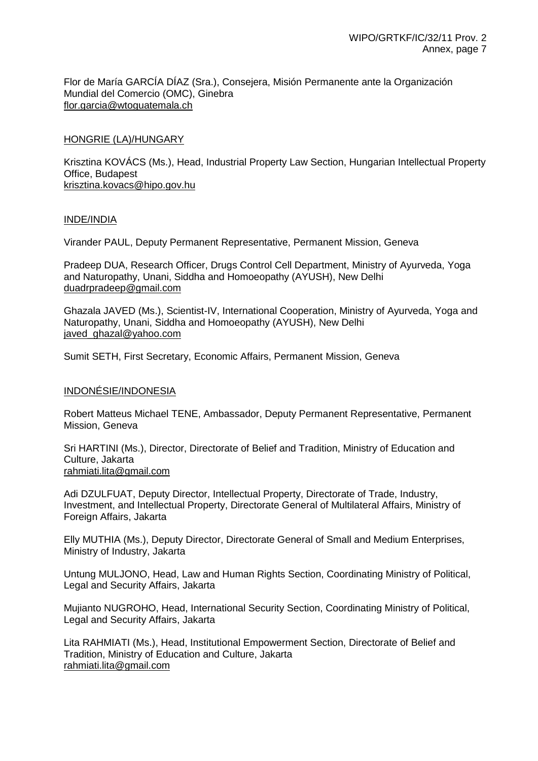Flor de María GARCÍA DÍAZ (Sra.), Consejera, Misión Permanente ante la Organización Mundial del Comercio (OMC), Ginebra
flor.garcia@wtoguatemala.ch

HONGRIE (LA)/HUNGARY

Krisztina KOVÁCS (Ms.), Head, Industrial Property Law Section, Hungarian Intellectual Property Office, Budapest
krisztina.kovacs@hipo.gov.hu

INDE/INDIA

Virander PAUL, Deputy Permanent Representative, Permanent Mission, Geneva

Pradeep DUA, Research Officer, Drugs Control Cell Department, Ministry of Ayurveda, Yoga and Naturopathy, Unani, Siddha and Homoeopathy (AYUSH), New Delhi
duadrpradeep@gmail.com

Ghazala JAVED (Ms.), Scientist-IV, International Cooperation, Ministry of Ayurveda, Yoga and Naturopathy, Unani, Siddha and Homoeopathy (AYUSH), New Delhi
javed_ghazal@yahoo.com

Sumit SETH, First Secretary, Economic Affairs, Permanent Mission, Geneva

INDONÉSIE/INDONESIA

Robert Matteus Michael TENE, Ambassador, Deputy Permanent Representative, Permanent Mission, Geneva

Sri HARTINI (Ms.), Director, Directorate of Belief and Tradition, Ministry of Education and Culture, Jakarta
rahmiati.lita@gmail.com

Adi DZULFUAT, Deputy Director, Intellectual Property, Directorate of Trade, Industry, Investment, and Intellectual Property, Directorate General of Multilateral Affairs, Ministry of Foreign Affairs, Jakarta

Elly MUTHIA (Ms.), Deputy Director, Directorate General of Small and Medium Enterprises, Ministry of Industry, Jakarta

Untung MULJONO, Head, Law and Human Rights Section, Coordinating Ministry of Political, Legal and Security Affairs, Jakarta

Mujianto NUGROHO, Head, International Security Section, Coordinating Ministry of Political, Legal and Security Affairs, Jakarta

Lita RAHMIATI (Ms.), Head, Institutional Empowerment Section, Directorate of Belief and Tradition, Ministry of Education and Culture, Jakarta
rahmiati.lita@gmail.com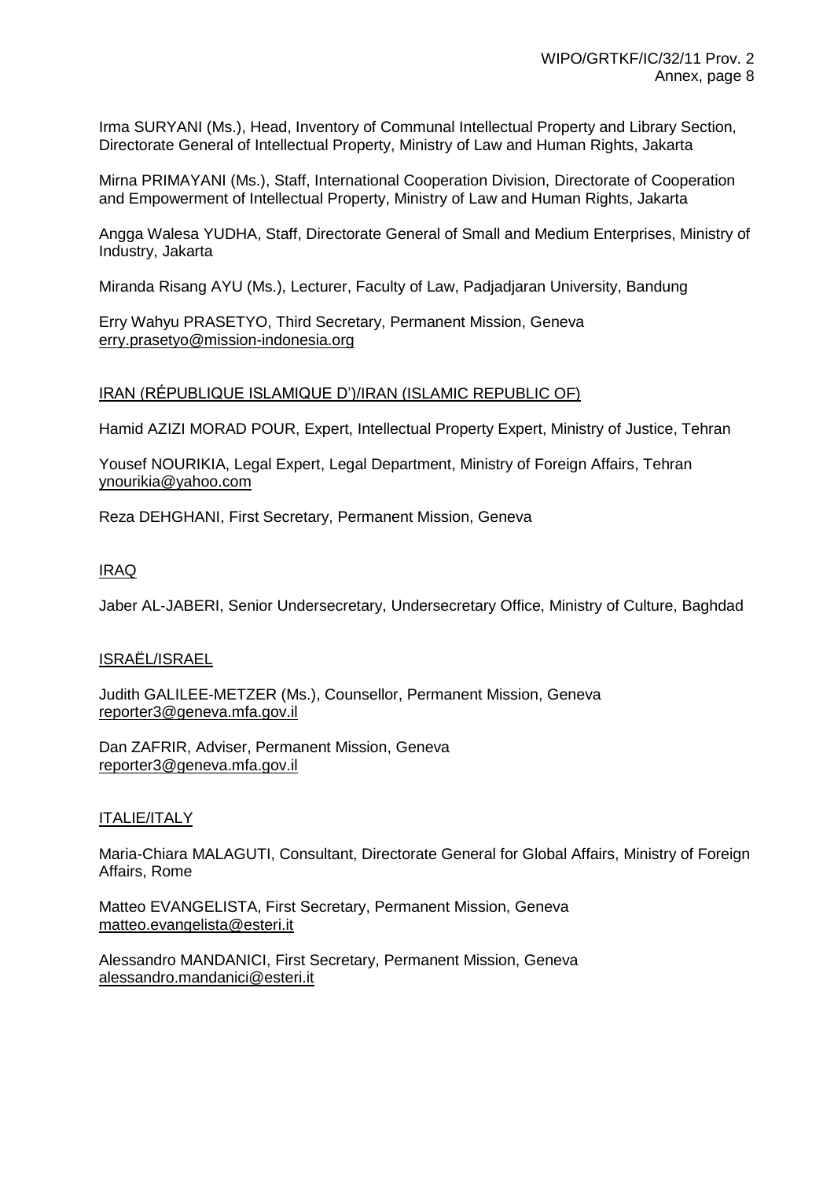Irma SURYANI (Ms.), Head, Inventory of Communal Intellectual Property and Library Section, Directorate General of Intellectual Property, Ministry of Law and Human Rights, Jakarta

Mirna PRIMAYANI (Ms.), Staff, International Cooperation Division, Directorate of Cooperation and Empowerment of Intellectual Property, Ministry of Law and Human Rights, Jakarta

Angga Walesa YUDHA, Staff, Directorate General of Small and Medium Enterprises, Ministry of Industry, Jakarta

Miranda Risang AYU (Ms.), Lecturer, Faculty of Law, Padjadjaran University, Bandung

Erry Wahyu PRASETYO, Third Secretary, Permanent Mission, Geneva
erry.prasetyo@mission-indonesia.org

IRAN (RÉPUBLIQUE ISLAMIQUE D')/IRAN (ISLAMIC REPUBLIC OF)

Hamid AZIZI MORAD POUR, Expert, Intellectual Property Expert, Ministry of Justice, Tehran

Yousef NOURIKIA, Legal Expert, Legal Department, Ministry of Foreign Affairs, Tehran
ynourikia@yahoo.com

Reza DEHGHANI, First Secretary, Permanent Mission, Geneva

IRAQ

Jaber AL-JABERI, Senior Undersecretary, Undersecretary Office, Ministry of Culture, Baghdad

ISRAËL/ISRAEL

Judith GALILEE-METZER (Ms.), Counsellor, Permanent Mission, Geneva
reporter3@geneva.mfa.gov.il

Dan ZAFRIR, Adviser, Permanent Mission, Geneva
reporter3@geneva.mfa.gov.il

ITALIE/ITALY

Maria-Chiara MALAGUTI, Consultant, Directorate General for Global Affairs, Ministry of Foreign Affairs, Rome

Matteo EVANGELISTA, First Secretary, Permanent Mission, Geneva
matteo.evangelista@esteri.it

Alessandro MANDANICI, First Secretary, Permanent Mission, Geneva
alessandro.mandanici@esteri.it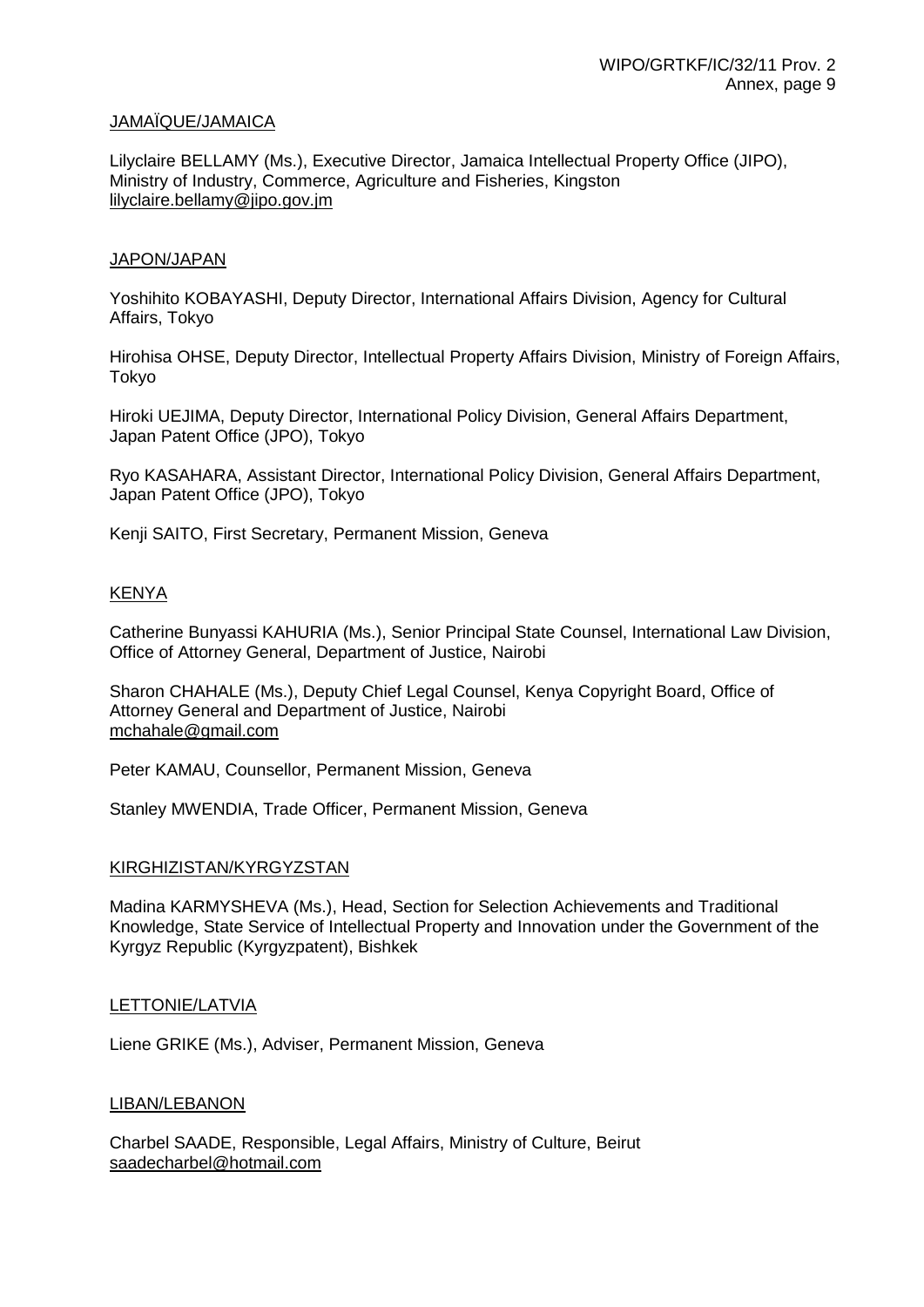JAMAÏQUE/JAMAICA

Lilyclaire BELLAMY (Ms.), Executive Director, Jamaica Intellectual Property Office (JIPO), Ministry of Industry, Commerce, Agriculture and Fisheries, Kingston
lilyclaire.bellamy@jipo.gov.jm

JAPON/JAPAN

Yoshihito KOBAYASHI, Deputy Director, International Affairs Division, Agency for Cultural Affairs, Tokyo

Hirohisa OHSE, Deputy Director, Intellectual Property Affairs Division, Ministry of Foreign Affairs, Tokyo

Hiroki UEJIMA, Deputy Director, International Policy Division, General Affairs Department, Japan Patent Office (JPO), Tokyo

Ryo KASAHARA, Assistant Director, International Policy Division, General Affairs Department, Japan Patent Office (JPO), Tokyo

Kenji SAITO, First Secretary, Permanent Mission, Geneva

KENYA

Catherine Bunyassi KAHURIA (Ms.), Senior Principal State Counsel, International Law Division, Office of Attorney General, Department of Justice, Nairobi

Sharon CHAHALE (Ms.), Deputy Chief Legal Counsel, Kenya Copyright Board, Office of Attorney General and Department of Justice, Nairobi
mchahale@gmail.com

Peter KAMAU, Counsellor, Permanent Mission, Geneva

Stanley MWENDIA, Trade Officer, Permanent Mission, Geneva

KIRGHIZISTAN/KYRGYZSTAN

Madina KARMYSHEVA (Ms.), Head, Section for Selection Achievements and Traditional Knowledge, State Service of Intellectual Property and Innovation under the Government of the Kyrgyz Republic (Kyrgyzpatent), Bishkek

LETTONIE/LATVIA

Liene GRIKE (Ms.), Adviser, Permanent Mission, Geneva

LIBAN/LEBANON

Charbel SAADE, Responsible, Legal Affairs, Ministry of Culture, Beirut
saadecharbel@hotmail.com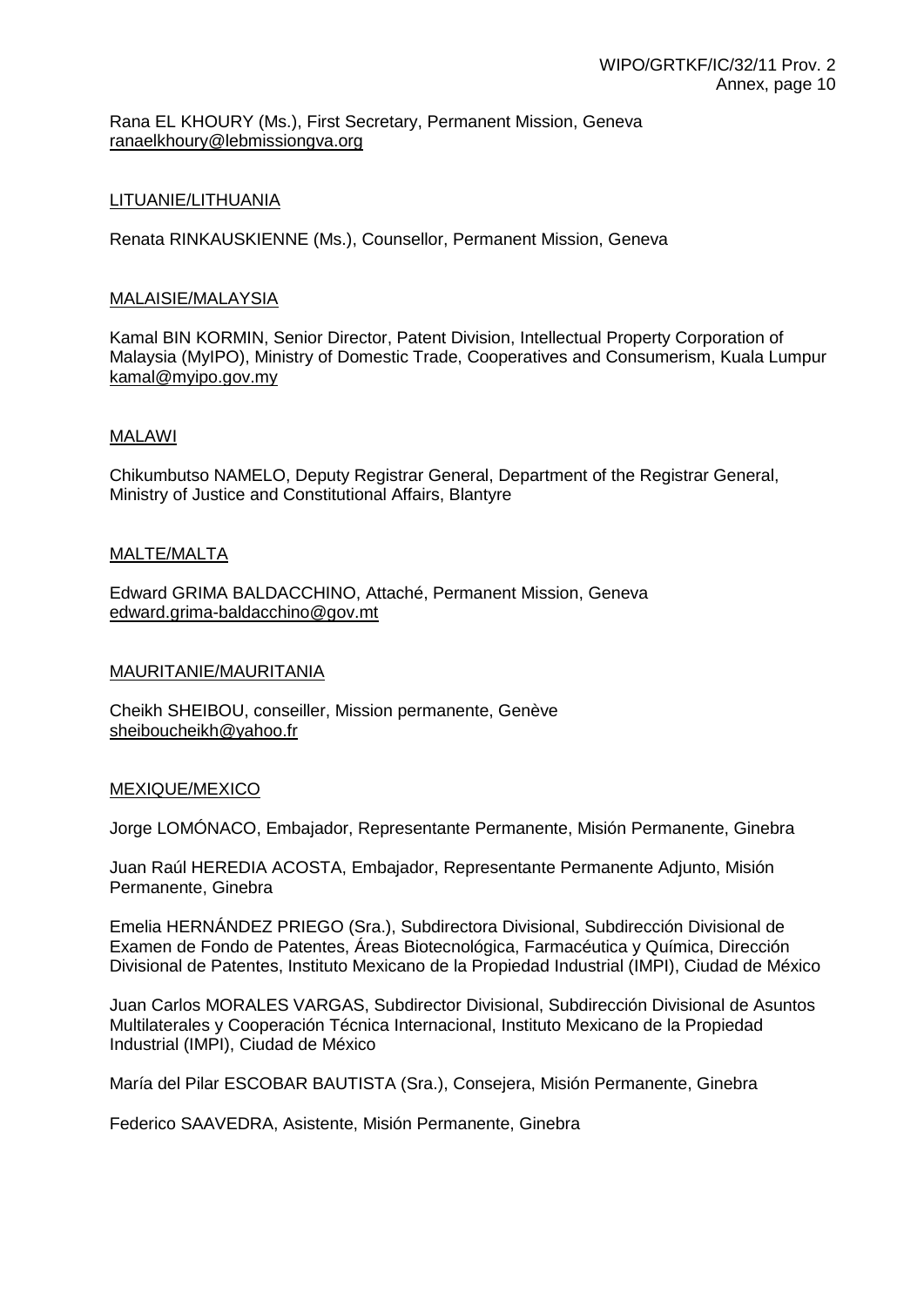Rana EL KHOURY (Ms.), First Secretary, Permanent Mission, Geneva
ranaelkhoury@lebmissiongva.org

LITUANIE/LITHUANIA

Renata RINKAUSKIENNE (Ms.), Counsellor, Permanent Mission, Geneva

MALAISIE/MALAYSIA

Kamal BIN KORMIN, Senior Director, Patent Division, Intellectual Property Corporation of Malaysia (MyIPO), Ministry of Domestic Trade, Cooperatives and Consumerism, Kuala Lumpur
kamal@myipo.gov.my

MALAWI

Chikumbutso NAMELO, Deputy Registrar General, Department of the Registrar General, Ministry of Justice and Constitutional Affairs, Blantyre

MALTE/MALTA

Edward GRIMA BALDACCHINO, Attaché, Permanent Mission, Geneva
edward.grima-baldacchino@gov.mt

MAURITANIE/MAURITANIA

Cheikh SHEIBOU, conseiller, Mission permanente, Genève
sheiboucheikh@yahoo.fr

MEXIQUE/MEXICO

Jorge LOMÓNACO, Embajador, Representante Permanente, Misión Permanente, Ginebra

Juan Raúl HEREDIA ACOSTA, Embajador, Representante Permanente Adjunto, Misión Permanente, Ginebra

Emelia HERNÁNDEZ PRIEGO (Sra.), Subdirectora Divisional, Subdirección Divisional de Examen de Fondo de Patentes, Áreas Biotecnológica, Farmacéutica y Química, Dirección Divisional de Patentes, Instituto Mexicano de la Propiedad Industrial (IMPI), Ciudad de México

Juan Carlos MORALES VARGAS, Subdirector Divisional, Subdirección Divisional de Asuntos Multilaterales y Cooperación Técnica Internacional, Instituto Mexicano de la Propiedad Industrial (IMPI), Ciudad de México

María del Pilar ESCOBAR BAUTISTA (Sra.), Consejera, Misión Permanente, Ginebra

Federico SAAVEDRA, Asistente, Misión Permanente, Ginebra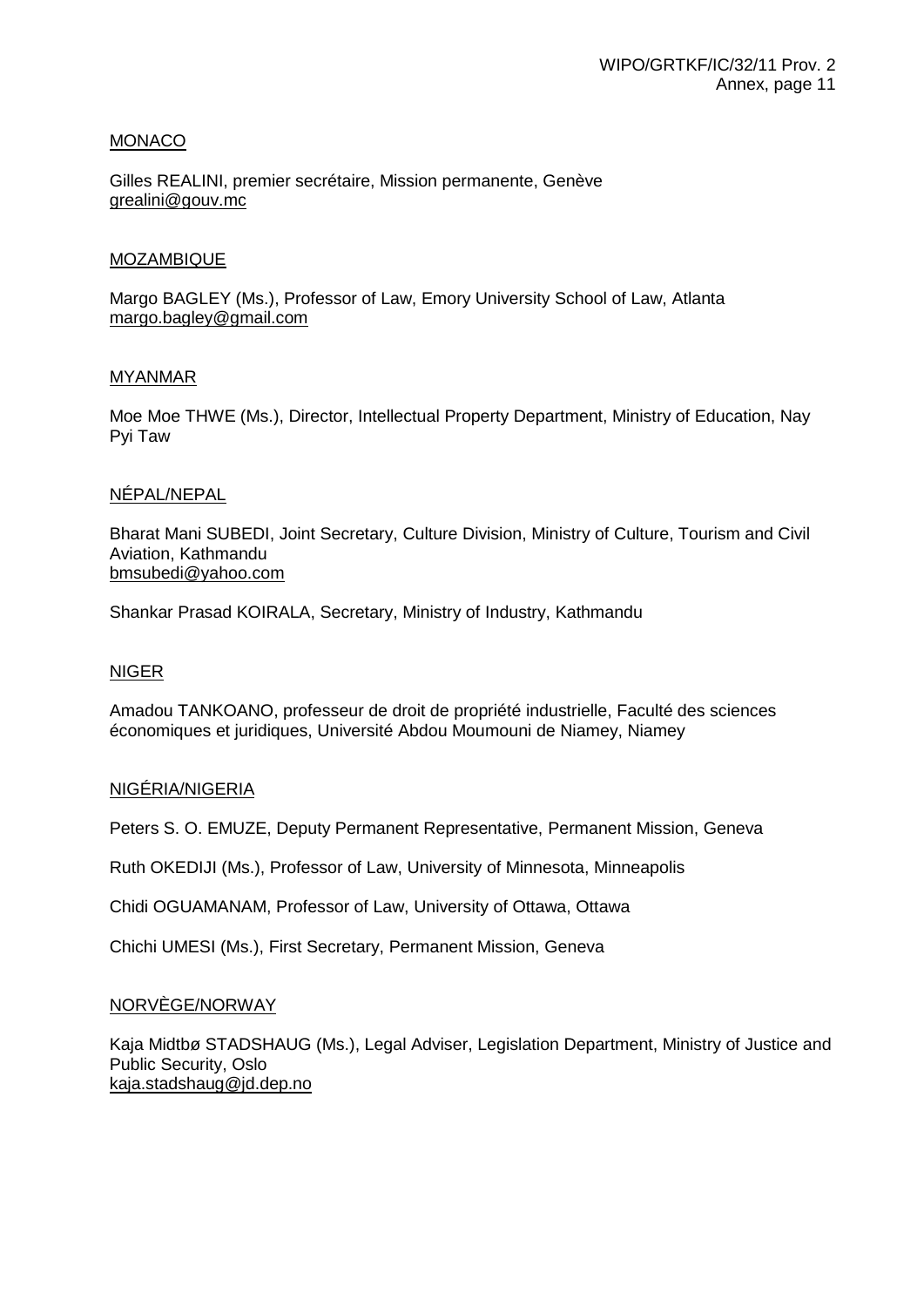MONACO

Gilles REALINI, premier secrétaire, Mission permanente, Genève
grealini@gouv.mc

MOZAMBIQUE

Margo BAGLEY (Ms.), Professor of Law, Emory University School of Law, Atlanta
margo.bagley@gmail.com

MYANMAR

Moe Moe THWE (Ms.), Director, Intellectual Property Department, Ministry of Education, Nay Pyi Taw

NÉPAL/NEPAL

Bharat Mani SUBEDI, Joint Secretary, Culture Division, Ministry of Culture, Tourism and Civil Aviation, Kathmandu
bmsubedi@yahoo.com

Shankar Prasad KOIRALA, Secretary, Ministry of Industry, Kathmandu

NIGER

Amadou TANKOANO, professeur de droit de propriété industrielle, Faculté des sciences économiques et juridiques, Université Abdou Moumouni de Niamey, Niamey

NIGÉRIA/NIGERIA

Peters S. O. EMUZE, Deputy Permanent Representative, Permanent Mission, Geneva

Ruth OKEDIJI (Ms.), Professor of Law, University of Minnesota, Minneapolis

Chidi OGUAMANAM, Professor of Law, University of Ottawa, Ottawa

Chichi UMESI (Ms.), First Secretary, Permanent Mission, Geneva

NORVÈGE/NORWAY

Kaja Midtbø STADSHAUG (Ms.), Legal Adviser, Legislation Department, Ministry of Justice and Public Security, Oslo
kaja.stadshaug@jd.dep.no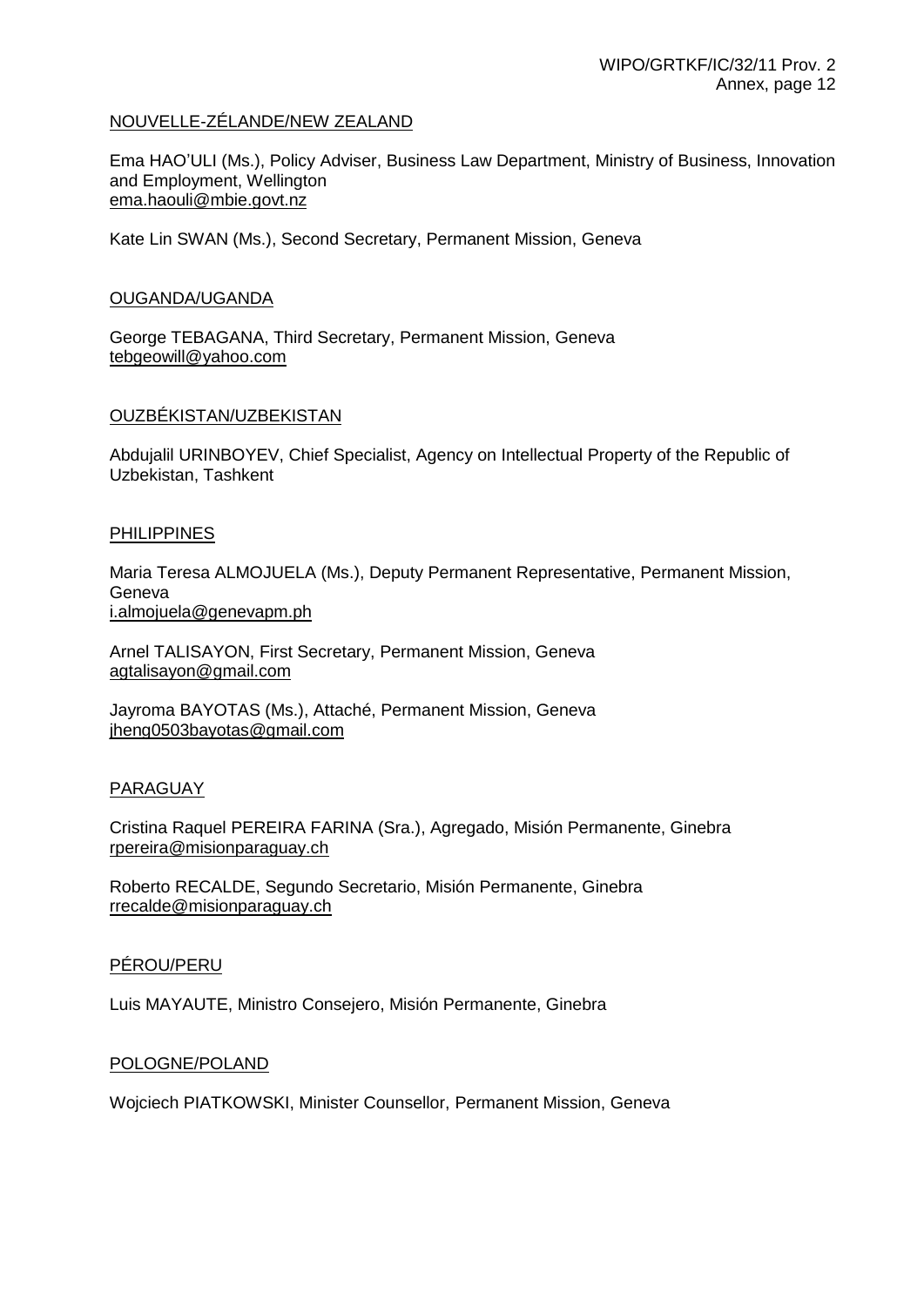NOUVELLE-ZÉLANDE/NEW ZEALAND

Ema HAO'ULI (Ms.), Policy Adviser, Business Law Department, Ministry of Business, Innovation and Employment, Wellington
ema.haouli@mbie.govt.nz

Kate Lin SWAN (Ms.), Second Secretary, Permanent Mission, Geneva

OUGANDA/UGANDA

George TEBAGANA, Third Secretary, Permanent Mission, Geneva
tebgeowill@yahoo.com

OUZBÉKISTAN/UZBEKISTAN

Abdujalil URINBOYEV, Chief Specialist, Agency on Intellectual Property of the Republic of Uzbekistan, Tashkent

PHILIPPINES

Maria Teresa ALMOJUELA (Ms.), Deputy Permanent Representative, Permanent Mission, Geneva
i.almojuela@genevapm.ph

Arnel TALISAYON, First Secretary, Permanent Mission, Geneva
agtalisayon@gmail.com

Jayroma BAYOTAS (Ms.), Attaché, Permanent Mission, Geneva
jheng0503bayotas@gmail.com

PARAGUAY

Cristina Raquel PEREIRA FARINA (Sra.), Agregado, Misión Permanente, Ginebra
rpereira@misionparaguay.ch

Roberto RECALDE, Segundo Secretario, Misión Permanente, Ginebra
rrecalde@misionparaguay.ch

PÉROU/PERU

Luis MAYAUTE, Ministro Consejero, Misión Permanente, Ginebra

POLOGNE/POLAND

Wojciech PIATKOWSKI, Minister Counsellor, Permanent Mission, Geneva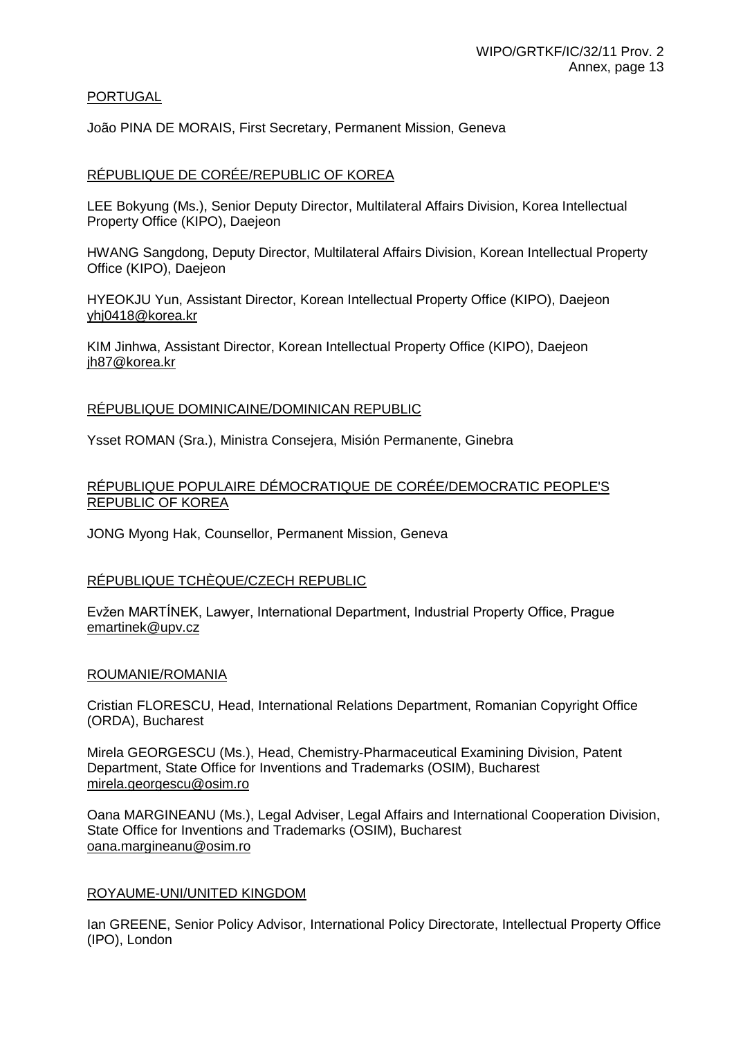PORTUGAL

João PINA DE MORAIS, First Secretary, Permanent Mission, Geneva

RÉPUBLIQUE DE CORÉE/REPUBLIC OF KOREA

LEE Bokyung (Ms.), Senior Deputy Director, Multilateral Affairs Division, Korea Intellectual Property Office (KIPO), Daejeon

HWANG Sangdong, Deputy Director, Multilateral Affairs Division, Korean Intellectual Property Office (KIPO), Daejeon

HYEOKJU Yun, Assistant Director, Korean Intellectual Property Office (KIPO), Daejeon
yhj0418@korea.kr

KIM Jinhwa, Assistant Director, Korean Intellectual Property Office (KIPO), Daejeon
jh87@korea.kr

RÉPUBLIQUE DOMINICAINE/DOMINICAN REPUBLIC

Ysset ROMAN (Sra.), Ministra Consejera, Misión Permanente, Ginebra

RÉPUBLIQUE POPULAIRE DÉMOCRATIQUE DE CORÉE/DEMOCRATIC PEOPLE'S REPUBLIC OF KOREA

JONG Myong Hak, Counsellor, Permanent Mission, Geneva

RÉPUBLIQUE TCHÈQUE/CZECH REPUBLIC

Evžen MARTÍNEK, Lawyer, International Department, Industrial Property Office, Prague
emartinek@upv.cz

ROUMANIE/ROMANIA

Cristian FLORESCU, Head, International Relations Department, Romanian Copyright Office (ORDA), Bucharest

Mirela GEORGESCU (Ms.), Head, Chemistry-Pharmaceutical Examining Division, Patent Department, State Office for Inventions and Trademarks (OSIM), Bucharest
mirela.georgescu@osim.ro

Oana MARGINEANU (Ms.), Legal Adviser, Legal Affairs and International Cooperation Division, State Office for Inventions and Trademarks (OSIM), Bucharest
oana.margineanu@osim.ro

ROYAUME-UNI/UNITED KINGDOM

Ian GREENE, Senior Policy Advisor, International Policy Directorate, Intellectual Property Office (IPO), London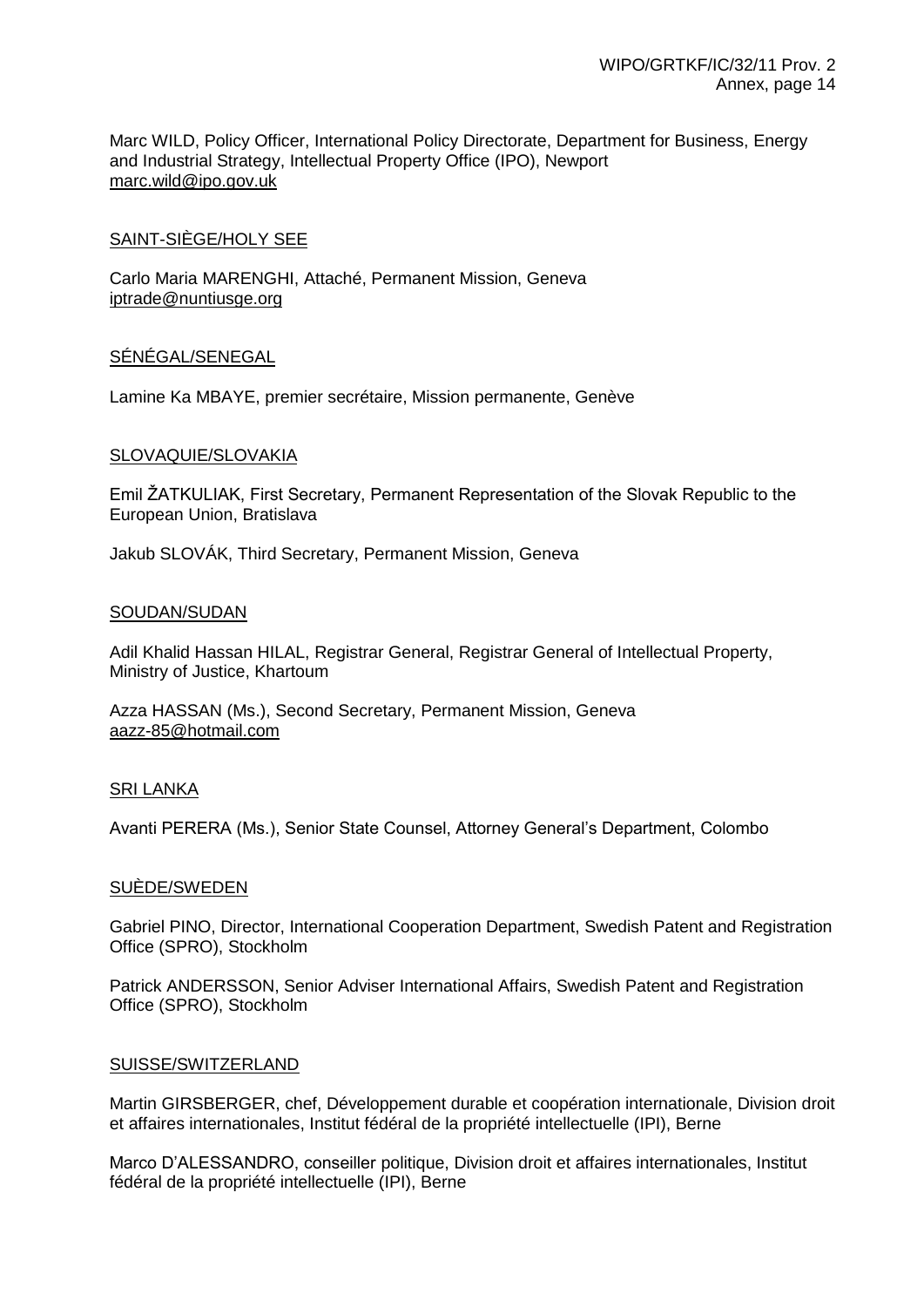Marc WILD, Policy Officer, International Policy Directorate, Department for Business, Energy and Industrial Strategy, Intellectual Property Office (IPO), Newport
marc.wild@ipo.gov.uk

SAINT-SIÈGE/HOLY SEE

Carlo Maria MARENGHI, Attaché, Permanent Mission, Geneva
iptrade@nuntiusge.org

SÉNÉGAL/SENEGAL

Lamine Ka MBAYE, premier secrétaire, Mission permanente, Genève

SLOVAQUIE/SLOVAKIA

Emil ŽATKULIAK, First Secretary, Permanent Representation of the Slovak Republic to the European Union, Bratislava

Jakub SLOVÁK, Third Secretary, Permanent Mission, Geneva

SOUDAN/SUDAN

Adil Khalid Hassan HILAL, Registrar General, Registrar General of Intellectual Property, Ministry of Justice, Khartoum

Azza HASSAN (Ms.), Second Secretary, Permanent Mission, Geneva
aazz-85@hotmail.com

SRI LANKA

Avanti PERERA (Ms.), Senior State Counsel, Attorney General's Department, Colombo

SUÈDE/SWEDEN

Gabriel PINO, Director, International Cooperation Department, Swedish Patent and Registration Office (SPRO), Stockholm

Patrick ANDERSSON, Senior Adviser International Affairs, Swedish Patent and Registration Office (SPRO), Stockholm

SUISSE/SWITZERLAND

Martin GIRSBERGER, chef, Développement durable et coopération internationale, Division droit et affaires internationales, Institut fédéral de la propriété intellectuelle (IPI), Berne

Marco D'ALESSANDRO, conseiller politique, Division droit et affaires internationales, Institut fédéral de la propriété intellectuelle (IPI), Berne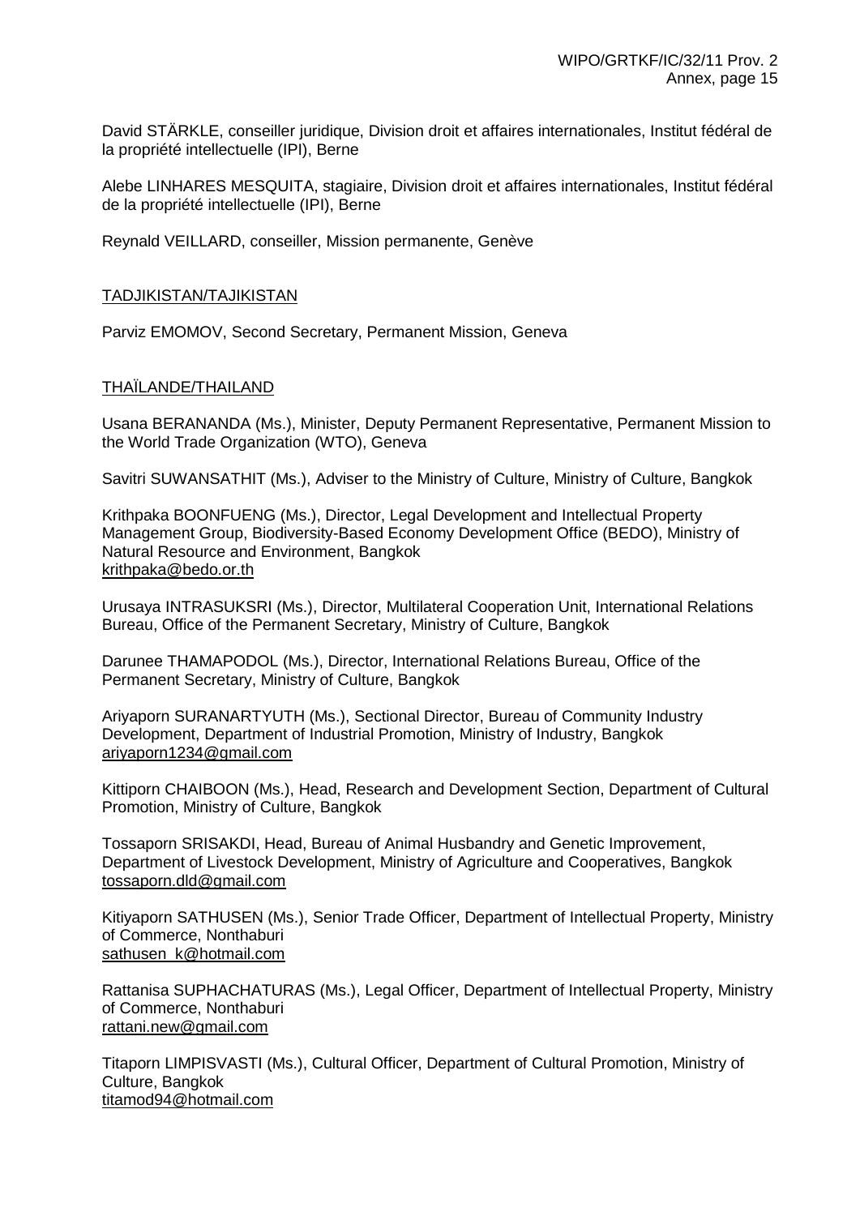David STÄRKLE, conseiller juridique, Division droit et affaires internationales, Institut fédéral de la propriété intellectuelle (IPI), Berne

Alebe LINHARES MESQUITA, stagiaire, Division droit et affaires internationales, Institut fédéral de la propriété intellectuelle (IPI), Berne

Reynald VEILLARD, conseiller, Mission permanente, Genève

TADJIKISTAN/TAJIKISTAN

Parviz EMOMOV, Second Secretary, Permanent Mission, Geneva

THAÏLANDE/THAILAND

Usana BERANANDA (Ms.), Minister, Deputy Permanent Representative, Permanent Mission to the World Trade Organization (WTO), Geneva

Savitri SUWANSATHIT (Ms.), Adviser to the Ministry of Culture, Ministry of Culture, Bangkok

Krithpaka BOONFUENG (Ms.), Director, Legal Development and Intellectual Property Management Group, Biodiversity-Based Economy Development Office (BEDO), Ministry of Natural Resource and Environment, Bangkok
krithpaka@bedo.or.th

Urusaya INTRASUKSRI (Ms.), Director, Multilateral Cooperation Unit, International Relations Bureau, Office of the Permanent Secretary, Ministry of Culture, Bangkok

Darunee THAMAPODOL (Ms.), Director, International Relations Bureau, Office of the Permanent Secretary, Ministry of Culture, Bangkok

Ariyaporn SURANARTYUTH (Ms.), Sectional Director, Bureau of Community Industry Development, Department of Industrial Promotion, Ministry of Industry, Bangkok
ariyaporn1234@gmail.com

Kittiporn CHAIBOON (Ms.), Head, Research and Development Section, Department of Cultural Promotion, Ministry of Culture, Bangkok

Tossaporn SRISAKDI, Head, Bureau of Animal Husbandry and Genetic Improvement, Department of Livestock Development, Ministry of Agriculture and Cooperatives, Bangkok
tossaporn.dld@gmail.com

Kitiyaporn SATHUSEN (Ms.), Senior Trade Officer, Department of Intellectual Property, Ministry of Commerce, Nonthaburi
sathusen_k@hotmail.com

Rattanisa SUPHACHATURAS (Ms.), Legal Officer, Department of Intellectual Property, Ministry of Commerce, Nonthaburi
rattani.new@gmail.com

Titaporn LIMPISVASTI (Ms.), Cultural Officer, Department of Cultural Promotion, Ministry of Culture, Bangkok
titamod94@hotmail.com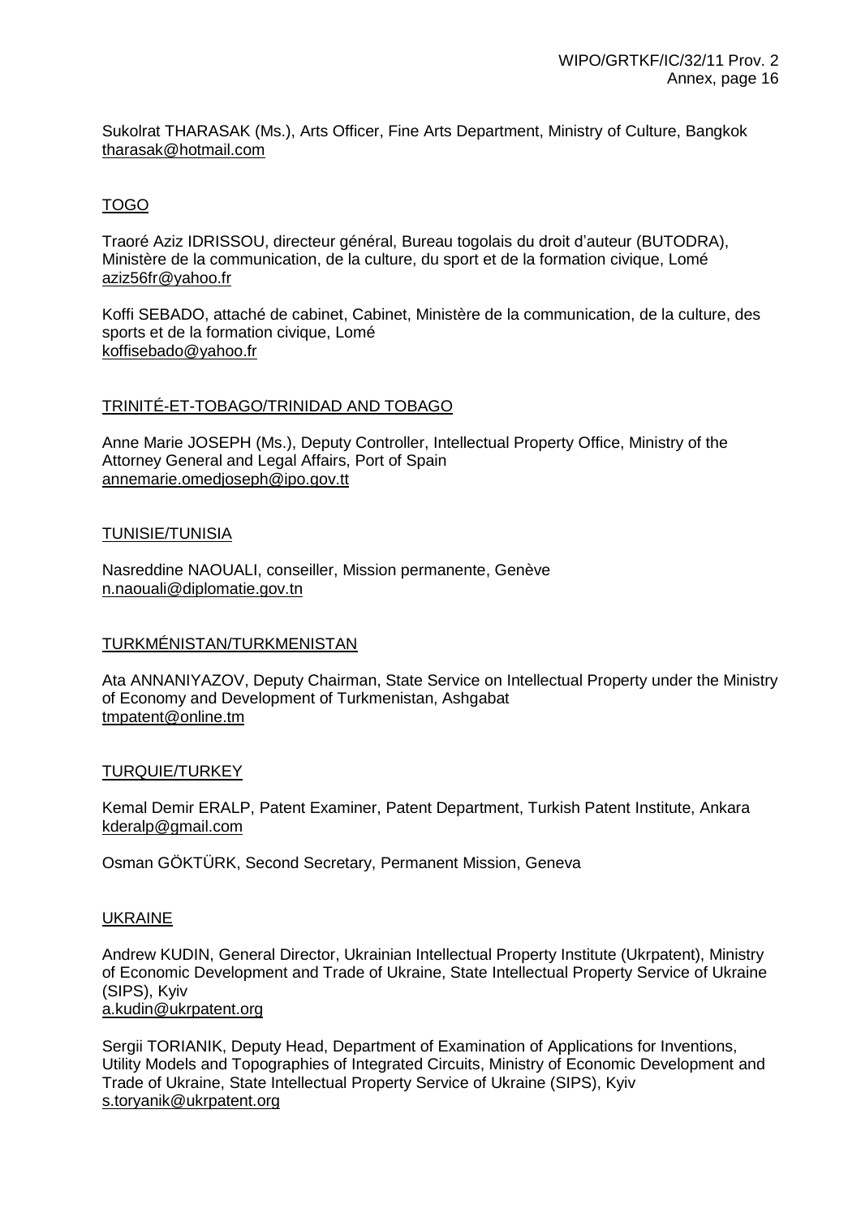Sukolrat THARASAK (Ms.), Arts Officer, Fine Arts Department, Ministry of Culture, Bangkok
tharasak@hotmail.com

TOGO

Traoré Aziz IDRISSOU, directeur général, Bureau togolais du droit d'auteur (BUTODRA), Ministère de la communication, de la culture, du sport et de la formation civique, Lomé
aziz56fr@yahoo.fr

Koffi SEBADO, attaché de cabinet, Cabinet, Ministère de la communication, de la culture, des sports et de la formation civique, Lomé
koffisebado@yahoo.fr

TRINITÉ-ET-TOBAGO/TRINIDAD AND TOBAGO

Anne Marie JOSEPH (Ms.), Deputy Controller, Intellectual Property Office, Ministry of the Attorney General and Legal Affairs, Port of Spain
annemarie.omedjoseph@ipo.gov.tt

TUNISIE/TUNISIA

Nasreddine NAOUALI, conseiller, Mission permanente, Genève
n.naouali@diplomatie.gov.tn

TURKMÉNISTAN/TURKMENISTAN

Ata ANNANIYAZOV, Deputy Chairman, State Service on Intellectual Property under the Ministry of Economy and Development of Turkmenistan, Ashgabat
tmpatent@online.tm

TURQUIE/TURKEY

Kemal Demir ERALP, Patent Examiner, Patent Department, Turkish Patent Institute, Ankara
kderalp@gmail.com

Osman GÖKTÜRK, Second Secretary, Permanent Mission, Geneva

UKRAINE

Andrew KUDIN, General Director, Ukrainian Intellectual Property Institute (Ukrpatent), Ministry of Economic Development and Trade of Ukraine, State Intellectual Property Service of Ukraine (SIPS), Kyiv
a.kudin@ukrpatent.org

Sergii TORIANIK, Deputy Head, Department of Examination of Applications for Inventions, Utility Models and Topographies of Integrated Circuits, Ministry of Economic Development and Trade of Ukraine, State Intellectual Property Service of Ukraine (SIPS), Kyiv
s.toryanik@ukrpatent.org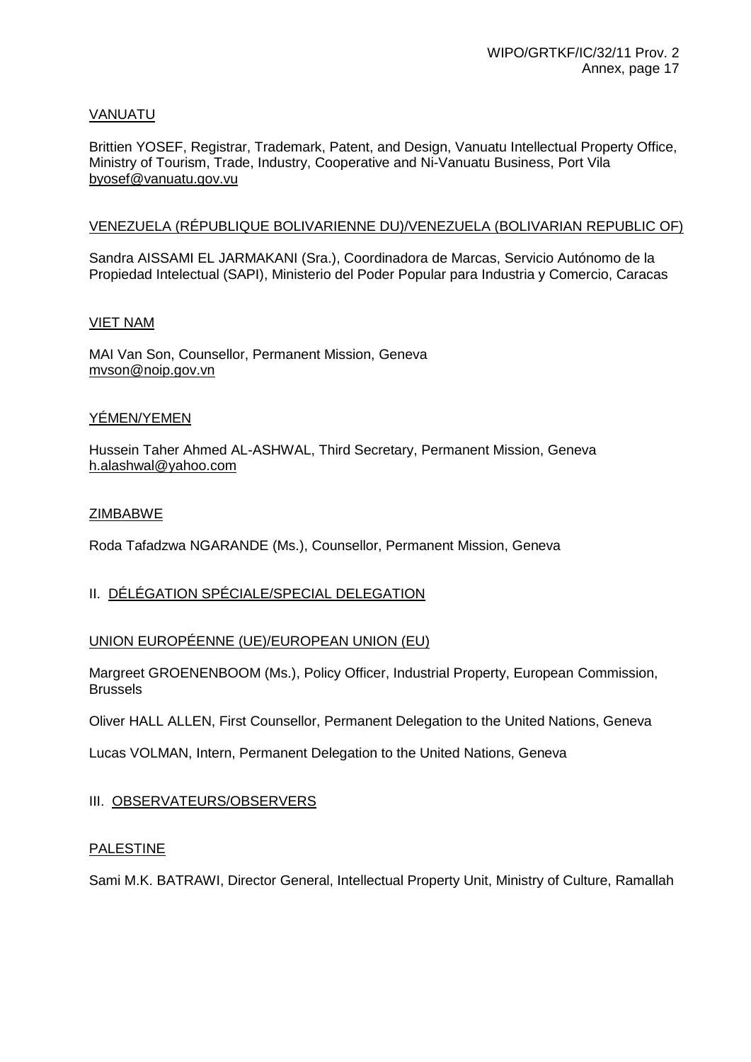VANUATU

Brittien YOSEF, Registrar, Trademark, Patent, and Design, Vanuatu Intellectual Property Office, Ministry of Tourism, Trade, Industry, Cooperative and Ni-Vanuatu Business, Port Vila
byosef@vanuatu.gov.vu

VENEZUELA (RÉPUBLIQUE BOLIVARIENNE DU)/VENEZUELA (BOLIVARIAN REPUBLIC OF)

Sandra AISSAMI EL JARMAKANI (Sra.), Coordinadora de Marcas, Servicio Autónomo de la Propiedad Intelectual (SAPI), Ministerio del Poder Popular para Industria y Comercio, Caracas

VIET NAM

MAI Van Son, Counsellor, Permanent Mission, Geneva
mvson@noip.gov.vn

YÉMEN/YEMEN

Hussein Taher Ahmed AL-ASHWAL, Third Secretary, Permanent Mission, Geneva
h.alashwal@yahoo.com

ZIMBABWE

Roda Tafadzwa NGARANDE (Ms.), Counsellor, Permanent Mission, Geneva

## II. DÉLÉGATION SPÉCIALE/SPECIAL DELEGATION

UNION EUROPÉENNE (UE)/EUROPEAN UNION (EU)

Margreet GROENENBOOM (Ms.), Policy Officer, Industrial Property, European Commission, Brussels

Oliver HALL ALLEN, First Counsellor, Permanent Delegation to the United Nations, Geneva

Lucas VOLMAN, Intern, Permanent Delegation to the United Nations, Geneva

## III. OBSERVATEURS/OBSERVERS

PALESTINE

Sami M.K. BATRAWI, Director General, Intellectual Property Unit, Ministry of Culture, Ramallah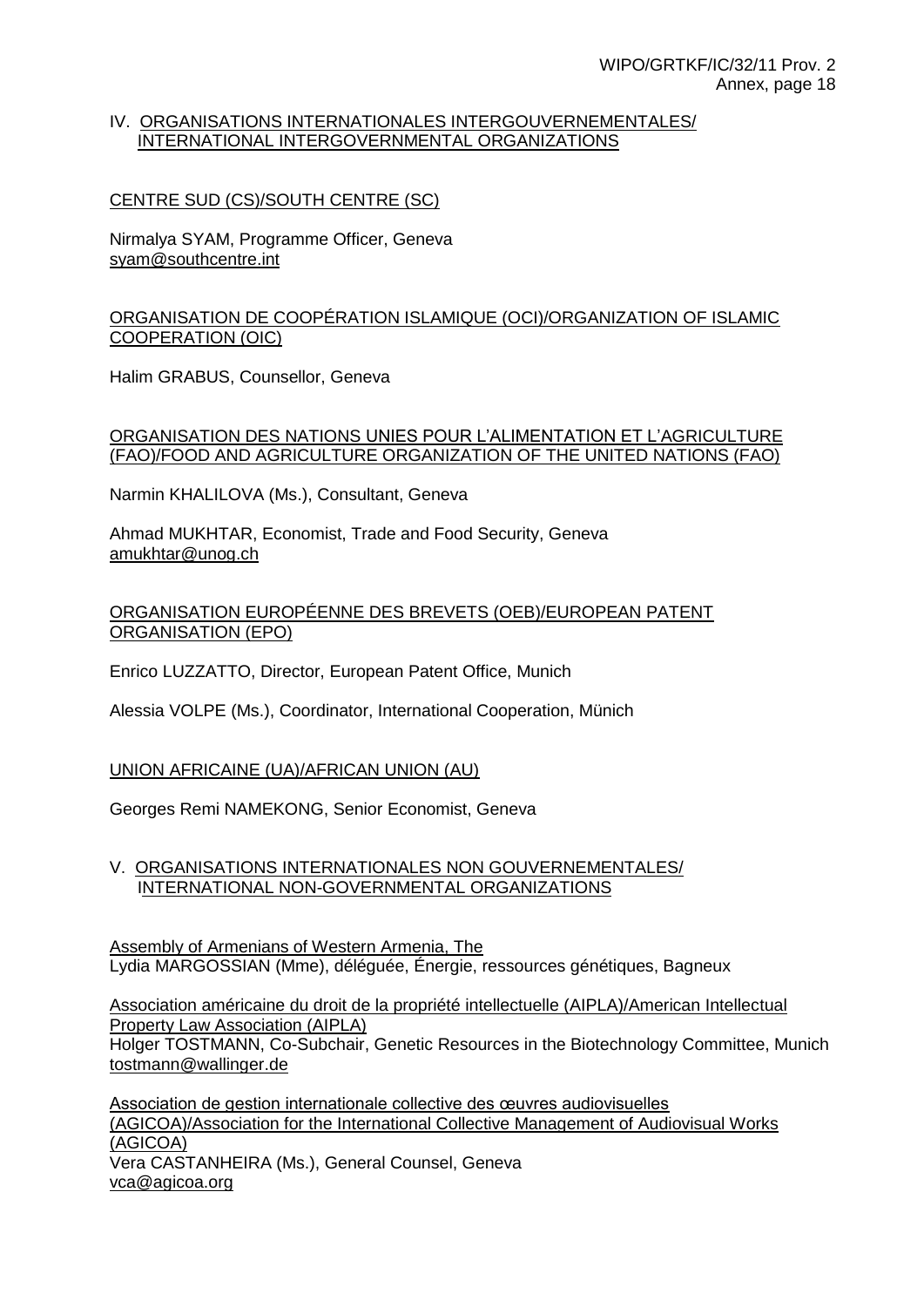## IV. ORGANISATIONS INTERNATIONALES INTERGOUVERNEMENTALES/ INTERNATIONAL INTERGOVERNMENTAL ORGANIZATIONS

CENTRE SUD (CS)/SOUTH CENTRE (SC)

Nirmalya SYAM, Programme Officer, Geneva
syam@southcentre.int

ORGANISATION DE COOPÉRATION ISLAMIQUE (OCI)/ORGANIZATION OF ISLAMIC COOPERATION (OIC)

Halim GRABUS, Counsellor, Geneva

ORGANISATION DES NATIONS UNIES POUR L'ALIMENTATION ET L'AGRICULTURE (FAO)/FOOD AND AGRICULTURE ORGANIZATION OF THE UNITED NATIONS (FAO)

Narmin KHALILOVA (Ms.), Consultant, Geneva

Ahmad MUKHTAR, Economist, Trade and Food Security, Geneva
amukhtar@unog.ch

ORGANISATION EUROPÉENNE DES BREVETS (OEB)/EUROPEAN PATENT ORGANISATION (EPO)

Enrico LUZZATTO, Director, European Patent Office, Munich

Alessia VOLPE (Ms.), Coordinator, International Cooperation, Münich

UNION AFRICAINE (UA)/AFRICAN UNION (AU)

Georges Remi NAMEKONG, Senior Economist, Geneva

## V. ORGANISATIONS INTERNATIONALES NON GOUVERNEMENTALES/ INTERNATIONAL NON-GOVERNMENTAL ORGANIZATIONS

Assembly of Armenians of Western Armenia, The
Lydia MARGOSSIAN (Mme), déléguée, Énergie, ressources génétiques, Bagneux

Association américaine du droit de la propriété intellectuelle (AIPLA)/American Intellectual Property Law Association (AIPLA)
Holger TOSTMANN, Co-Subchair, Genetic Resources in the Biotechnology Committee, Munich
tostmann@wallinger.de

Association de gestion internationale collective des œuvres audiovisuelles (AGICOA)/Association for the International Collective Management of Audiovisual Works (AGICOA)
Vera CASTANHEIRA (Ms.), General Counsel, Geneva
vca@agicoa.org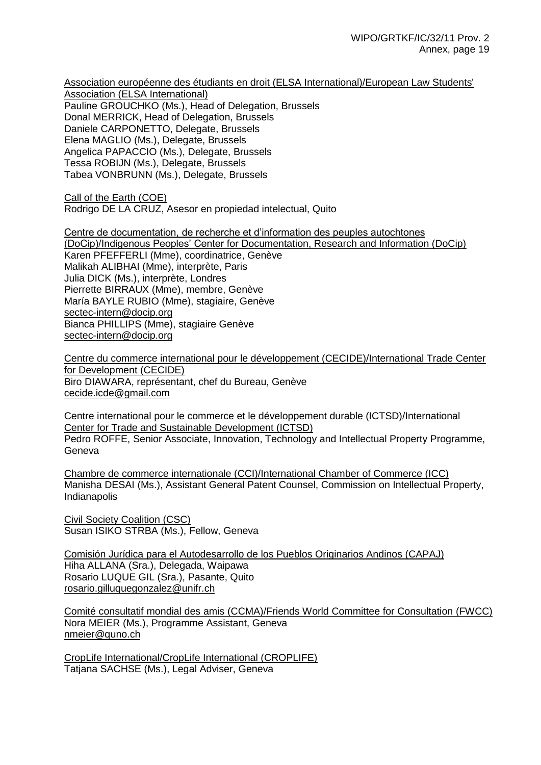Association européenne des étudiants en droit (ELSA International)/European Law Students' Association (ELSA International)
Pauline GROUCHKO (Ms.), Head of Delegation, Brussels
Donal MERRICK, Head of Delegation, Brussels
Daniele CARPONETTO, Delegate, Brussels
Elena MAGLIO (Ms.), Delegate, Brussels
Angelica PAPACCIO (Ms.), Delegate, Brussels
Tessa ROBIJN (Ms.), Delegate, Brussels
Tabea VONBRUNN (Ms.), Delegate, Brussels

Call of the Earth (COE)
Rodrigo DE LA CRUZ, Asesor en propiedad intelectual, Quito

Centre de documentation, de recherche et d'information des peuples autochtones (DoCip)/Indigenous Peoples' Center for Documentation, Research and Information (DoCip)
Karen PFEFFERLI (Mme), coordinatrice, Genève
Malikah ALIBHAI (Mme), interprète, Paris
Julia DICK (Ms.), interprète, Londres
Pierrette BIRRAUX (Mme), membre, Genève
María BAYLE RUBIO (Mme), stagiaire, Genève
sectec-intern@docip.org
Bianca PHILLIPS (Mme), stagiaire Genève
sectec-intern@docip.org

Centre du commerce international pour le développement (CECIDE)/International Trade Center for Development (CECIDE)
Biro DIAWARA, représentant, chef du Bureau, Genève
cecide.icde@gmail.com

Centre international pour le commerce et le développement durable (ICTSD)/International Center for Trade and Sustainable Development (ICTSD)
Pedro ROFFE, Senior Associate, Innovation, Technology and Intellectual Property Programme, Geneva

Chambre de commerce internationale (CCI)/International Chamber of Commerce (ICC)
Manisha DESAI (Ms.), Assistant General Patent Counsel, Commission on Intellectual Property, Indianapolis

Civil Society Coalition (CSC)
Susan ISIKO STRBA (Ms.), Fellow, Geneva

Comisión Jurídica para el Autodesarrollo de los Pueblos Originarios Andinos (CAPAJ)
Hiha ALLANA (Sra.), Delegada, Waipawa
Rosario LUQUE GIL (Sra.), Pasante, Quito
rosario.gilluquegonzalez@unifr.ch

Comité consultatif mondial des amis (CCMA)/Friends World Committee for Consultation (FWCC)
Nora MEIER (Ms.), Programme Assistant, Geneva
nmeier@quno.ch

CropLife International/CropLife International (CROPLIFE)
Tatjana SACHSE (Ms.), Legal Adviser, Geneva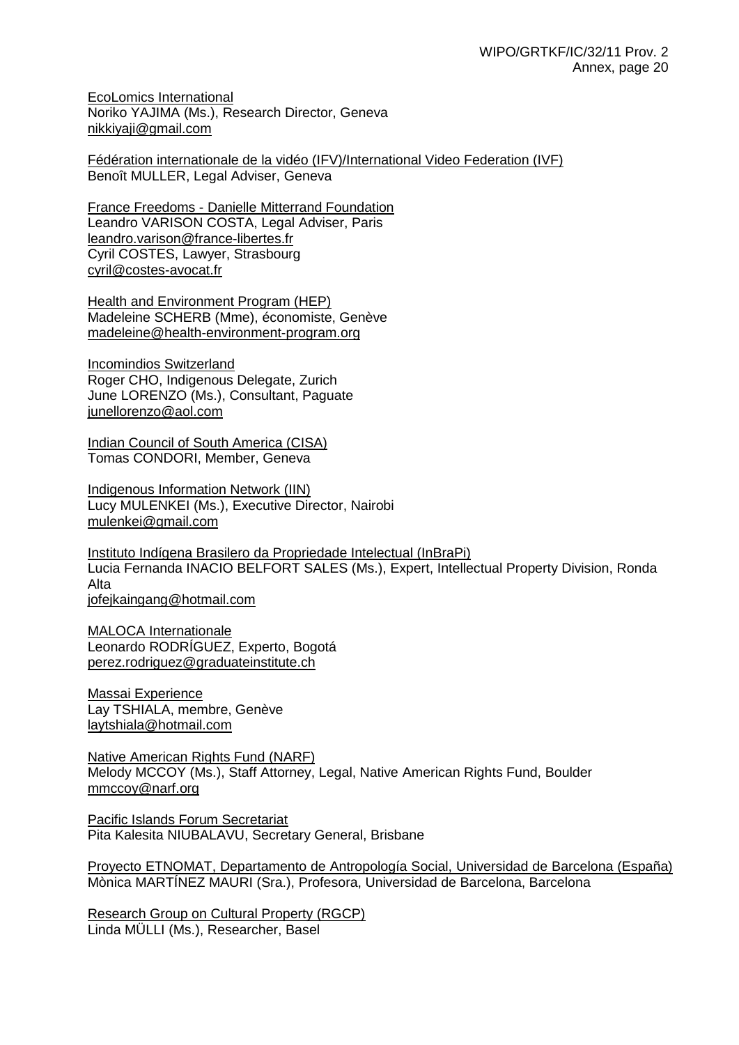EcoLomics International
Noriko YAJIMA (Ms.), Research Director, Geneva
nikkiyaji@gmail.com

Fédération internationale de la vidéo (IFV)/International Video Federation (IVF)
Benoît MULLER, Legal Adviser, Geneva

France Freedoms - Danielle Mitterrand Foundation
Leandro VARISON COSTA, Legal Adviser, Paris
leandro.varison@france-libertes.fr
Cyril COSTES, Lawyer, Strasbourg
cyril@costes-avocat.fr

Health and Environment Program (HEP)
Madeleine SCHERB (Mme), économiste, Genève
madeleine@health-environment-program.org

Incomindios Switzerland
Roger CHO, Indigenous Delegate, Zurich
June LORENZO (Ms.), Consultant, Paguate
junellorenzo@aol.com

Indian Council of South America (CISA)
Tomas CONDORI, Member, Geneva

Indigenous Information Network (IIN)
Lucy MULENKEI (Ms.), Executive Director, Nairobi
mulenkei@gmail.com

Instituto Indígena Brasilero da Propriedade Intelectual (InBraPi)
Lucia Fernanda INACIO BELFORT SALES (Ms.), Expert, Intellectual Property Division, Ronda Alta
jofejkaingang@hotmail.com

MALOCA Internationale
Leonardo RODRÍGUEZ, Experto, Bogotá
perez.rodriguez@graduateinstitute.ch

Massai Experience
Lay TSHIALA, membre, Genève
laytshiala@hotmail.com

Native American Rights Fund (NARF)
Melody MCCOY (Ms.), Staff Attorney, Legal, Native American Rights Fund, Boulder
mmccoy@narf.org

Pacific Islands Forum Secretariat
Pita Kalesita NIUBALAVU, Secretary General, Brisbane

Proyecto ETNOMAT, Departamento de Antropología Social, Universidad de Barcelona (España)
Mònica MARTÍNEZ MAURI (Sra.), Profesora, Universidad de Barcelona, Barcelona

Research Group on Cultural Property (RGCP)
Linda MÜLLI (Ms.), Researcher, Basel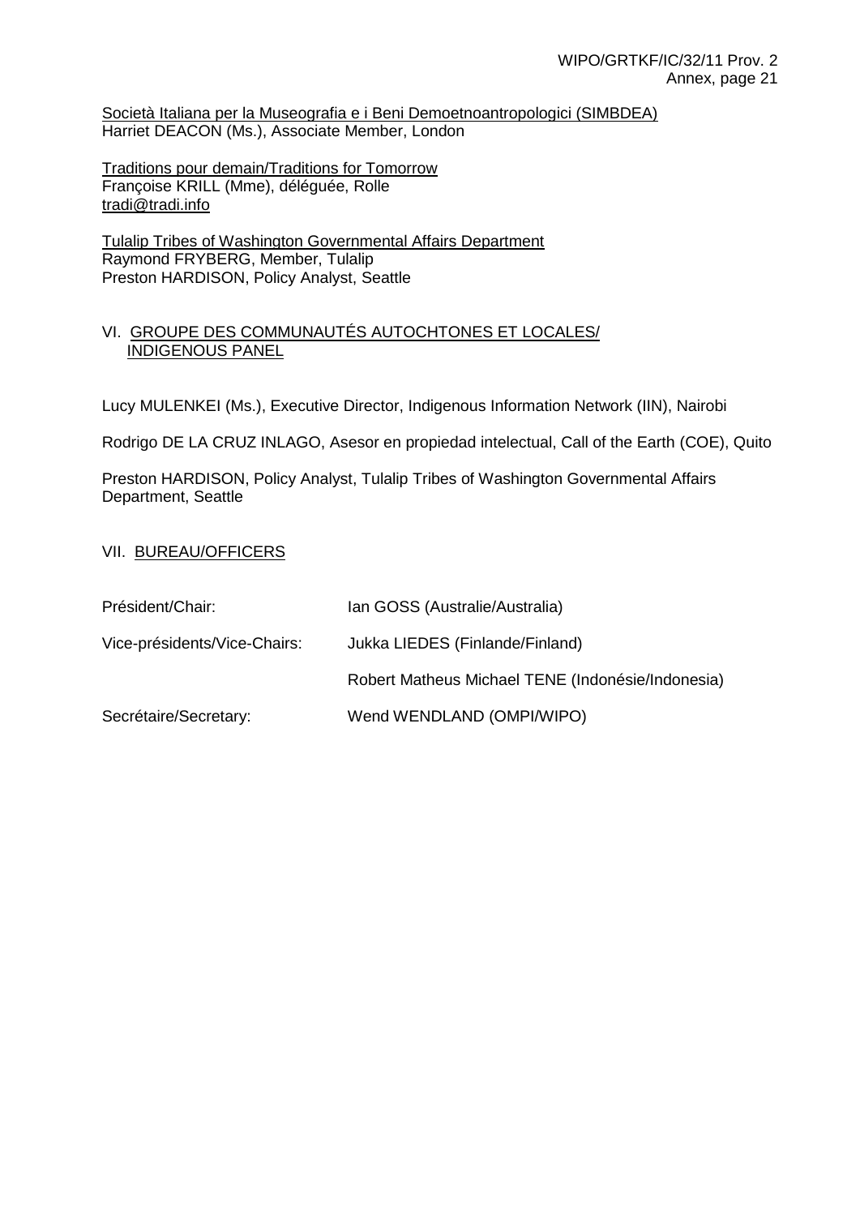Società Italiana per la Museografia e i Beni Demoetnoantropologici (SIMBDEA)
Harriet DEACON (Ms.), Associate Member, London

Traditions pour demain/Traditions for Tomorrow
Françoise KRILL (Mme), déléguée, Rolle
tradi@tradi.info

Tulalip Tribes of Washington Governmental Affairs Department
Raymond FRYBERG, Member, Tulalip
Preston HARDISON, Policy Analyst, Seattle

## VI. GROUPE DES COMMUNAUTÉS AUTOCHTONES ET LOCALES/ INDIGENOUS PANEL

Lucy MULENKEI (Ms.), Executive Director, Indigenous Information Network (IIN), Nairobi

Rodrigo DE LA CRUZ INLAGO, Asesor en propiedad intelectual, Call of the Earth (COE), Quito

Preston HARDISON, Policy Analyst, Tulalip Tribes of Washington Governmental Affairs Department, Seattle

## VII. BUREAU/OFFICERS

| | |
|---|---|
| Président/Chair: | Ian GOSS (Australie/Australia) |
| Vice-présidents/Vice-Chairs: | Jukka LIEDES (Finlande/Finland) |
| | Robert Matheus Michael TENE (Indonésie/Indonesia) |
| Secrétaire/Secretary: | Wend WENDLAND (OMPI/WIPO) |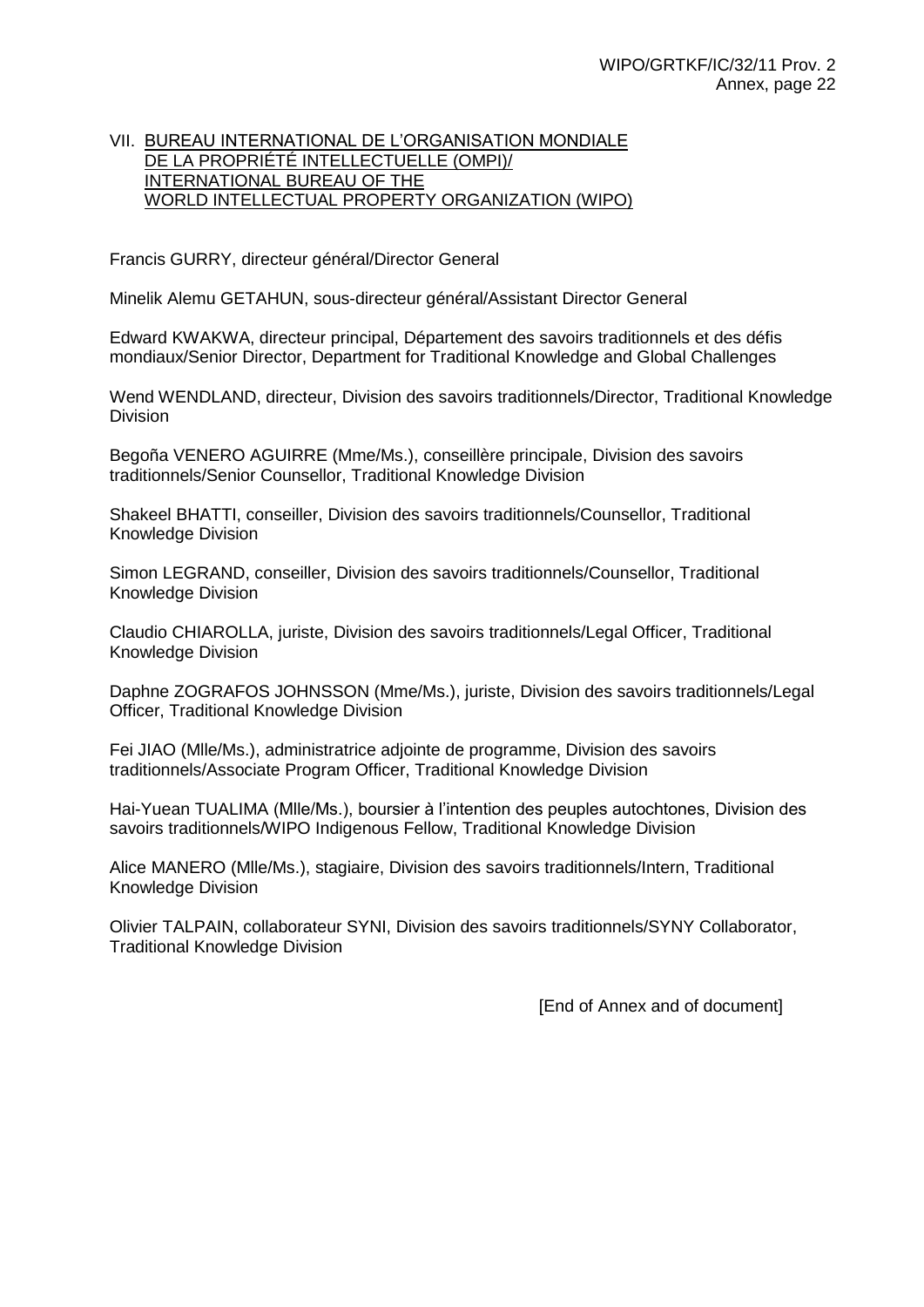## VII. BUREAU INTERNATIONAL DE L'ORGANISATION MONDIALE DE LA PROPRIÉTÉ INTELLECTUELLE (OMPI)/ INTERNATIONAL BUREAU OF THE WORLD INTELLECTUAL PROPERTY ORGANIZATION (WIPO)

Francis GURRY, directeur général/Director General

Minelik Alemu GETAHUN, sous-directeur général/Assistant Director General

Edward KWAKWA, directeur principal, Département des savoirs traditionnels et des défis mondiaux/Senior Director, Department for Traditional Knowledge and Global Challenges

Wend WENDLAND, directeur, Division des savoirs traditionnels/Director, Traditional Knowledge Division

Begoña VENERO AGUIRRE (Mme/Ms.), conseillère principale, Division des savoirs traditionnels/Senior Counsellor, Traditional Knowledge Division

Shakeel BHATTI, conseiller, Division des savoirs traditionnels/Counsellor, Traditional Knowledge Division

Simon LEGRAND, conseiller, Division des savoirs traditionnels/Counsellor, Traditional Knowledge Division

Claudio CHIAROLLA, juriste, Division des savoirs traditionnels/Legal Officer, Traditional Knowledge Division

Daphne ZOGRAFOS JOHNSSON (Mme/Ms.), juriste, Division des savoirs traditionnels/Legal Officer, Traditional Knowledge Division

Fei JIAO (Mlle/Ms.), administratrice adjointe de programme, Division des savoirs traditionnels/Associate Program Officer, Traditional Knowledge Division

Hai-Yuean TUALIMA (Mlle/Ms.), boursier à l'intention des peuples autochtones, Division des savoirs traditionnels/WIPO Indigenous Fellow, Traditional Knowledge Division

Alice MANERO (Mlle/Ms.), stagiaire, Division des savoirs traditionnels/Intern, Traditional Knowledge Division

Olivier TALPAIN, collaborateur SYNI, Division des savoirs traditionnels/SYNY Collaborator, Traditional Knowledge Division

[End of Annex and of document]